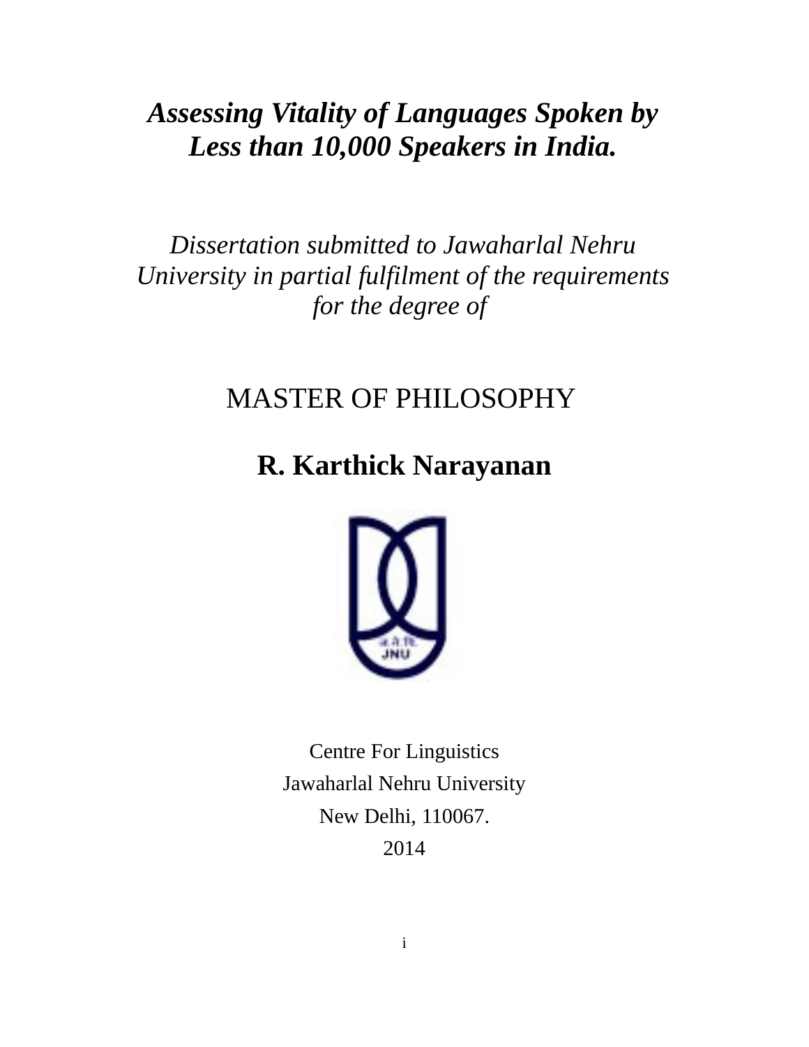# *Assessing Vitality of Languages Spoken by Less than 10,000 Speakers in India.*

*Dissertation submitted to Jawaharlal Nehru University in partial fulfilment of the requirements for the degree of*

MASTER OF PHILOSOPHY

**R. Karthick Narayanan**

Centre For Linguistics

Jawaharlal Nehru University

New Delhi, 110067.

2014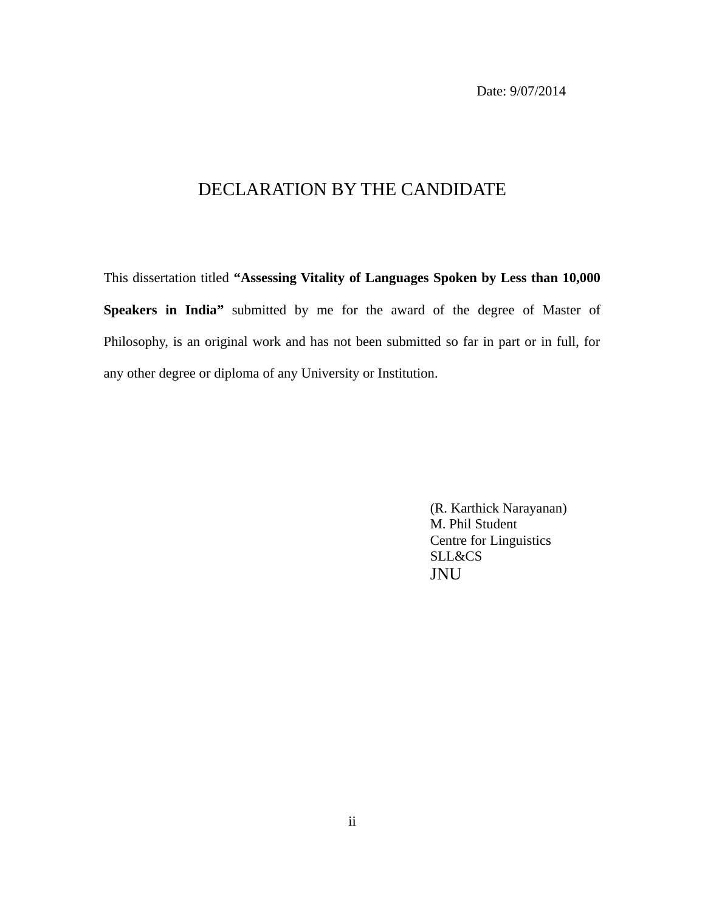Date: 9/07/2014

# DECLARATION BY THE CANDIDATE

This dissertation titled **“Assessing Vitality of Languages Spoken by Less than 10,000 Speakers in India”** submitted by me for the award of the degree of Master of Philosophy, is an original work and has not been submitted so far in part or in full, for any other degree or diploma of any University or Institution.

(R. Karthick Narayanan)
M. Phil Student
Centre for Linguistics
SLL&CS
JNU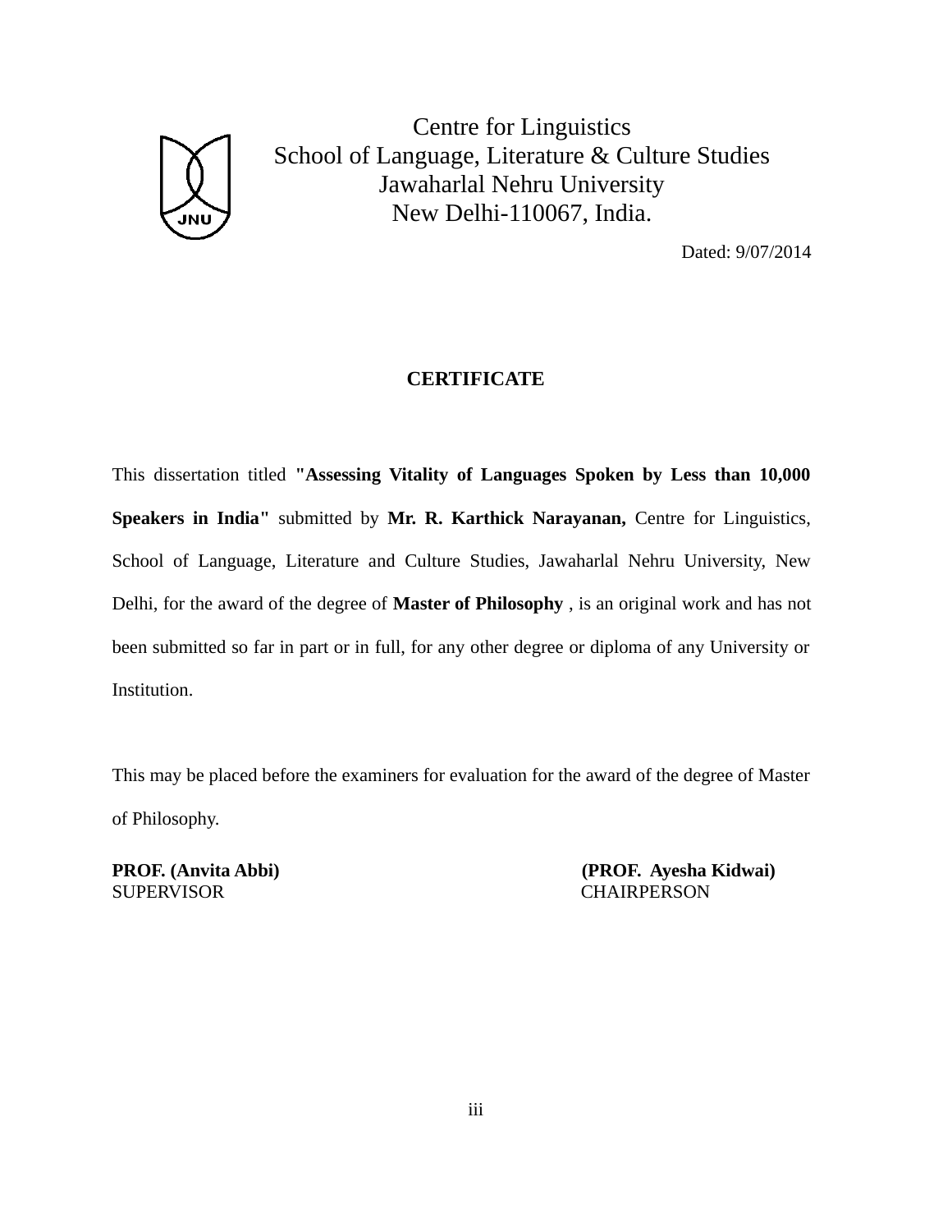Centre for Linguistics
School of Language, Literature & Culture Studies
Jawaharlal Nehru University
New Delhi-110067, India.

Dated: 9/07/2014

## CERTIFICATE

This dissertation titled **"Assessing Vitality of Languages Spoken by Less than 10,000 Speakers in India"** submitted by **Mr. R. Karthick Narayanan,** Centre for Linguistics, School of Language, Literature and Culture Studies, Jawaharlal Nehru University, New Delhi, for the award of the degree of **Master of Philosophy** , is an original work and has not been submitted so far in part or in full, for any other degree or diploma of any University or Institution.

This may be placed before the examiners for evaluation for the award of the degree of Master of Philosophy.

**PROF. (Anvita Abbi)**
SUPERVISOR

**(PROF. Ayesha Kidwai)**
CHAIRPERSON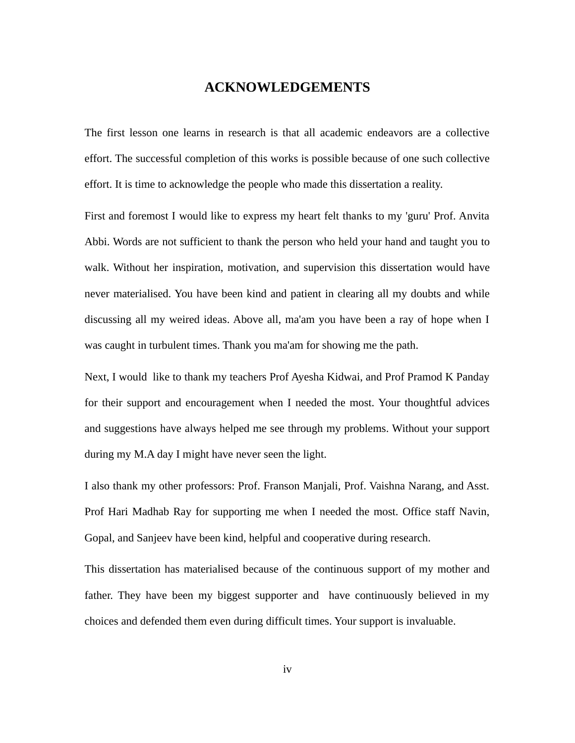# ACKNOWLEDGEMENTS

The first lesson one learns in research is that all academic endeavors are a collective effort. The successful completion of this works is possible because of one such collective effort. It is time to acknowledge the people who made this dissertation a reality.

First and foremost I would like to express my heart felt thanks to my 'guru' Prof. Anvita Abbi. Words are not sufficient to thank the person who held your hand and taught you to walk. Without her inspiration, motivation, and supervision this dissertation would have never materialised. You have been kind and patient in clearing all my doubts and while discussing all my weired ideas. Above all, ma'am you have been a ray of hope when I was caught in turbulent times. Thank you ma'am for showing me the path.

Next, I would like to thank my teachers Prof Ayesha Kidwai, and Prof Pramod K Panday for their support and encouragement when I needed the most. Your thoughtful advices and suggestions have always helped me see through my problems. Without your support during my M.A day I might have never seen the light.

I also thank my other professors: Prof. Franson Manjali, Prof. Vaishna Narang, and Asst. Prof Hari Madhab Ray for supporting me when I needed the most. Office staff Navin, Gopal, and Sanjeev have been kind, helpful and cooperative during research.

This dissertation has materialised because of the continuous support of my mother and father. They have been my biggest supporter and have continuously believed in my choices and defended them even during difficult times. Your support is invaluable.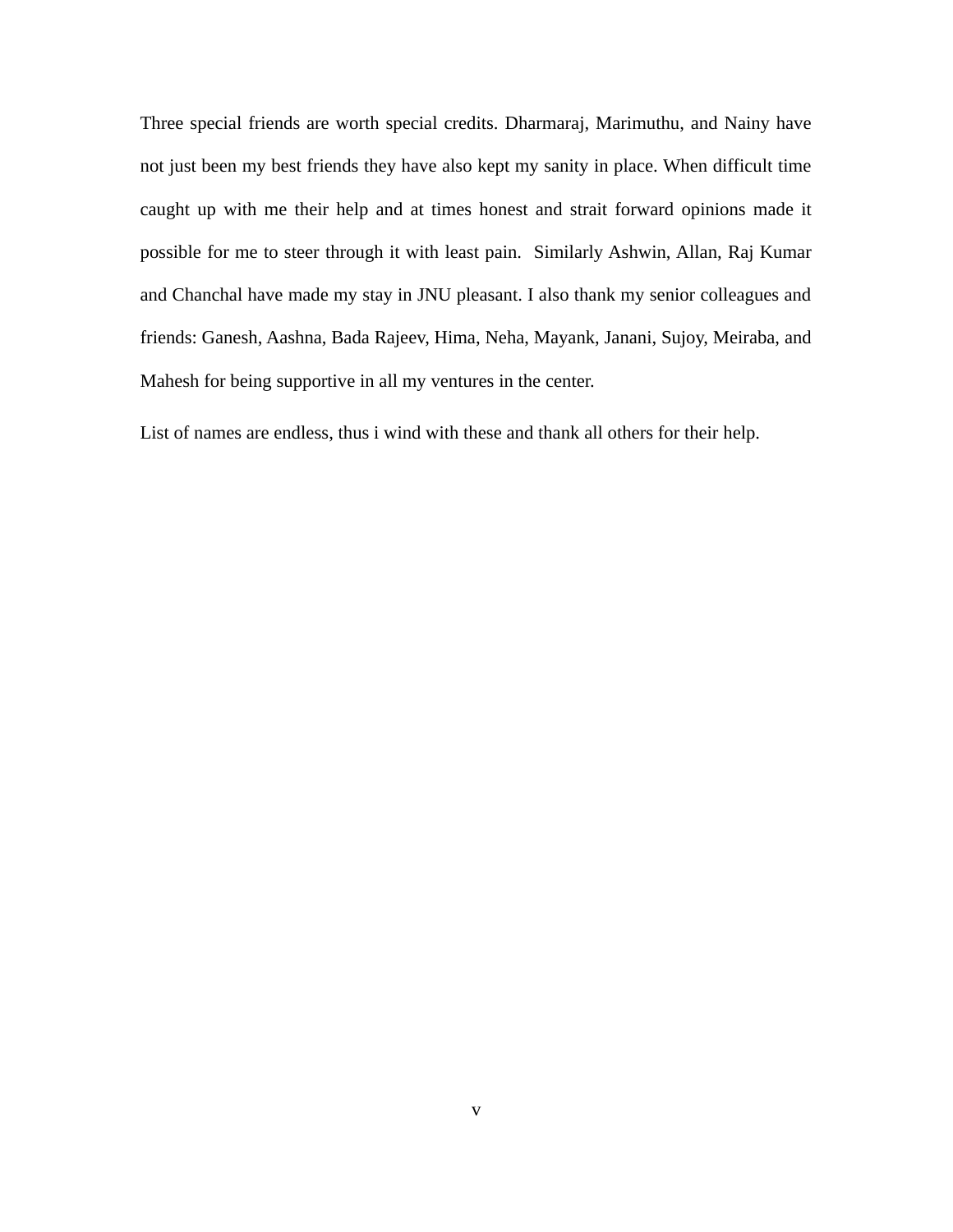Three special friends are worth special credits. Dharmaraj, Marimuthu, and Nainy have not just been my best friends they have also kept my sanity in place. When difficult time caught up with me their help and at times honest and strait forward opinions made it possible for me to steer through it with least pain. Similarly Ashwin, Allan, Raj Kumar and Chanchal have made my stay in JNU pleasant. I also thank my senior colleagues and friends: Ganesh, Aashna, Bada Rajeev, Hima, Neha, Mayank, Janani, Sujoy, Meiraba, and Mahesh for being supportive in all my ventures in the center.

List of names are endless, thus i wind with these and thank all others for their help.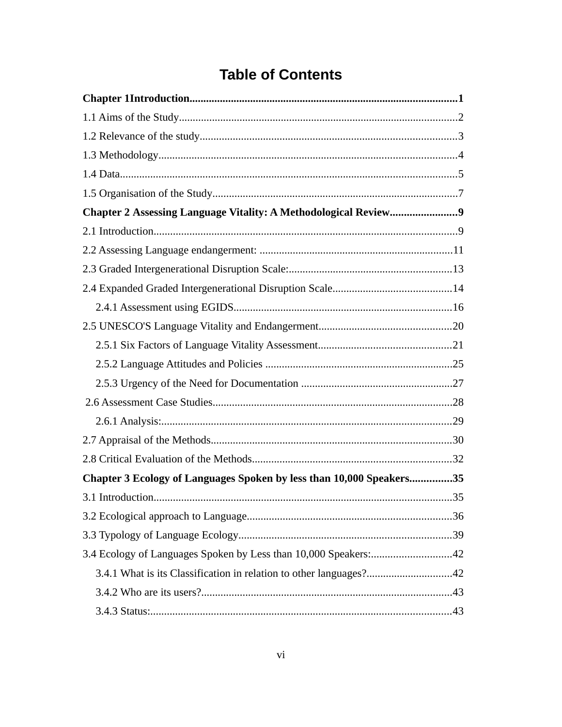# Table of Contents

**Chapter 1Introduction.................................................................................................1**

1.1 Aims of the Study....................................................................................................2

1.2 Relevance of the study............................................................................................3

1.3 Methodology...........................................................................................................4

1.4 Data.........................................................................................................................5

1.5 Organisation of the Study........................................................................................7

**Chapter 2 Assessing Language Vitality: A Methodological Review........................9**

2.1 Introduction.............................................................................................................9

2.2 Assessing Language endangerment: .....................................................................11

2.3 Graded Intergenerational Disruption Scale:...........................................................13

2.4 Expanded Graded Intergenerational Disruption Scale...........................................14

2.4.1 Assessment using EGIDS...............................................................................16

2.5 UNESCO'S Language Vitality and Endangerment................................................20

2.5.1 Six Factors of Language Vitality Assessment................................................21

2.5.2 Language Attitudes and Policies ....................................................................25

2.5.3 Urgency of the Need for Documentation .......................................................27

2.6 Assessment Case Studies.......................................................................................28

2.6.1 Analysis:.........................................................................................................29

2.7 Appraisal of the Methods.......................................................................................30

2.8 Critical Evaluation of the Methods........................................................................32

**Chapter 3 Ecology of Languages Spoken by less than 10,000 Speakers...............35**

3.1 Introduction............................................................................................................35

3.2 Ecological approach to Language..........................................................................36

3.3 Typology of Language Ecology.............................................................................39

3.4 Ecology of Languages Spoken by Less than 10,000 Speakers:.............................42

3.4.1 What is its Classification in relation to other languages?...............................42

3.4.2 Who are its users?...........................................................................................43

3.4.3 Status:.............................................................................................................43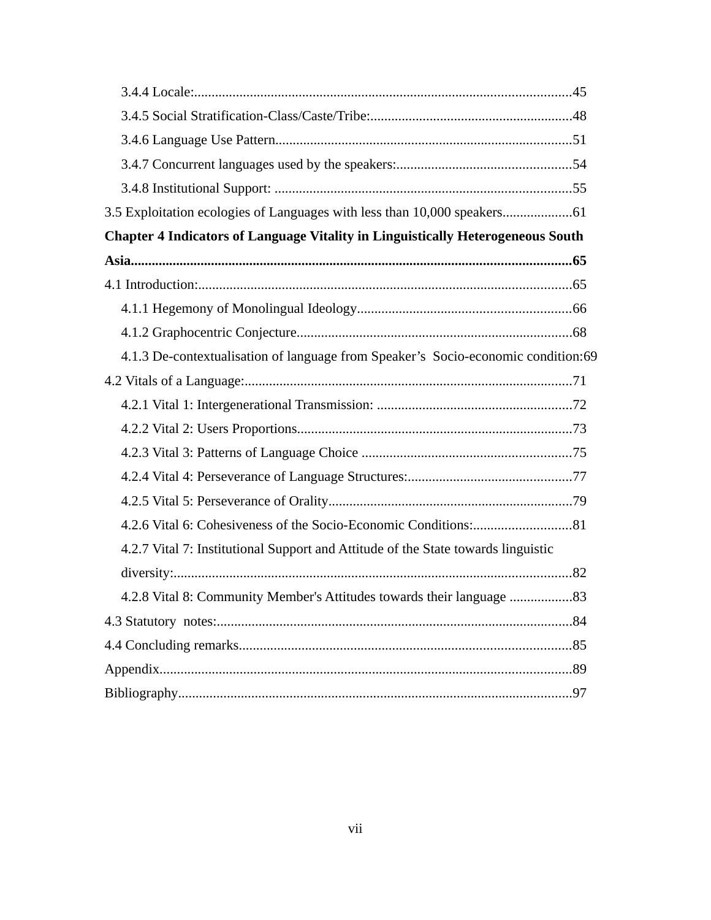3.4.4 Locale:..........................................................................................................45

3.4.5 Social Stratification-Class/Caste/Tribe:.........................................................48

3.4.6 Language Use Pattern....................................................................................51

3.4.7 Concurrent languages used by the speakers:..................................................54

3.4.8 Institutional Support: ....................................................................................55

3.5 Exploitation ecologies of Languages with less than 10,000 speakers...................61

**Chapter 4 Indicators of Language Vitality in Linguistically Heterogeneous South Asia...........................................................................................................................65**

4.1 Introduction:.........................................................................................................65

4.1.1 Hegemony of Monolingual Ideology............................................................66

4.1.2 Graphocentric Conjecture..............................................................................68

4.1.3 De-contextualisation of language from Speaker's Socio-economic condition:69

4.2 Vitals of a Language:.............................................................................................71

4.2.1 Vital 1: Intergenerational Transmission: .......................................................72

4.2.2 Vital 2: Users Proportions..............................................................................73

4.2.3 Vital 3: Patterns of Language Choice ............................................................75

4.2.4 Vital 4: Perseverance of Language Structures:...............................................77

4.2.5 Vital 5: Perseverance of Orality......................................................................79

4.2.6 Vital 6: Cohesiveness of the Socio-Economic Conditions:............................81

4.2.7 Vital 7: Institutional Support and Attitude of the State towards linguistic diversity:.................................................................................................................82

4.2.8 Vital 8: Community Member's Attitudes towards their language ..................83

4.3 Statutory notes:.....................................................................................................84

4.4 Concluding remarks..............................................................................................85

Appendix....................................................................................................................89

Bibliography...............................................................................................................97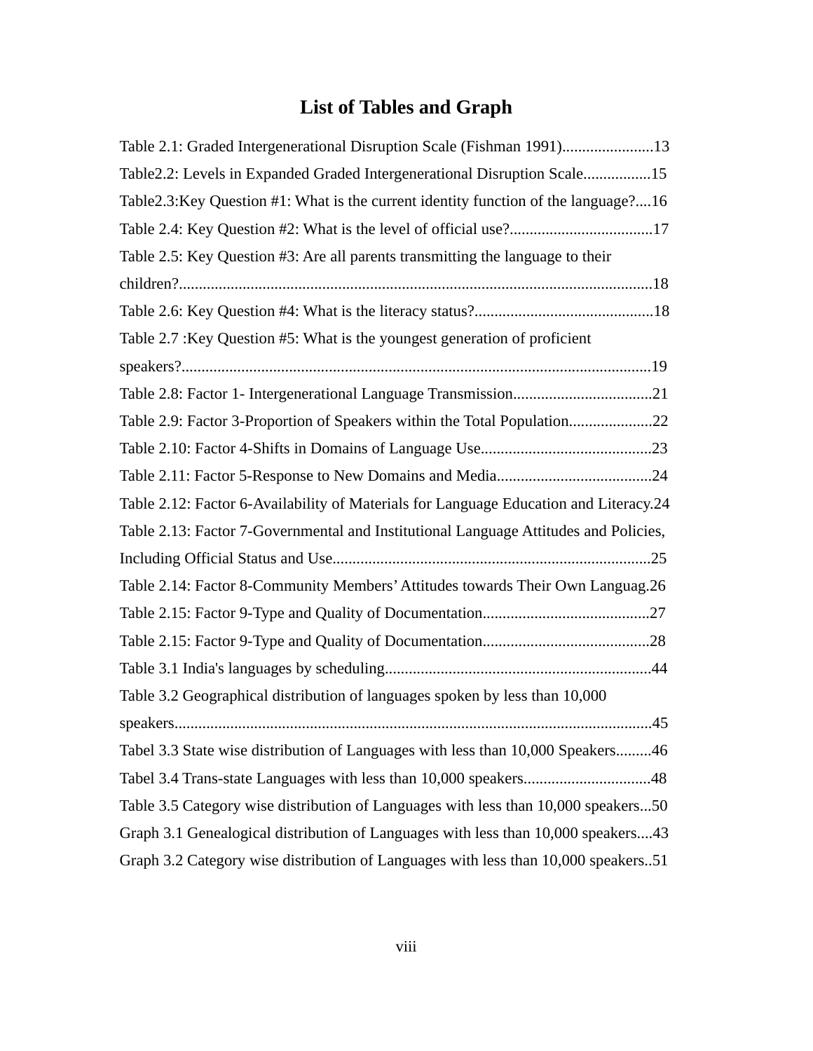# List of Tables and Graph

Table 2.1: Graded Intergenerational Disruption Scale (Fishman 1991).......................13

Table2.2: Levels in Expanded Graded Intergenerational Disruption Scale.................15

Table2.3:Key Question #1: What is the current identity function of the language?....16

Table 2.4: Key Question #2: What is the level of official use?....................................17

Table 2.5: Key Question #3: Are all parents transmitting the language to their children?......................................................................................................................18

Table 2.6: Key Question #4: What is the literacy status?............................................18

Table 2.7 :Key Question #5: What is the youngest generation of proficient speakers?.....................................................................................................................19

Table 2.8: Factor 1- Intergenerational Language Transmission...................................21

Table 2.9: Factor 3-Proportion of Speakers within the Total Population.....................22

Table 2.10: Factor 4-Shifts in Domains of Language Use...........................................23

Table 2.11: Factor 5-Response to New Domains and Media.......................................24

Table 2.12: Factor 6-Availability of Materials for Language Education and Literacy.24

Table 2.13: Factor 7-Governmental and Institutional Language Attitudes and Policies, Including Official Status and Use................................................................................25

Table 2.14: Factor 8-Community Members' Attitudes towards Their Own Languag.26

Table 2.15: Factor 9-Type and Quality of Documentation..........................................27

Table 2.15: Factor 9-Type and Quality of Documentation..........................................28

Table 3.1 India's languages by scheduling..................................................................44

Table 3.2 Geographical distribution of languages spoken by less than 10,000 speakers.......................................................................................................................45

Tabel 3.3 State wise distribution of Languages with less than 10,000 Speakers.........46

Tabel 3.4 Trans-state Languages with less than 10,000 speakers................................48

Table 3.5 Category wise distribution of Languages with less than 10,000 speakers...50

Graph 3.1 Genealogical distribution of Languages with less than 10,000 speakers....43

Graph 3.2 Category wise distribution of Languages with less than 10,000 speakers..51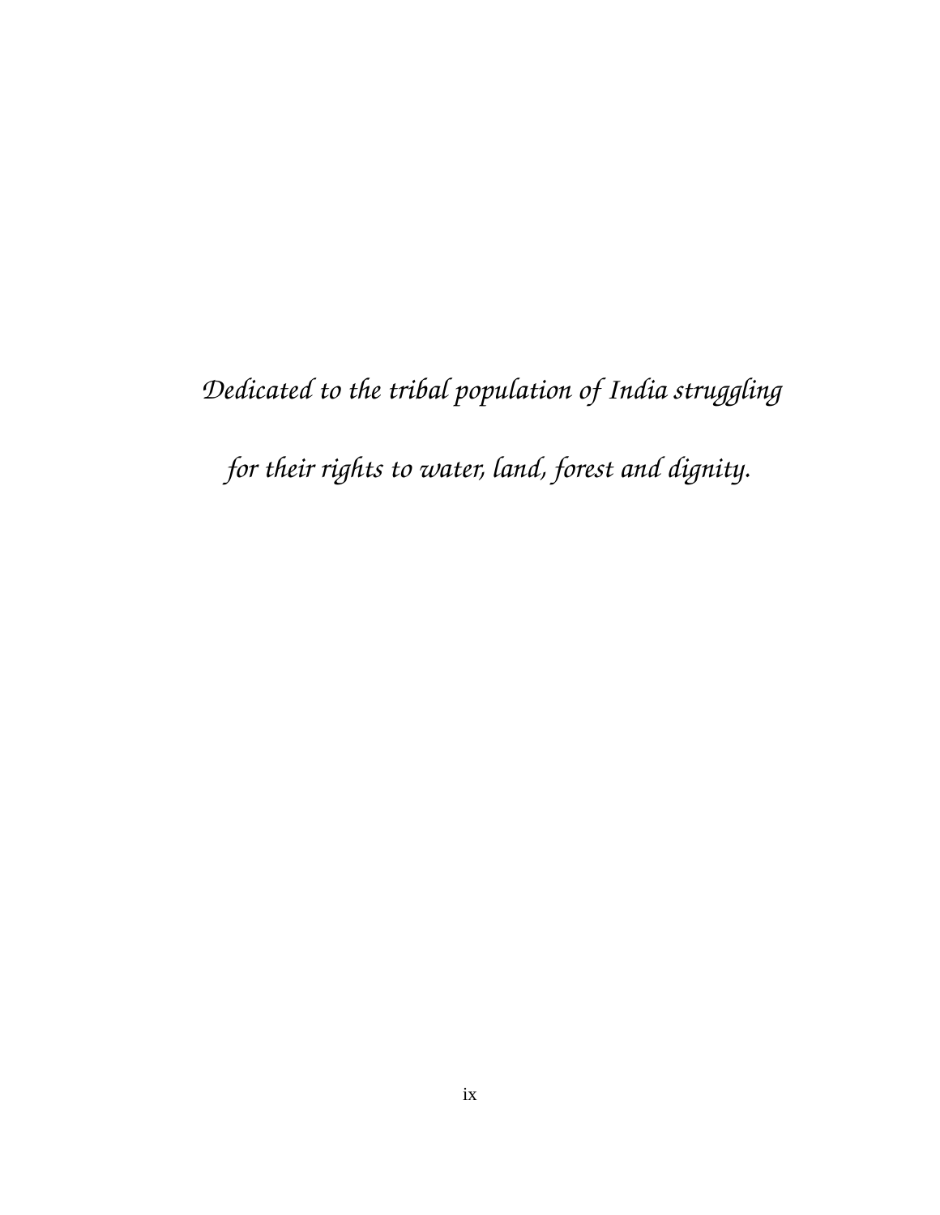*Dedicated to the tribal population of India struggling for their rights to water, land, forest and dignity.*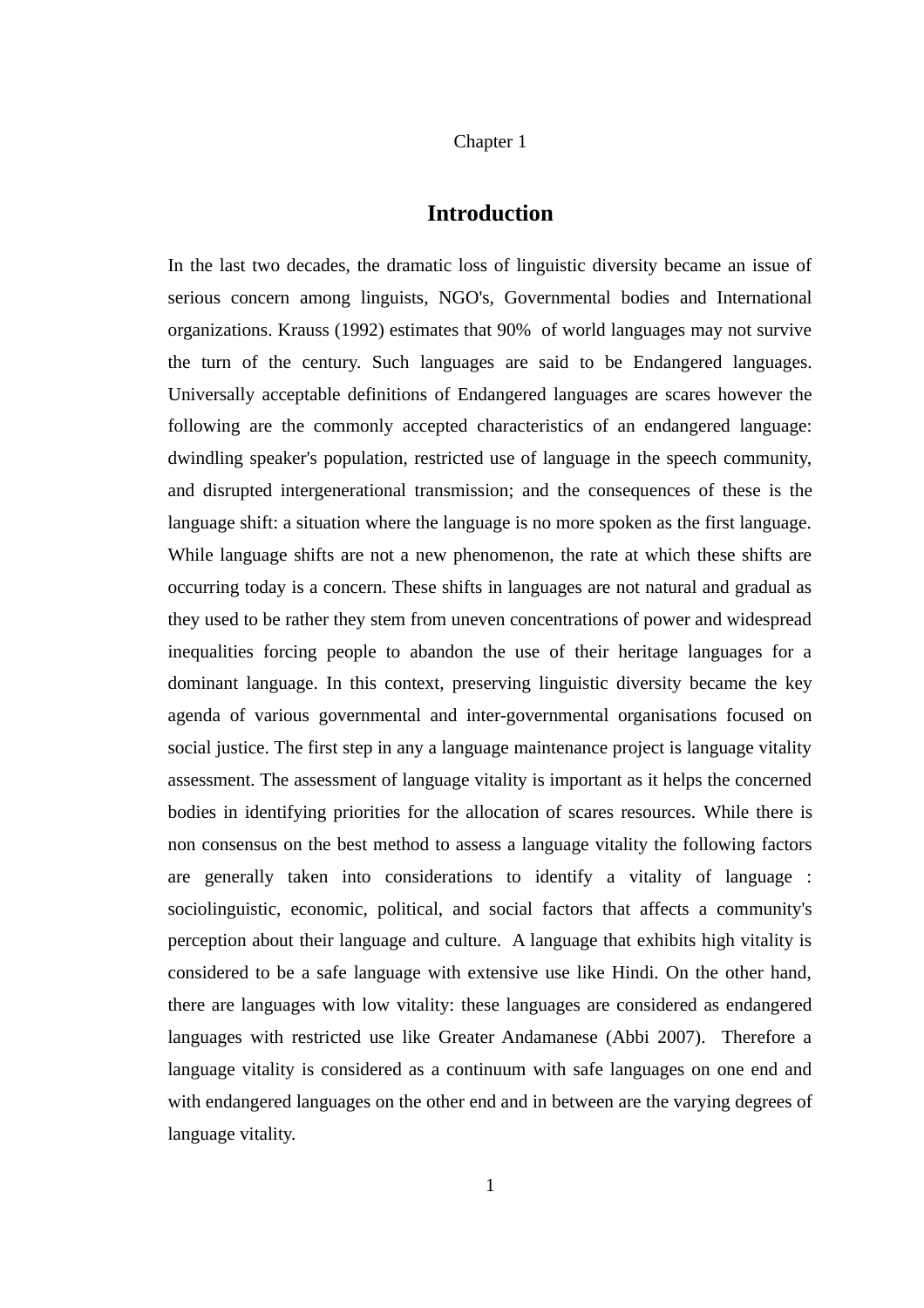Chapter 1

# Introduction

In the last two decades, the dramatic loss of linguistic diversity became an issue of serious concern among linguists, NGO's, Governmental bodies and International organizations. Krauss (1992) estimates that 90%  of world languages may not survive the turn of the century. Such languages are said to be Endangered languages. Universally acceptable definitions of Endangered languages are scares however the following are the commonly accepted characteristics of an endangered language: dwindling speaker's population, restricted use of language in the speech community, and disrupted intergenerational transmission; and the consequences of these is the language shift: a situation where the language is no more spoken as the first language. While language shifts are not a new phenomenon, the rate at which these shifts are occurring today is a concern. These shifts in languages are not natural and gradual as they used to be rather they stem from uneven concentrations of power and widespread inequalities forcing people to abandon the use of their heritage languages for a dominant language. In this context, preserving linguistic diversity became the key agenda of various governmental and inter-governmental organisations focused on social justice. The first step in any a language maintenance project is language vitality assessment. The assessment of language vitality is important as it helps the concerned bodies in identifying priorities for the allocation of scares resources. While there is non consensus on the best method to assess a language vitality the following factors are generally taken into considerations to identify a vitality of language : sociolinguistic, economic, political, and social factors that affects a community's perception about their language and culture.  A language that exhibits high vitality is considered to be a safe language with extensive use like Hindi. On the other hand, there are languages with low vitality: these languages are considered as endangered languages with restricted use like Greater Andamanese (Abbi 2007).  Therefore a language vitality is considered as a continuum with safe languages on one end and with endangered languages on the other end and in between are the varying degrees of language vitality.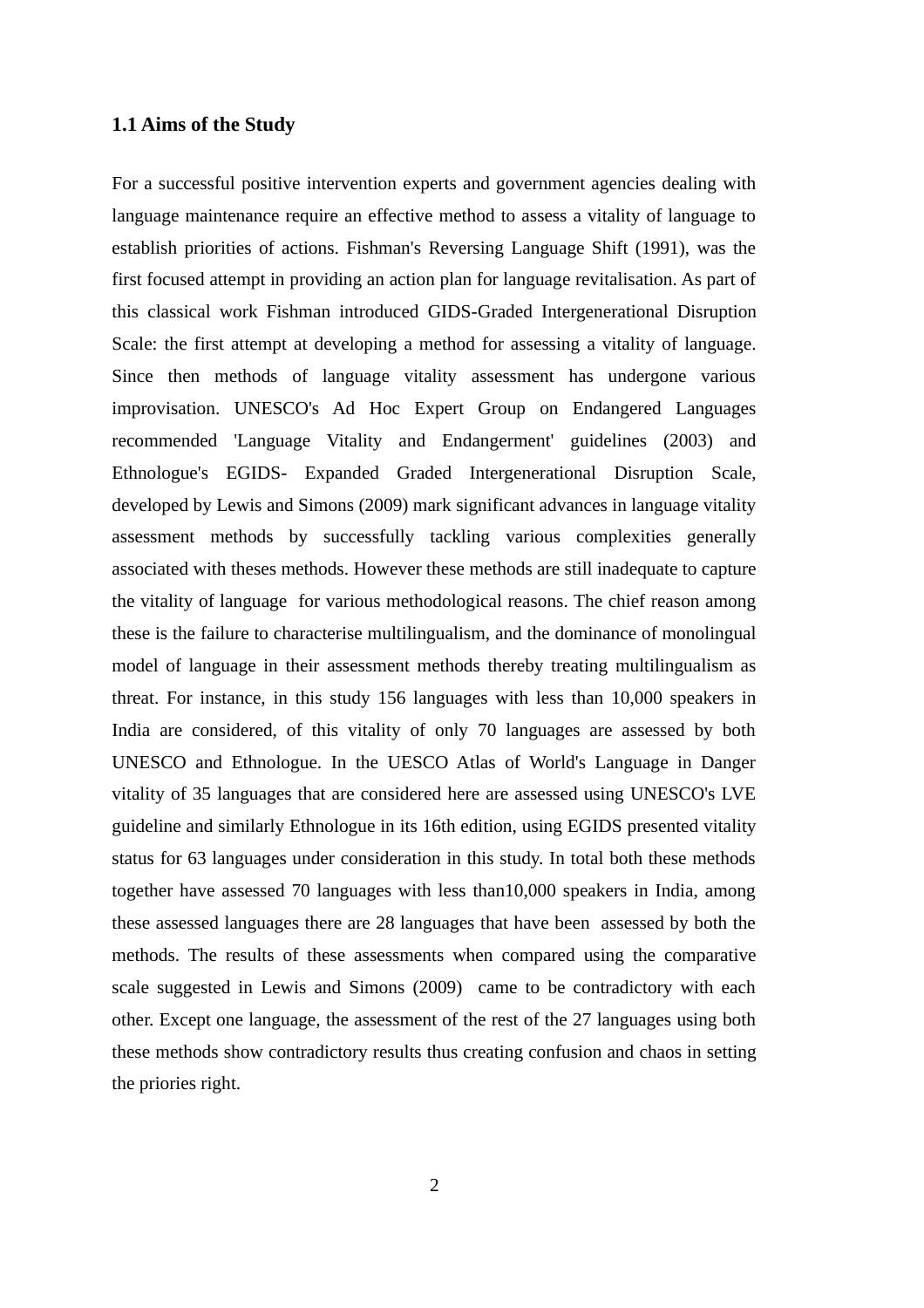### 1.1 Aims of the Study

For a successful positive intervention experts and government agencies dealing with language maintenance require an effective method to assess a vitality of language to establish priorities of actions. Fishman's Reversing Language Shift (1991), was the first focused attempt in providing an action plan for language revitalisation. As part of this classical work Fishman introduced GIDS-Graded Intergenerational Disruption Scale: the first attempt at developing a method for assessing a vitality of language. Since then methods of language vitality assessment has undergone various improvisation. UNESCO's Ad Hoc Expert Group on Endangered Languages recommended 'Language Vitality and Endangerment' guidelines (2003) and Ethnologue's EGIDS- Expanded Graded Intergenerational Disruption Scale, developed by Lewis and Simons (2009) mark significant advances in language vitality assessment methods by successfully tackling various complexities generally associated with theses methods. However these methods are still inadequate to capture the vitality of language for various methodological reasons. The chief reason among these is the failure to characterise multilingualism, and the dominance of monolingual model of language in their assessment methods thereby treating multilingualism as threat. For instance, in this study 156 languages with less than 10,000 speakers in India are considered, of this vitality of only 70 languages are assessed by both UNESCO and Ethnologue. In the UESCO Atlas of World's Language in Danger vitality of 35 languages that are considered here are assessed using UNESCO's LVE guideline and similarly Ethnologue in its 16th edition, using EGIDS presented vitality status for 63 languages under consideration in this study. In total both these methods together have assessed 70 languages with less than10,000 speakers in India, among these assessed languages there are 28 languages that have been assessed by both the methods. The results of these assessments when compared using the comparative scale suggested in Lewis and Simons (2009) came to be contradictory with each other. Except one language, the assessment of the rest of the 27 languages using both these methods show contradictory results thus creating confusion and chaos in setting the priories right.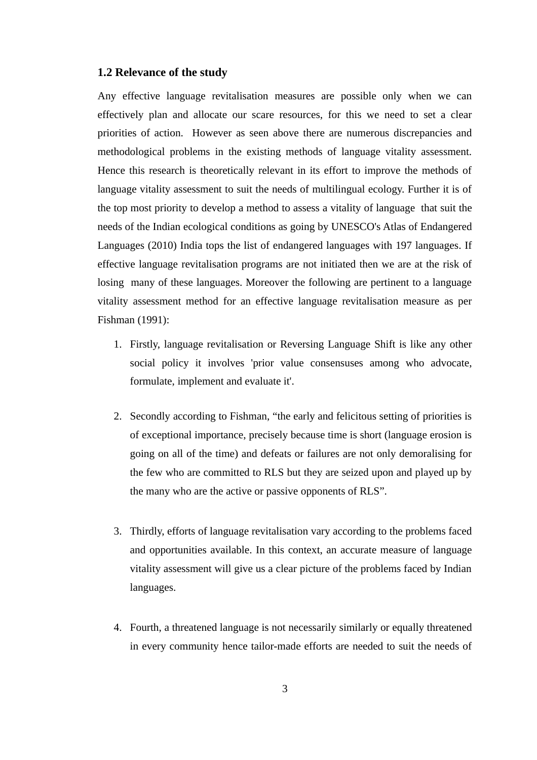### 1.2 Relevance of the study

Any effective language revitalisation measures are possible only when we can effectively plan and allocate our scare resources, for this we need to set a clear priorities of action. However as seen above there are numerous discrepancies and methodological problems in the existing methods of language vitality assessment. Hence this research is theoretically relevant in its effort to improve the methods of language vitality assessment to suit the needs of multilingual ecology. Further it is of the top most priority to develop a method to assess a vitality of language that suit the needs of the Indian ecological conditions as going by UNESCO's Atlas of Endangered Languages (2010) India tops the list of endangered languages with 197 languages. If effective language revitalisation programs are not initiated then we are at the risk of losing many of these languages. Moreover the following are pertinent to a language vitality assessment method for an effective language revitalisation measure as per Fishman (1991):

1. Firstly, language revitalisation or Reversing Language Shift is like any other social policy it involves 'prior value consensuses among who advocate, formulate, implement and evaluate it'.

2. Secondly according to Fishman, "the early and felicitous setting of priorities is of exceptional importance, precisely because time is short (language erosion is going on all of the time) and defeats or failures are not only demoralising for the few who are committed to RLS but they are seized upon and played up by the many who are the active or passive opponents of RLS".

3. Thirdly, efforts of language revitalisation vary according to the problems faced and opportunities available. In this context, an accurate measure of language vitality assessment will give us a clear picture of the problems faced by Indian languages.

4. Fourth, a threatened language is not necessarily similarly or equally threatened in every community hence tailor-made efforts are needed to suit the needs of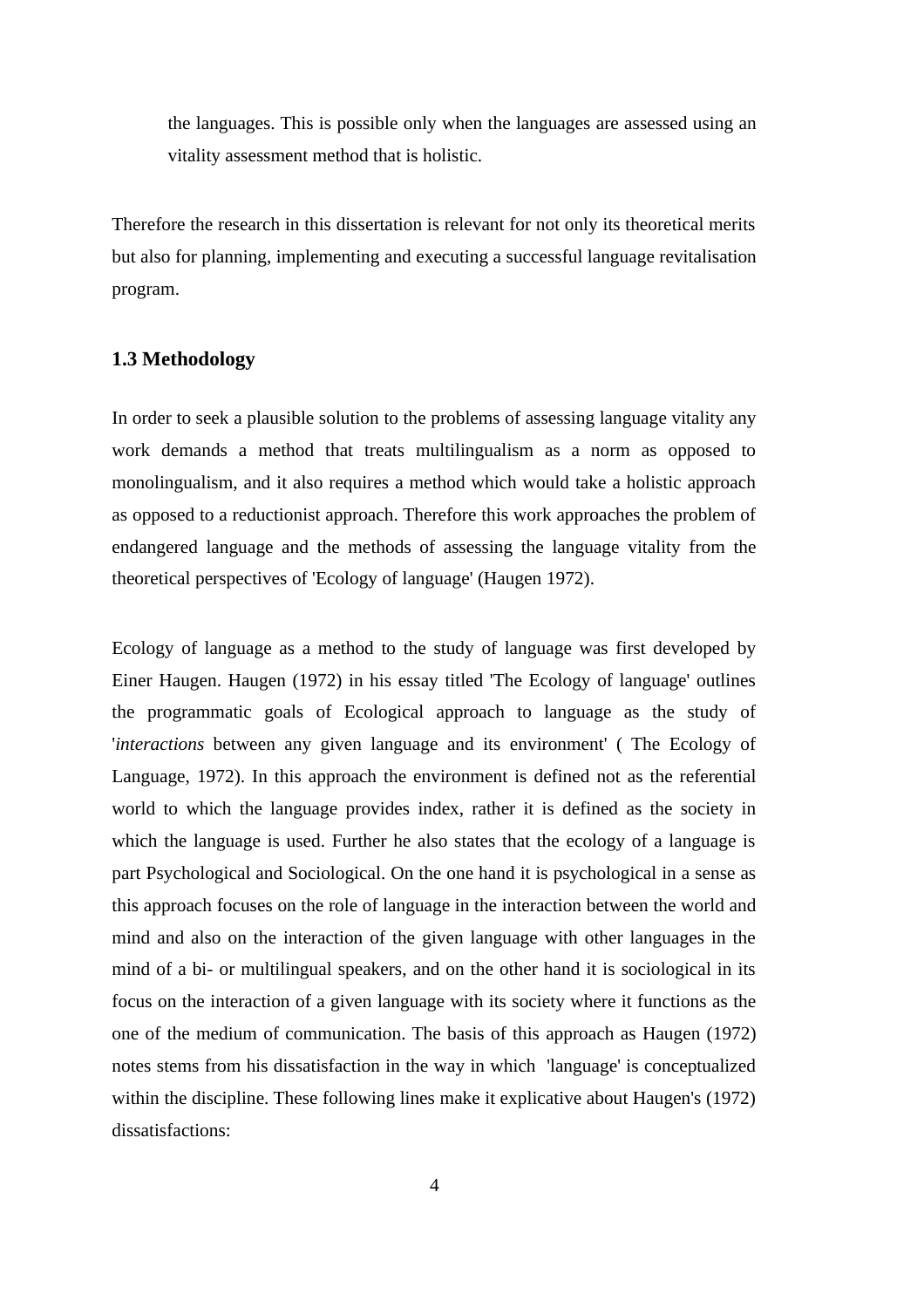the languages. This is possible only when the languages are assessed using an vitality assessment method that is holistic.

Therefore the research in this dissertation is relevant for not only its theoretical merits but also for planning, implementing and executing a successful language revitalisation program.

### 1.3 Methodology

In order to seek a plausible solution to the problems of assessing language vitality any work demands a method that treats multilingualism as a norm as opposed to monolingualism, and it also requires a method which would take a holistic approach as opposed to a reductionist approach. Therefore this work approaches the problem of endangered language and the methods of assessing the language vitality from the theoretical perspectives of 'Ecology of language' (Haugen 1972).

Ecology of language as a method to the study of language was first developed by Einer Haugen. Haugen (1972) in his essay titled 'The Ecology of language' outlines the programmatic goals of Ecological approach to language as the study of '*interactions* between any given language and its environment' ( The Ecology of Language, 1972). In this approach the environment is defined not as the referential world to which the language provides index, rather it is defined as the society in which the language is used. Further he also states that the ecology of a language is part Psychological and Sociological. On the one hand it is psychological in a sense as this approach focuses on the role of language in the interaction between the world and mind and also on the interaction of the given language with other languages in the mind of a bi- or multilingual speakers, and on the other hand it is sociological in its focus on the interaction of a given language with its society where it functions as the one of the medium of communication. The basis of this approach as Haugen (1972) notes stems from his dissatisfaction in the way in which 'language' is conceptualized within the discipline. These following lines make it explicative about Haugen's (1972) dissatisfactions: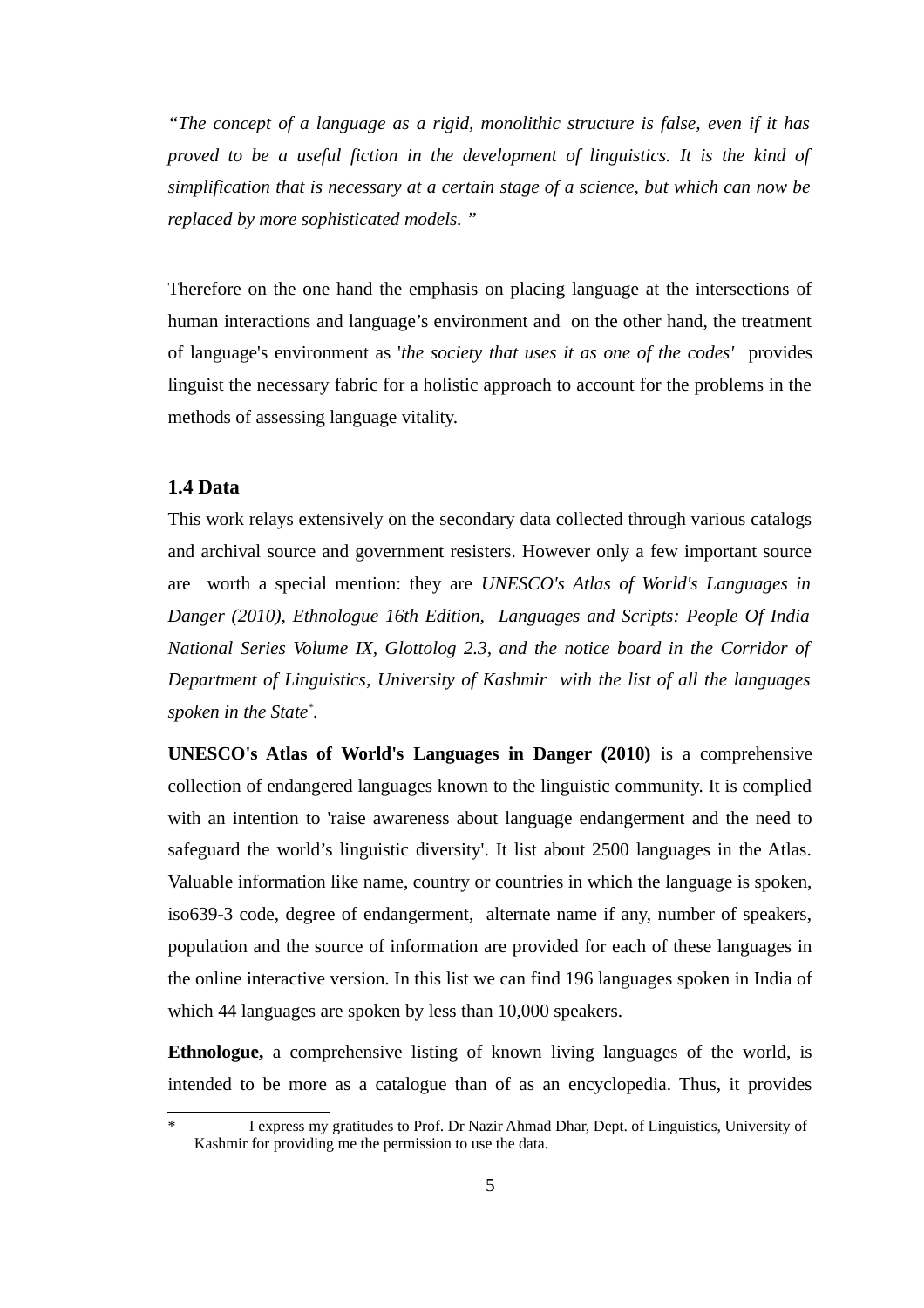*“The concept of a language as a rigid, monolithic structure is false, even if it has proved to be a useful fiction in the development of linguistics. It is the kind of simplification that is necessary at a certain stage of a science, but which can now be replaced by more sophisticated models. ”*

Therefore on the one hand the emphasis on placing language at the intersections of human interactions and language’s environment and on the other hand, the treatment of language's environment as '*the society that uses it as one of the codes'* provides linguist the necessary fabric for a holistic approach to account for the problems in the methods of assessing language vitality.

### 1.4 Data

This work relays extensively on the secondary data collected through various catalogs and archival source and government resisters. However only a few important source are worth a special mention: they are *UNESCO's Atlas of World's Languages in Danger (2010), Ethnologue 16th Edition, Languages and Scripts: People Of India National Series Volume IX, Glottolog 2.3, and the notice board in the Corridor of Department of Linguistics, University of Kashmir with the list of all the languages spoken in the State*[*].

**UNESCO's Atlas of World's Languages in Danger (2010)** is a comprehensive collection of endangered languages known to the linguistic community. It is complied with an intention to 'raise awareness about language endangerment and the need to safeguard the world’s linguistic diversity'. It list about 2500 languages in the Atlas. Valuable information like name, country or countries in which the language is spoken, iso639-3 code, degree of endangerment, alternate name if any, number of speakers, population and the source of information are provided for each of these languages in the online interactive version. In this list we can find 196 languages spoken in India of which 44 languages are spoken by less than 10,000 speakers.

**Ethnologue,** a comprehensive listing of known living languages of the world, is intended to be more as a catalogue than of as an encyclopedia. Thus, it provides

---

* I express my gratitudes to Prof. Dr Nazir Ahmad Dhar, Dept. of Linguistics, University of Kashmir for providing me the permission to use the data.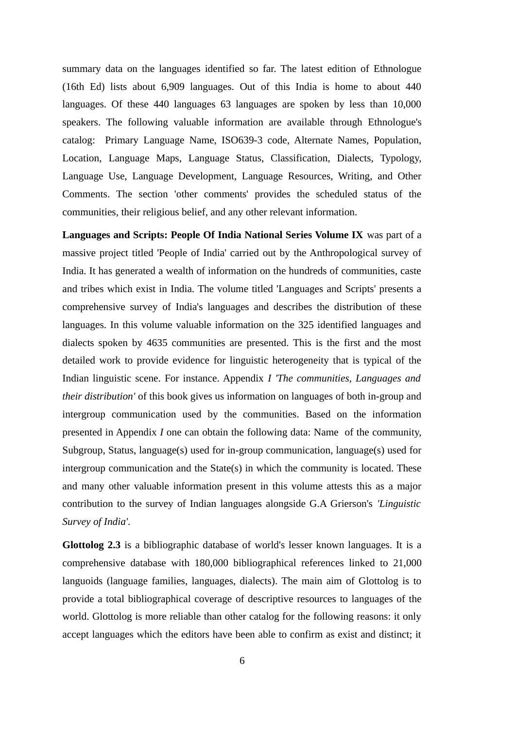summary data on the languages identified so far. The latest edition of Ethnologue (16th Ed) lists about 6,909 languages. Out of this India is home to about 440 languages. Of these 440 languages 63 languages are spoken by less than 10,000 speakers. The following valuable information are available through Ethnologue's catalog: Primary Language Name, ISO639-3 code, Alternate Names, Population, Location, Language Maps, Language Status, Classification, Dialects, Typology, Language Use, Language Development, Language Resources, Writing, and Other Comments. The section 'other comments' provides the scheduled status of the communities, their religious belief, and any other relevant information.

**Languages and Scripts: People Of India National Series Volume IX** was part of a massive project titled 'People of India' carried out by the Anthropological survey of India. It has generated a wealth of information on the hundreds of communities, caste and tribes which exist in India. The volume titled 'Languages and Scripts' presents a comprehensive survey of India's languages and describes the distribution of these languages. In this volume valuable information on the 325 identified languages and dialects spoken by 4635 communities are presented. This is the first and the most detailed work to provide evidence for linguistic heterogeneity that is typical of the Indian linguistic scene. For instance. Appendix *I 'The communities, Languages and their distribution'* of this book gives us information on languages of both in-group and intergroup communication used by the communities. Based on the information presented in Appendix *I* one can obtain the following data: Name of the community, Subgroup, Status, language(s) used for in-group communication, language(s) used for intergroup communication and the State(s) in which the community is located. These and many other valuable information present in this volume attests this as a major contribution to the survey of Indian languages alongside G.A Grierson's *'Linguistic Survey of India'*.

**Glottolog 2.3** is a bibliographic database of world's lesser known languages. It is a comprehensive database with 180,000 bibliographical references linked to 21,000 languoids (language families, languages, dialects). The main aim of Glottolog is to provide a total bibliographical coverage of descriptive resources to languages of the world. Glottolog is more reliable than other catalog for the following reasons: it only accept languages which the editors have been able to confirm as exist and distinct; it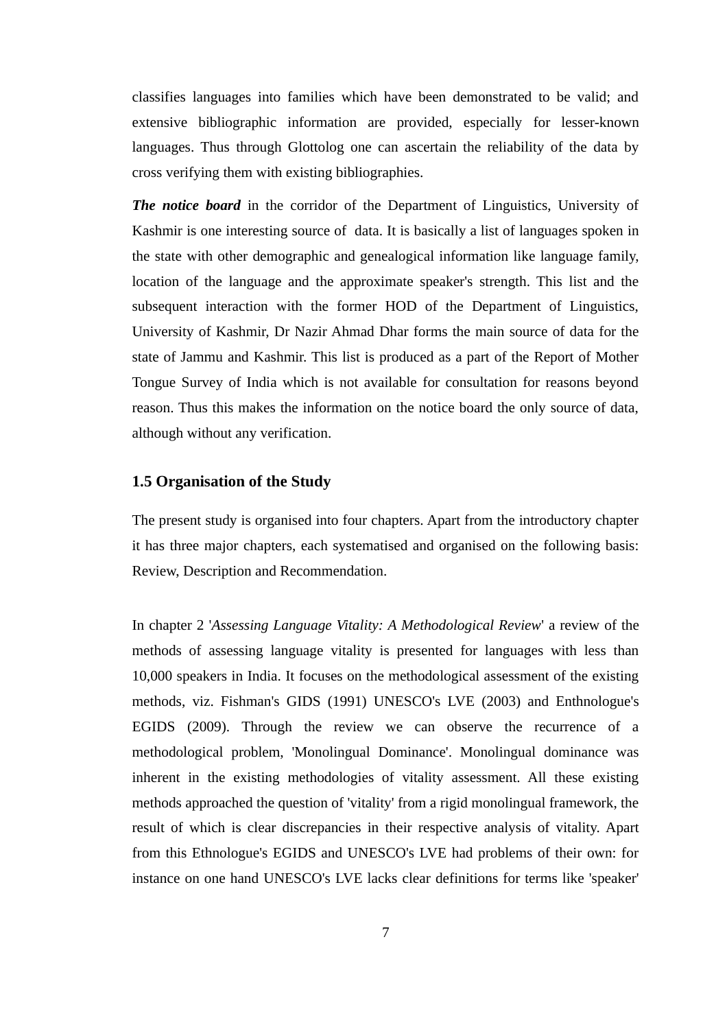classifies languages into families which have been demonstrated to be valid; and extensive bibliographic information are provided, especially for lesser-known languages. Thus through Glottolog one can ascertain the reliability of the data by cross verifying them with existing bibliographies.

***The notice board*** in the corridor of the Department of Linguistics, University of Kashmir is one interesting source of  data. It is basically a list of languages spoken in the state with other demographic and genealogical information like language family, location of the language and the approximate speaker's strength. This list and the subsequent interaction with the former HOD of the Department of Linguistics, University of Kashmir, Dr Nazir Ahmad Dhar forms the main source of data for the state of Jammu and Kashmir. This list is produced as a part of the Report of Mother Tongue Survey of India which is not available for consultation for reasons beyond reason. Thus this makes the information on the notice board the only source of data, although without any verification.

### 1.5 Organisation of the Study

The present study is organised into four chapters. Apart from the introductory chapter it has three major chapters, each systematised and organised on the following basis: Review, Description and Recommendation.

In chapter 2 '*Assessing Language Vitality: A Methodological Review*' a review of the methods of assessing language vitality is presented for languages with less than 10,000 speakers in India. It focuses on the methodological assessment of the existing methods, viz. Fishman's GIDS (1991) UNESCO's LVE (2003) and Enthnologue's EGIDS (2009). Through the review we can observe the recurrence of a methodological problem, 'Monolingual Dominance'. Monolingual dominance was inherent in the existing methodologies of vitality assessment. All these existing methods approached the question of 'vitality' from a rigid monolingual framework, the result of which is clear discrepancies in their respective analysis of vitality. Apart from this Ethnologue's EGIDS and UNESCO's LVE had problems of their own: for instance on one hand UNESCO's LVE lacks clear definitions for terms like 'speaker'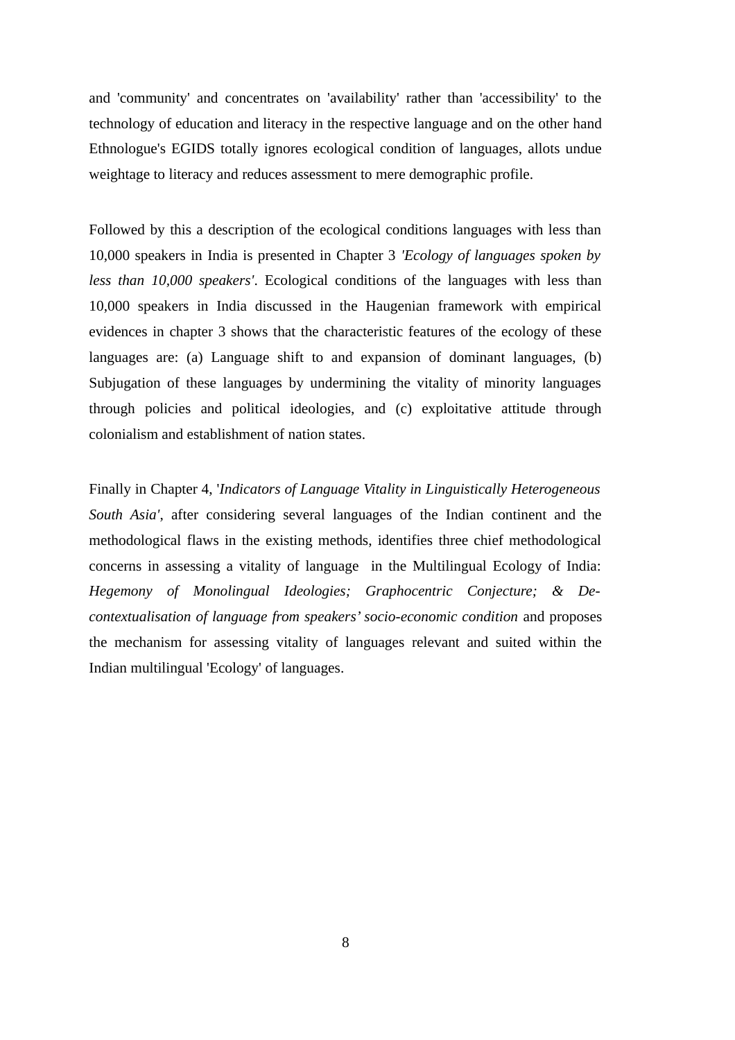and 'community' and concentrates on 'availability' rather than 'accessibility' to the technology of education and literacy in the respective language and on the other hand Ethnologue's EGIDS totally ignores ecological condition of languages, allots undue weightage to literacy and reduces assessment to mere demographic profile.

Followed by this a description of the ecological conditions languages with less than 10,000 speakers in India is presented in Chapter 3 *'Ecology of languages spoken by less than 10,000 speakers'*. Ecological conditions of the languages with less than 10,000 speakers in India discussed in the Haugenian framework with empirical evidences in chapter 3 shows that the characteristic features of the ecology of these languages are: (a) Language shift to and expansion of dominant languages, (b) Subjugation of these languages by undermining the vitality of minority languages through policies and political ideologies, and (c) exploitative attitude through colonialism and establishment of nation states.

Finally in Chapter 4, '*Indicators of Language Vitality in Linguistically Heterogeneous South Asia'*, after considering several languages of the Indian continent and the methodological flaws in the existing methods, identifies three chief methodological concerns in assessing a vitality of language in the Multilingual Ecology of India: *Hegemony of Monolingual Ideologies; Graphocentric Conjecture; & De-contextualisation of language from speakers' socio-economic condition* and proposes the mechanism for assessing vitality of languages relevant and suited within the Indian multilingual 'Ecology' of languages.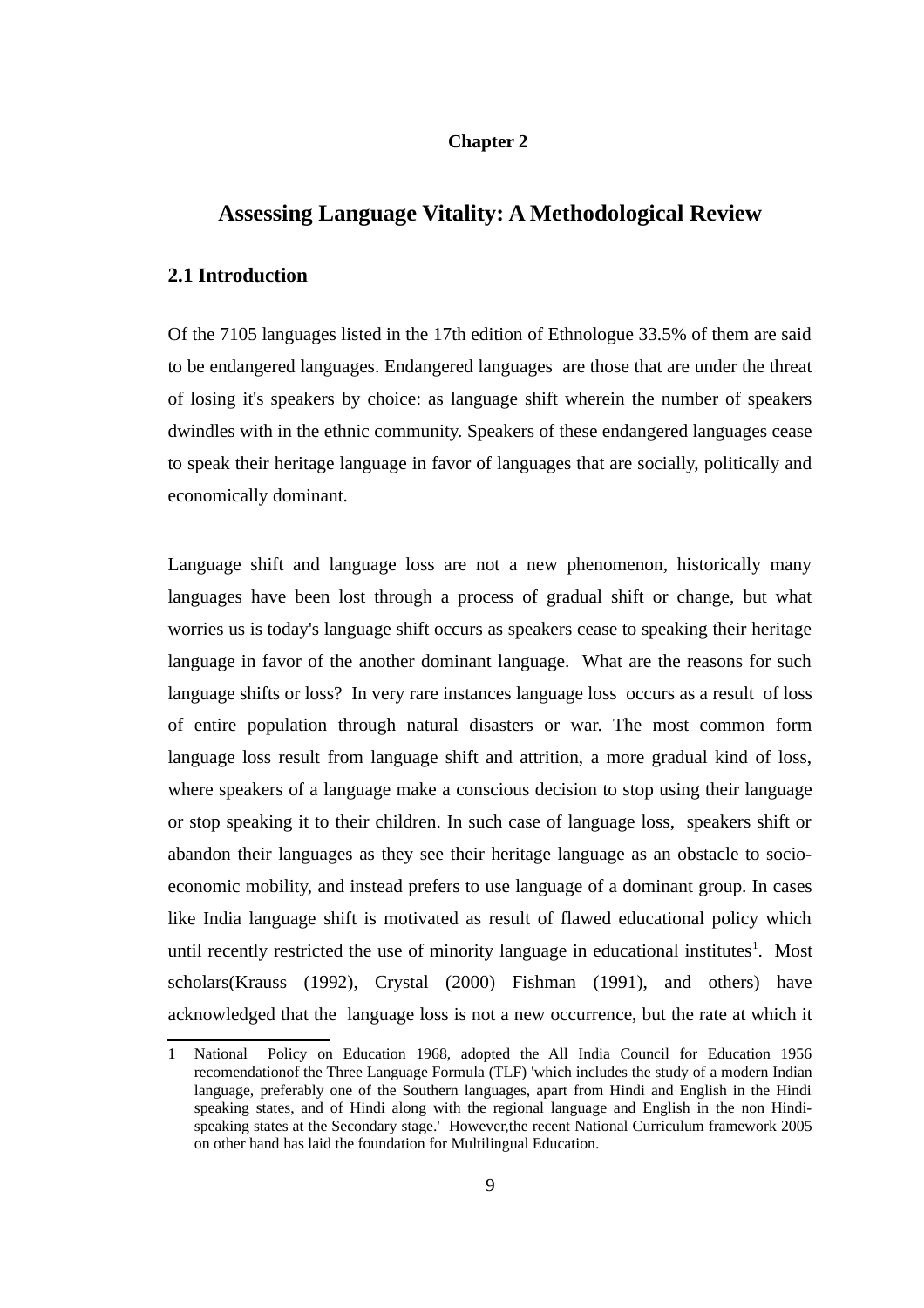**Chapter 2**

# Assessing Language Vitality: A Methodological Review

## 2.1 Introduction

Of the 7105 languages listed in the 17th edition of Ethnologue 33.5% of them are said to be endangered languages. Endangered languages are those that are under the threat of losing it's speakers by choice: as language shift wherein the number of speakers dwindles with in the ethnic community. Speakers of these endangered languages cease to speak their heritage language in favor of languages that are socially, politically and economically dominant.

Language shift and language loss are not a new phenomenon, historically many languages have been lost through a process of gradual shift or change, but what worries us is today's language shift occurs as speakers cease to speaking their heritage language in favor of the another dominant language. What are the reasons for such language shifts or loss? In very rare instances language loss occurs as a result of loss of entire population through natural disasters or war. The most common form language loss result from language shift and attrition, a more gradual kind of loss, where speakers of a language make a conscious decision to stop using their language or stop speaking it to their children. In such case of language loss, speakers shift or abandon their languages as they see their heritage language as an obstacle to socio-economic mobility, and instead prefers to use language of a dominant group. In cases like India language shift is motivated as result of flawed educational policy which until recently restricted the use of minority language in educational institutes[1]. Most scholars(Krauss (1992), Crystal (2000) Fishman (1991), and others) have acknowledged that the language loss is not a new occurrence, but the rate at which it

---

1 National Policy on Education 1968, adopted the All India Council for Education 1956 recomendationof the Three Language Formula (TLF) 'which includes the study of a modern Indian language, preferably one of the Southern languages, apart from Hindi and English in the Hindi speaking states, and of Hindi along with the regional language and English in the non Hindi-speaking states at the Secondary stage.' However,the recent National Curriculum framework 2005 on other hand has laid the foundation for Multilingual Education.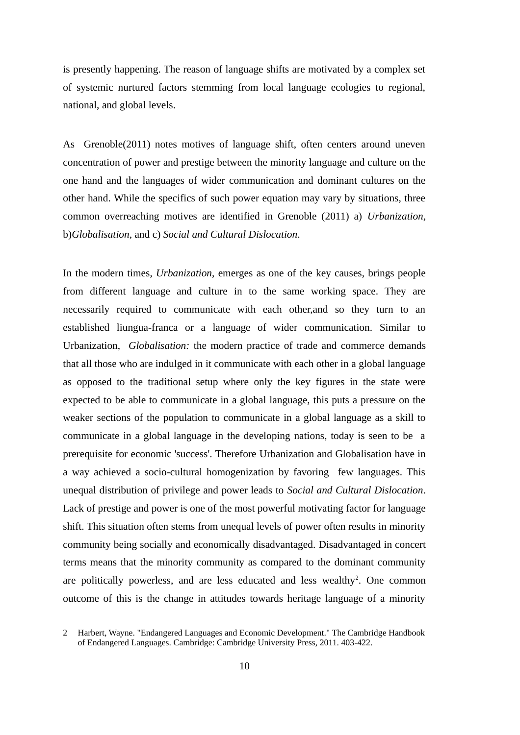is presently happening. The reason of language shifts are motivated by a complex set of systemic nurtured factors stemming from local language ecologies to regional, national, and global levels.

As  Grenoble(2011) notes motives of language shift, often centers around uneven concentration of power and prestige between the minority language and culture on the one hand and the languages of wider communication and dominant cultures on the other hand. While the specifics of such power equation may vary by situations, three common overreaching motives are identified in Grenoble (2011) a) *Urbanization*, b)*Globalisation*, and c) *Social and Cultural Dislocation*.

In the modern times, *Urbanization*, emerges as one of the key causes, brings people from different language and culture in to the same working space. They are necessarily required to communicate with each other,and so they turn to an established liungua-franca or a language of wider communication. Similar to Urbanization,  *Globalisation:* the modern practice of trade and commerce demands that all those who are indulged in it communicate with each other in a global language as opposed to the traditional setup where only the key figures in the state were expected to be able to communicate in a global language, this puts a pressure on the weaker sections of the population to communicate in a global language as a skill to communicate in a global language in the developing nations, today is seen to be  a prerequisite for economic 'success'. Therefore Urbanization and Globalisation have in a way achieved a socio-cultural homogenization by favoring  few languages. This unequal distribution of privilege and power leads to *Social and Cultural Dislocation*. Lack of prestige and power is one of the most powerful motivating factor for language shift. This situation often stems from unequal levels of power often results in minority community being socially and economically disadvantaged. Disadvantaged in concert terms means that the minority community as compared to the dominant community are politically powerless, and are less educated and less wealthy[2]. One common outcome of this is the change in attitudes towards heritage language of a minority

---

2 Harbert, Wayne. "Endangered Languages and Economic Development." The Cambridge Handbook of Endangered Languages. Cambridge: Cambridge University Press, 2011. 403-422.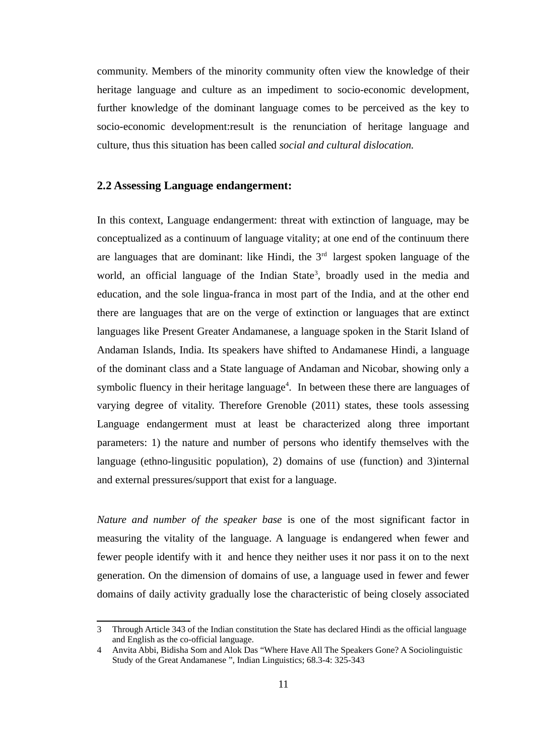community. Members of the minority community often view the knowledge of their heritage language and culture as an impediment to socio-economic development, further knowledge of the dominant language comes to be perceived as the key to socio-economic development:result is the renunciation of heritage language and culture, thus this situation has been called *social and cultural dislocation.*

## 2.2 Assessing Language endangerment:

In this context, Language endangerment: threat with extinction of language, may be conceptualized as a continuum of language vitality; at one end of the continuum there are languages that are dominant: like Hindi, the 3rd largest spoken language of the world, an official language of the Indian State[3], broadly used in the media and education, and the sole lingua-franca in most part of the India, and at the other end there are languages that are on the verge of extinction or languages that are extinct languages like Present Greater Andamanese, a language spoken in the Starit Island of Andaman Islands, India. Its speakers have shifted to Andamanese Hindi, a language of the dominant class and a State language of Andaman and Nicobar, showing only a symbolic fluency in their heritage language[4]. In between these there are languages of varying degree of vitality. Therefore Grenoble (2011) states, these tools assessing Language endangerment must at least be characterized along three important parameters: 1) the nature and number of persons who identify themselves with the language (ethno-lingusitic population), 2) domains of use (function) and 3)internal and external pressures/support that exist for a language.

*Nature and number of the speaker base* is one of the most significant factor in measuring the vitality of the language. A language is endangered when fewer and fewer people identify with it and hence they neither uses it nor pass it on to the next generation. On the dimension of domains of use, a language used in fewer and fewer domains of daily activity gradually lose the characteristic of being closely associated

---

3 Through Article 343 of the Indian constitution the State has declared Hindi as the official language and English as the co-official language.

4 Anvita Abbi, Bidisha Som and Alok Das "Where Have All The Speakers Gone? A Sociolinguistic Study of the Great Andamanese ", Indian Linguistics; 68.3-4: 325-343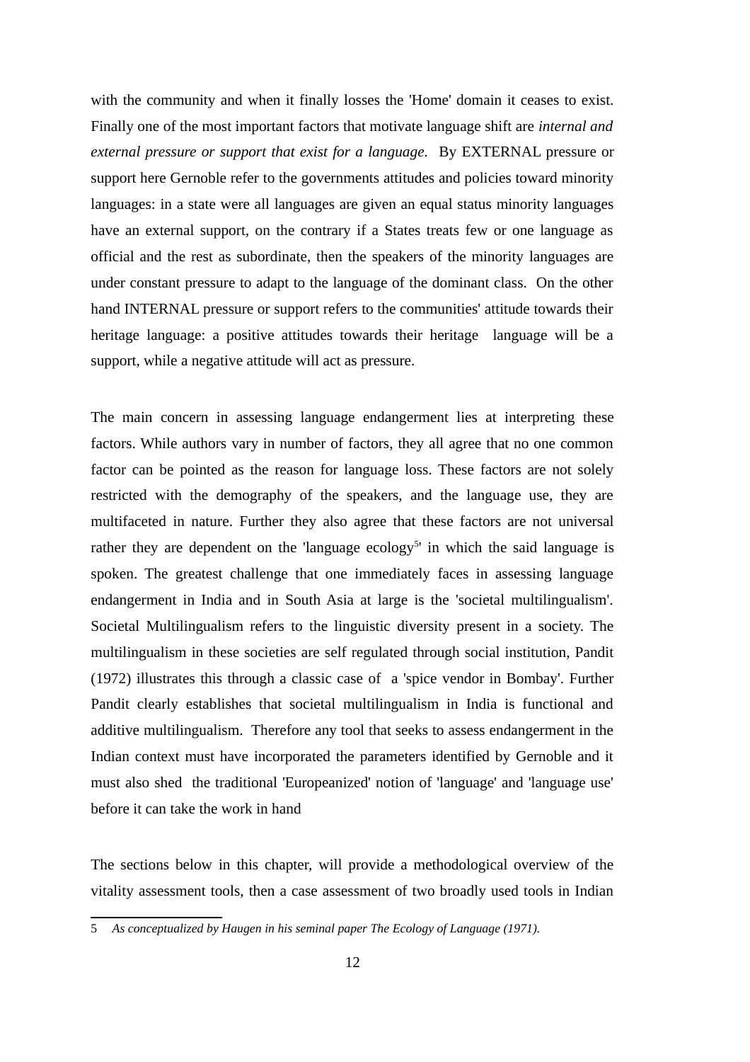with the community and when it finally losses the 'Home' domain it ceases to exist. Finally one of the most important factors that motivate language shift are *internal and external pressure or support that exist for a language.* By EXTERNAL pressure or support here Gernoble refer to the governments attitudes and policies toward minority languages: in a state were all languages are given an equal status minority languages have an external support, on the contrary if a States treats few or one language as official and the rest as subordinate, then the speakers of the minority languages are under constant pressure to adapt to the language of the dominant class. On the other hand INTERNAL pressure or support refers to the communities' attitude towards their heritage language: a positive attitudes towards their heritage language will be a support, while a negative attitude will act as pressure.

The main concern in assessing language endangerment lies at interpreting these factors. While authors vary in number of factors, they all agree that no one common factor can be pointed as the reason for language loss. These factors are not solely restricted with the demography of the speakers, and the language use, they are multifaceted in nature. Further they also agree that these factors are not universal rather they are dependent on the 'language ecology[5]' in which the said language is spoken. The greatest challenge that one immediately faces in assessing language endangerment in India and in South Asia at large is the 'societal multilingualism'. Societal Multilingualism refers to the linguistic diversity present in a society. The multilingualism in these societies are self regulated through social institution, Pandit (1972) illustrates this through a classic case of a 'spice vendor in Bombay'. Further Pandit clearly establishes that societal multilingualism in India is functional and additive multilingualism. Therefore any tool that seeks to assess endangerment in the Indian context must have incorporated the parameters identified by Gernoble and it must also shed the traditional 'Europeanized' notion of 'language' and 'language use' before it can take the work in hand

The sections below in this chapter, will provide a methodological overview of the vitality assessment tools, then a case assessment of two broadly used tools in Indian

5 *As conceptualized by Haugen in his seminal paper The Ecology of Language (1971).*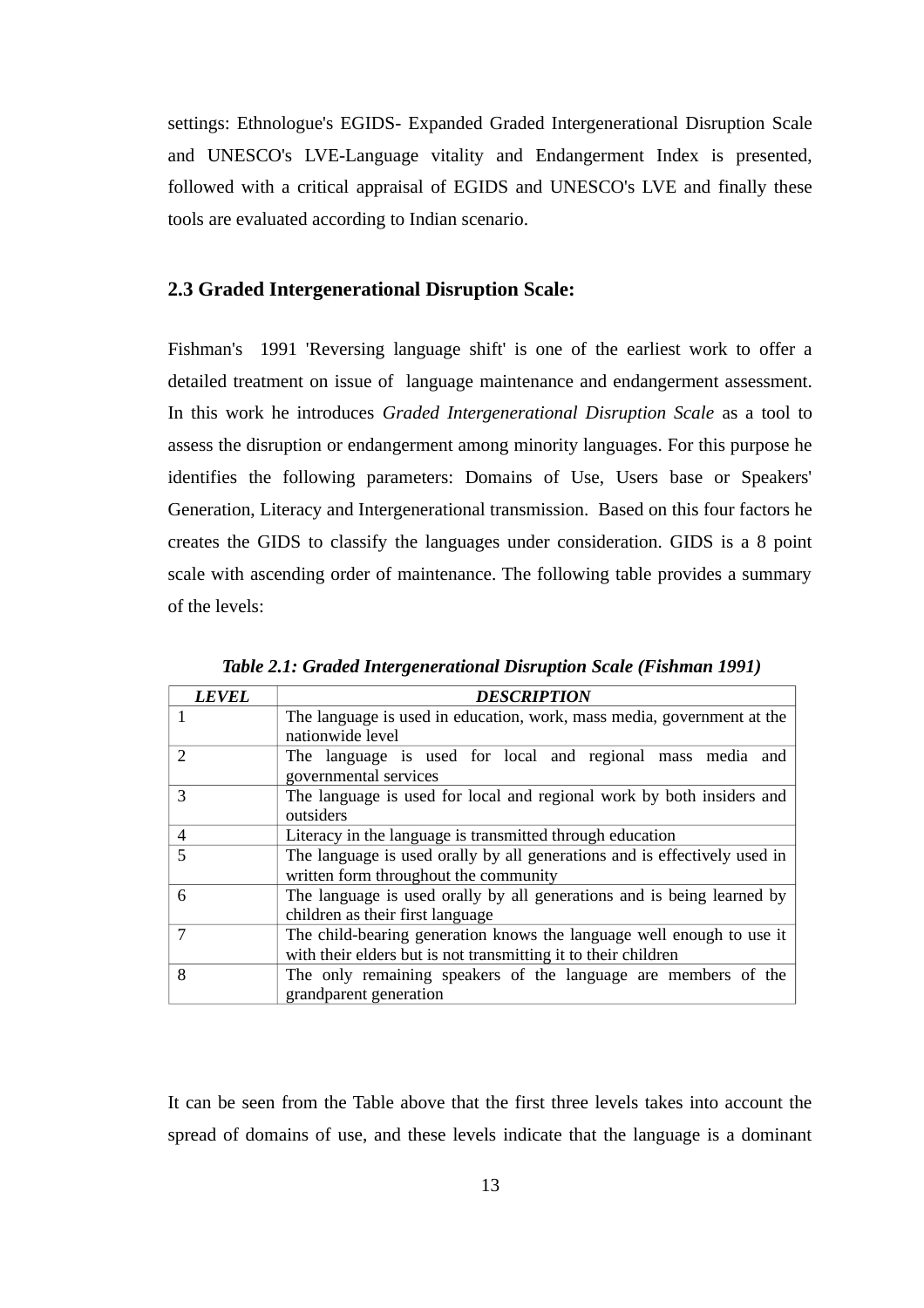settings: Ethnologue's EGIDS- Expanded Graded Intergenerational Disruption Scale and UNESCO's LVE-Language vitality and Endangerment Index is presented, followed with a critical appraisal of EGIDS and UNESCO's LVE and finally these tools are evaluated according to Indian scenario.

## 2.3 Graded Intergenerational Disruption Scale:

Fishman's 1991 'Reversing language shift' is one of the earliest work to offer a detailed treatment on issue of language maintenance and endangerment assessment. In this work he introduces *Graded Intergenerational Disruption Scale* as a tool to assess the disruption or endangerment among minority languages. For this purpose he identifies the following parameters: Domains of Use, Users base or Speakers' Generation, Literacy and Intergenerational transmission. Based on this four factors he creates the GIDS to classify the languages under consideration. GIDS is a 8 point scale with ascending order of maintenance. The following table provides a summary of the levels:

***Table 2.1: Graded Intergenerational Disruption Scale (Fishman 1991)***

| ***LEVEL*** | ***DESCRIPTION*** |
|---|---|
| 1 | The language is used in education, work, mass media, government at the nationwide level |
| 2 | The language is used for local and regional mass media and governmental services |
| 3 | The language is used for local and regional work by both insiders and outsiders |
| 4 | Literacy in the language is transmitted through education |
| 5 | The language is used orally by all generations and is effectively used in written form throughout the community |
| 6 | The language is used orally by all generations and is being learned by children as their first language |
| 7 | The child-bearing generation knows the language well enough to use it with their elders but is not transmitting it to their children |
| 8 | The only remaining speakers of the language are members of the grandparent generation |

It can be seen from the Table above that the first three levels takes into account the spread of domains of use, and these levels indicate that the language is a dominant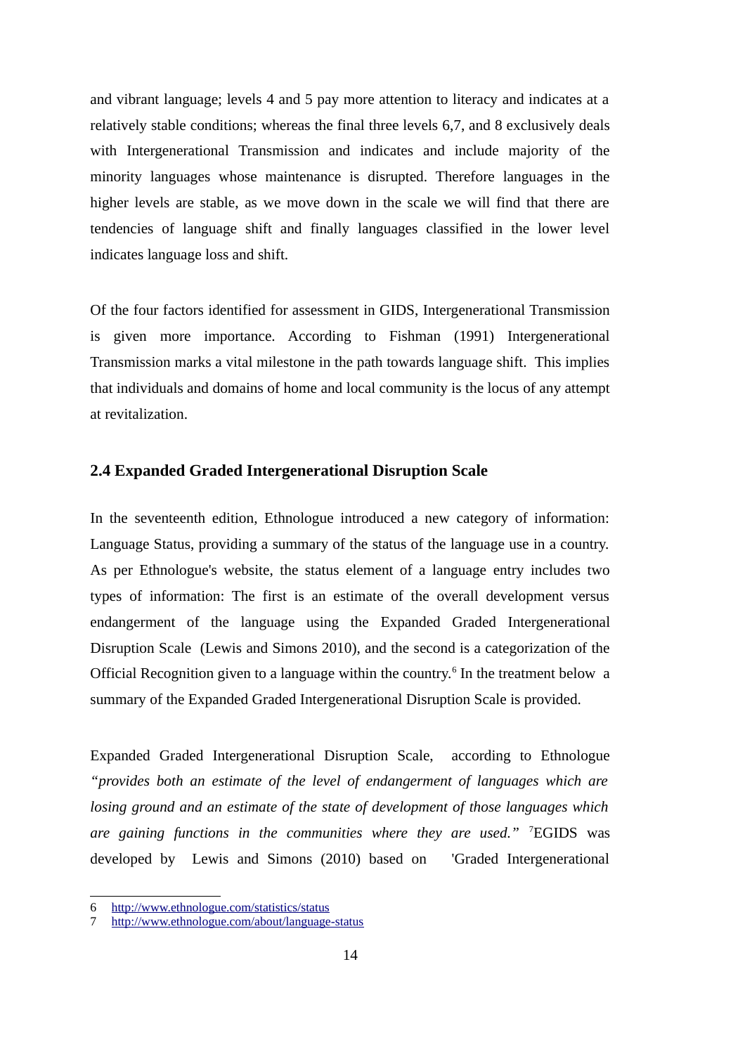and vibrant language; levels 4 and 5 pay more attention to literacy and indicates at a relatively stable conditions; whereas the final three levels 6,7, and 8 exclusively deals with Intergenerational Transmission and indicates and include majority of the minority languages whose maintenance is disrupted. Therefore languages in the higher levels are stable, as we move down in the scale we will find that there are tendencies of language shift and finally languages classified in the lower level indicates language loss and shift.

Of the four factors identified for assessment in GIDS, Intergenerational Transmission is given more importance. According to Fishman (1991) Intergenerational Transmission marks a vital milestone in the path towards language shift. This implies that individuals and domains of home and local community is the locus of any attempt at revitalization.

### 2.4 Expanded Graded Intergenerational Disruption Scale

In the seventeenth edition, Ethnologue introduced a new category of information: Language Status, providing a summary of the status of the language use in a country. As per Ethnologue's website, the status element of a language entry includes two types of information: The first is an estimate of the overall development versus endangerment of the language using the Expanded Graded Intergenerational Disruption Scale (Lewis and Simons 2010), and the second is a categorization of the Official Recognition given to a language within the country.[6] In the treatment below a summary of the Expanded Graded Intergenerational Disruption Scale is provided.

Expanded Graded Intergenerational Disruption Scale, according to Ethnologue *"provides both an estimate of the level of endangerment of languages which are losing ground and an estimate of the state of development of those languages which are gaining functions in the communities where they are used."* [7]EGIDS was developed by Lewis and Simons (2010) based on 'Graded Intergenerational

---

6 http://www.ethnologue.com/statistics/status

7 http://www.ethnologue.com/about/language-status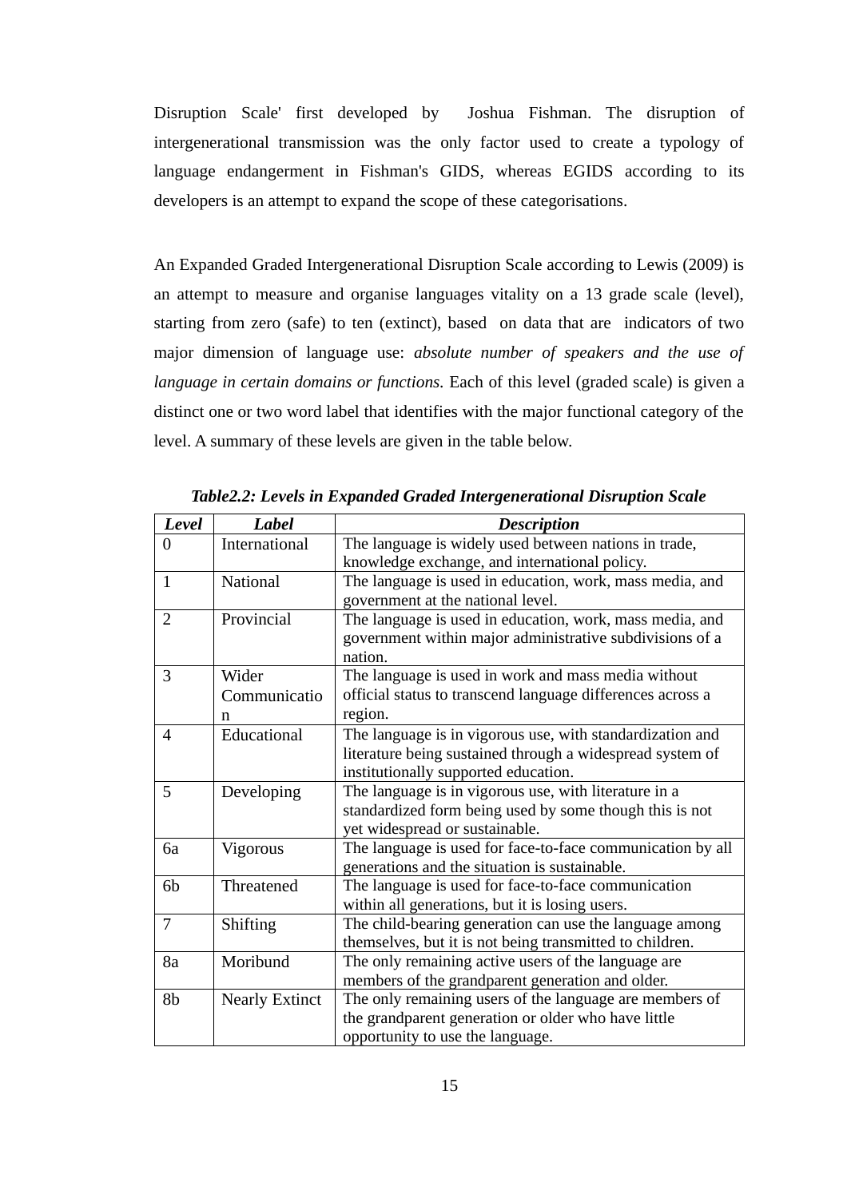Disruption Scale' first developed by Joshua Fishman. The disruption of intergenerational transmission was the only factor used to create a typology of language endangerment in Fishman's GIDS, whereas EGIDS according to its developers is an attempt to expand the scope of these categorisations.

An Expanded Graded Intergenerational Disruption Scale according to Lewis (2009) is an attempt to measure and organise languages vitality on a 13 grade scale (level), starting from zero (safe) to ten (extinct), based on data that are indicators of two major dimension of language use: *absolute number of speakers and the use of language in certain domains or functions.* Each of this level (graded scale) is given a distinct one or two word label that identifies with the major functional category of the level. A summary of these levels are given in the table below.

***Table2.2: Levels in Expanded Graded Intergenerational Disruption Scale***

| ***Level*** | ***Label*** | ***Description*** |
|---|---|---|
| 0 | International | The language is widely used between nations in trade, knowledge exchange, and international policy. |
| 1 | National | The language is used in education, work, mass media, and government at the national level. |
| 2 | Provincial | The language is used in education, work, mass media, and government within major administrative subdivisions of a nation. |
| 3 | Wider Communication | The language is used in work and mass media without official status to transcend language differences across a region. |
| 4 | Educational | The language is in vigorous use, with standardization and literature being sustained through a widespread system of institutionally supported education. |
| 5 | Developing | The language is in vigorous use, with literature in a standardized form being used by some though this is not yet widespread or sustainable. |
| 6a | Vigorous | The language is used for face-to-face communication by all generations and the situation is sustainable. |
| 6b | Threatened | The language is used for face-to-face communication within all generations, but it is losing users. |
| 7 | Shifting | The child-bearing generation can use the language among themselves, but it is not being transmitted to children. |
| 8a | Moribund | The only remaining active users of the language are members of the grandparent generation and older. |
| 8b | Nearly Extinct | The only remaining users of the language are members of the grandparent generation or older who have little opportunity to use the language. |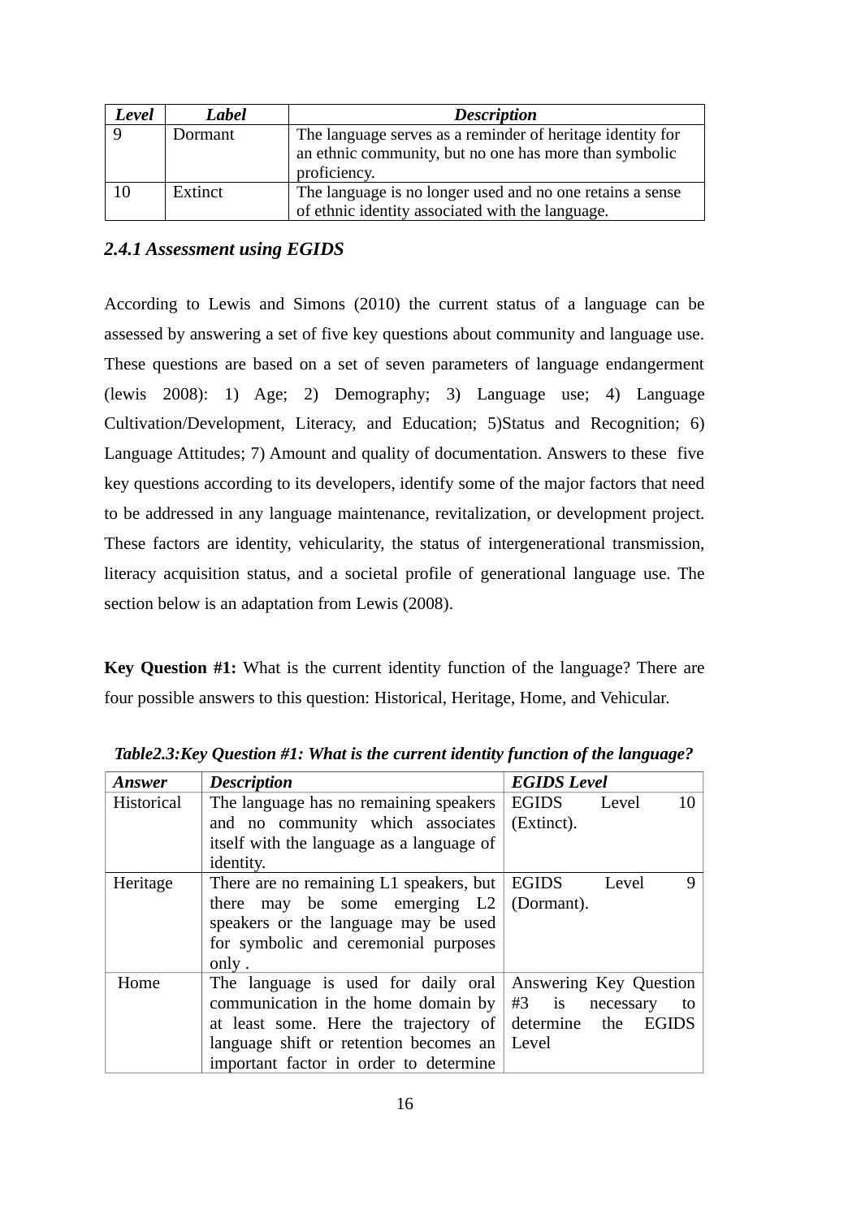| *Level* | *Label* | *Description* |
|---|---|---|
| 9 | Dormant | The language serves as a reminder of heritage identity for an ethnic community, but no one has more than symbolic proficiency. |
| 10 | Extinct | The language is no longer used and no one retains a sense of ethnic identity associated with the language. |

### *2.4.1 Assessment using EGIDS*

According to Lewis and Simons (2010) the current status of a language can be assessed by answering a set of five key questions about community and language use. These questions are based on a set of seven parameters of language endangerment (lewis 2008): 1) Age; 2) Demography; 3) Language use; 4) Language Cultivation/Development, Literacy, and Education; 5)Status and Recognition; 6) Language Attitudes; 7) Amount and quality of documentation. Answers to these five key questions according to its developers, identify some of the major factors that need to be addressed in any language maintenance, revitalization, or development project. These factors are identity, vehicularity, the status of intergenerational transmission, literacy acquisition status, and a societal profile of generational language use. The section below is an adaptation from Lewis (2008).

**Key Question #1:** What is the current identity function of the language? There are four possible answers to this question: Historical, Heritage, Home, and Vehicular.

***Table2.3:Key Question #1: What is the current identity function of the language?***

| *Answer* | *Description* | *EGIDS Level* |
|---|---|---|
| Historical | The language has no remaining speakers and no community which associates itself with the language as a language of identity. | EGIDS Level 10 (Extinct). |
| Heritage | There are no remaining L1 speakers, but there may be some emerging L2 speakers or the language may be used for symbolic and ceremonial purposes only . | EGIDS Level 9 (Dormant). |
| Home | The language is used for daily oral communication in the home domain by at least some. Here the trajectory of language shift or retention becomes an important factor in order to determine | Answering Key Question #3 is necessary to determine the EGIDS Level |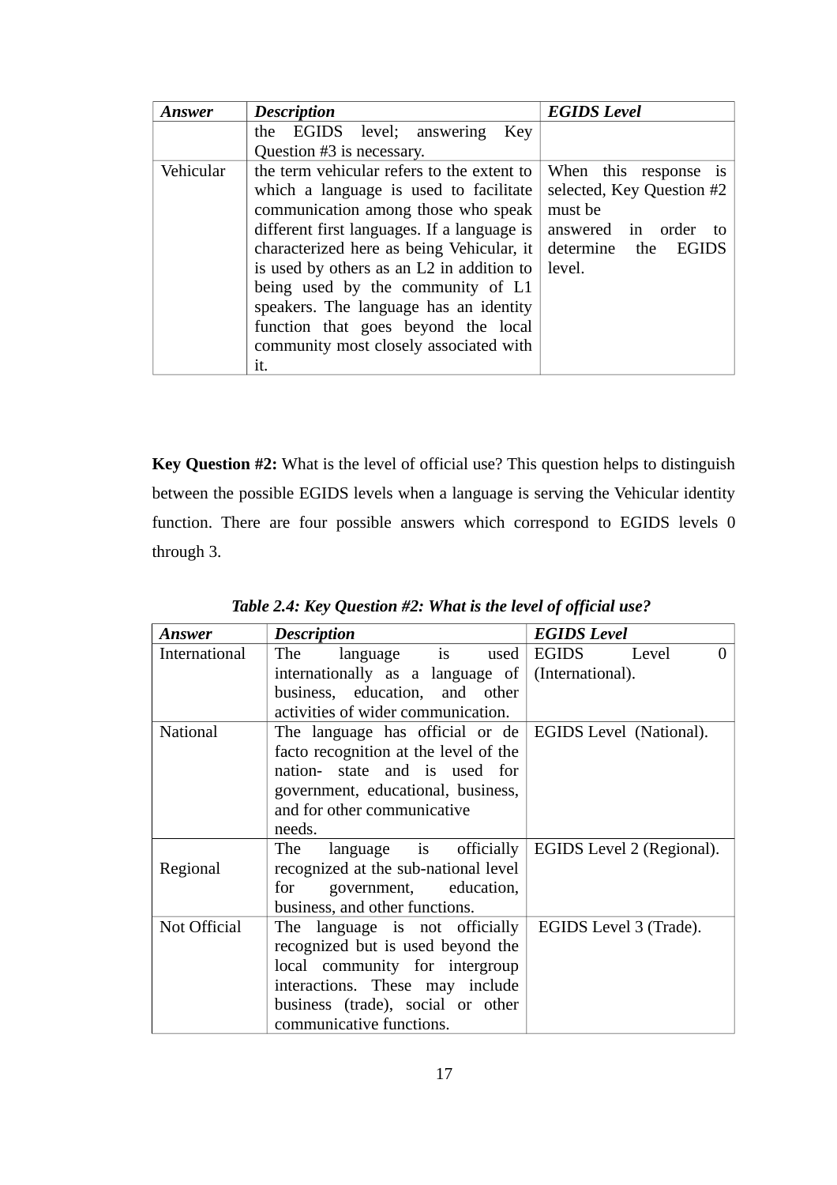| *Answer* | *Description* | *EGIDS Level* |
| --- | --- | --- |
| | the EGIDS level; answering Key Question #3 is necessary. | |
| Vehicular | the term vehicular refers to the extent to which a language is used to facilitate communication among those who speak different first languages. If a language is characterized here as being Vehicular, it is used by others as an L2 in addition to being used by the community of L1 speakers. The language has an identity function that goes beyond the local community most closely associated with it. | When this response is selected, Key Question #2 must be answered in order to determine the EGIDS level. |

**Key Question #2:** What is the level of official use? This question helps to distinguish between the possible EGIDS levels when a language is serving the Vehicular identity function. There are four possible answers which correspond to EGIDS levels 0 through 3.

***Table 2.4: Key Question #2: What is the level of official use?***

| *Answer* | *Description* | *EGIDS Level* |
| --- | --- | --- |
| International | The language is used internationally as a language of business, education, and other activities of wider communication. | EGIDS Level 0 (International). |
| National | The language has official or de facto recognition at the level of the nation- state and is used for government, educational, business, and for other communicative needs. | EGIDS Level (National). |
| Regional | The language is officially recognized at the sub-national level for government, education, business, and other functions. | EGIDS Level 2 (Regional). |
| Not Official | The language is not officially recognized but is used beyond the local community for intergroup interactions. These may include business (trade), social or other communicative functions. | EGIDS Level 3 (Trade). |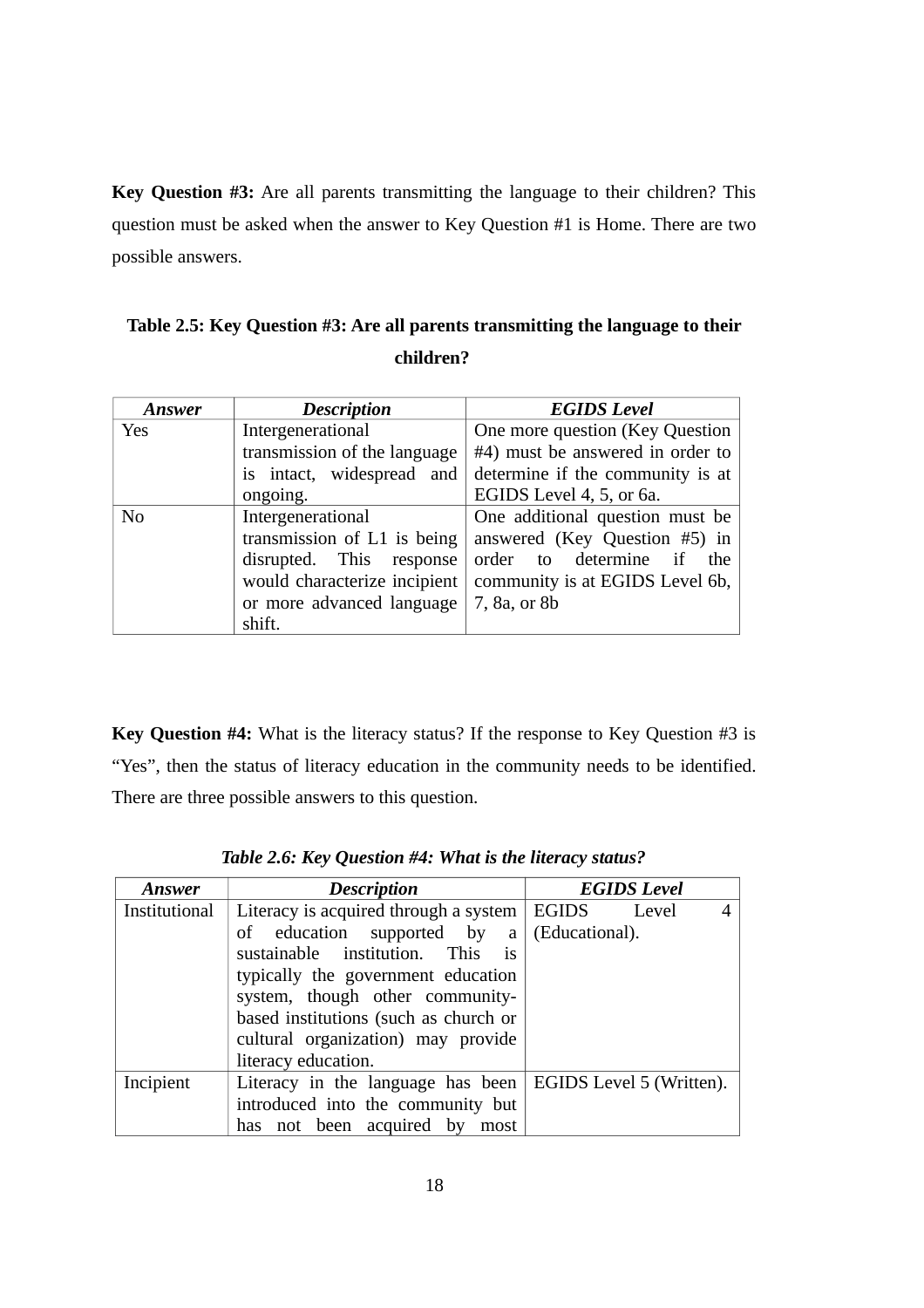**Key Question #3:** Are all parents transmitting the language to their children? This question must be asked when the answer to Key Question #1 is Home. There are two possible answers.

**Table 2.5: Key Question #3: Are all parents transmitting the language to their children?**

| *Answer* | *Description* | *EGIDS Level* |
|---|---|---|
| Yes | Intergenerational transmission of the language is intact, widespread and ongoing. | One more question (Key Question #4) must be answered in order to determine if the community is at EGIDS Level 4, 5, or 6a. |
| No | Intergenerational transmission of L1 is being disrupted. This response would characterize incipient or more advanced language shift. | One additional question must be answered (Key Question #5) in order to determine if the community is at EGIDS Level 6b, 7, 8a, or 8b |

**Key Question #4:** What is the literacy status? If the response to Key Question #3 is "Yes", then the status of literacy education in the community needs to be identified. There are three possible answers to this question.

***Table 2.6: Key Question #4: What is the literacy status?***

| *Answer* | *Description* | *EGIDS Level* |
|---|---|---|
| Institutional | Literacy is acquired through a system of education supported by a sustainable institution. This is typically the government education system, though other community-based institutions (such as church or cultural organization) may provide literacy education. | EGIDS Level 4 (Educational). |
| Incipient | Literacy in the language has been introduced into the community but has not been acquired by most | EGIDS Level 5 (Written). |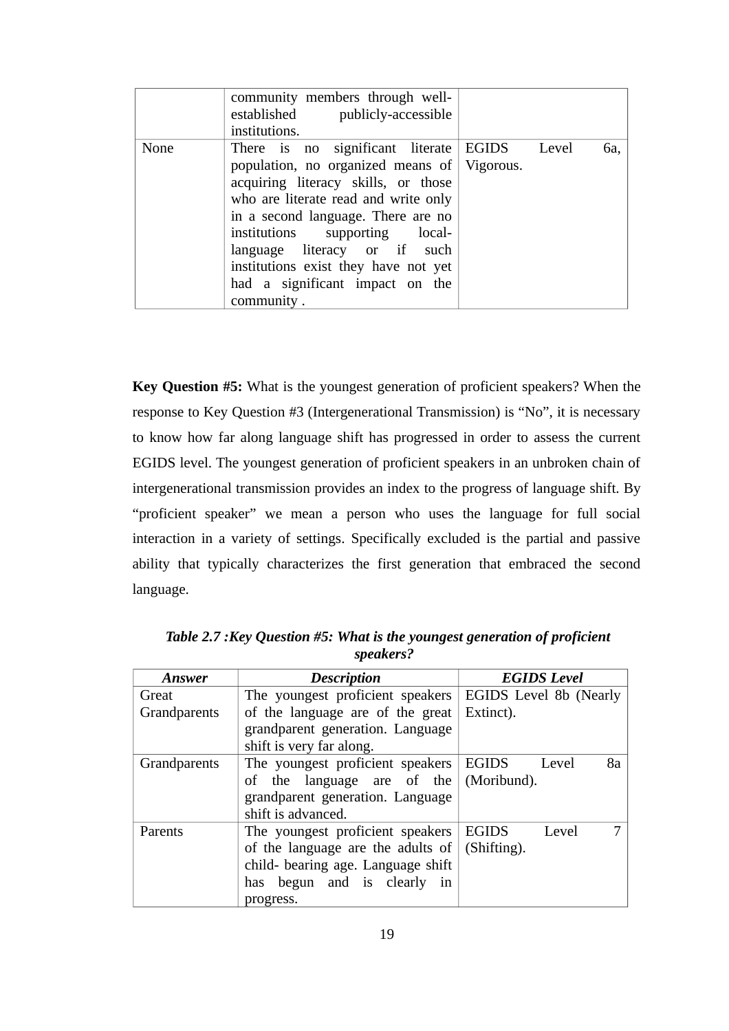| | community members through well-established publicly-accessible institutions. | |
|---|---|---|
| None | There is no significant literate population, no organized means of acquiring literacy skills, or those who are literate read and write only in a second language. There are no institutions supporting local-language literacy or if such institutions exist they have not yet had a significant impact on the community . | EGIDS Level 6a, Vigorous. |

**Key Question #5:** What is the youngest generation of proficient speakers? When the response to Key Question #3 (Intergenerational Transmission) is "No", it is necessary to know how far along language shift has progressed in order to assess the current EGIDS level. The youngest generation of proficient speakers in an unbroken chain of intergenerational transmission provides an index to the progress of language shift. By "proficient speaker" we mean a person who uses the language for full social interaction in a variety of settings. Specifically excluded is the partial and passive ability that typically characterizes the first generation that embraced the second language.

***Table 2.7 :Key Question #5: What is the youngest generation of proficient speakers?***

| ***Answer*** | ***Description*** | ***EGIDS Level*** |
|---|---|---|
| Great Grandparents | The youngest proficient speakers of the language are of the great grandparent generation. Language shift is very far along. | EGIDS Level 8b (Nearly Extinct). |
| Grandparents | The youngest proficient speakers of the language are of the grandparent generation. Language shift is advanced. | EGIDS Level 8a (Moribund). |
| Parents | The youngest proficient speakers of the language are the adults of child- bearing age. Language shift has begun and is clearly in progress. | EGIDS Level 7 (Shifting). |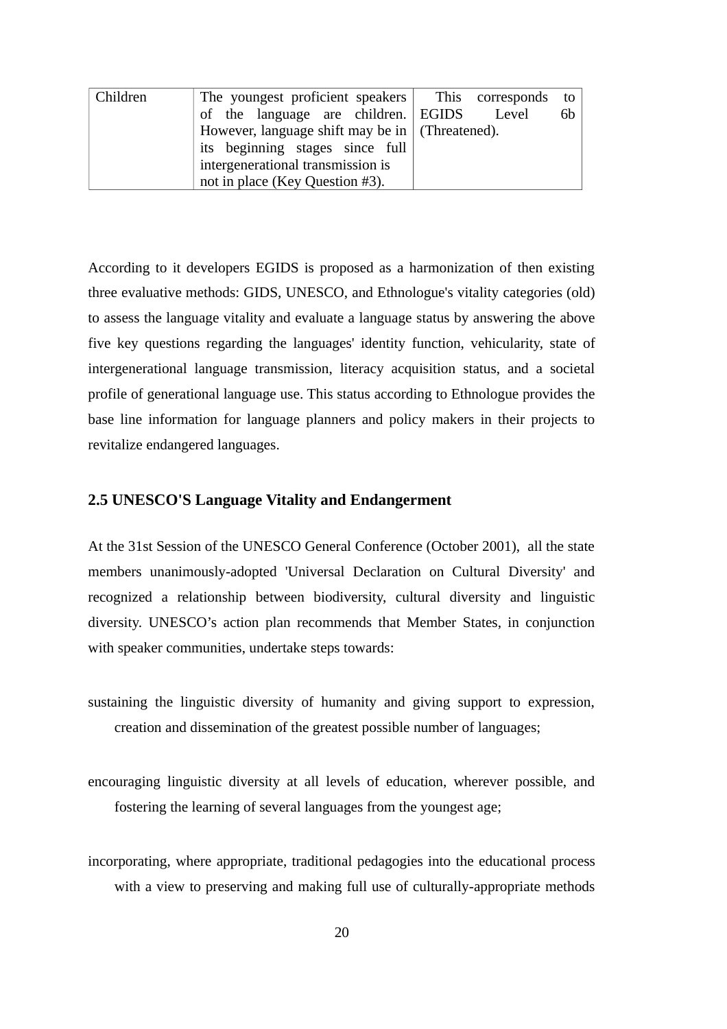| Children | The youngest proficient speakers of the language are children. However, language shift may be in its beginning stages since full intergenerational transmission is not in place (Key Question #3). | This corresponds to EGIDS Level 6b (Threatened). |
|---|---|---|

According to it developers EGIDS is proposed as a harmonization of then existing three evaluative methods: GIDS, UNESCO, and Ethnologue's vitality categories (old) to assess the language vitality and evaluate a language status by answering the above five key questions regarding the languages' identity function, vehicularity, state of intergenerational language transmission, literacy acquisition status, and a societal profile of generational language use. This status according to Ethnologue provides the base line information for language planners and policy makers in their projects to revitalize endangered languages.

### 2.5 UNESCO'S Language Vitality and Endangerment

At the 31st Session of the UNESCO General Conference (October 2001), all the state members unanimously-adopted 'Universal Declaration on Cultural Diversity' and recognized a relationship between biodiversity, cultural diversity and linguistic diversity. UNESCO's action plan recommends that Member States, in conjunction with speaker communities, undertake steps towards:

sustaining the linguistic diversity of humanity and giving support to expression, creation and dissemination of the greatest possible number of languages;

encouraging linguistic diversity at all levels of education, wherever possible, and fostering the learning of several languages from the youngest age;

incorporating, where appropriate, traditional pedagogies into the educational process with a view to preserving and making full use of culturally-appropriate methods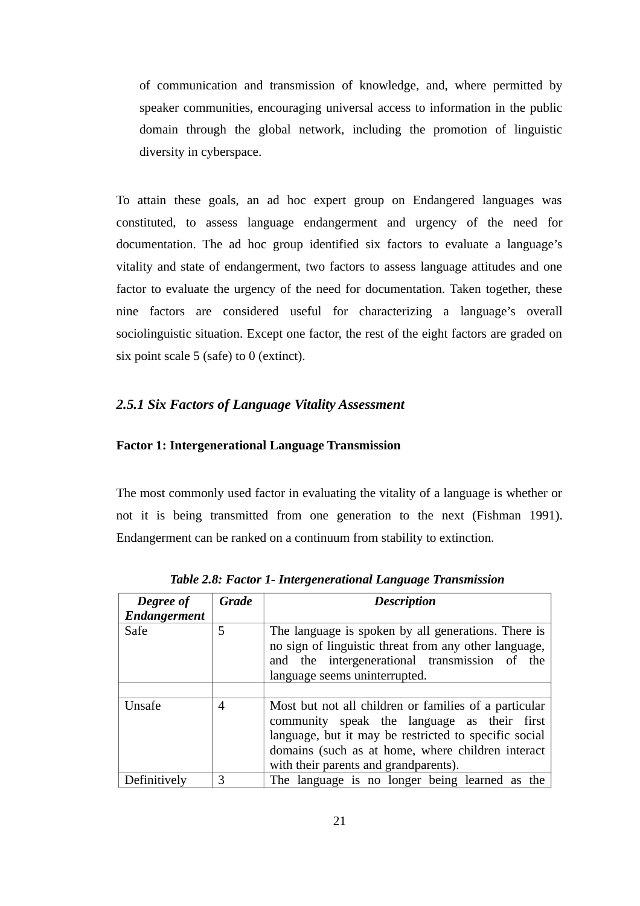of communication and transmission of knowledge, and, where permitted by speaker communities, encouraging universal access to information in the public domain through the global network, including the promotion of linguistic diversity in cyberspace.

To attain these goals, an ad hoc expert group on Endangered languages was constituted, to assess language endangerment and urgency of the need for documentation. The ad hoc group identified six factors to evaluate a language's vitality and state of endangerment, two factors to assess language attitudes and one factor to evaluate the urgency of the need for documentation. Taken together, these nine factors are considered useful for characterizing a language's overall sociolinguistic situation. Except one factor, the rest of the eight factors are graded on six point scale 5 (safe) to 0 (extinct).

### *2.5.1 Six Factors of Language Vitality Assessment*

**Factor 1: Intergenerational Language Transmission**

The most commonly used factor in evaluating the vitality of a language is whether or not it is being transmitted from one generation to the next (Fishman 1991). Endangerment can be ranked on a continuum from stability to extinction.

***Table 2.8: Factor 1- Intergenerational Language Transmission***

| *Degree of Endangerment* | *Grade* | *Description* |
|---|---|---|
| Safe | 5 | The language is spoken by all generations. There is no sign of linguistic threat from any other language, and the intergenerational transmission of the language seems uninterrupted. |
| | | |
| Unsafe | 4 | Most but not all children or families of a particular community speak the language as their first language, but it may be restricted to specific social domains (such as at home, where children interact with their parents and grandparents). |
| Definitively | 3 | The language is no longer being learned as the |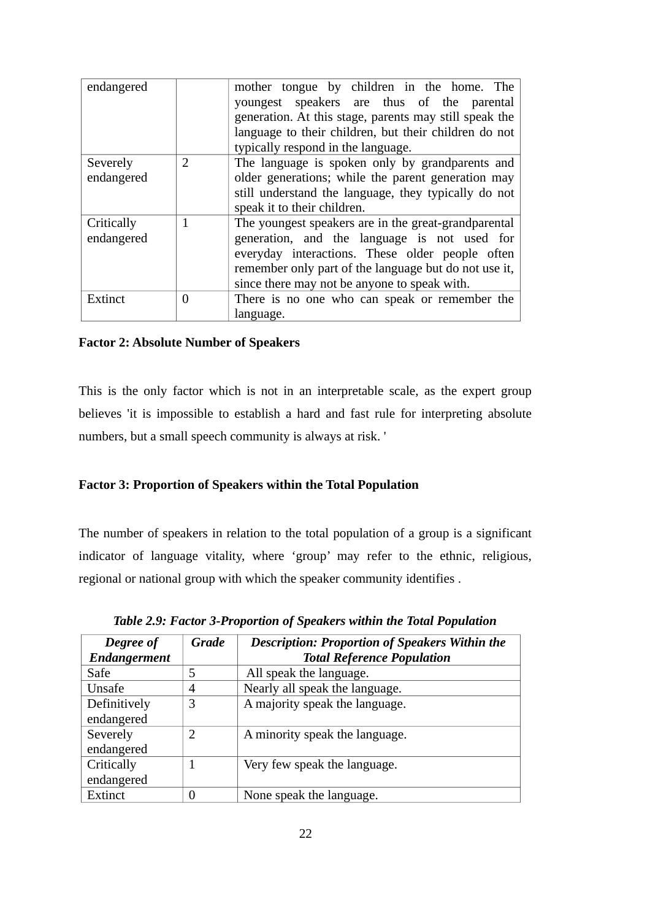| | | |
|---|---|---|
| endangered | | mother tongue by children in the home. The youngest speakers are thus of the parental generation. At this stage, parents may still speak the language to their children, but their children do not typically respond in the language. |
| Severely endangered | 2 | The language is spoken only by grandparents and older generations; while the parent generation may still understand the language, they typically do not speak it to their children. |
| Critically endangered | 1 | The youngest speakers are in the great-grandparental generation, and the language is not used for everyday interactions. These older people often remember only part of the language but do not use it, since there may not be anyone to speak with. |
| Extinct | 0 | There is no one who can speak or remember the language. |

**Factor 2: Absolute Number of Speakers**

This is the only factor which is not in an interpretable scale, as the expert group believes 'it is impossible to establish a hard and fast rule for interpreting absolute numbers, but a small speech community is always at risk. '

**Factor 3: Proportion of Speakers within the Total Population**

The number of speakers in relation to the total population of a group is a significant indicator of language vitality, where 'group' may refer to the ethnic, religious, regional or national group with which the speaker community identifies .

***Table 2.9: Factor 3-Proportion of Speakers within the Total Population***

| ***Degree of Endangerment*** | ***Grade*** | ***Description: Proportion of Speakers Within the Total Reference Population*** |
|---|---|---|
| Safe | 5 | All speak the language. |
| Unsafe | 4 | Nearly all speak the language. |
| Definitively endangered | 3 | A majority speak the language. |
| Severely endangered | 2 | A minority speak the language. |
| Critically endangered | 1 | Very few speak the language. |
| Extinct | 0 | None speak the language. |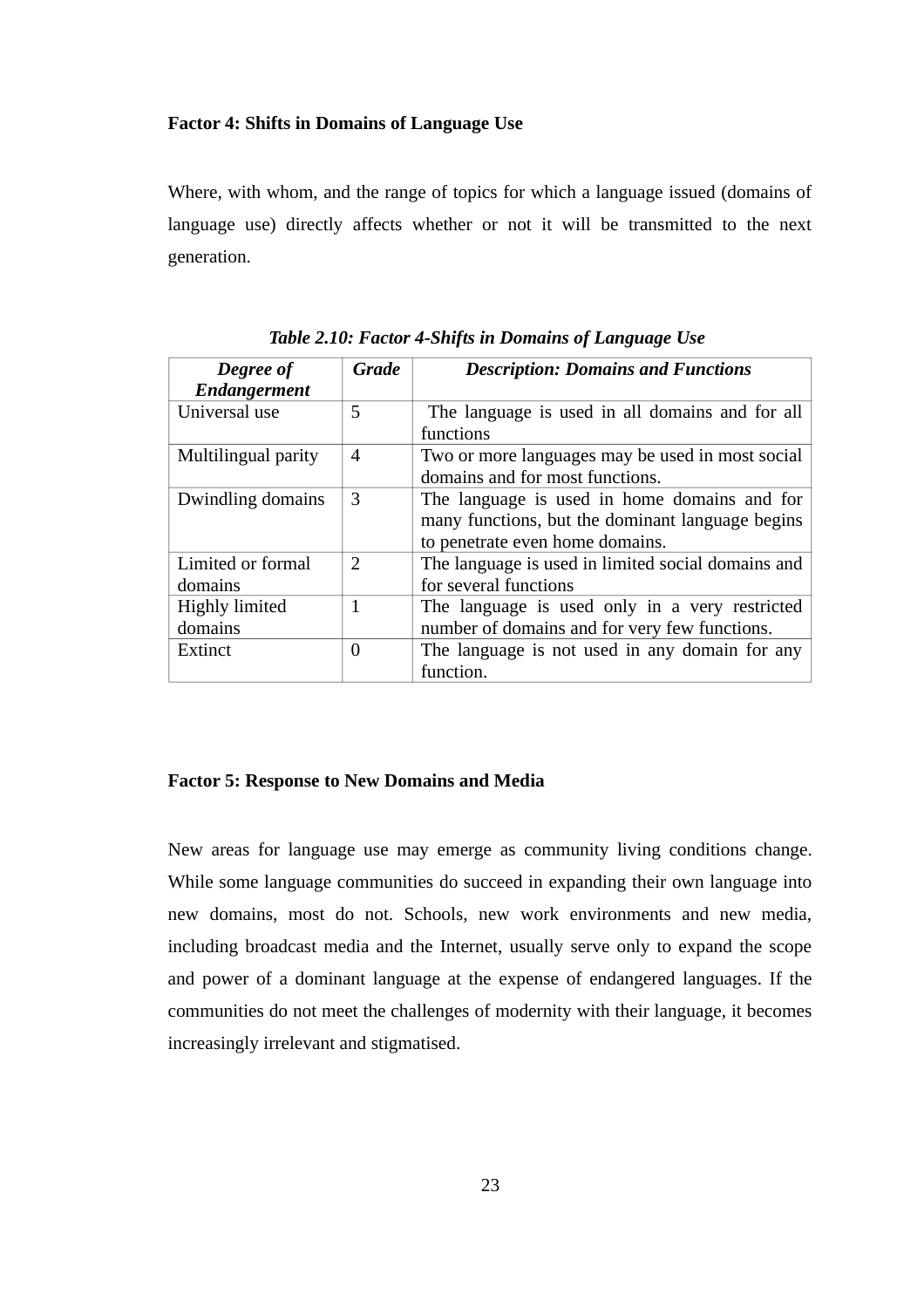**Factor 4: Shifts in Domains of Language Use**

Where, with whom, and the range of topics for which a language issued (domains of language use) directly affects whether or not it will be transmitted to the next generation.

***Table 2.10: Factor 4-Shifts in Domains of Language Use***

| *Degree of Endangerment* | *Grade* | *Description: Domains and Functions* |
|---|---|---|
| Universal use | 5 | The language is used in all domains and for all functions |
| Multilingual parity | 4 | Two or more languages may be used in most social domains and for most functions. |
| Dwindling domains | 3 | The language is used in home domains and for many functions, but the dominant language begins to penetrate even home domains. |
| Limited or formal domains | 2 | The language is used in limited social domains and for several functions |
| Highly limited domains | 1 | The language is used only in a very restricted number of domains and for very few functions. |
| Extinct | 0 | The language is not used in any domain for any function. |

**Factor 5: Response to New Domains and Media**

New areas for language use may emerge as community living conditions change. While some language communities do succeed in expanding their own language into new domains, most do not. Schools, new work environments and new media, including broadcast media and the Internet, usually serve only to expand the scope and power of a dominant language at the expense of endangered languages. If the communities do not meet the challenges of modernity with their language, it becomes increasingly irrelevant and stigmatised.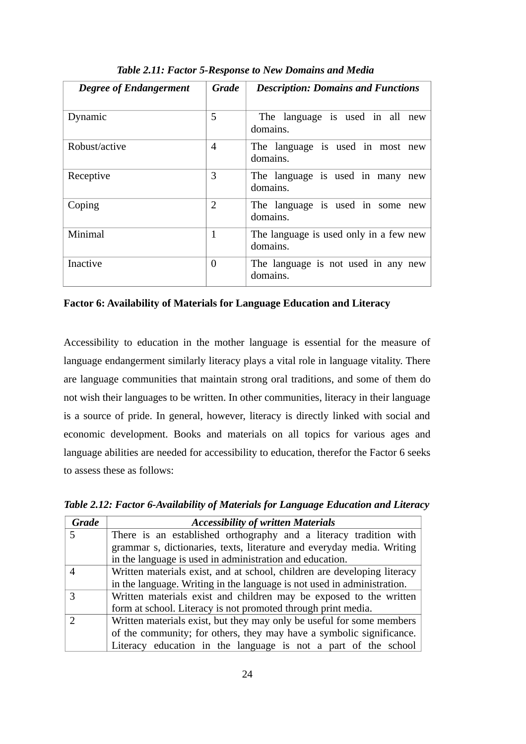*Table 2.11: Factor 5-Response to New Domains and Media*

| *Degree of Endangerment* | *Grade* | *Description: Domains and Functions* |
|---|---|---|
| Dynamic | 5 | The language is used in all new domains. |
| Robust/active | 4 | The language is used in most new domains. |
| Receptive | 3 | The language is used in many new domains. |
| Coping | 2 | The language is used in some new domains. |
| Minimal | 1 | The language is used only in a few new domains. |
| Inactive | 0 | The language is not used in any new domains. |

**Factor 6: Availability of Materials for Language Education and Literacy**

Accessibility to education in the mother language is essential for the measure of language endangerment similarly literacy plays a vital role in language vitality. There are language communities that maintain strong oral traditions, and some of them do not wish their languages to be written. In other communities, literacy in their language is a source of pride. In general, however, literacy is directly linked with social and economic development. Books and materials on all topics for various ages and language abilities are needed for accessibility to education, therefor the Factor 6 seeks to assess these as follows:

*Table 2.12: Factor 6-Availability of Materials for Language Education and Literacy*

| *Grade* | *Accessibility of written Materials* |
|---|---|
| 5 | There is an established orthography and a literacy tradition with grammar s, dictionaries, texts, literature and everyday media. Writing in the language is used in administration and education. |
| 4 | Written materials exist, and at school, children are developing literacy in the language. Writing in the language is not used in administration. |
| 3 | Written materials exist and children may be exposed to the written form at school. Literacy is not promoted through print media. |
| 2 | Written materials exist, but they may only be useful for some members of the community; for others, they may have a symbolic significance. Literacy education in the language is not a part of the school |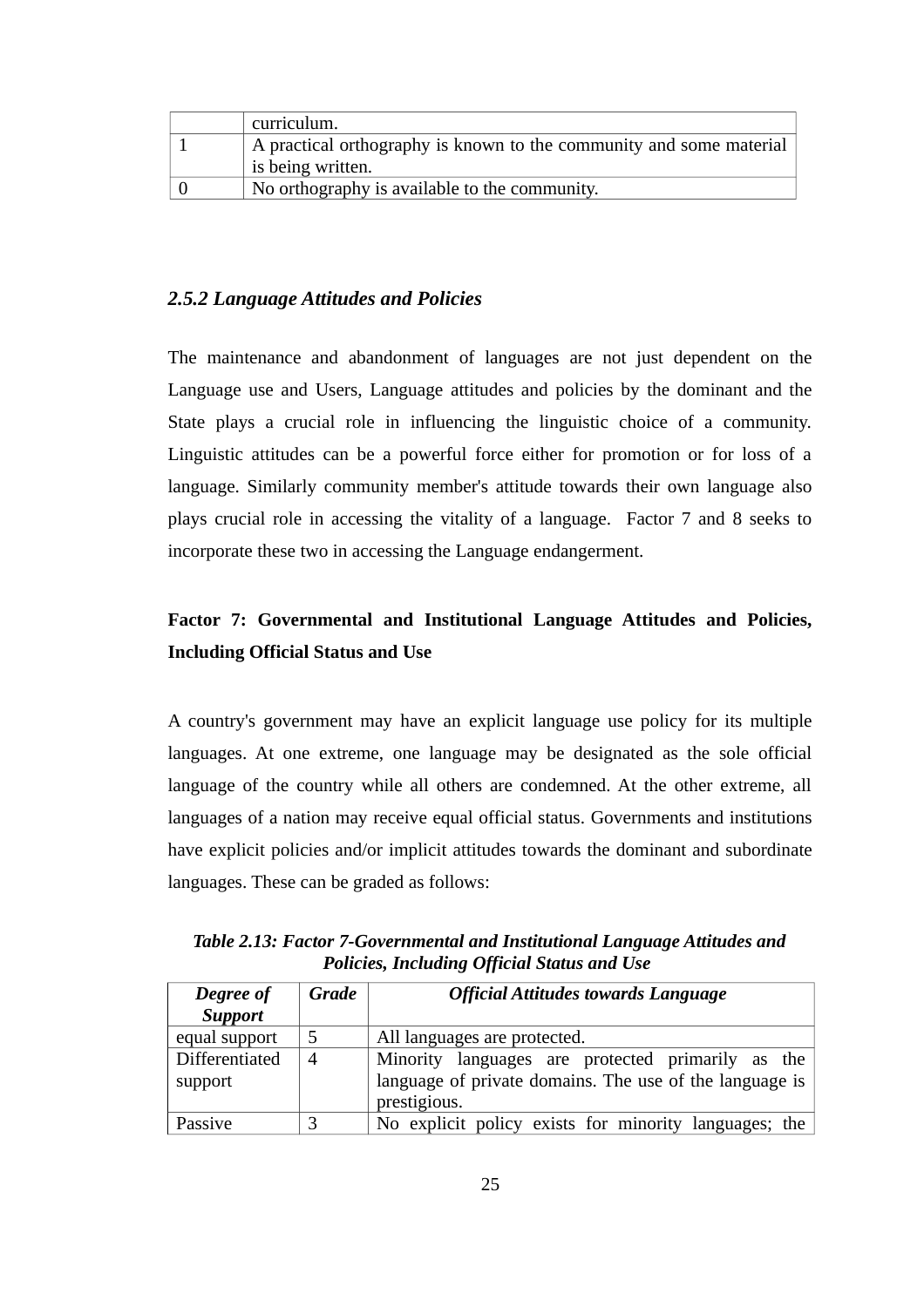|   | curriculum. |
|---|---|
| 1 | A practical orthography is known to the community and some material is being written. |
| 0 | No orthography is available to the community. |

### *2.5.2 Language Attitudes and Policies*

The maintenance and abandonment of languages are not just dependent on the Language use and Users, Language attitudes and policies by the dominant and the State plays a crucial role in influencing the linguistic choice of a community. Linguistic attitudes can be a powerful force either for promotion or for loss of a language. Similarly community member's attitude towards their own language also plays crucial role in accessing the vitality of a language. Factor 7 and 8 seeks to incorporate these two in accessing the Language endangerment.

**Factor 7: Governmental and Institutional Language Attitudes and Policies, Including Official Status and Use**

A country's government may have an explicit language use policy for its multiple languages. At one extreme, one language may be designated as the sole official language of the country while all others are condemned. At the other extreme, all languages of a nation may receive equal official status. Governments and institutions have explicit policies and/or implicit attitudes towards the dominant and subordinate languages. These can be graded as follows:

***Table 2.13: Factor 7-Governmental and Institutional Language Attitudes and Policies, Including Official Status and Use***

| *Degree of Support* | *Grade* | *Official Attitudes towards Language* |
|---|---|---|
| equal support | 5 | All languages are protected. |
| Differentiated support | 4 | Minority languages are protected primarily as the language of private domains. The use of the language is prestigious. |
| Passive | 3 | No explicit policy exists for minority languages; the |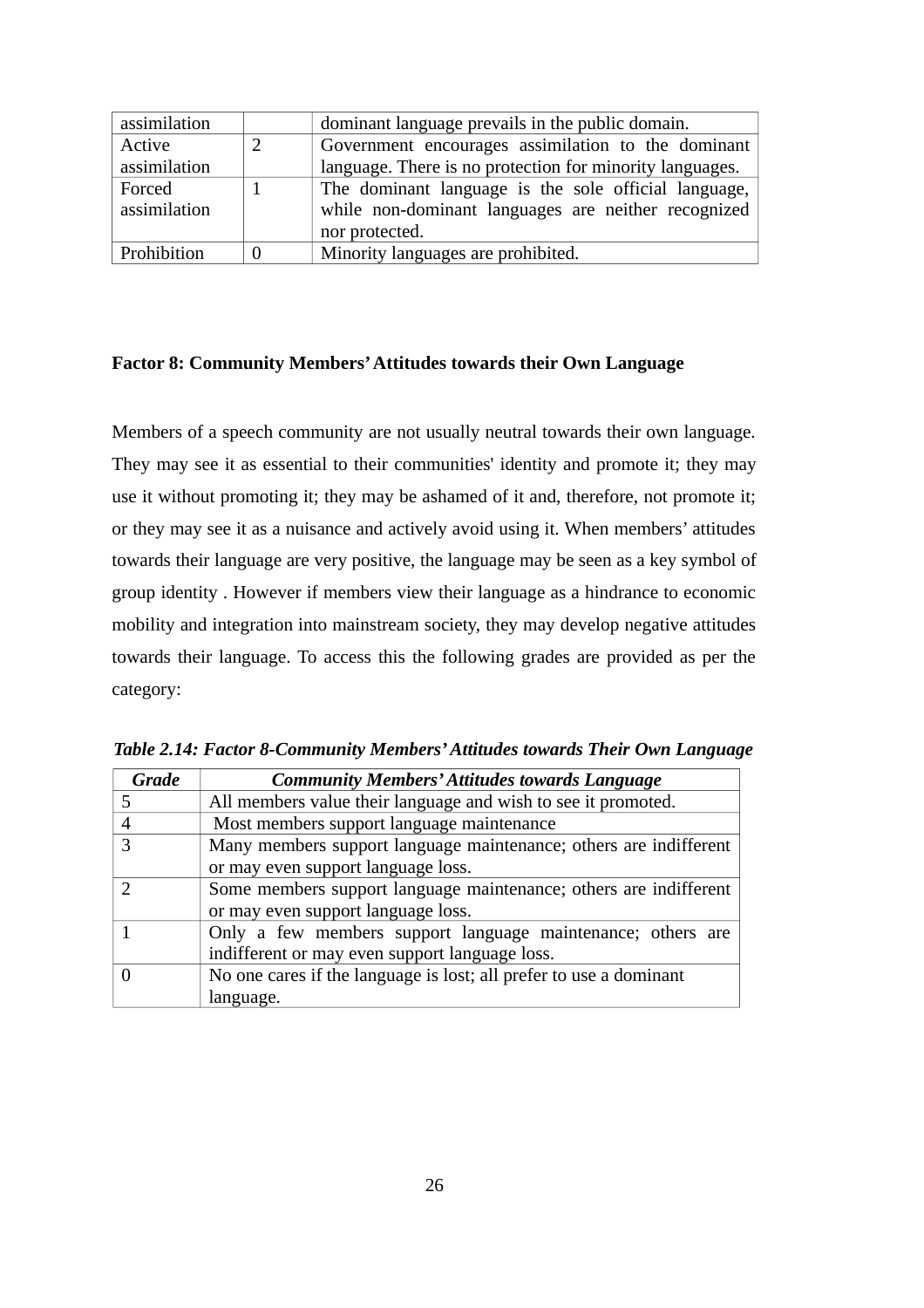| assimilation | | dominant language prevails in the public domain. |
|---|---|---|
| Active assimilation | 2 | Government encourages assimilation to the dominant language. There is no protection for minority languages. |
| Forced assimilation | 1 | The dominant language is the sole official language, while non-dominant languages are neither recognized nor protected. |
| Prohibition | 0 | Minority languages are prohibited. |

**Factor 8: Community Members' Attitudes towards their Own Language**

Members of a speech community are not usually neutral towards their own language. They may see it as essential to their communities' identity and promote it; they may use it without promoting it; they may be ashamed of it and, therefore, not promote it; or they may see it as a nuisance and actively avoid using it. When members' attitudes towards their language are very positive, the language may be seen as a key symbol of group identity . However if members view their language as a hindrance to economic mobility and integration into mainstream society, they may develop negative attitudes towards their language. To access this the following grades are provided as per the category:

***Table 2.14: Factor 8-Community Members' Attitudes towards Their Own Language***

| *Grade* | *Community Members' Attitudes towards Language* |
|---|---|
| 5 | All members value their language and wish to see it promoted. |
| 4 | Most members support language maintenance |
| 3 | Many members support language maintenance; others are indifferent or may even support language loss. |
| 2 | Some members support language maintenance; others are indifferent or may even support language loss. |
| 1 | Only a few members support language maintenance; others are indifferent or may even support language loss. |
| 0 | No one cares if the language is lost; all prefer to use a dominant language. |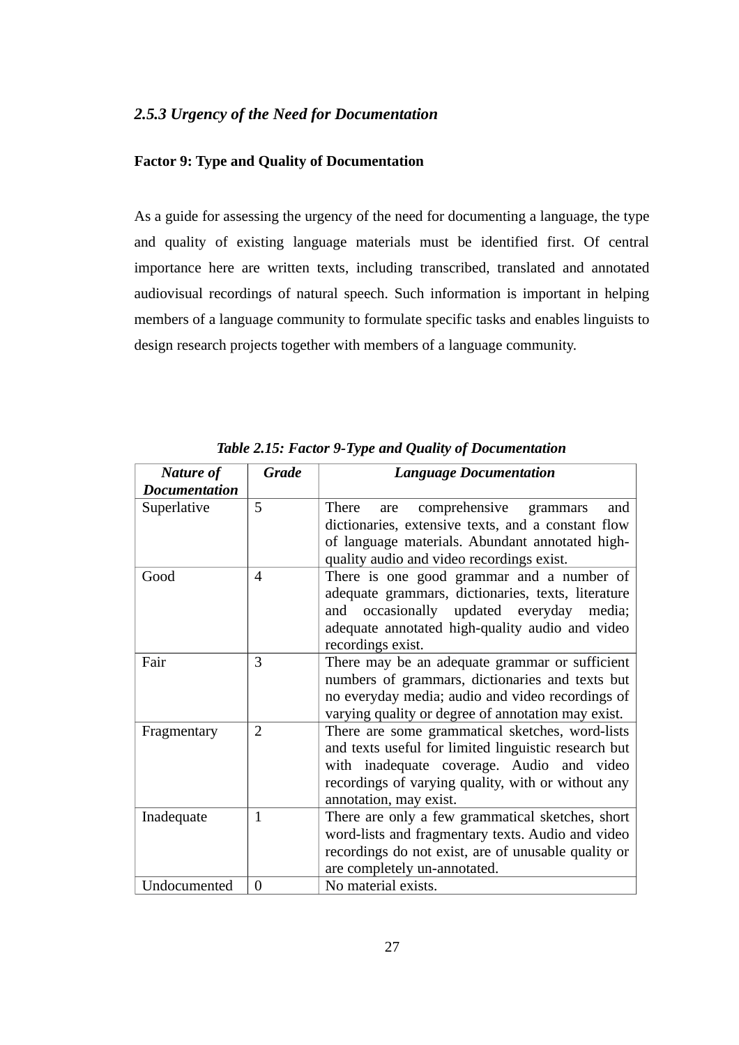### *2.5.3 Urgency of the Need for Documentation*

**Factor 9: Type and Quality of Documentation**

As a guide for assessing the urgency of the need for documenting a language, the type and quality of existing language materials must be identified first. Of central importance here are written texts, including transcribed, translated and annotated audiovisual recordings of natural speech. Such information is important in helping members of a language community to formulate specific tasks and enables linguists to design research projects together with members of a language community.

***Table 2.15: Factor 9-Type and Quality of Documentation***

| ***Nature of Documentation*** | ***Grade*** | ***Language Documentation*** |
|---|---|---|
| Superlative | 5 | There are comprehensive grammars and dictionaries, extensive texts, and a constant flow of language materials. Abundant annotated high-quality audio and video recordings exist. |
| Good | 4 | There is one good grammar and a number of adequate grammars, dictionaries, texts, literature and occasionally updated everyday media; adequate annotated high-quality audio and video recordings exist. |
| Fair | 3 | There may be an adequate grammar or sufficient numbers of grammars, dictionaries and texts but no everyday media; audio and video recordings of varying quality or degree of annotation may exist. |
| Fragmentary | 2 | There are some grammatical sketches, word-lists and texts useful for limited linguistic research but with inadequate coverage. Audio and video recordings of varying quality, with or without any annotation, may exist. |
| Inadequate | 1 | There are only a few grammatical sketches, short word-lists and fragmentary texts. Audio and video recordings do not exist, are of unusable quality or are completely un-annotated. |
| Undocumented | 0 | No material exists. |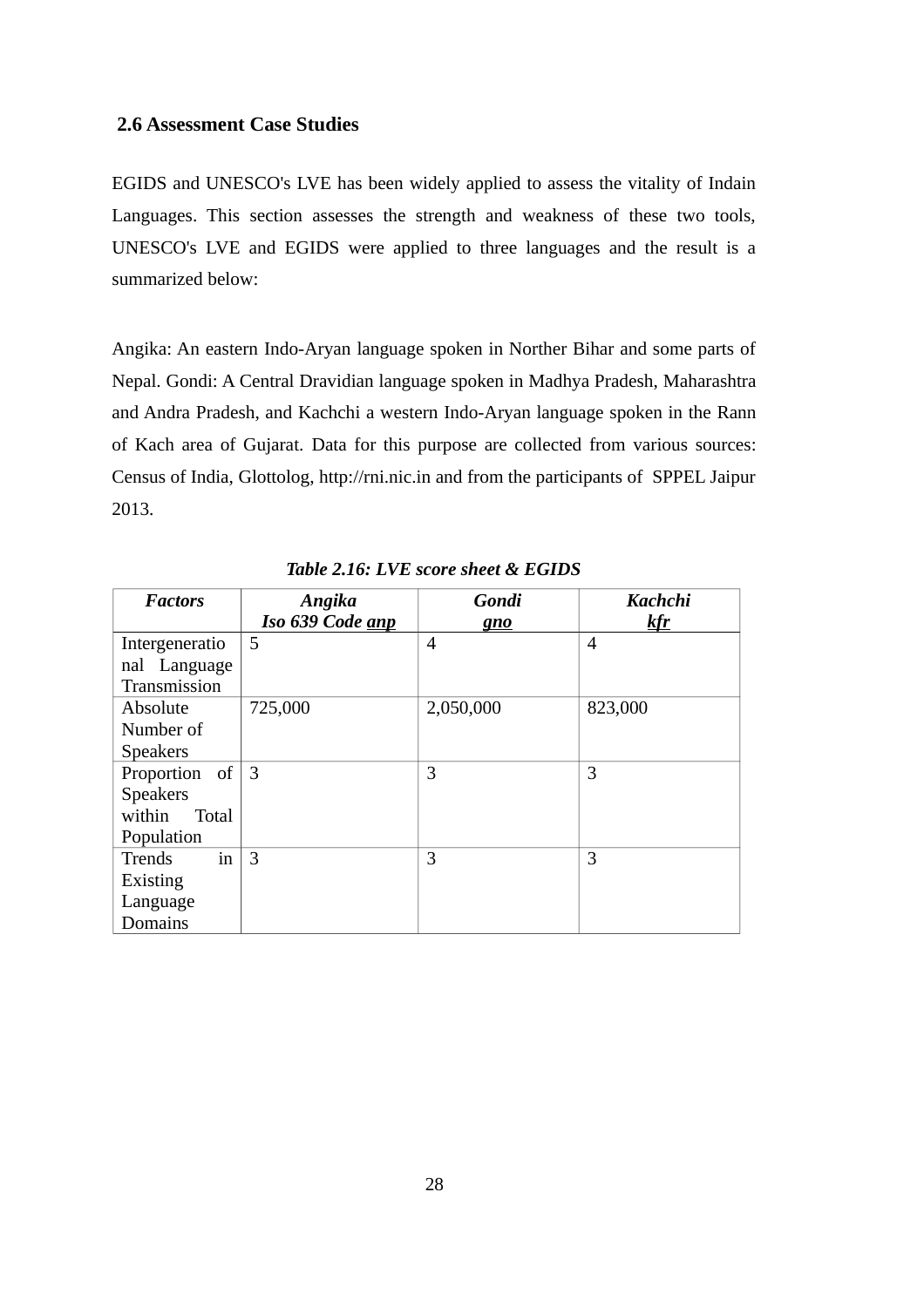### 2.6 Assessment Case Studies

EGIDS and UNESCO's LVE has been widely applied to assess the vitality of Indain Languages. This section assesses the strength and weakness of these two tools, UNESCO's LVE and EGIDS were applied to three languages and the result is a summarized below:

Angika: An eastern Indo-Aryan language spoken in Norther Bihar and some parts of Nepal. Gondi: A Central Dravidian language spoken in Madhya Pradesh, Maharashtra and Andra Pradesh, and Kachchi a western Indo-Aryan language spoken in the Rann of Kach area of Gujarat. Data for this purpose are collected from various sources: Census of India, Glottolog, http://rni.nic.in and from the participants of SPPEL Jaipur 2013.

***Table 2.16: LVE score sheet & EGIDS***

| *Factors* | *Angika* *Iso 639 Code anp* | *Gondi* *gno* | *Kachchi* *kfr* |
|---|---|---|---|
| Intergenerational Language Transmission | 5 | 4 | 4 |
| Absolute Number of Speakers | 725,000 | 2,050,000 | 823,000 |
| Proportion of Speakers within Total Population | 3 | 3 | 3 |
| Trends in Existing Language Domains | 3 | 3 | 3 |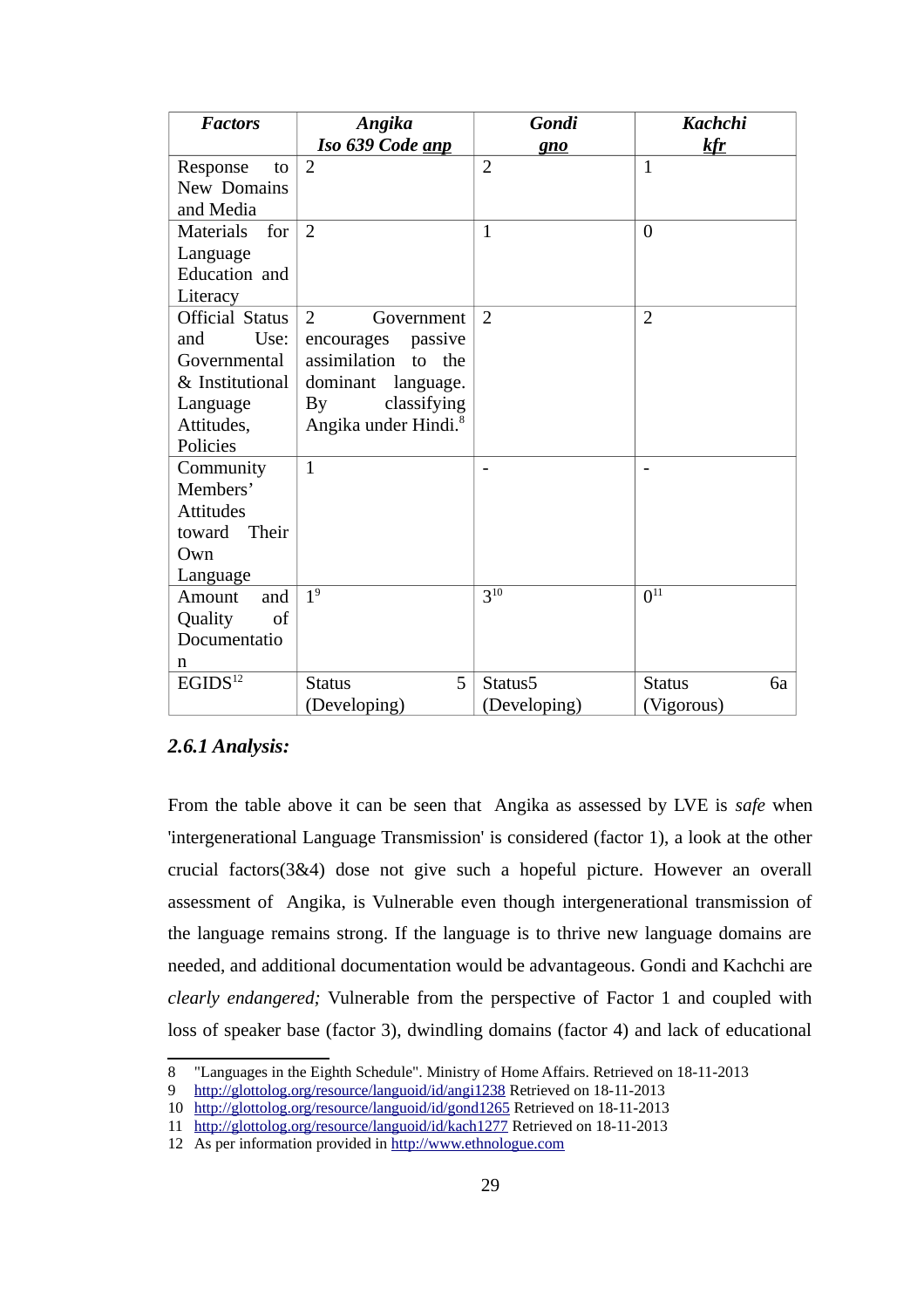| *Factors* | *Angika Iso 639 Code* ***anp*** | ***Gondi gno*** | ***Kachchi kfr*** |
|---|---|---|---|
| Response to New Domains and Media | 2 | 2 | 1 |
| Materials for Language Education and Literacy | 2 | 1 | 0 |
| Official Status and Use: Governmental & Institutional Language Attitudes, Policies | 2 Government encourages passive assimilation to the dominant language. By classifying Angika under Hindi.[8] | 2 | 2 |
| Community Members' Attitudes toward Their Own Language | 1 | - | - |
| Amount and Quality of Documentation | 1[9] | 3[10] | 0[11] |
| EGIDS[12] | Status 5 (Developing) | Status5 (Developing) | Status 6a (Vigorous) |

### *2.6.1 Analysis:*

From the table above it can be seen that Angika as assessed by LVE is *safe* when 'intergenerational Language Transmission' is considered (factor 1), a look at the other crucial factors(3&4) dose not give such a hopeful picture. However an overall assessment of Angika, is Vulnerable even though intergenerational transmission of the language remains strong. If the language is to thrive new language domains are needed, and additional documentation would be advantageous. Gondi and Kachchi are *clearly endangered;* Vulnerable from the perspective of Factor 1 and coupled with loss of speaker base (factor 3), dwindling domains (factor 4) and lack of educational

---

8 "Languages in the Eighth Schedule". Ministry of Home Affairs. Retrieved on 18-11-2013

9 http://glottolog.org/resource/languoid/id/angi1238 Retrieved on 18-11-2013

10 http://glottolog.org/resource/languoid/id/gond1265 Retrieved on 18-11-2013

11 http://glottolog.org/resource/languoid/id/kach1277 Retrieved on 18-11-2013

12 As per information provided in http://www.ethnologue.com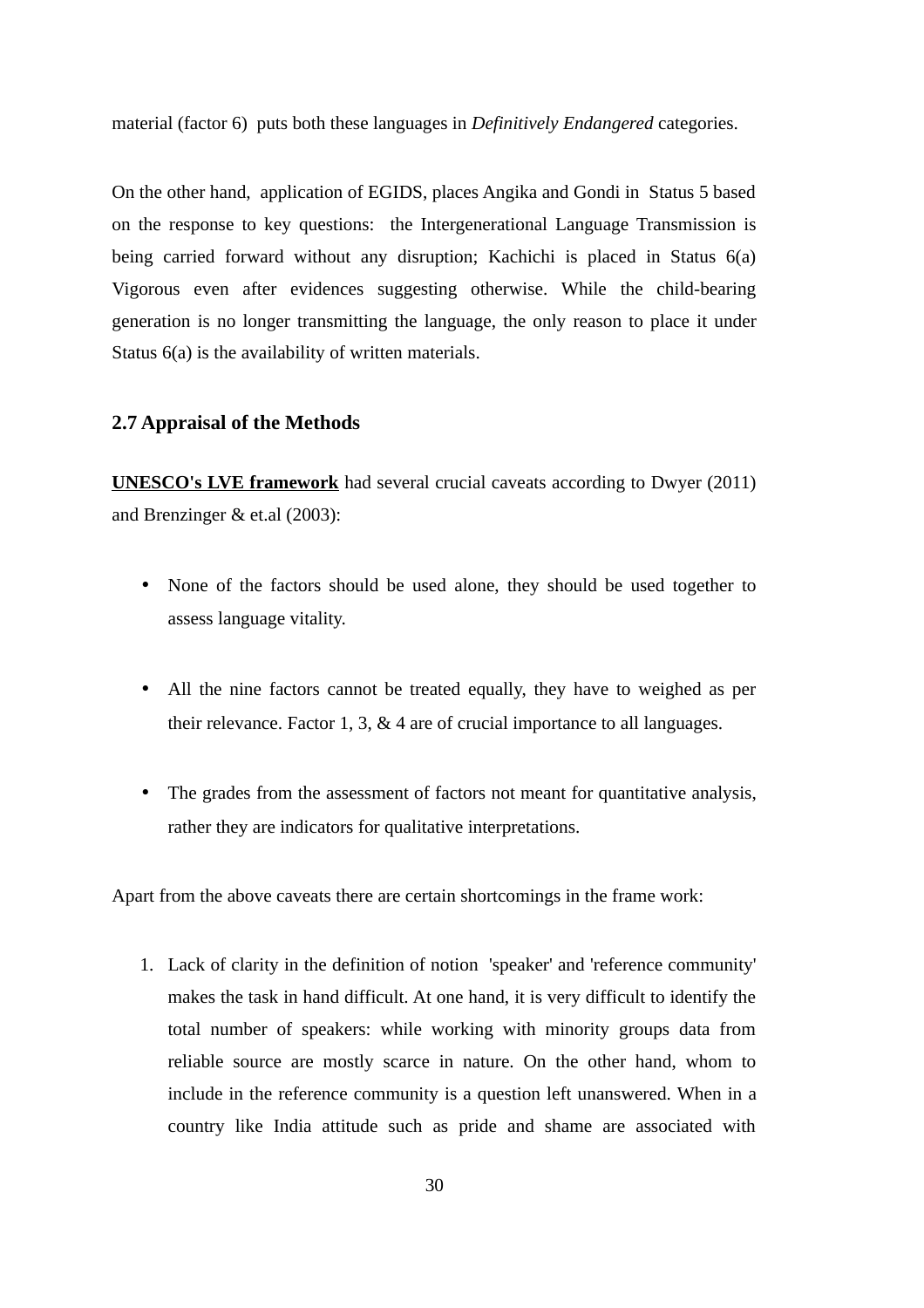material (factor 6) puts both these languages in *Definitively Endangered* categories.

On the other hand, application of EGIDS, places Angika and Gondi in Status 5 based on the response to key questions: the Intergenerational Language Transmission is being carried forward without any disruption; Kachichi is placed in Status 6(a) Vigorous even after evidences suggesting otherwise. While the child-bearing generation is no longer transmitting the language, the only reason to place it under Status 6(a) is the availability of written materials.

### 2.7 Appraisal of the Methods

**UNESCO's LVE framework** had several crucial caveats according to Dwyer (2011) and Brenzinger & et.al (2003):

- None of the factors should be used alone, they should be used together to assess language vitality.
- All the nine factors cannot be treated equally, they have to weighed as per their relevance. Factor 1, 3, & 4 are of crucial importance to all languages.
- The grades from the assessment of factors not meant for quantitative analysis, rather they are indicators for qualitative interpretations.

Apart from the above caveats there are certain shortcomings in the frame work:

1. Lack of clarity in the definition of notion 'speaker' and 'reference community' makes the task in hand difficult. At one hand, it is very difficult to identify the total number of speakers: while working with minority groups data from reliable source are mostly scarce in nature. On the other hand, whom to include in the reference community is a question left unanswered. When in a country like India attitude such as pride and shame are associated with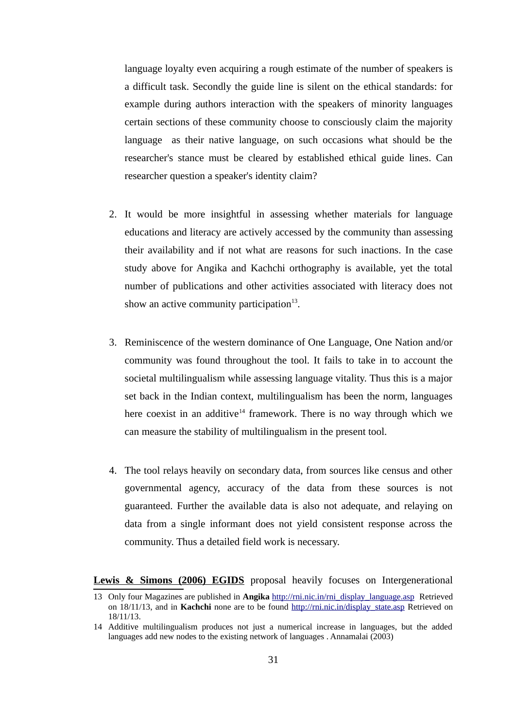language loyalty even acquiring a rough estimate of the number of speakers is a difficult task. Secondly the guide line is silent on the ethical standards: for example during authors interaction with the speakers of minority languages certain sections of these community choose to consciously claim the majority language as their native language, on such occasions what should be the researcher's stance must be cleared by established ethical guide lines. Can researcher question a speaker's identity claim?

2. It would be more insightful in assessing whether materials for language educations and literacy are actively accessed by the community than assessing their availability and if not what are reasons for such inactions. In the case study above for Angika and Kachchi orthography is available, yet the total number of publications and other activities associated with literacy does not show an active community participation[13].

3. Reminiscence of the western dominance of One Language, One Nation and/or community was found throughout the tool. It fails to take in to account the societal multilingualism while assessing language vitality. Thus this is a major set back in the Indian context, multilingualism has been the norm, languages here coexist in an additive[14] framework. There is no way through which we can measure the stability of multilingualism in the present tool.

4. The tool relays heavily on secondary data, from sources like census and other governmental agency, accuracy of the data from these sources is not guaranteed. Further the available data is also not adequate, and relaying on data from a single informant does not yield consistent response across the community. Thus a detailed field work is necessary.

**Lewis & Simons (2006) EGIDS** proposal heavily focuses on Intergenerational

13 Only four Magazines are published in **Angika** http://rni.nic.in/rni_display_language.asp Retrieved on 18/11/13, and in **Kachchi** none are to be found http://rni.nic.in/display_state.asp Retrieved on 18/11/13.

14 Additive multilingualism produces not just a numerical increase in languages, but the added languages add new nodes to the existing network of languages . Annamalai (2003)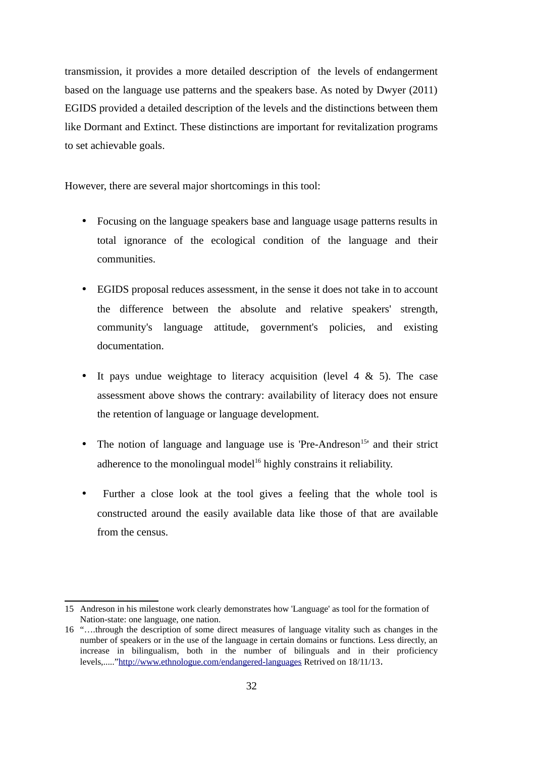transmission, it provides a more detailed description of the levels of endangerment based on the language use patterns and the speakers base. As noted by Dwyer (2011) EGIDS provided a detailed description of the levels and the distinctions between them like Dormant and Extinct. These distinctions are important for revitalization programs to set achievable goals.

However, there are several major shortcomings in this tool:

- Focusing on the language speakers base and language usage patterns results in total ignorance of the ecological condition of the language and their communities.
- EGIDS proposal reduces assessment, in the sense it does not take in to account the difference between the absolute and relative speakers' strength, community's language attitude, government's policies, and existing documentation.
- It pays undue weightage to literacy acquisition (level 4 & 5). The case assessment above shows the contrary: availability of literacy does not ensure the retention of language or language development.
- The notion of language and language use is 'Pre-Andreson[15]' and their strict adherence to the monolingual model[16] highly constrains it reliability.
- Further a close look at the tool gives a feeling that the whole tool is constructed around the easily available data like those of that are available from the census.

---

15 Andreson in his milestone work clearly demonstrates how 'Language' as tool for the formation of Nation-state: one language, one nation.

16 "….through the description of some direct measures of language vitality such as changes in the number of speakers or in the use of the language in certain domains or functions. Less directly, an increase in bilingualism, both in the number of bilinguals and in their proficiency levels,….."[http://www.ethnologue.com/endangered-languages](http://www.ethnologue.com/endangered-languages) Retrived on 18/11/13.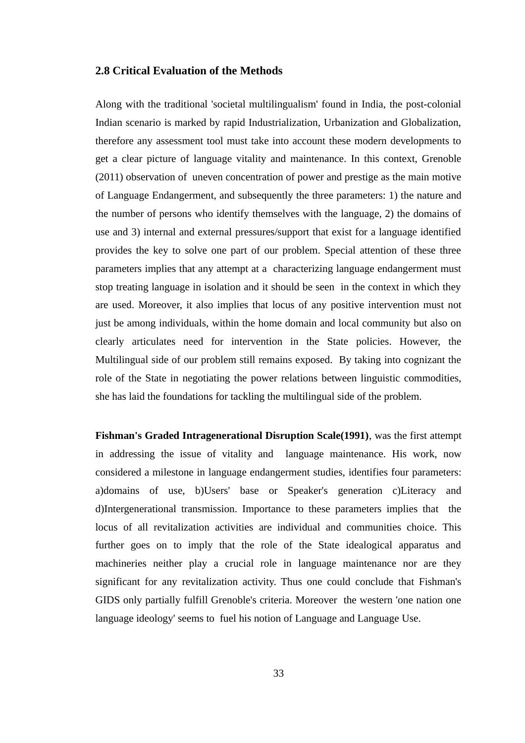### 2.8 Critical Evaluation of the Methods

Along with the traditional 'societal multilingualism' found in India, the post-colonial Indian scenario is marked by rapid Industrialization, Urbanization and Globalization, therefore any assessment tool must take into account these modern developments to get a clear picture of language vitality and maintenance. In this context, Grenoble (2011) observation of uneven concentration of power and prestige as the main motive of Language Endangerment, and subsequently the three parameters: 1) the nature and the number of persons who identify themselves with the language, 2) the domains of use and 3) internal and external pressures/support that exist for a language identified provides the key to solve one part of our problem. Special attention of these three parameters implies that any attempt at a characterizing language endangerment must stop treating language in isolation and it should be seen in the context in which they are used. Moreover, it also implies that locus of any positive intervention must not just be among individuals, within the home domain and local community but also on clearly articulates need for intervention in the State policies. However, the Multilingual side of our problem still remains exposed. By taking into cognizant the role of the State in negotiating the power relations between linguistic commodities, she has laid the foundations for tackling the multilingual side of the problem.

**Fishman's Graded Intragenerational Disruption Scale(1991)**, was the first attempt in addressing the issue of vitality and language maintenance. His work, now considered a milestone in language endangerment studies, identifies four parameters: a)domains of use, b)Users' base or Speaker's generation c)Literacy and d)Intergenerational transmission. Importance to these parameters implies that the locus of all revitalization activities are individual and communities choice. This further goes on to imply that the role of the State idealogical apparatus and machineries neither play a crucial role in language maintenance nor are they significant for any revitalization activity. Thus one could conclude that Fishman's GIDS only partially fulfill Grenoble's criteria. Moreover the western 'one nation one language ideology' seems to fuel his notion of Language and Language Use.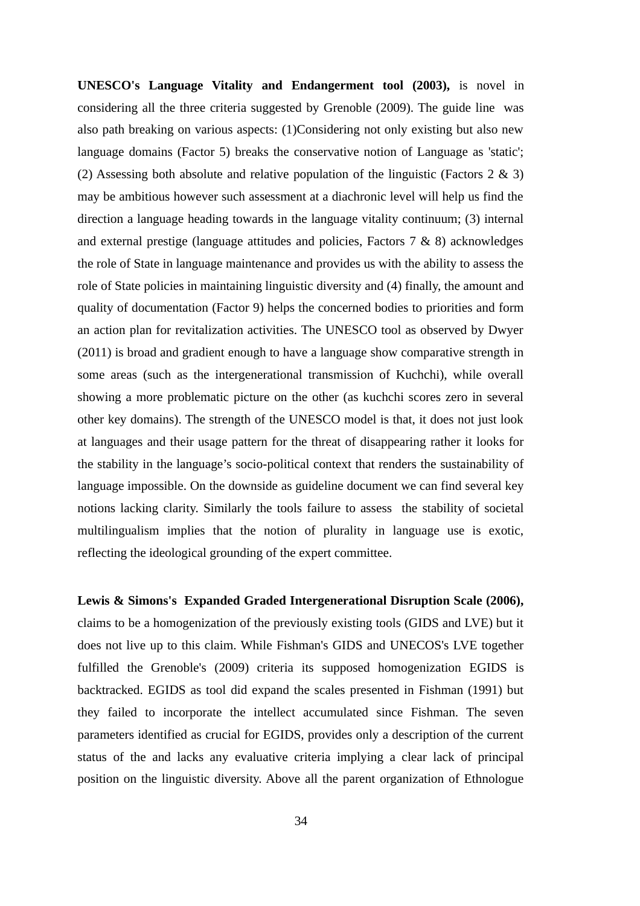**UNESCO's Language Vitality and Endangerment tool (2003),** is novel in considering all the three criteria suggested by Grenoble (2009). The guide line was also path breaking on various aspects: (1)Considering not only existing but also new language domains (Factor 5) breaks the conservative notion of Language as 'static'; (2) Assessing both absolute and relative population of the linguistic (Factors 2 & 3) may be ambitious however such assessment at a diachronic level will help us find the direction a language heading towards in the language vitality continuum; (3) internal and external prestige (language attitudes and policies, Factors 7 & 8) acknowledges the role of State in language maintenance and provides us with the ability to assess the role of State policies in maintaining linguistic diversity and (4) finally, the amount and quality of documentation (Factor 9) helps the concerned bodies to priorities and form an action plan for revitalization activities. The UNESCO tool as observed by Dwyer (2011) is broad and gradient enough to have a language show comparative strength in some areas (such as the intergenerational transmission of Kuchchi), while overall showing a more problematic picture on the other (as kuchchi scores zero in several other key domains). The strength of the UNESCO model is that, it does not just look at languages and their usage pattern for the threat of disappearing rather it looks for the stability in the language's socio-political context that renders the sustainability of language impossible. On the downside as guideline document we can find several key notions lacking clarity. Similarly the tools failure to assess the stability of societal multilingualism implies that the notion of plurality in language use is exotic, reflecting the ideological grounding of the expert committee.

**Lewis & Simons's Expanded Graded Intergenerational Disruption Scale (2006),** claims to be a homogenization of the previously existing tools (GIDS and LVE) but it does not live up to this claim. While Fishman's GIDS and UNECOS's LVE together fulfilled the Grenoble's (2009) criteria its supposed homogenization EGIDS is backtracked. EGIDS as tool did expand the scales presented in Fishman (1991) but they failed to incorporate the intellect accumulated since Fishman. The seven parameters identified as crucial for EGIDS, provides only a description of the current status of the and lacks any evaluative criteria implying a clear lack of principal position on the linguistic diversity. Above all the parent organization of Ethnologue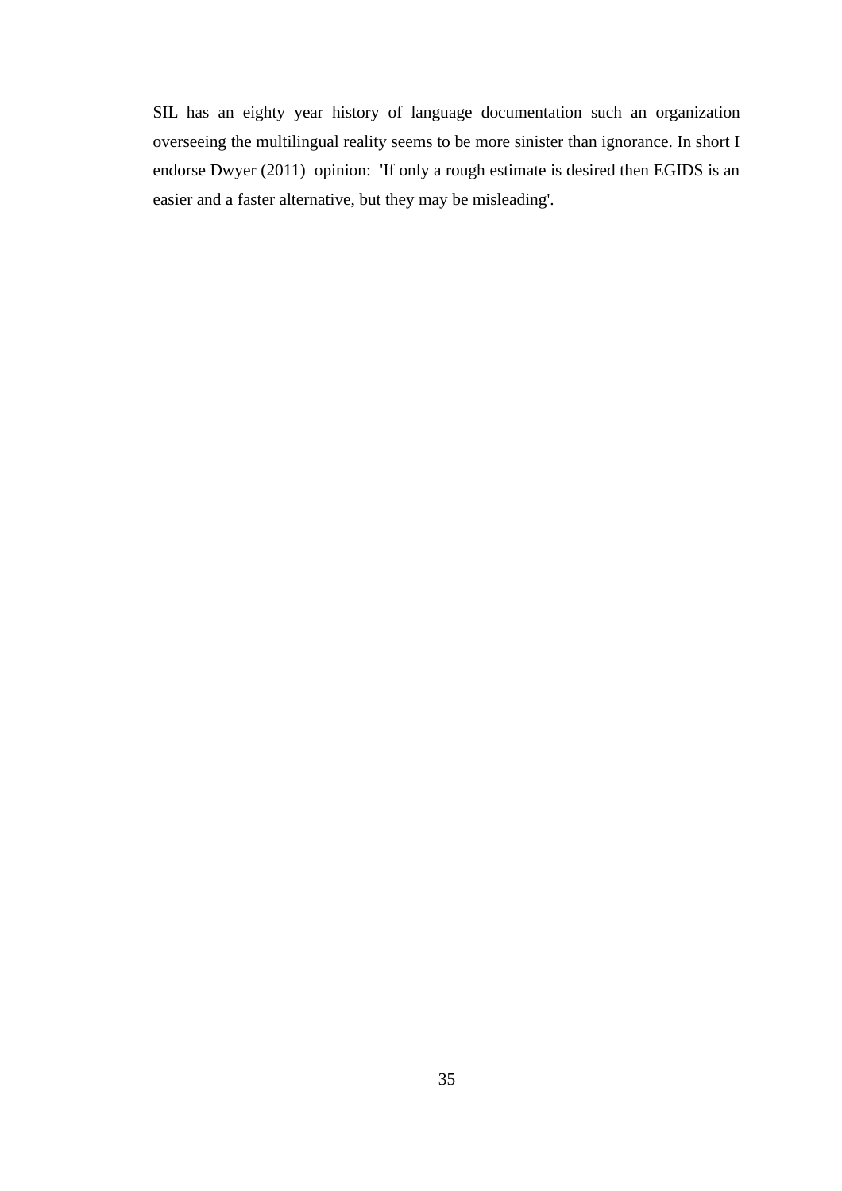SIL has an eighty year history of language documentation such an organization overseeing the multilingual reality seems to be more sinister than ignorance. In short I endorse Dwyer (2011) opinion: 'If only a rough estimate is desired then EGIDS is an easier and a faster alternative, but they may be misleading'.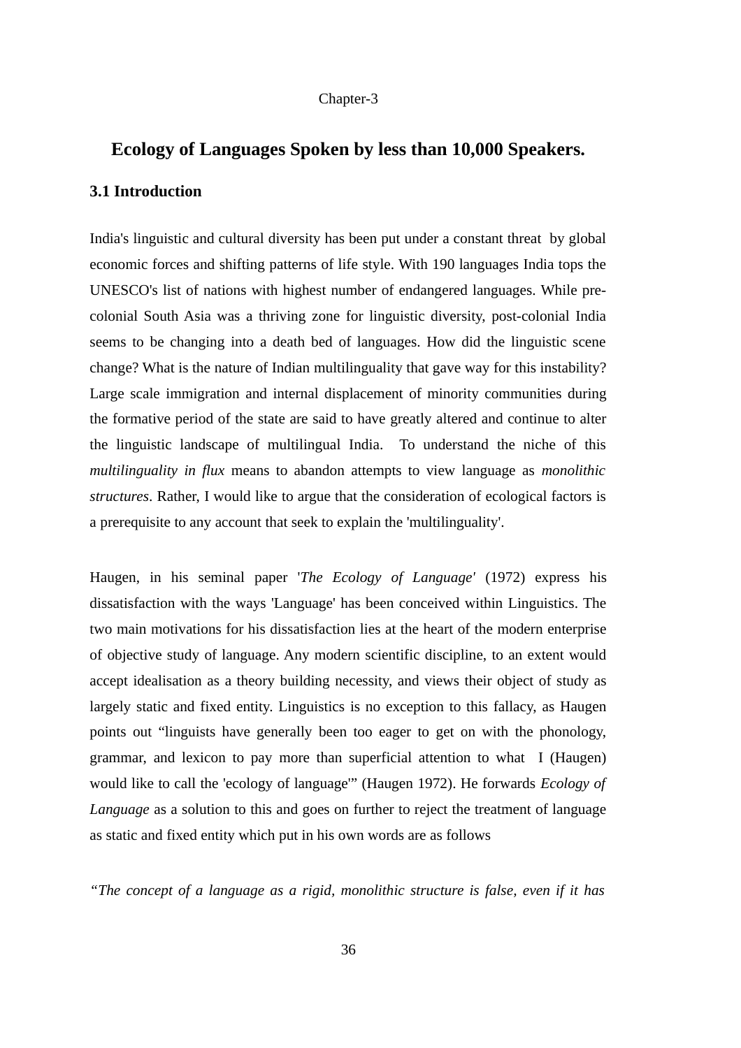Chapter-3

# Ecology of Languages Spoken by less than 10,000 Speakers.

## 3.1 Introduction

India's linguistic and cultural diversity has been put under a constant threat by global economic forces and shifting patterns of life style. With 190 languages India tops the UNESCO's list of nations with highest number of endangered languages. While pre-colonial South Asia was a thriving zone for linguistic diversity, post-colonial India seems to be changing into a death bed of languages. How did the linguistic scene change? What is the nature of Indian multilinguality that gave way for this instability? Large scale immigration and internal displacement of minority communities during the formative period of the state are said to have greatly altered and continue to alter the linguistic landscape of multilingual India. To understand the niche of this *multilinguality in flux* means to abandon attempts to view language as *monolithic structures*. Rather, I would like to argue that the consideration of ecological factors is a prerequisite to any account that seek to explain the 'multilinguality'.

Haugen, in his seminal paper '*The Ecology of Language*' (1972) express his dissatisfaction with the ways 'Language' has been conceived within Linguistics. The two main motivations for his dissatisfaction lies at the heart of the modern enterprise of objective study of language. Any modern scientific discipline, to an extent would accept idealisation as a theory building necessity, and views their object of study as largely static and fixed entity. Linguistics is no exception to this fallacy, as Haugen points out "linguists have generally been too eager to get on with the phonology, grammar, and lexicon to pay more than superficial attention to what I (Haugen) would like to call the 'ecology of language'" (Haugen 1972). He forwards *Ecology of Language* as a solution to this and goes on further to reject the treatment of language as static and fixed entity which put in his own words are as follows

*"The concept of a language as a rigid, monolithic structure is false, even if it has*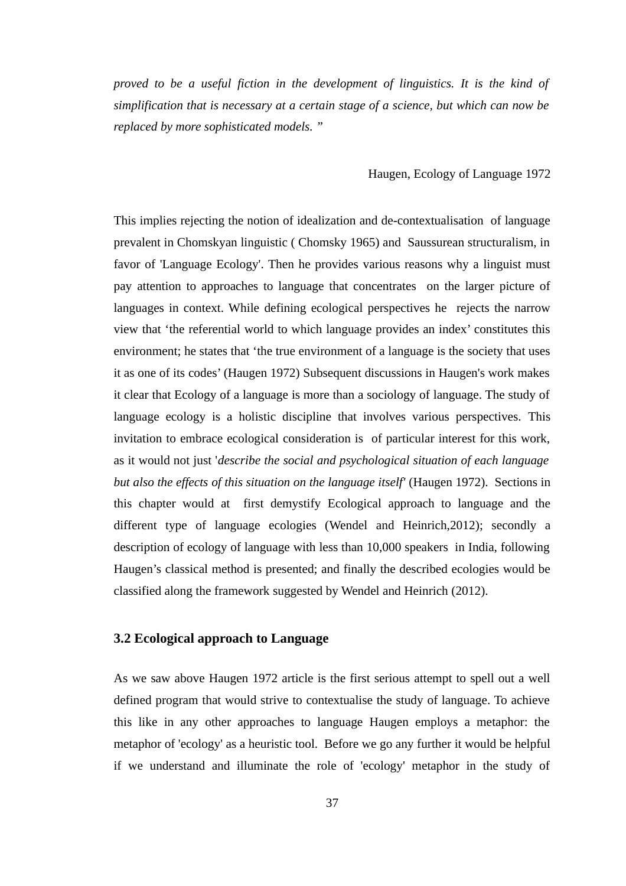*proved to be a useful fiction in the development of linguistics. It is the kind of simplification that is necessary at a certain stage of a science, but which can now be replaced by more sophisticated models. "*

Haugen, Ecology of Language 1972

This implies rejecting the notion of idealization and de-contextualisation of language prevalent in Chomskyan linguistic ( Chomsky 1965) and Saussurean structuralism, in favor of 'Language Ecology'. Then he provides various reasons why a linguist must pay attention to approaches to language that concentrates on the larger picture of languages in context. While defining ecological perspectives he rejects the narrow view that 'the referential world to which language provides an index' constitutes this environment; he states that 'the true environment of a language is the society that uses it as one of its codes' (Haugen 1972) Subsequent discussions in Haugen's work makes it clear that Ecology of a language is more than a sociology of language. The study of language ecology is a holistic discipline that involves various perspectives. This invitation to embrace ecological consideration is of particular interest for this work, as it would not just '*describe the social and psychological situation of each language but also the effects of this situation on the language itself*' (Haugen 1972). Sections in this chapter would at first demystify Ecological approach to language and the different type of language ecologies (Wendel and Heinrich,2012); secondly a description of ecology of language with less than 10,000 speakers in India, following Haugen's classical method is presented; and finally the described ecologies would be classified along the framework suggested by Wendel and Heinrich (2012).

### 3.2 Ecological approach to Language

As we saw above Haugen 1972 article is the first serious attempt to spell out a well defined program that would strive to contextualise the study of language. To achieve this like in any other approaches to language Haugen employs a metaphor: the metaphor of 'ecology' as a heuristic tool. Before we go any further it would be helpful if we understand and illuminate the role of 'ecology' metaphor in the study of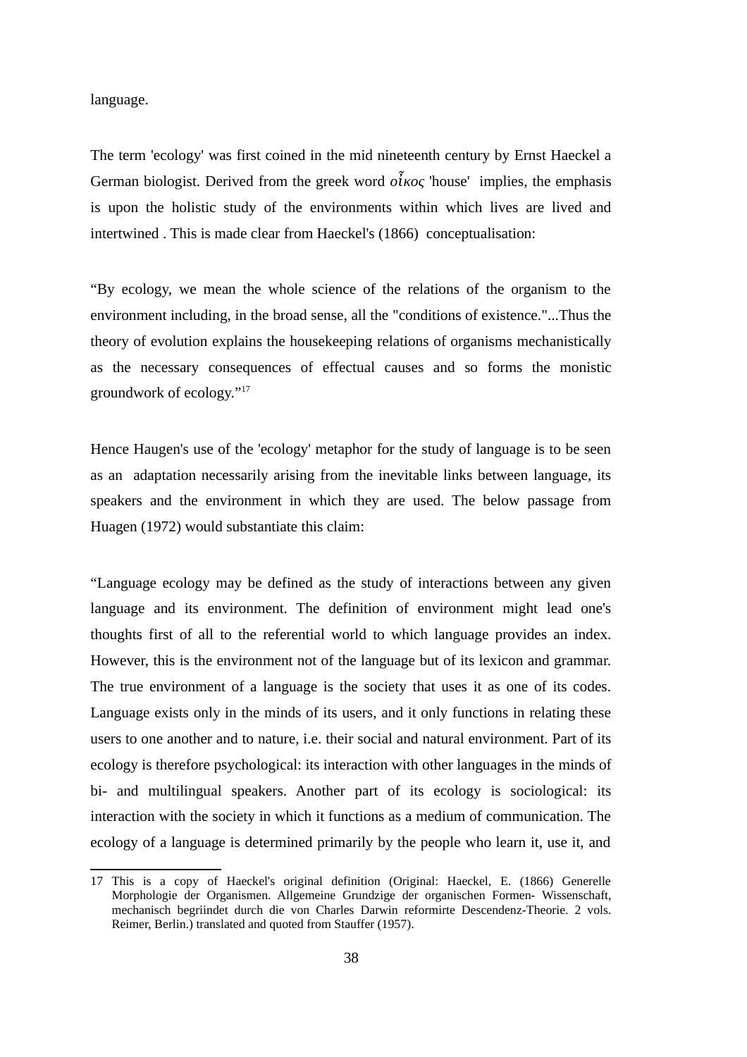language.

The term 'ecology' was first coined in the mid nineteenth century by Ernst Haeckel a German biologist. Derived from the greek word *οἶκος* 'house' implies, the emphasis is upon the holistic study of the environments within which lives are lived and intertwined . This is made clear from Haeckel's (1866) conceptualisation:

“By ecology, we mean the whole science of the relations of the organism to the environment including, in the broad sense, all the "conditions of existence."...Thus the theory of evolution explains the housekeeping relations of organisms mechanistically as the necessary consequences of effectual causes and so forms the monistic groundwork of ecology.”[17]

Hence Haugen's use of the 'ecology' metaphor for the study of language is to be seen as an adaptation necessarily arising from the inevitable links between language, its speakers and the environment in which they are used. The below passage from Huagen (1972) would substantiate this claim:

“Language ecology may be defined as the study of interactions between any given language and its environment. The definition of environment might lead one's thoughts first of all to the referential world to which language provides an index. However, this is the environment not of the language but of its lexicon and grammar. The true environment of a language is the society that uses it as one of its codes. Language exists only in the minds of its users, and it only functions in relating these users to one another and to nature, i.e. their social and natural environment. Part of its ecology is therefore psychological: its interaction with other languages in the minds of bi- and multilingual speakers. Another part of its ecology is sociological: its interaction with the society in which it functions as a medium of communication. The ecology of a language is determined primarily by the people who learn it, use it, and

---

17 This is a copy of Haeckel's original definition (Original: Haeckel, E. (1866) Generelle Morphologie der Organismen. Allgemeine Grundzige der organischen Formen- Wissenschaft, mechanisch begriindet durch die von Charles Darwin reformirte Descendenz-Theorie. 2 vols. Reimer, Berlin.) translated and quoted from Stauffer (1957).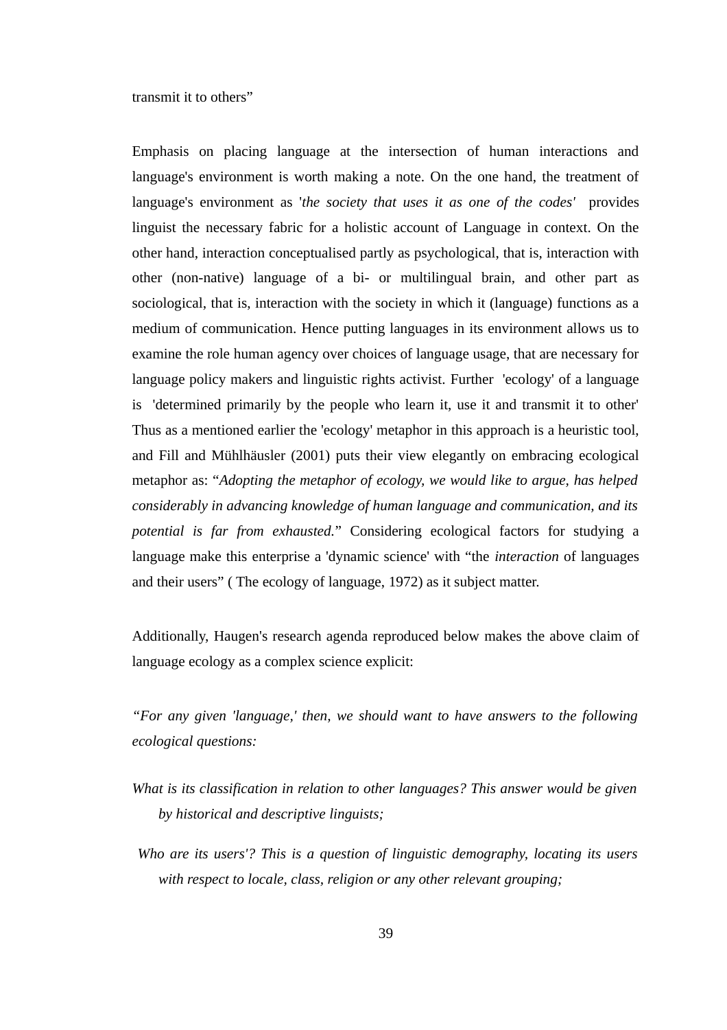transmit it to others"

Emphasis on placing language at the intersection of human interactions and language's environment is worth making a note. On the one hand, the treatment of language's environment as '*the society that uses it as one of the codes'* provides linguist the necessary fabric for a holistic account of Language in context. On the other hand, interaction conceptualised partly as psychological, that is, interaction with other (non-native) language of a bi- or multilingual brain, and other part as sociological, that is, interaction with the society in which it (language) functions as a medium of communication. Hence putting languages in its environment allows us to examine the role human agency over choices of language usage, that are necessary for language policy makers and linguistic rights activist. Further 'ecology' of a language is 'determined primarily by the people who learn it, use it and transmit it to other' Thus as a mentioned earlier the 'ecology' metaphor in this approach is a heuristic tool, and Fill and Mühlhäusler (2001) puts their view elegantly on embracing ecological metaphor as: "*Adopting the metaphor of ecology, we would like to argue, has helped considerably in advancing knowledge of human language and communication, and its potential is far from exhausted.*" Considering ecological factors for studying a language make this enterprise a 'dynamic science' with "the *interaction* of languages and their users" ( The ecology of language, 1972) as it subject matter.

Additionally, Haugen's research agenda reproduced below makes the above claim of language ecology as a complex science explicit:

*"For any given 'language,' then, we should want to have answers to the following ecological questions:*

*What is its classification in relation to other languages? This answer would be given by historical and descriptive linguists;*

*Who are its users'? This is a question of linguistic demography, locating its users with respect to locale, class, religion or any other relevant grouping;*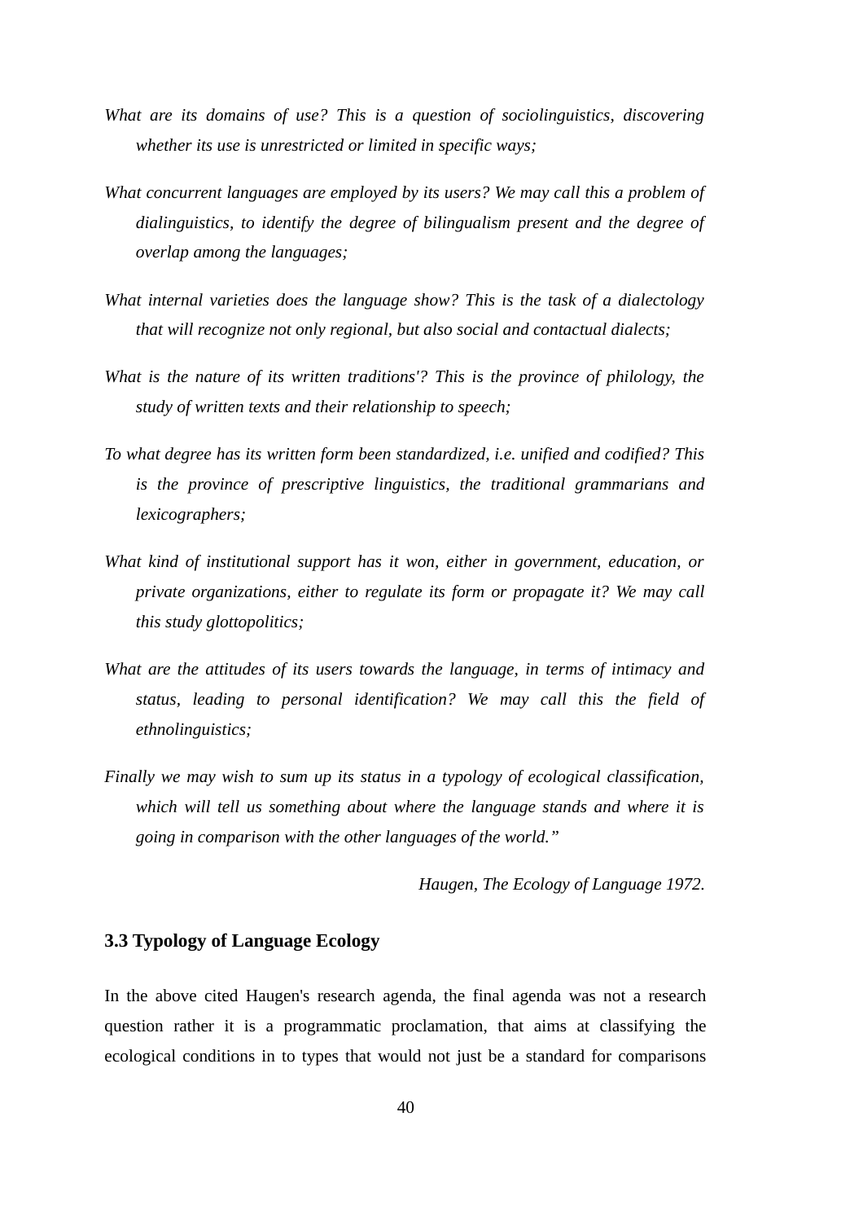*What are its domains of use? This is a question of sociolinguistics, discovering whether its use is unrestricted or limited in specific ways;*

*What concurrent languages are employed by its users? We may call this a problem of dialinguistics, to identify the degree of bilingualism present and the degree of overlap among the languages;*

*What internal varieties does the language show? This is the task of a dialectology that will recognize not only regional, but also social and contactual dialects;*

*What is the nature of its written traditions'? This is the province of philology, the study of written texts and their relationship to speech;*

*To what degree has its written form been standardized, i.e. unified and codified? This is the province of prescriptive linguistics, the traditional grammarians and lexicographers;*

*What kind of institutional support has it won, either in government, education, or private organizations, either to regulate its form or propagate it? We may call this study glottopolitics;*

*What are the attitudes of its users towards the language, in terms of intimacy and status, leading to personal identification? We may call this the field of ethnolinguistics;*

*Finally we may wish to sum up its status in a typology of ecological classification, which will tell us something about where the language stands and where it is going in comparison with the other languages of the world."*

*Haugen, The Ecology of Language 1972.*

### 3.3 Typology of Language Ecology

In the above cited Haugen's research agenda, the final agenda was not a research question rather it is a programmatic proclamation, that aims at classifying the ecological conditions in to types that would not just be a standard for comparisons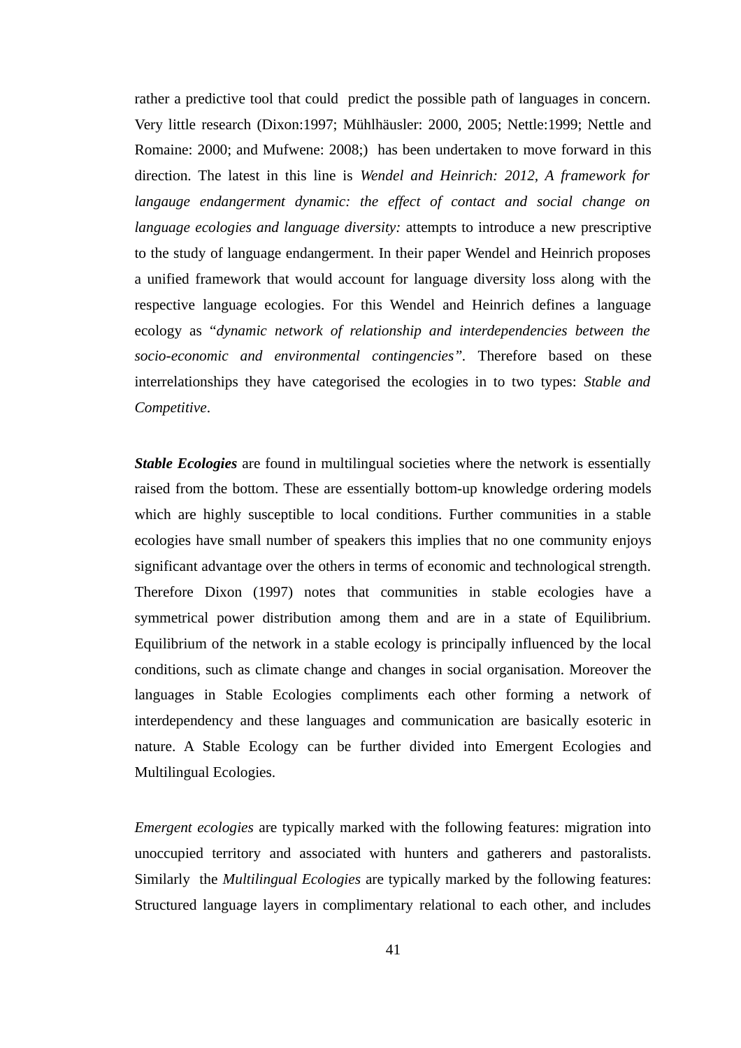rather a predictive tool that could  predict the possible path of languages in concern. Very little research (Dixon:1997; Mühlhäusler: 2000, 2005; Nettle:1999; Nettle and Romaine: 2000; and Mufwene: 2008;)  has been undertaken to move forward in this direction. The latest in this line is *Wendel and Heinrich: 2012, A framework for langauge endangerment dynamic: the effect of contact and social change on language ecologies and language diversity:* attempts to introduce a new prescriptive to the study of language endangerment. In their paper Wendel and Heinrich proposes a unified framework that would account for language diversity loss along with the respective language ecologies. For this Wendel and Heinrich defines a language ecology as "*dynamic network of relationship and interdependencies between the socio-economic and environmental contingencies"*. Therefore based on these interrelationships they have categorised the ecologies in to two types: *Stable and Competitive*.

***Stable Ecologies*** are found in multilingual societies where the network is essentially raised from the bottom. These are essentially bottom-up knowledge ordering models which are highly susceptible to local conditions. Further communities in a stable ecologies have small number of speakers this implies that no one community enjoys significant advantage over the others in terms of economic and technological strength. Therefore Dixon (1997) notes that communities in stable ecologies have a symmetrical power distribution among them and are in a state of Equilibrium. Equilibrium of the network in a stable ecology is principally influenced by the local conditions, such as climate change and changes in social organisation. Moreover the languages in Stable Ecologies compliments each other forming a network of interdependency and these languages and communication are basically esoteric in nature. A Stable Ecology can be further divided into Emergent Ecologies and Multilingual Ecologies.

*Emergent ecologies* are typically marked with the following features: migration into unoccupied territory and associated with hunters and gatherers and pastoralists. Similarly  the *Multilingual Ecologies* are typically marked by the following features: Structured language layers in complimentary relational to each other, and includes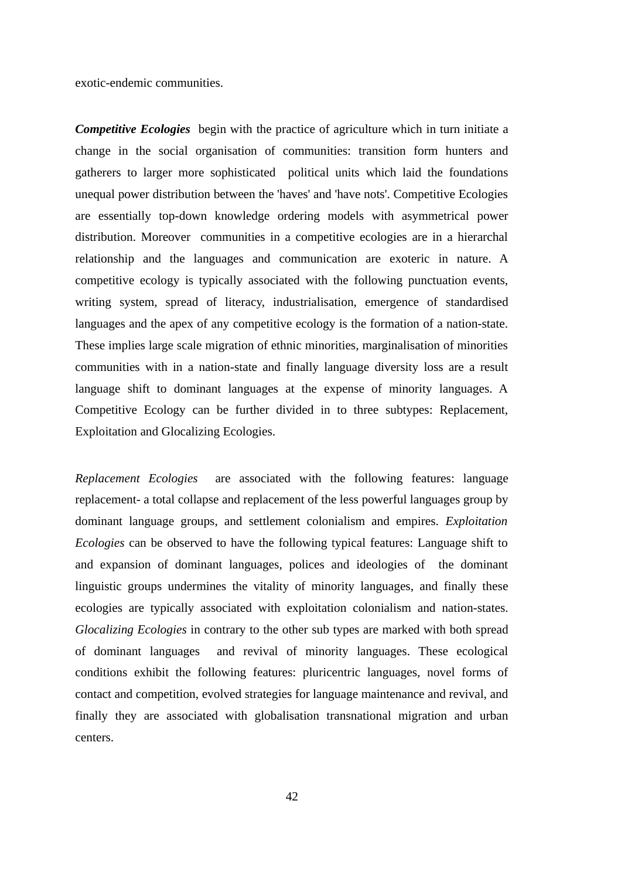exotic-endemic communities.

***Competitive Ecologies*** begin with the practice of agriculture which in turn initiate a change in the social organisation of communities: transition form hunters and gatherers to larger more sophisticated political units which laid the foundations unequal power distribution between the 'haves' and 'have nots'. Competitive Ecologies are essentially top-down knowledge ordering models with asymmetrical power distribution. Moreover communities in a competitive ecologies are in a hierarchal relationship and the languages and communication are exoteric in nature. A competitive ecology is typically associated with the following punctuation events, writing system, spread of literacy, industrialisation, emergence of standardised languages and the apex of any competitive ecology is the formation of a nation-state. These implies large scale migration of ethnic minorities, marginalisation of minorities communities with in a nation-state and finally language diversity loss are a result language shift to dominant languages at the expense of minority languages. A Competitive Ecology can be further divided in to three subtypes: Replacement, Exploitation and Glocalizing Ecologies.

*Replacement Ecologies* are associated with the following features: language replacement- a total collapse and replacement of the less powerful languages group by dominant language groups, and settlement colonialism and empires. *Exploitation Ecologies* can be observed to have the following typical features: Language shift to and expansion of dominant languages, polices and ideologies of the dominant linguistic groups undermines the vitality of minority languages, and finally these ecologies are typically associated with exploitation colonialism and nation-states. *Glocalizing Ecologies* in contrary to the other sub types are marked with both spread of dominant languages and revival of minority languages. These ecological conditions exhibit the following features: pluricentric languages, novel forms of contact and competition, evolved strategies for language maintenance and revival, and finally they are associated with globalisation transnational migration and urban centers.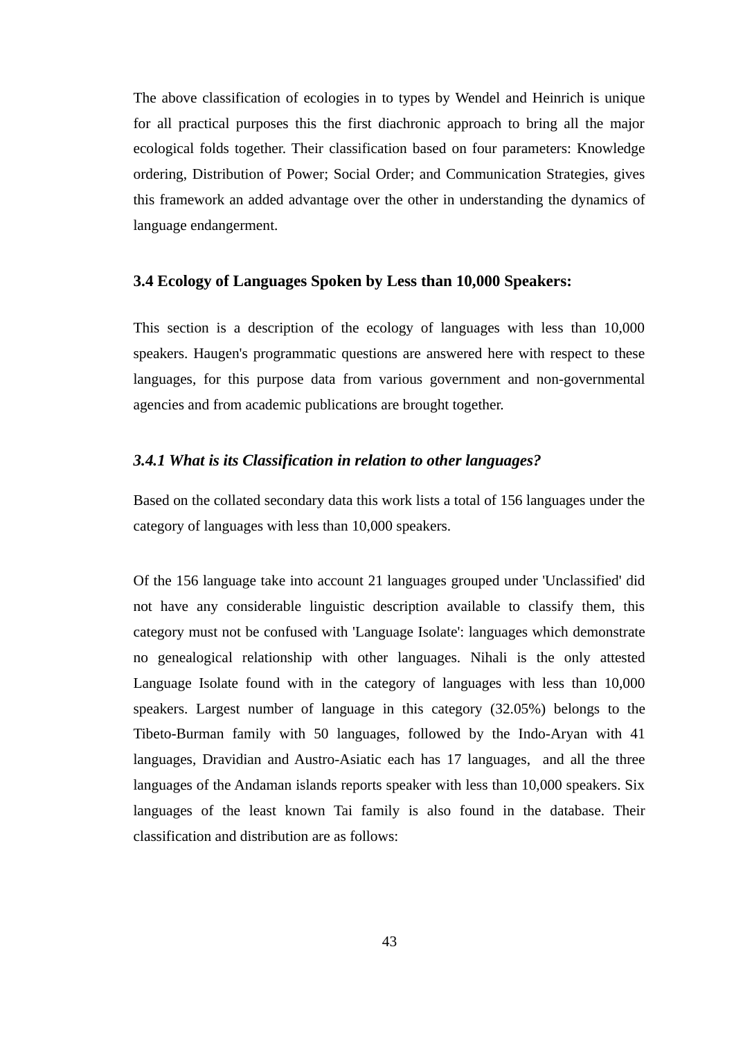The above classification of ecologies in to types by Wendel and Heinrich is unique for all practical purposes this the first diachronic approach to bring all the major ecological folds together. Their classification based on four parameters: Knowledge ordering, Distribution of Power; Social Order; and Communication Strategies, gives this framework an added advantage over the other in understanding the dynamics of language endangerment.

### 3.4 Ecology of Languages Spoken by Less than 10,000 Speakers:

This section is a description of the ecology of languages with less than 10,000 speakers. Haugen's programmatic questions are answered here with respect to these languages, for this purpose data from various government and non-governmental agencies and from academic publications are brought together.

#### *3.4.1 What is its Classification in relation to other languages?*

Based on the collated secondary data this work lists a total of 156 languages under the category of languages with less than 10,000 speakers.

Of the 156 language take into account 21 languages grouped under 'Unclassified' did not have any considerable linguistic description available to classify them, this category must not be confused with 'Language Isolate': languages which demonstrate no genealogical relationship with other languages. Nihali is the only attested Language Isolate found with in the category of languages with less than 10,000 speakers. Largest number of language in this category (32.05%) belongs to the Tibeto-Burman family with 50 languages, followed by the Indo-Aryan with 41 languages, Dravidian and Austro-Asiatic each has 17 languages, and all the three languages of the Andaman islands reports speaker with less than 10,000 speakers. Six languages of the least known Tai family is also found in the database. Their classification and distribution are as follows: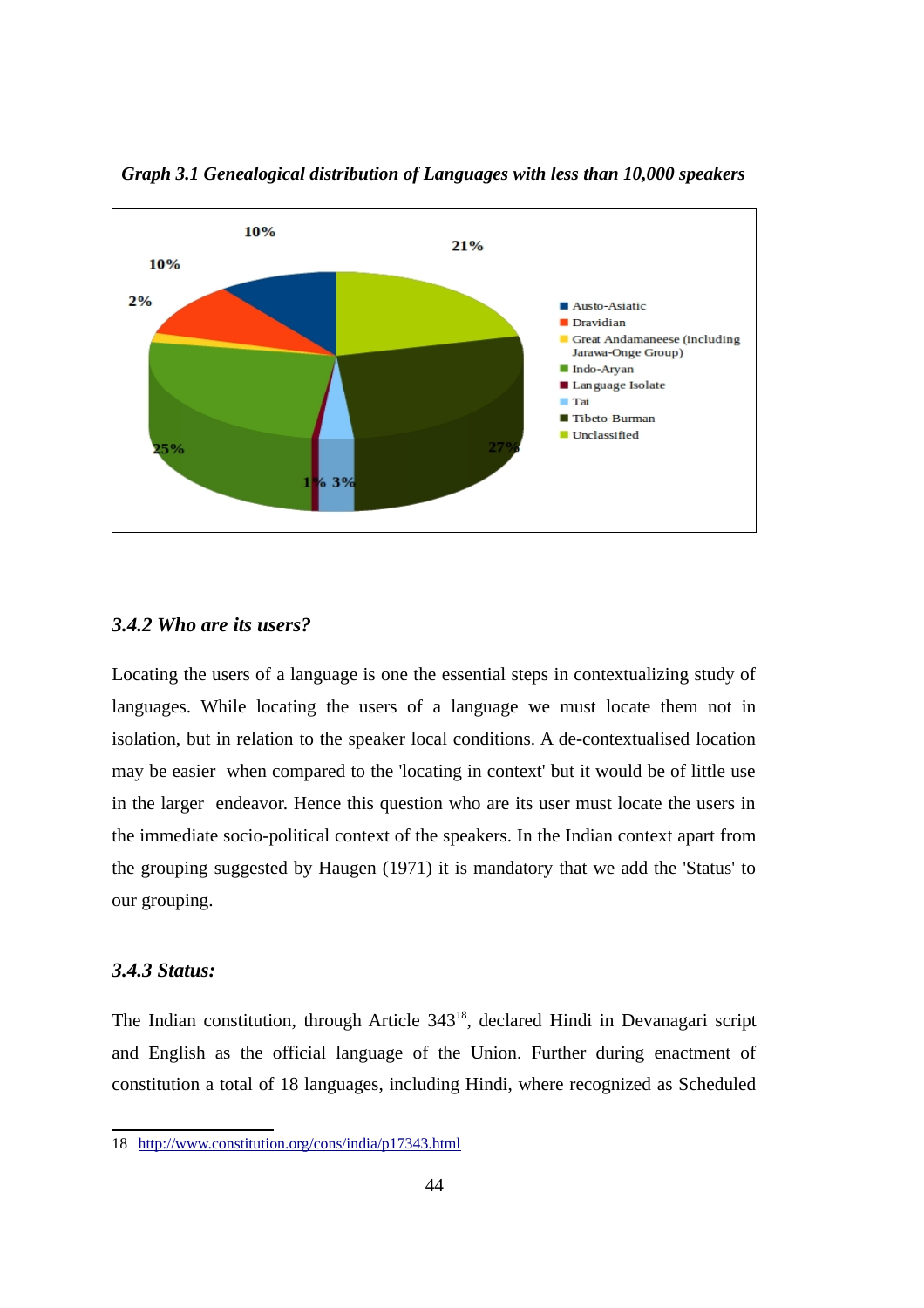*Graph 3.1 Genealogical distribution of Languages with less than 10,000 speakers*

### *3.4.2 Who are its users?*

Locating the users of a language is one the essential steps in contextualizing study of languages. While locating the users of a language we must locate them not in isolation, but in relation to the speaker local conditions. A de-contextualised location may be easier when compared to the 'locating in context' but it would be of little use in the larger endeavor. Hence this question who are its user must locate the users in the immediate socio-political context of the speakers. In the Indian context apart from the grouping suggested by Haugen (1971) it is mandatory that we add the 'Status' to our grouping.

### *3.4.3 Status:*

The Indian constitution, through Article 343[18], declared Hindi in Devanagari script and English as the official language of the Union. Further during enactment of constitution a total of 18 languages, including Hindi, where recognized as Scheduled

---

18 http://www.constitution.org/cons/india/p17343.html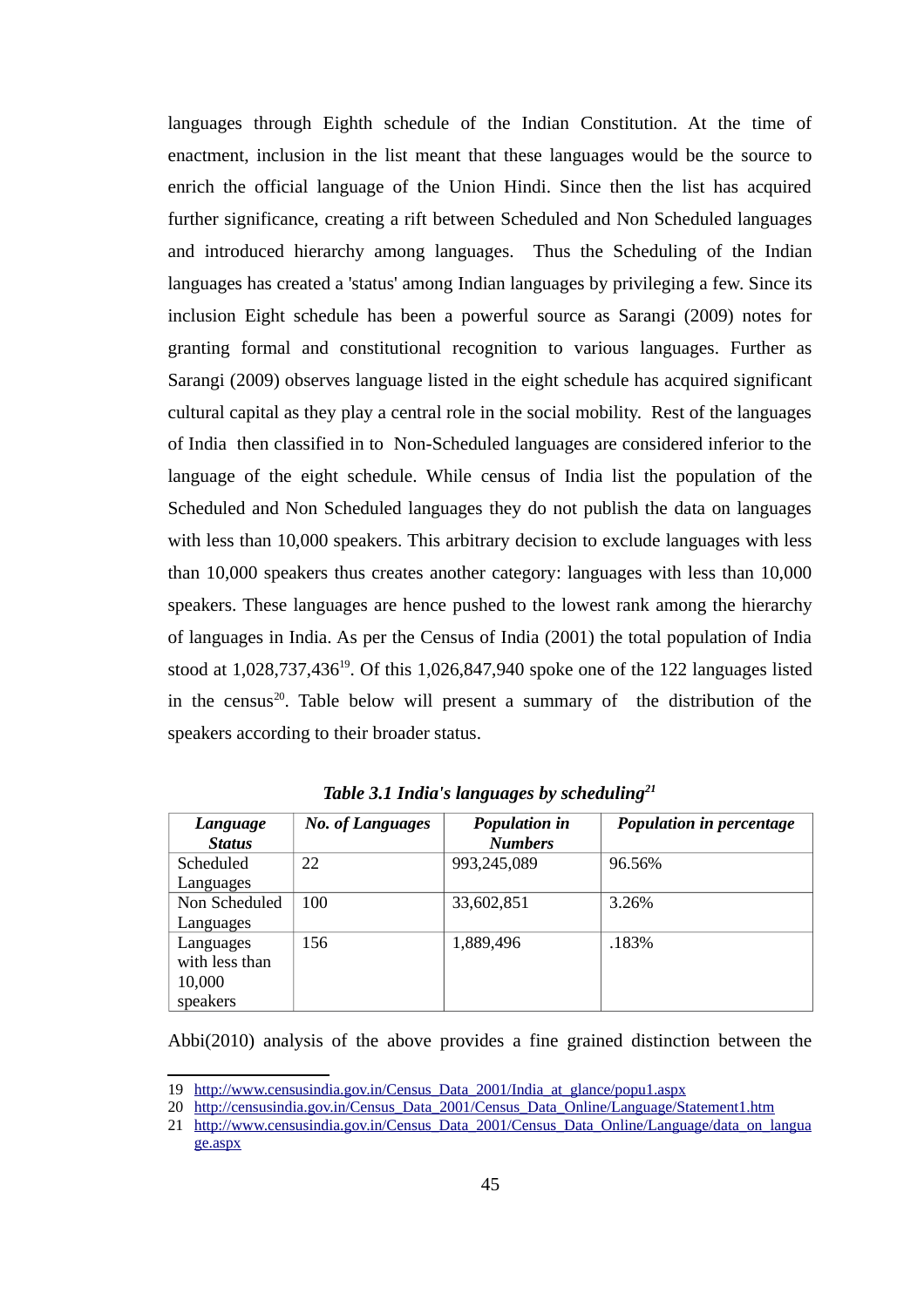languages through Eighth schedule of the Indian Constitution. At the time of enactment, inclusion in the list meant that these languages would be the source to enrich the official language of the Union Hindi. Since then the list has acquired further significance, creating a rift between Scheduled and Non Scheduled languages and introduced hierarchy among languages.  Thus the Scheduling of the Indian languages has created a 'status' among Indian languages by privileging a few. Since its inclusion Eight schedule has been a powerful source as Sarangi (2009) notes for granting formal and constitutional recognition to various languages. Further as Sarangi (2009) observes language listed in the eight schedule has acquired significant cultural capital as they play a central role in the social mobility.  Rest of the languages of India  then classified in to  Non-Scheduled languages are considered inferior to the language of the eight schedule. While census of India list the population of the Scheduled and Non Scheduled languages they do not publish the data on languages with less than 10,000 speakers. This arbitrary decision to exclude languages with less than 10,000 speakers thus creates another category: languages with less than 10,000 speakers. These languages are hence pushed to the lowest rank among the hierarchy of languages in India. As per the Census of India (2001) the total population of India stood at 1,028,737,436[19]. Of this 1,026,847,940 spoke one of the 122 languages listed in the census[20]. Table below will present a summary of  the distribution of the speakers according to their broader status.

***Table 3.1 India's languages by scheduling[21]***

| ***Language Status*** | ***No. of Languages*** | ***Population in Numbers*** | ***Population in percentage*** |
|---|---|---|---|
| Scheduled Languages | 22 | 993,245,089 | 96.56% |
| Non Scheduled Languages | 100 | 33,602,851 | 3.26% |
| Languages with less than 10,000 speakers | 156 | 1,889,496 | .183% |

Abbi(2010) analysis of the above provides a fine grained distinction between the

---

19 http://www.censusindia.gov.in/Census_Data_2001/India_at_glance/popu1.aspx

20 http://censusindia.gov.in/Census_Data_2001/Census_Data_Online/Language/Statement1.htm

21 http://www.censusindia.gov.in/Census_Data_2001/Census_Data_Online/Language/data_on_language.aspx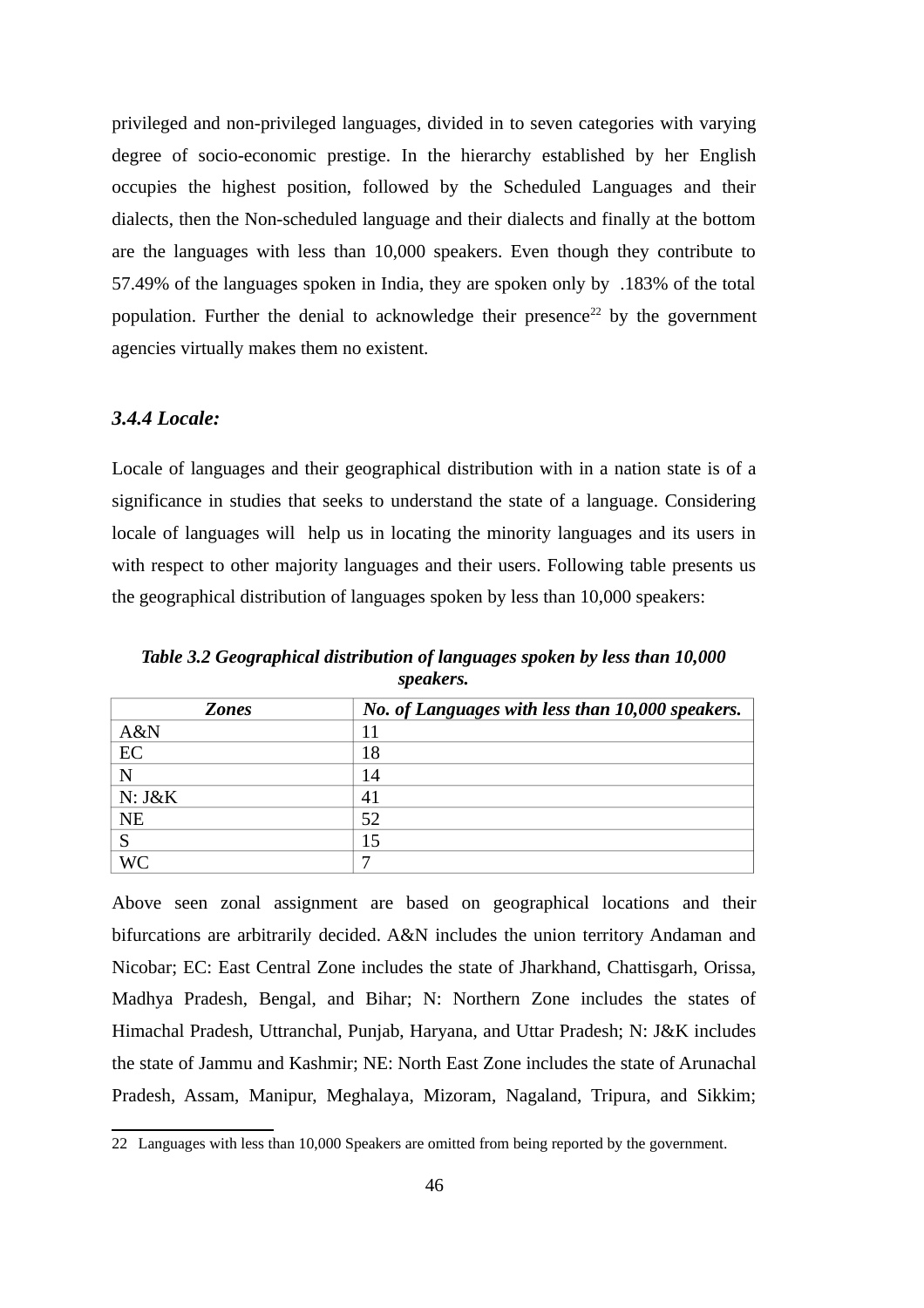privileged and non-privileged languages, divided in to seven categories with varying degree of socio-economic prestige. In the hierarchy established by her English occupies the highest position, followed by the Scheduled Languages and their dialects, then the Non-scheduled language and their dialects and finally at the bottom are the languages with less than 10,000 speakers. Even though they contribute to 57.49% of the languages spoken in India, they are spoken only by .183% of the total population. Further the denial to acknowledge their presence[22] by the government agencies virtually makes them no existent.

### *3.4.4 Locale:*

Locale of languages and their geographical distribution with in a nation state is of a significance in studies that seeks to understand the state of a language. Considering locale of languages will help us in locating the minority languages and its users in with respect to other majority languages and their users. Following table presents us the geographical distribution of languages spoken by less than 10,000 speakers:

***Table 3.2 Geographical distribution of languages spoken by less than 10,000 speakers.***

| *Zones* | *No. of Languages with less than 10,000 speakers.* |
|---|---|
| A&N | 11 |
| EC | 18 |
| N | 14 |
| N: J&K | 41 |
| NE | 52 |
| S | 15 |
| WC | 7 |

Above seen zonal assignment are based on geographical locations and their bifurcations are arbitrarily decided. A&N includes the union territory Andaman and Nicobar; EC: East Central Zone includes the state of Jharkhand, Chattisgarh, Orissa, Madhya Pradesh, Bengal, and Bihar; N: Northern Zone includes the states of Himachal Pradesh, Uttranchal, Punjab, Haryana, and Uttar Pradesh; N: J&K includes the state of Jammu and Kashmir; NE: North East Zone includes the state of Arunachal Pradesh, Assam, Manipur, Meghalaya, Mizoram, Nagaland, Tripura, and Sikkim;

22 Languages with less than 10,000 Speakers are omitted from being reported by the government.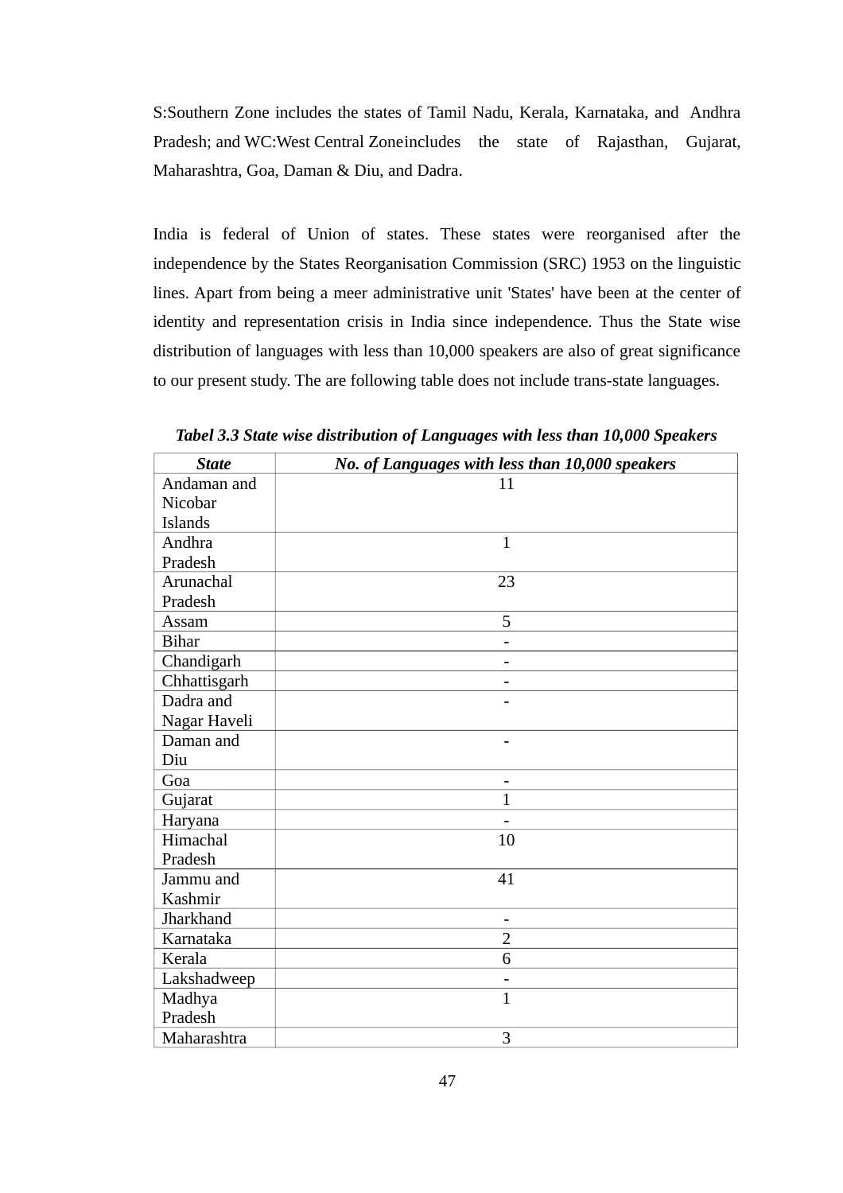S:Southern Zone includes the states of Tamil Nadu, Kerala, Karnataka, and Andhra Pradesh; and WC:West Central Zoneincludes the state of Rajasthan, Gujarat, Maharashtra, Goa, Daman & Diu, and Dadra.

India is federal of Union of states. These states were reorganised after the independence by the States Reorganisation Commission (SRC) 1953 on the linguistic lines. Apart from being a meer administrative unit 'States' have been at the center of identity and representation crisis in India since independence. Thus the State wise distribution of languages with less than 10,000 speakers are also of great significance to our present study. The are following table does not include trans-state languages.

***Tabel 3.3 State wise distribution of Languages with less than 10,000 Speakers***

| *State* | *No. of Languages with less than 10,000 speakers* |
|---|---|
| Andaman and Nicobar Islands | 11 |
| Andhra Pradesh | 1 |
| Arunachal Pradesh | 23 |
| Assam | 5 |
| Bihar | - |
| Chandigarh | - |
| Chhattisgarh | - |
| Dadra and Nagar Haveli | - |
| Daman and Diu | - |
| Goa | - |
| Gujarat | 1 |
| Haryana | - |
| Himachal Pradesh | 10 |
| Jammu and Kashmir | 41 |
| Jharkhand | - |
| Karnataka | 2 |
| Kerala | 6 |
| Lakshadweep | - |
| Madhya Pradesh | 1 |
| Maharashtra | 3 |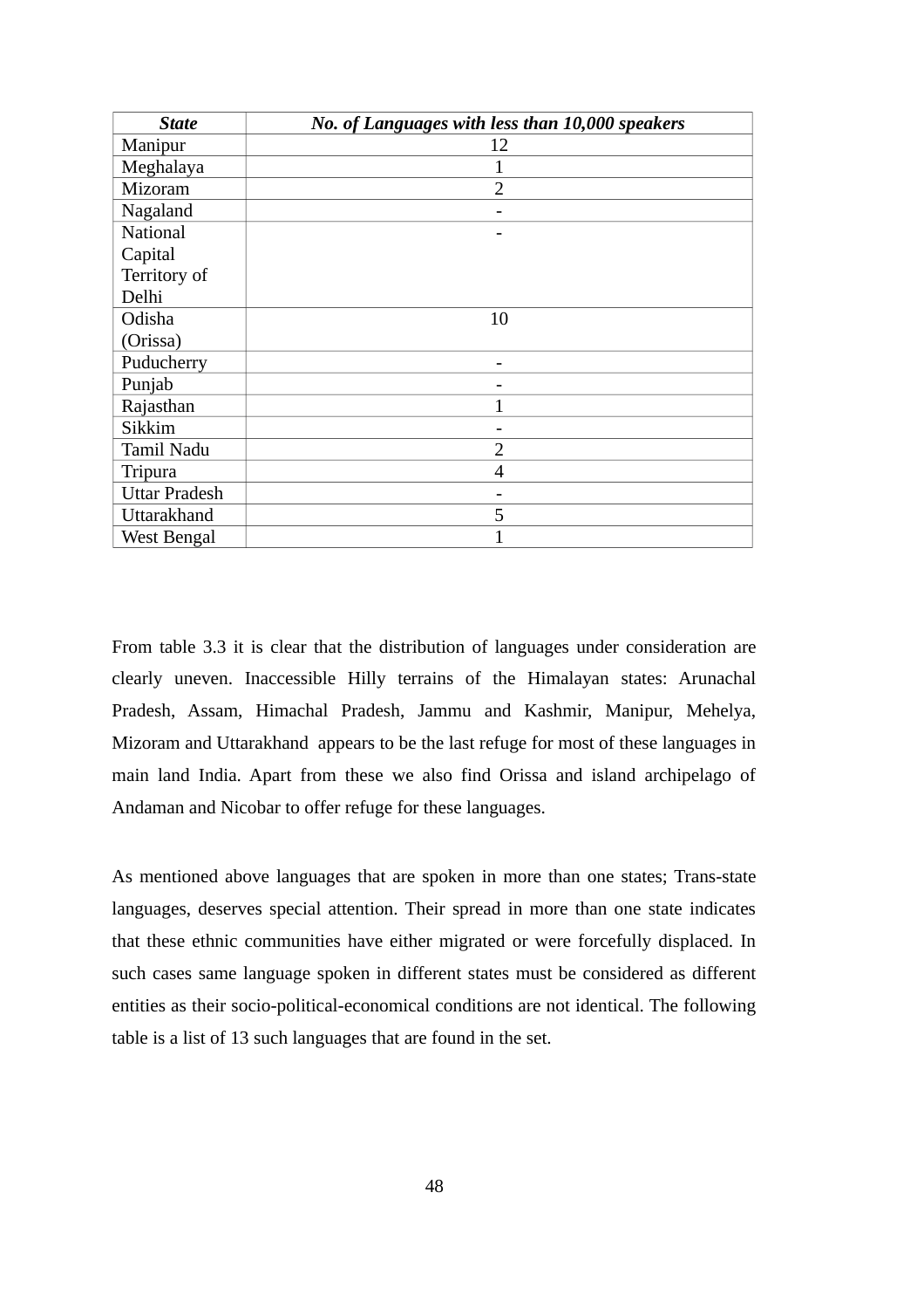| *State* | *No. of Languages with less than 10,000 speakers* |
|---|---|
| Manipur | 12 |
| Meghalaya | 1 |
| Mizoram | 2 |
| Nagaland | - |
| National Capital Territory of Delhi | - |
| Odisha (Orissa) | 10 |
| Puducherry | - |
| Punjab | - |
| Rajasthan | 1 |
| Sikkim | - |
| Tamil Nadu | 2 |
| Tripura | 4 |
| Uttar Pradesh | - |
| Uttarakhand | 5 |
| West Bengal | 1 |

From table 3.3 it is clear that the distribution of languages under consideration are clearly uneven. Inaccessible Hilly terrains of the Himalayan states: Arunachal Pradesh, Assam, Himachal Pradesh, Jammu and Kashmir, Manipur, Mehelya, Mizoram and Uttarakhand appears to be the last refuge for most of these languages in main land India. Apart from these we also find Orissa and island archipelago of Andaman and Nicobar to offer refuge for these languages.

As mentioned above languages that are spoken in more than one states; Trans-state languages, deserves special attention. Their spread in more than one state indicates that these ethnic communities have either migrated or were forcefully displaced. In such cases same language spoken in different states must be considered as different entities as their socio-political-economical conditions are not identical. The following table is a list of 13 such languages that are found in the set.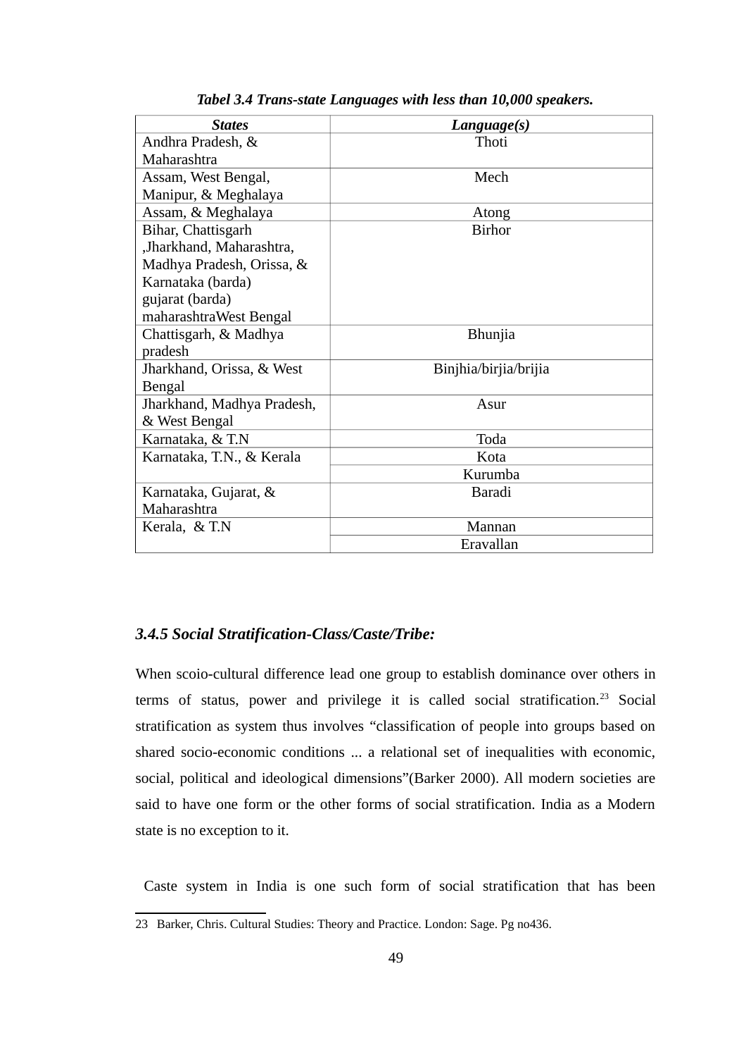**_Tabel 3.4 Trans-state Languages with less than 10,000 speakers._**

| _**States**_ | _**Language(s)**_ |
|---|---|
| Andhra Pradesh, & Maharashtra | Thoti |
| Assam, West Bengal, Manipur, & Meghalaya | Mech |
| Assam, & Meghalaya | Atong |
| Bihar, Chattisgarh ,Jharkhand, Maharashtra, Madhya Pradesh, Orissa, & Karnataka (barda) gujarat (barda) maharashtraWest Bengal | Birhor |
| Chattisgarh, & Madhya pradesh | Bhunjia |
| Jharkhand, Orissa, & West Bengal | Binjhia/birjia/brijia |
| Jharkhand, Madhya Pradesh, & West Bengal | Asur |
| Karnataka, & T.N | Toda |
| Karnataka, T.N., & Kerala | Kota |
| | Kurumba |
| Karnataka, Gujarat, & Maharashtra | Baradi |
| Kerala, & T.N | Mannan |
| | Eravallan |

### _3.4.5 Social Stratification-Class/Caste/Tribe:_

When scoio-cultural difference lead one group to establish dominance over others in terms of status, power and privilege it is called social stratification.[23] Social stratification as system thus involves "classification of people into groups based on shared socio-economic conditions ... a relational set of inequalities with economic, social, political and ideological dimensions"(Barker 2000). All modern societies are said to have one form or the other forms of social stratification. India as a Modern state is no exception to it.

Caste system in India is one such form of social stratification that has been

23 Barker, Chris. Cultural Studies: Theory and Practice. London: Sage. Pg no436.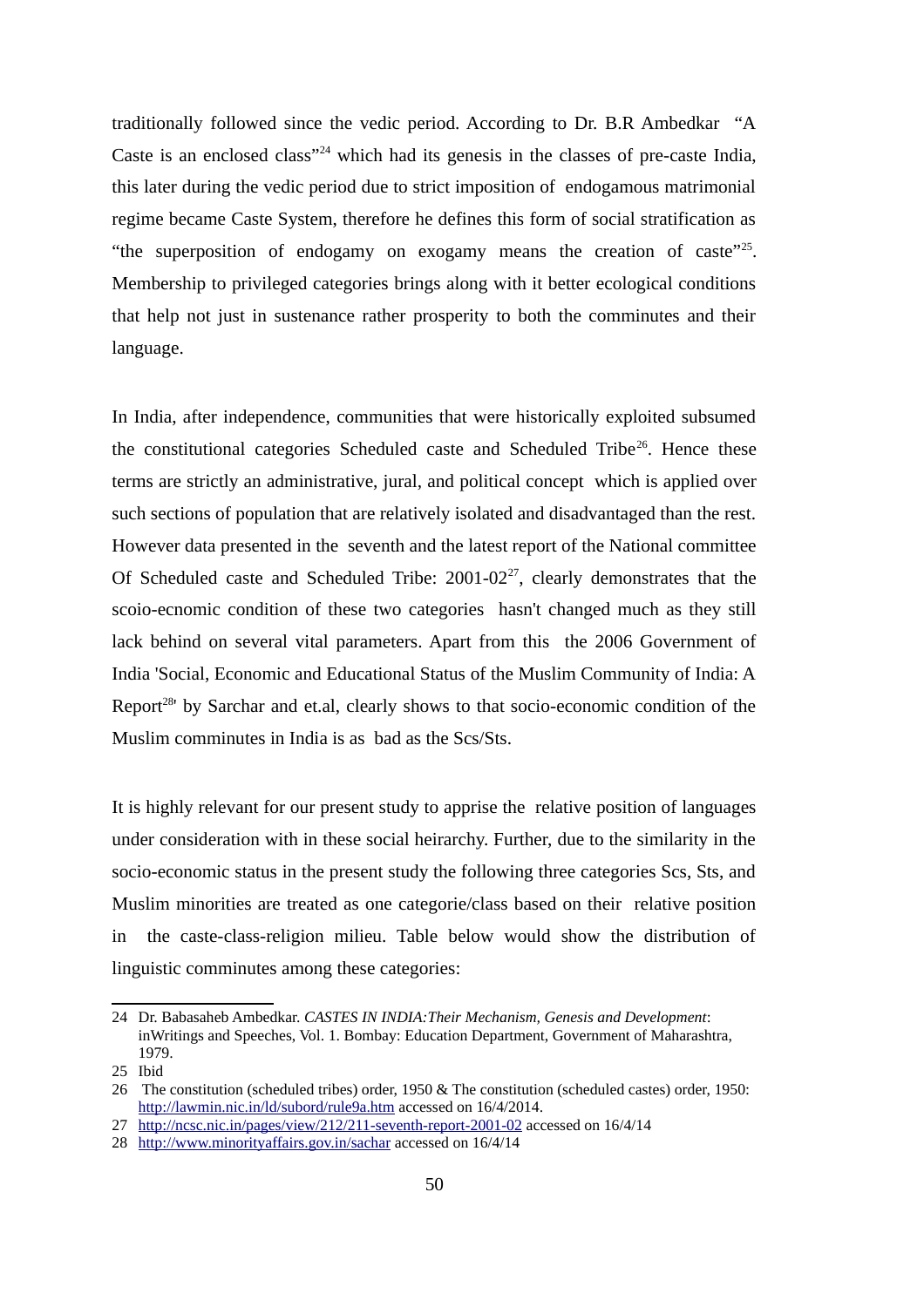traditionally followed since the vedic period. According to Dr. B.R Ambedkar "A Caste is an enclosed class"[24] which had its genesis in the classes of pre-caste India, this later during the vedic period due to strict imposition of endogamous matrimonial regime became Caste System, therefore he defines this form of social stratification as "the superposition of endogamy on exogamy means the creation of caste"[25]. Membership to privileged categories brings along with it better ecological conditions that help not just in sustenance rather prosperity to both the comminutes and their language.

In India, after independence, communities that were historically exploited subsumed the constitutional categories Scheduled caste and Scheduled Tribe[26]. Hence these terms are strictly an administrative, jural, and political concept which is applied over such sections of population that are relatively isolated and disadvantaged than the rest. However data presented in the seventh and the latest report of the National committee Of Scheduled caste and Scheduled Tribe: 2001-02[27], clearly demonstrates that the scoio-ecnomic condition of these two categories hasn't changed much as they still lack behind on several vital parameters. Apart from this the 2006 Government of India 'Social, Economic and Educational Status of the Muslim Community of India: A Report[28]' by Sarchar and et.al, clearly shows to that socio-economic condition of the Muslim comminutes in India is as bad as the Scs/Sts.

It is highly relevant for our present study to apprise the relative position of languages under consideration with in these social heirarchy. Further, due to the similarity in the socio-economic status in the present study the following three categories Scs, Sts, and Muslim minorities are treated as one categorie/class based on their relative position in the caste-class-religion milieu. Table below would show the distribution of linguistic comminutes among these categories:

---

24 Dr. Babasaheb Ambedkar. *CASTES IN INDIA:Their Mechanism, Genesis and Development*: inWritings and Speeches, Vol. 1. Bombay: Education Department, Government of Maharashtra, 1979.

25 Ibid

26 The constitution (scheduled tribes) order, 1950 & The constitution (scheduled castes) order, 1950: http://lawmin.nic.in/ld/subord/rule9a.htm accessed on 16/4/2014.

27 http://ncsc.nic.in/pages/view/212/211-seventh-report-2001-02 accessed on 16/4/14

28 http://www.minorityaffairs.gov.in/sachar accessed on 16/4/14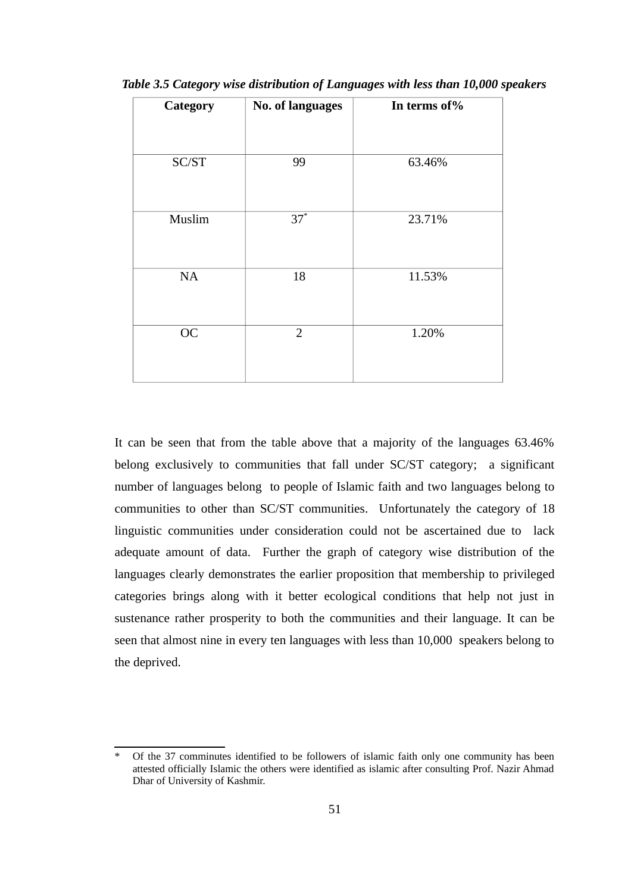*Table 3.5 Category wise distribution of Languages with less than 10,000 speakers*

| Category | No. of languages | In terms of% |
|---|---|---|
| SC/ST | 99 | 63.46% |
| Muslim | 37* | 23.71% |
| NA | 18 | 11.53% |
| OC | 2 | 1.20% |

It can be seen that from the table above that a majority of the languages 63.46% belong exclusively to communities that fall under SC/ST category; a significant number of languages belong to people of Islamic faith and two languages belong to communities to other than SC/ST communities. Unfortunately the category of 18 linguistic communities under consideration could not be ascertained due to lack adequate amount of data. Further the graph of category wise distribution of the languages clearly demonstrates the earlier proposition that membership to privileged categories brings along with it better ecological conditions that help not just in sustenance rather prosperity to both the communities and their language. It can be seen that almost nine in every ten languages with less than 10,000 speakers belong to the deprived.

---

* Of the 37 comminutes identified to be followers of islamic faith only one community has been attested officially Islamic the others were identified as islamic after consulting Prof. Nazir Ahmad Dhar of University of Kashmir.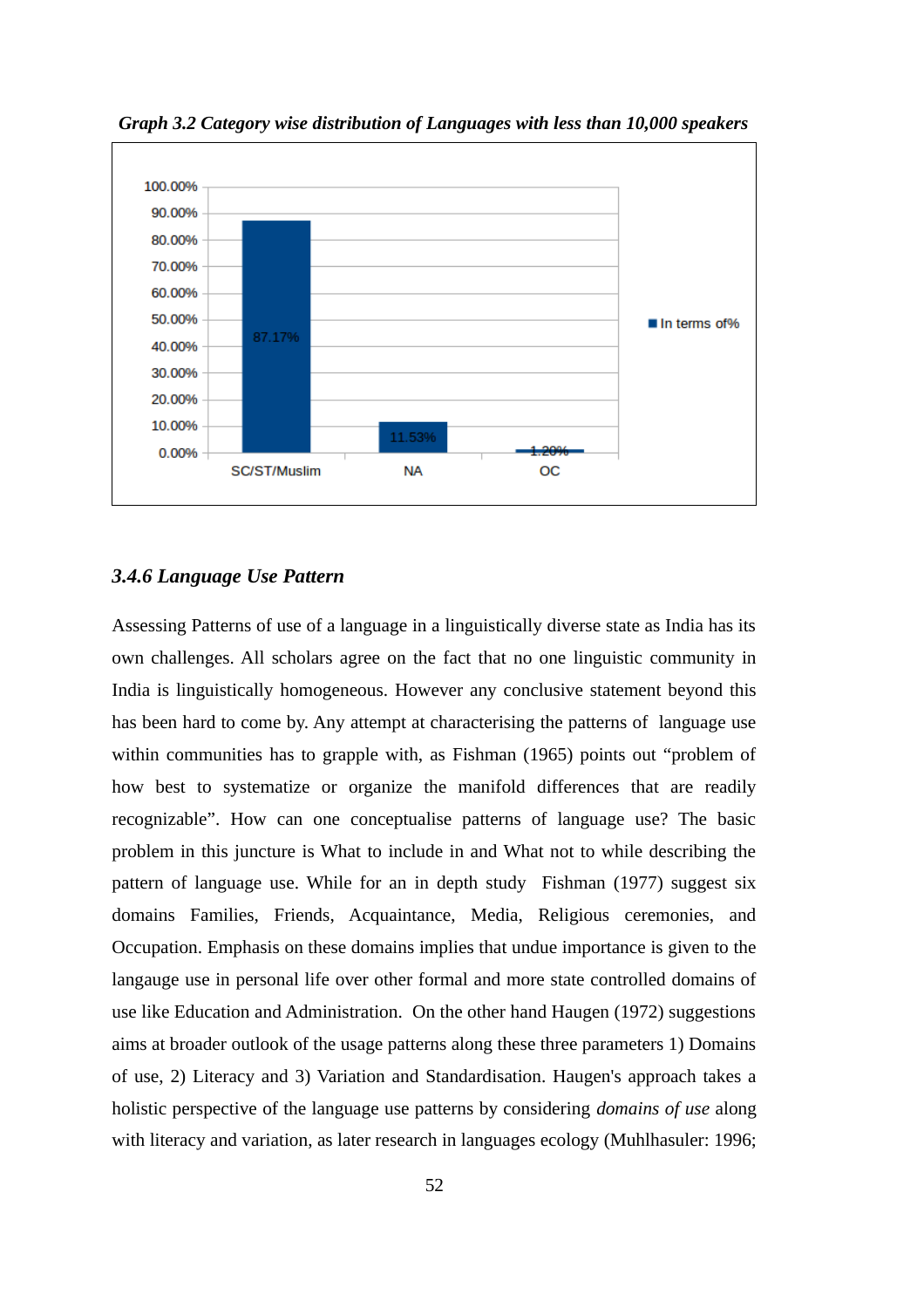*Graph 3.2 Category wise distribution of Languages with less than 10,000 speakers*

| Category | In terms of% |
| --- | --- |
| SC/ST/Muslim | 87.17% |
| NA | 11.53% |
| OC | 1.20% |

### *3.4.6 Language Use Pattern*

Assessing Patterns of use of a language in a linguistically diverse state as India has its own challenges. All scholars agree on the fact that no one linguistic community in India is linguistically homogeneous. However any conclusive statement beyond this has been hard to come by. Any attempt at characterising the patterns of language use within communities has to grapple with, as Fishman (1965) points out "problem of how best to systematize or organize the manifold differences that are readily recognizable". How can one conceptualise patterns of language use? The basic problem in this juncture is What to include in and What not to while describing the pattern of language use. While for an in depth study Fishman (1977) suggest six domains Families, Friends, Acquaintance, Media, Religious ceremonies, and Occupation. Emphasis on these domains implies that undue importance is given to the langauge use in personal life over other formal and more state controlled domains of use like Education and Administration. On the other hand Haugen (1972) suggestions aims at broader outlook of the usage patterns along these three parameters 1) Domains of use, 2) Literacy and 3) Variation and Standardisation. Haugen's approach takes a holistic perspective of the language use patterns by considering *domains of use* along with literacy and variation, as later research in languages ecology (Muhlhasuler: 1996;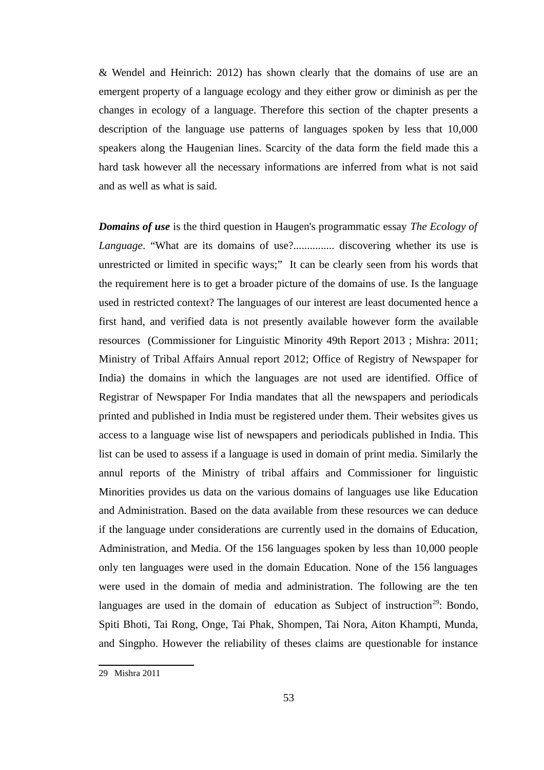& Wendel and Heinrich: 2012) has shown clearly that the domains of use are an emergent property of a language ecology and they either grow or diminish as per the changes in ecology of a language. Therefore this section of the chapter presents a description of the language use patterns of languages spoken by less that 10,000 speakers along the Haugenian lines. Scarcity of the data form the field made this a hard task however all the necessary informations are inferred from what is not said and as well as what is said.

***Domains of use*** is the third question in Haugen's programmatic essay *The Ecology of Language*. "What are its domains of use?............... discovering whether its use is unrestricted or limited in specific ways;" It can be clearly seen from his words that the requirement here is to get a broader picture of the domains of use. Is the language used in restricted context? The languages of our interest are least documented hence a first hand, and verified data is not presently available however form the available resources (Commissioner for Linguistic Minority 49th Report 2013 ; Mishra: 2011; Ministry of Tribal Affairs Annual report 2012; Office of Registry of Newspaper for India) the domains in which the languages are not used are identified. Office of Registrar of Newspaper For India mandates that all the newspapers and periodicals printed and published in India must be registered under them. Their websites gives us access to a language wise list of newspapers and periodicals published in India. This list can be used to assess if a language is used in domain of print media. Similarly the annul reports of the Ministry of tribal affairs and Commissioner for linguistic Minorities provides us data on the various domains of languages use like Education and Administration. Based on the data available from these resources we can deduce if the language under considerations are currently used in the domains of Education, Administration, and Media. Of the 156 languages spoken by less than 10,000 people only ten languages were used in the domain Education. None of the 156 languages were used in the domain of media and administration. The following are the ten languages are used in the domain of education as Subject of instruction[29]: Bondo, Spiti Bhoti, Tai Rong, Onge, Tai Phak, Shompen, Tai Nora, Aiton Khampti, Munda, and Singpho. However the reliability of theses claims are questionable for instance

29 Mishra 2011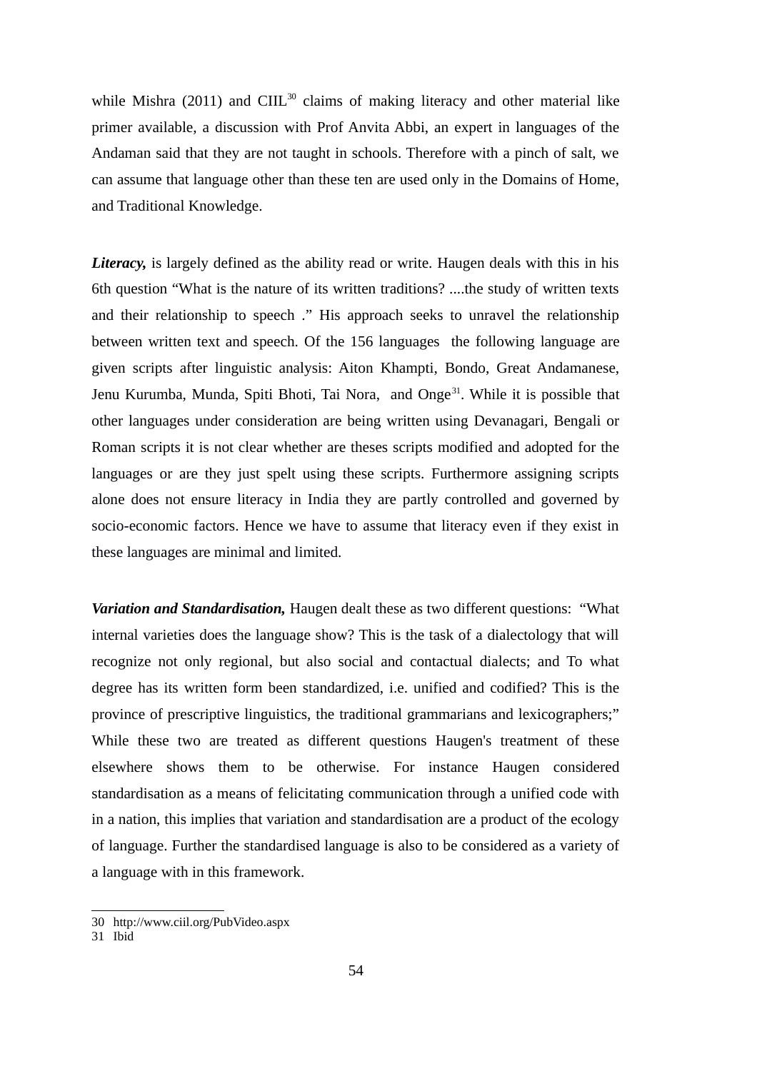while Mishra (2011) and CIIL[30] claims of making literacy and other material like primer available, a discussion with Prof Anvita Abbi, an expert in languages of the Andaman said that they are not taught in schools. Therefore with a pinch of salt, we can assume that language other than these ten are used only in the Domains of Home, and Traditional Knowledge.

***Literacy,*** is largely defined as the ability read or write. Haugen deals with this in his 6th question "What is the nature of its written traditions? ....the study of written texts and their relationship to speech ." His approach seeks to unravel the relationship between written text and speech. Of the 156 languages the following language are given scripts after linguistic analysis: Aiton Khampti, Bondo, Great Andamanese, Jenu Kurumba, Munda, Spiti Bhoti, Tai Nora, and Onge[31]. While it is possible that other languages under consideration are being written using Devanagari, Bengali or Roman scripts it is not clear whether are theses scripts modified and adopted for the languages or are they just spelt using these scripts. Furthermore assigning scripts alone does not ensure literacy in India they are partly controlled and governed by socio-economic factors. Hence we have to assume that literacy even if they exist in these languages are minimal and limited.

***Variation and Standardisation,*** Haugen dealt these as two different questions: "What internal varieties does the language show? This is the task of a dialectology that will recognize not only regional, but also social and contactual dialects; and To what degree has its written form been standardized, i.e. unified and codified? This is the province of prescriptive linguistics, the traditional grammarians and lexicographers;" While these two are treated as different questions Haugen's treatment of these elsewhere shows them to be otherwise. For instance Haugen considered standardisation as a means of felicitating communication through a unified code with in a nation, this implies that variation and standardisation are a product of the ecology of language. Further the standardised language is also to be considered as a variety of a language with in this framework.

---

30 http://www.ciil.org/PubVideo.aspx

31 Ibid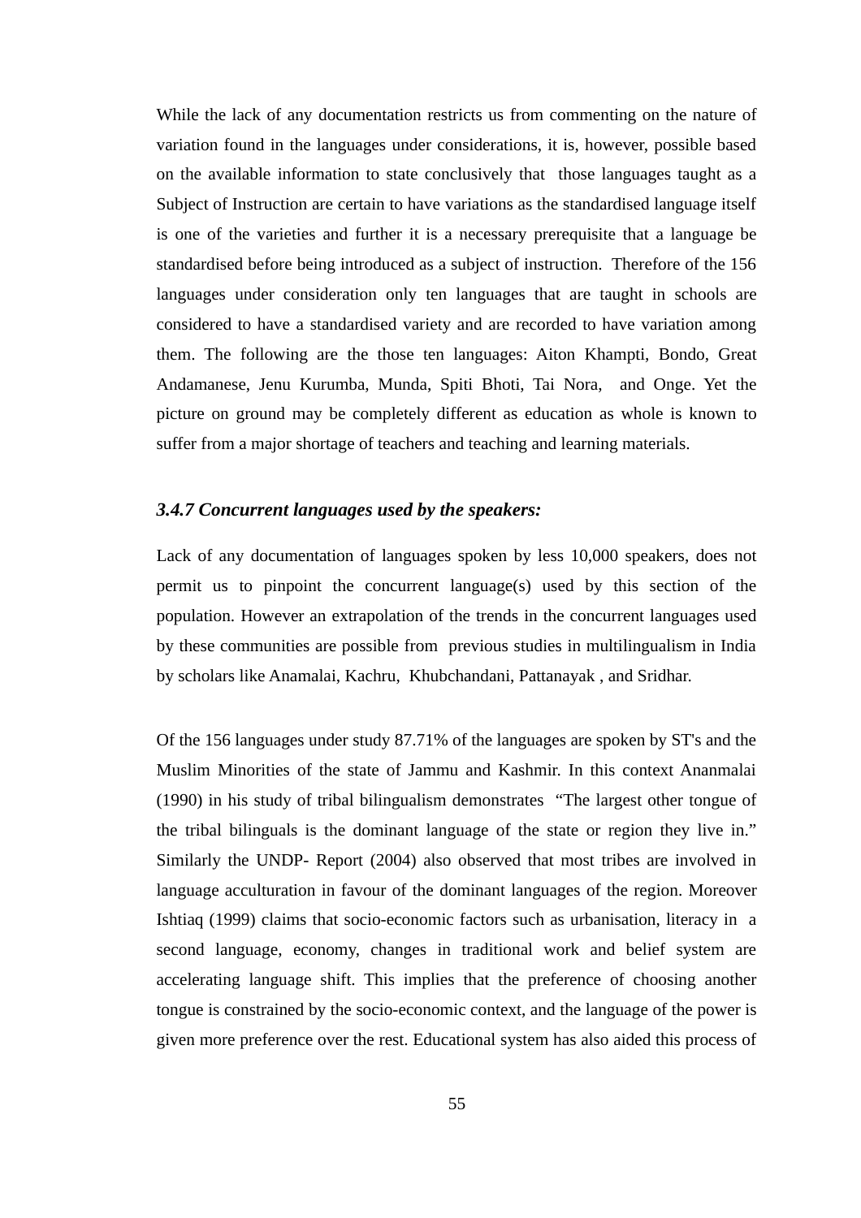While the lack of any documentation restricts us from commenting on the nature of variation found in the languages under considerations, it is, however, possible based on the available information to state conclusively that those languages taught as a Subject of Instruction are certain to have variations as the standardised language itself is one of the varieties and further it is a necessary prerequisite that a language be standardised before being introduced as a subject of instruction. Therefore of the 156 languages under consideration only ten languages that are taught in schools are considered to have a standardised variety and are recorded to have variation among them. The following are the those ten languages: Aiton Khampti, Bondo, Great Andamanese, Jenu Kurumba, Munda, Spiti Bhoti, Tai Nora, and Onge. Yet the picture on ground may be completely different as education as whole is known to suffer from a major shortage of teachers and teaching and learning materials.

### *3.4.7 Concurrent languages used by the speakers:*

Lack of any documentation of languages spoken by less 10,000 speakers, does not permit us to pinpoint the concurrent language(s) used by this section of the population. However an extrapolation of the trends in the concurrent languages used by these communities are possible from previous studies in multilingualism in India by scholars like Anamalai, Kachru, Khubchandani, Pattanayak , and Sridhar.

Of the 156 languages under study 87.71% of the languages are spoken by ST's and the Muslim Minorities of the state of Jammu and Kashmir. In this context Ananmalai (1990) in his study of tribal bilingualism demonstrates "The largest other tongue of the tribal bilinguals is the dominant language of the state or region they live in." Similarly the UNDP- Report (2004) also observed that most tribes are involved in language acculturation in favour of the dominant languages of the region. Moreover Ishtiaq (1999) claims that socio-economic factors such as urbanisation, literacy in a second language, economy, changes in traditional work and belief system are accelerating language shift. This implies that the preference of choosing another tongue is constrained by the socio-economic context, and the language of the power is given more preference over the rest. Educational system has also aided this process of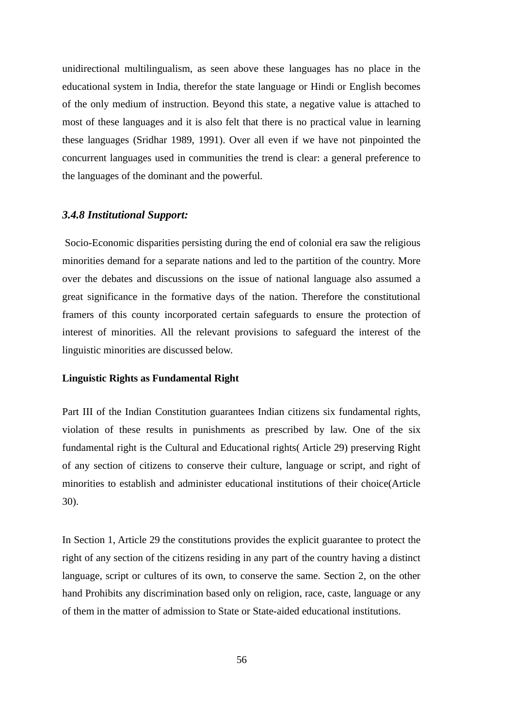unidirectional multilingualism, as seen above these languages has no place in the educational system in India, therefor the state language or Hindi or English becomes of the only medium of instruction. Beyond this state, a negative value is attached to most of these languages and it is also felt that there is no practical value in learning these languages (Sridhar 1989, 1991). Over all even if we have not pinpointed the concurrent languages used in communities the trend is clear: a general preference to the languages of the dominant and the powerful.

### *3.4.8 Institutional Support:*

Socio-Economic disparities persisting during the end of colonial era saw the religious minorities demand for a separate nations and led to the partition of the country. More over the debates and discussions on the issue of national language also assumed a great significance in the formative days of the nation. Therefore the constitutional framers of this county incorporated certain safeguards to ensure the protection of interest of minorities. All the relevant provisions to safeguard the interest of the linguistic minorities are discussed below.

**Linguistic Rights as Fundamental Right**

Part III of the Indian Constitution guarantees Indian citizens six fundamental rights, violation of these results in punishments as prescribed by law. One of the six fundamental right is the Cultural and Educational rights( Article 29) preserving Right of any section of citizens to conserve their culture, language or script, and right of minorities to establish and administer educational institutions of their choice(Article 30).

In Section 1, Article 29 the constitutions provides the explicit guarantee to protect the right of any section of the citizens residing in any part of the country having a distinct language, script or cultures of its own, to conserve the same. Section 2, on the other hand Prohibits any discrimination based only on religion, race, caste, language or any of them in the matter of admission to State or State-aided educational institutions.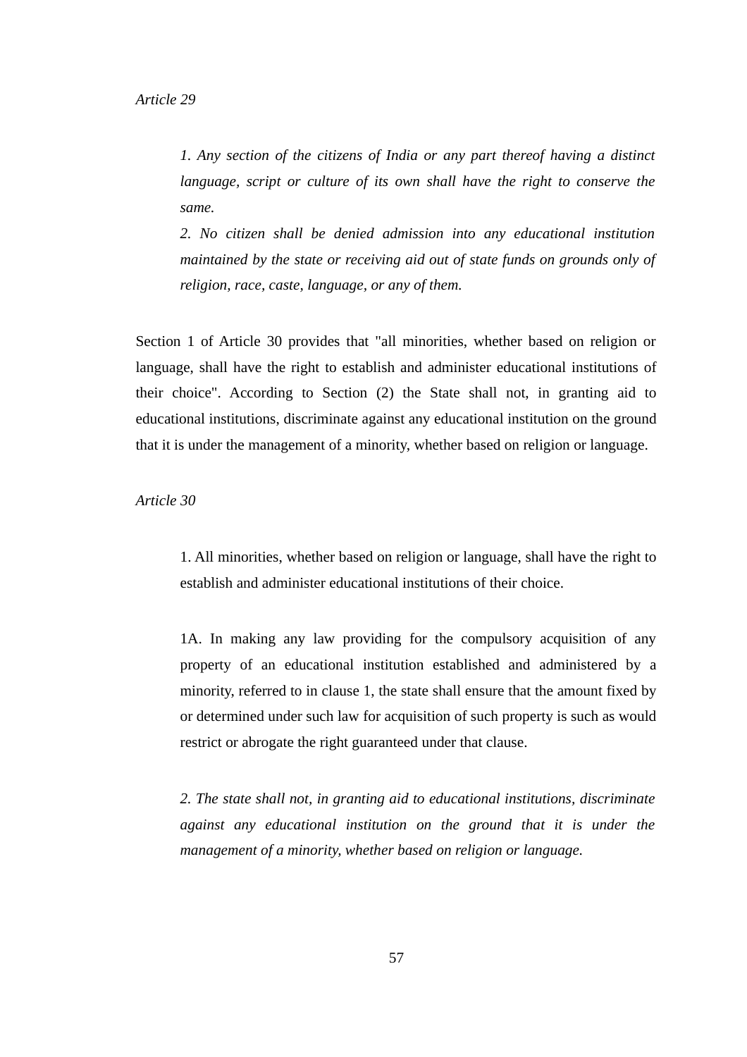*Article 29*

> *1. Any section of the citizens of India or any part thereof having a distinct language, script or culture of its own shall have the right to conserve the same.*
> *2. No citizen shall be denied admission into any educational institution maintained by the state or receiving aid out of state funds on grounds only of religion, race, caste, language, or any of them.*

Section 1 of Article 30 provides that "all minorities, whether based on religion or language, shall have the right to establish and administer educational institutions of their choice". According to Section (2) the State shall not, in granting aid to educational institutions, discriminate against any educational institution on the ground that it is under the management of a minority, whether based on religion or language.

*Article 30*

> 1. All minorities, whether based on religion or language, shall have the right to establish and administer educational institutions of their choice.
>
> 1A. In making any law providing for the compulsory acquisition of any property of an educational institution established and administered by a minority, referred to in clause 1, the state shall ensure that the amount fixed by or determined under such law for acquisition of such property is such as would restrict or abrogate the right guaranteed under that clause.
>
> *2. The state shall not, in granting aid to educational institutions, discriminate against any educational institution on the ground that it is under the management of a minority, whether based on religion or language.*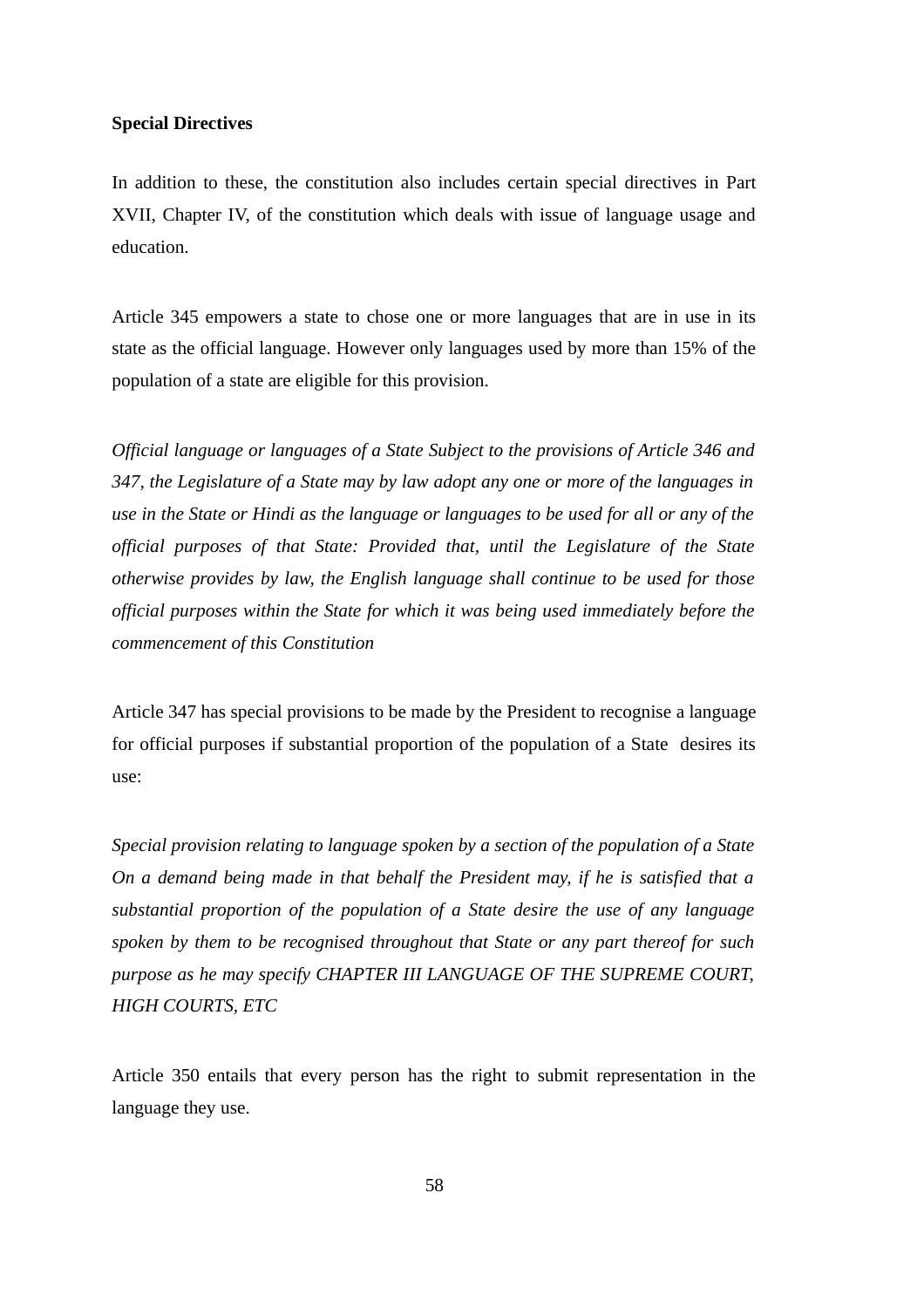**Special Directives**

In addition to these, the constitution also includes certain special directives in Part XVII, Chapter IV, of the constitution which deals with issue of language usage and education.

Article 345 empowers a state to chose one or more languages that are in use in its state as the official language. However only languages used by more than 15% of the population of a state are eligible for this provision.

*Official language or languages of a State Subject to the provisions of Article 346 and 347, the Legislature of a State may by law adopt any one or more of the languages in use in the State or Hindi as the language or languages to be used for all or any of the official purposes of that State: Provided that, until the Legislature of the State otherwise provides by law, the English language shall continue to be used for those official purposes within the State for which it was being used immediately before the commencement of this Constitution*

Article 347 has special provisions to be made by the President to recognise a language for official purposes if substantial proportion of the population of a State desires its use:

*Special provision relating to language spoken by a section of the population of a State On a demand being made in that behalf the President may, if he is satisfied that a substantial proportion of the population of a State desire the use of any language spoken by them to be recognised throughout that State or any part thereof for such purpose as he may specify CHAPTER III LANGUAGE OF THE SUPREME COURT, HIGH COURTS, ETC*

Article 350 entails that every person has the right to submit representation in the language they use.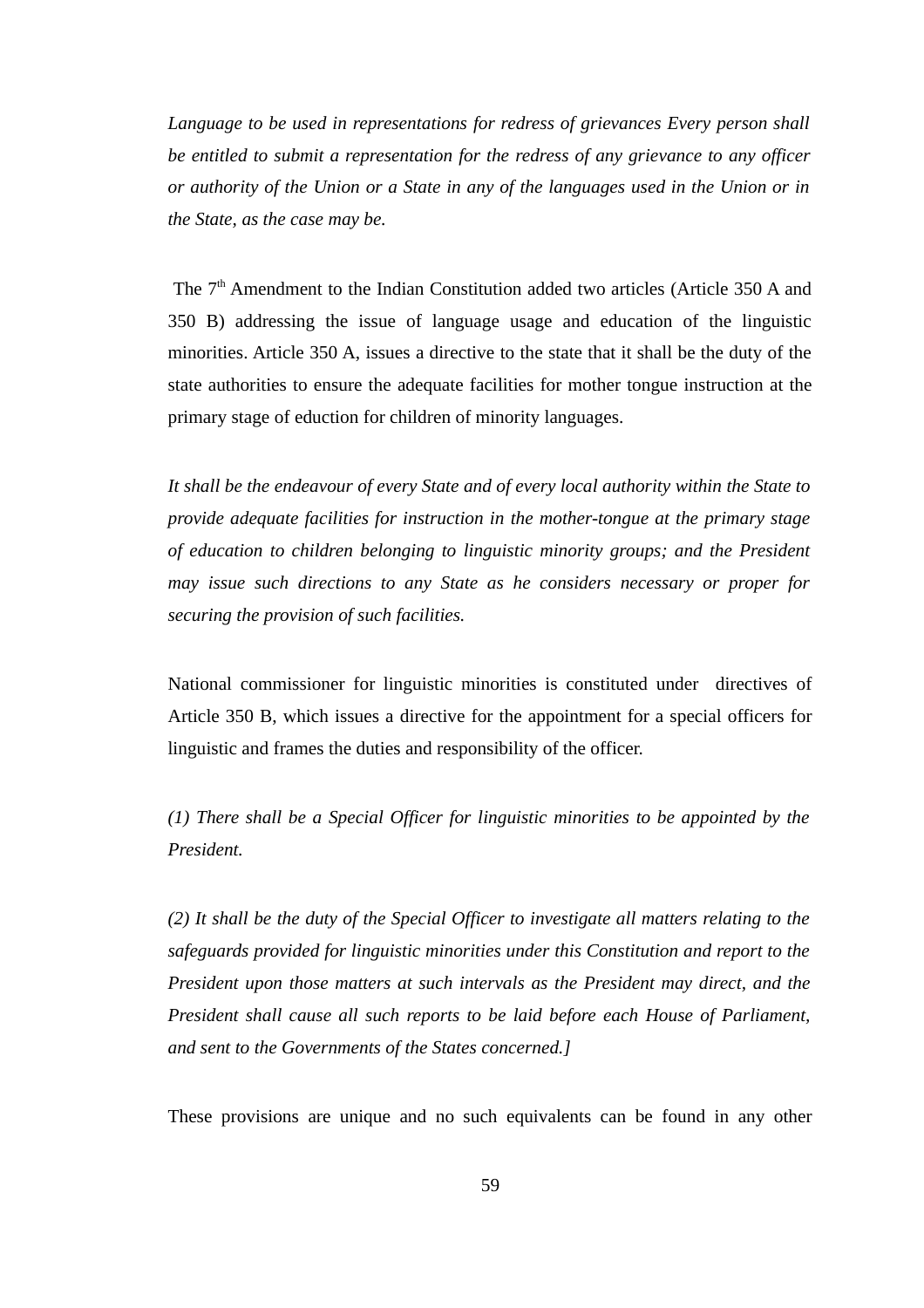*Language to be used in representations for redress of grievances Every person shall be entitled to submit a representation for the redress of any grievance to any officer or authority of the Union or a State in any of the languages used in the Union or in the State, as the case may be.*

The 7[th] Amendment to the Indian Constitution added two articles (Article 350 A and 350 B) addressing the issue of language usage and education of the linguistic minorities. Article 350 A, issues a directive to the state that it shall be the duty of the state authorities to ensure the adequate facilities for mother tongue instruction at the primary stage of eduction for children of minority languages.

*It shall be the endeavour of every State and of every local authority within the State to provide adequate facilities for instruction in the mother-tongue at the primary stage of education to children belonging to linguistic minority groups; and the President may issue such directions to any State as he considers necessary or proper for securing the provision of such facilities.*

National commissioner for linguistic minorities is constituted under directives of Article 350 B, which issues a directive for the appointment for a special officers for linguistic and frames the duties and responsibility of the officer.

*(1) There shall be a Special Officer for linguistic minorities to be appointed by the President.*

*(2) It shall be the duty of the Special Officer to investigate all matters relating to the safeguards provided for linguistic minorities under this Constitution and report to the President upon those matters at such intervals as the President may direct, and the President shall cause all such reports to be laid before each House of Parliament, and sent to the Governments of the States concerned.]*

These provisions are unique and no such equivalents can be found in any other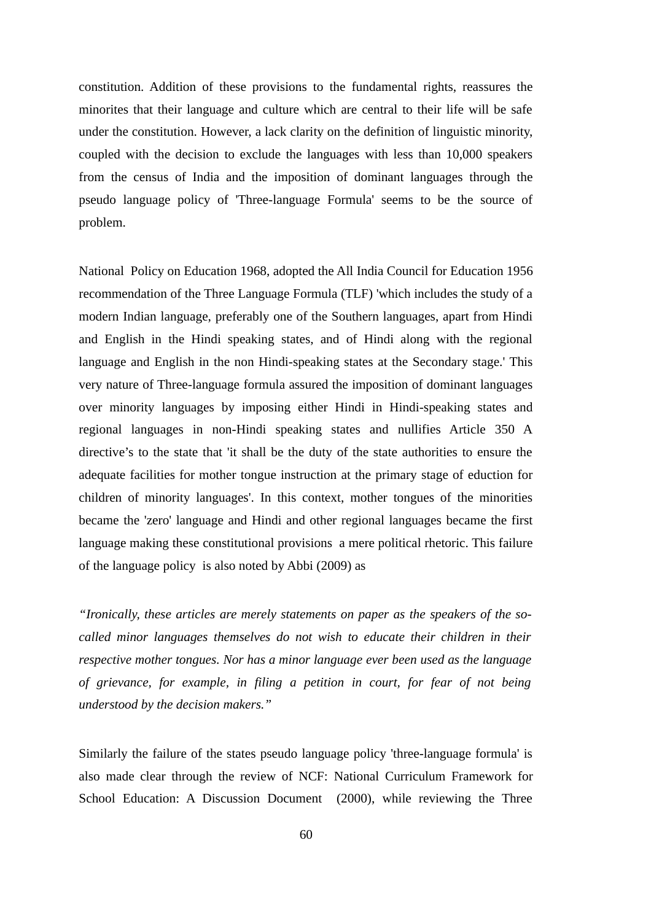constitution. Addition of these provisions to the fundamental rights, reassures the minorites that their language and culture which are central to their life will be safe under the constitution. However, a lack clarity on the definition of linguistic minority, coupled with the decision to exclude the languages with less than 10,000 speakers from the census of India and the imposition of dominant languages through the pseudo language policy of 'Three-language Formula' seems to be the source of problem.

National Policy on Education 1968, adopted the All India Council for Education 1956 recommendation of the Three Language Formula (TLF) 'which includes the study of a modern Indian language, preferably one of the Southern languages, apart from Hindi and English in the Hindi speaking states, and of Hindi along with the regional language and English in the non Hindi-speaking states at the Secondary stage.' This very nature of Three-language formula assured the imposition of dominant languages over minority languages by imposing either Hindi in Hindi-speaking states and regional languages in non-Hindi speaking states and nullifies Article 350 A directive's to the state that 'it shall be the duty of the state authorities to ensure the adequate facilities for mother tongue instruction at the primary stage of eduction for children of minority languages'. In this context, mother tongues of the minorities became the 'zero' language and Hindi and other regional languages became the first language making these constitutional provisions a mere political rhetoric. This failure of the language policy is also noted by Abbi (2009) as

*"Ironically, these articles are merely statements on paper as the speakers of the so-called minor languages themselves do not wish to educate their children in their respective mother tongues. Nor has a minor language ever been used as the language of grievance, for example, in filing a petition in court, for fear of not being understood by the decision makers."*

Similarly the failure of the states pseudo language policy 'three-language formula' is also made clear through the review of NCF: National Curriculum Framework for School Education: A Discussion Document (2000), while reviewing the Three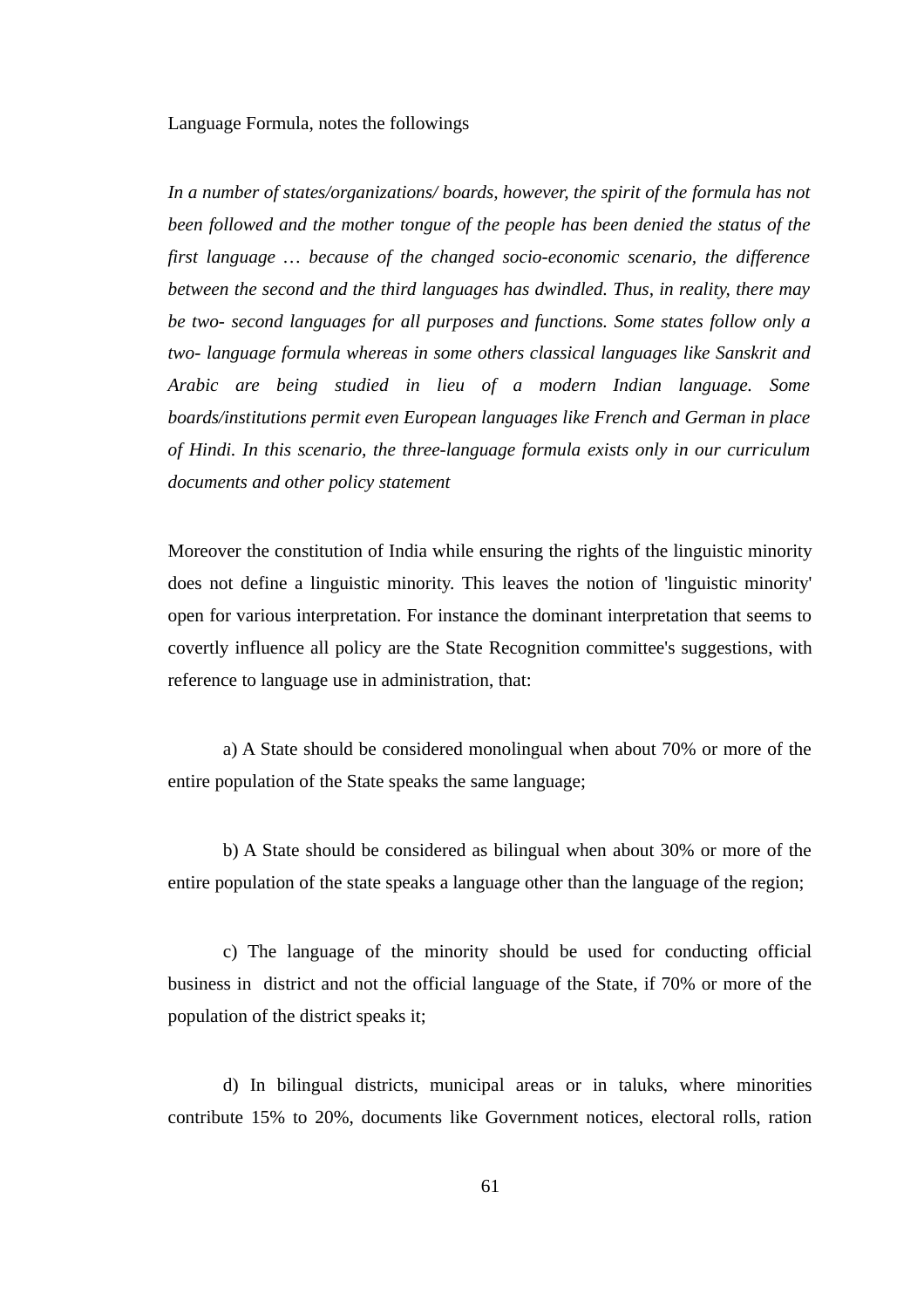Language Formula, notes the followings

*In a number of states/organizations/ boards, however, the spirit of the formula has not been followed and the mother tongue of the people has been denied the status of the first language … because of the changed socio-economic scenario, the difference between the second and the third languages has dwindled. Thus, in reality, there may be two- second languages for all purposes and functions. Some states follow only a two- language formula whereas in some others classical languages like Sanskrit and Arabic are being studied in lieu of a modern Indian language. Some boards/institutions permit even European languages like French and German in place of Hindi. In this scenario, the three-language formula exists only in our curriculum documents and other policy statement*

Moreover the constitution of India while ensuring the rights of the linguistic minority does not define a linguistic minority. This leaves the notion of 'linguistic minority' open for various interpretation. For instance the dominant interpretation that seems to covertly influence all policy are the State Recognition committee's suggestions, with reference to language use in administration, that:

a) A State should be considered monolingual when about 70% or more of the entire population of the State speaks the same language;

b) A State should be considered as bilingual when about 30% or more of the entire population of the state speaks a language other than the language of the region;

c) The language of the minority should be used for conducting official business in district and not the official language of the State, if 70% or more of the population of the district speaks it;

d) In bilingual districts, municipal areas or in taluks, where minorities contribute 15% to 20%, documents like Government notices, electoral rolls, ration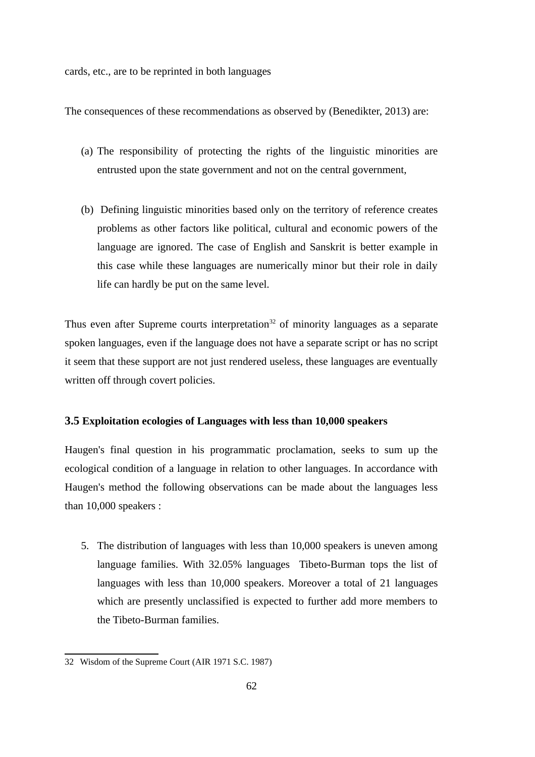cards, etc., are to be reprinted in both languages

The consequences of these recommendations as observed by (Benedikter, 2013) are:

(a) The responsibility of protecting the rights of the linguistic minorities are entrusted upon the state government and not on the central government,

(b) Defining linguistic minorities based only on the territory of reference creates problems as other factors like political, cultural and economic powers of the language are ignored. The case of English and Sanskrit is better example in this case while these languages are numerically minor but their role in daily life can hardly be put on the same level.

Thus even after Supreme courts interpretation[32] of minority languages as a separate spoken languages, even if the language does not have a separate script or has no script it seem that these support are not just rendered useless, these languages are eventually written off through covert policies.

### 3.5 Exploitation ecologies of Languages with less than 10,000 speakers

Haugen's final question in his programmatic proclamation, seeks to sum up the ecological condition of a language in relation to other languages. In accordance with Haugen's method the following observations can be made about the languages less than 10,000 speakers :

5. The distribution of languages with less than 10,000 speakers is uneven among language families. With 32.05% languages Tibeto-Burman tops the list of languages with less than 10,000 speakers. Moreover a total of 21 languages which are presently unclassified is expected to further add more members to the Tibeto-Burman families.

---

32 Wisdom of the Supreme Court (AIR 1971 S.C. 1987)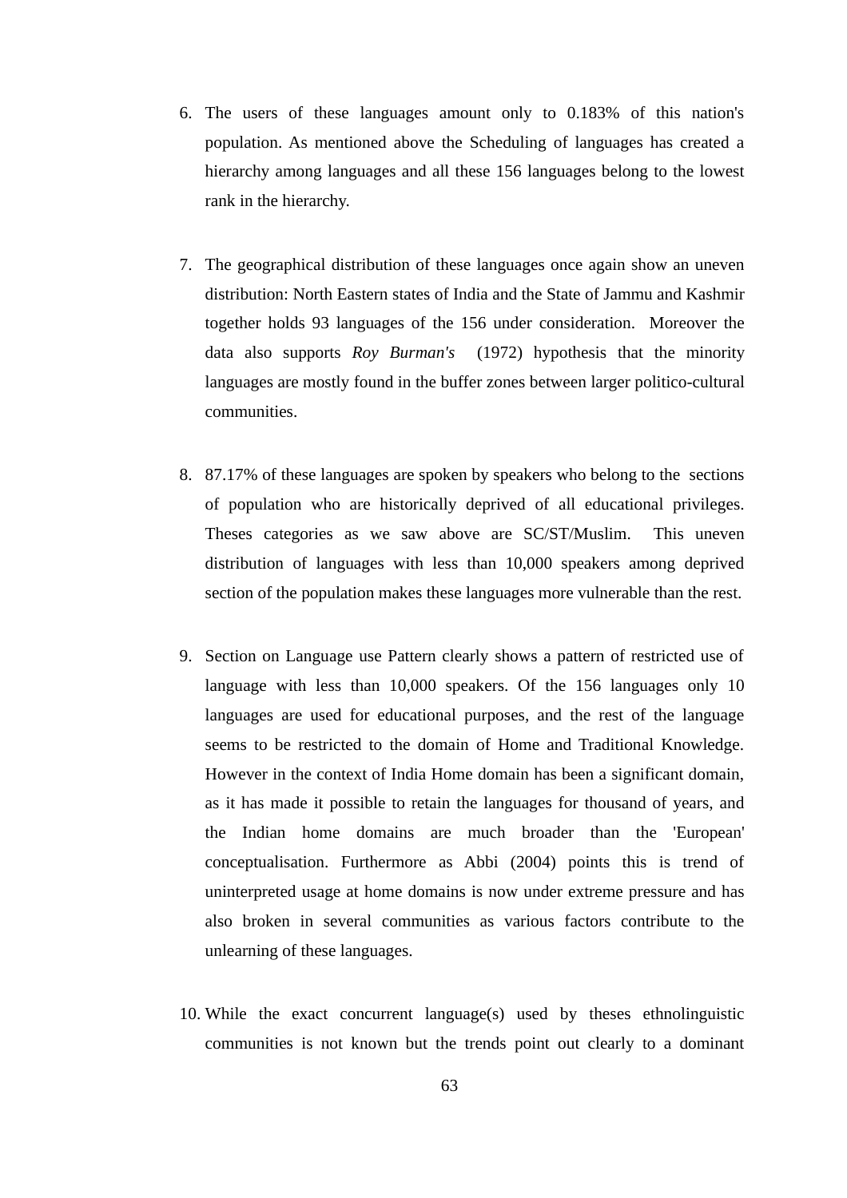6. The users of these languages amount only to 0.183% of this nation's population. As mentioned above the Scheduling of languages has created a hierarchy among languages and all these 156 languages belong to the lowest rank in the hierarchy.

7. The geographical distribution of these languages once again show an uneven distribution: North Eastern states of India and the State of Jammu and Kashmir together holds 93 languages of the 156 under consideration. Moreover the data also supports *Roy Burman's* (1972) hypothesis that the minority languages are mostly found in the buffer zones between larger politico-cultural communities.

8. 87.17% of these languages are spoken by speakers who belong to the sections of population who are historically deprived of all educational privileges. Theses categories as we saw above are SC/ST/Muslim. This uneven distribution of languages with less than 10,000 speakers among deprived section of the population makes these languages more vulnerable than the rest.

9. Section on Language use Pattern clearly shows a pattern of restricted use of language with less than 10,000 speakers. Of the 156 languages only 10 languages are used for educational purposes, and the rest of the language seems to be restricted to the domain of Home and Traditional Knowledge. However in the context of India Home domain has been a significant domain, as it has made it possible to retain the languages for thousand of years, and the Indian home domains are much broader than the 'European' conceptualisation. Furthermore as Abbi (2004) points this is trend of uninterpreted usage at home domains is now under extreme pressure and has also broken in several communities as various factors contribute to the unlearning of these languages.

10. While the exact concurrent language(s) used by theses ethnolinguistic communities is not known but the trends point out clearly to a dominant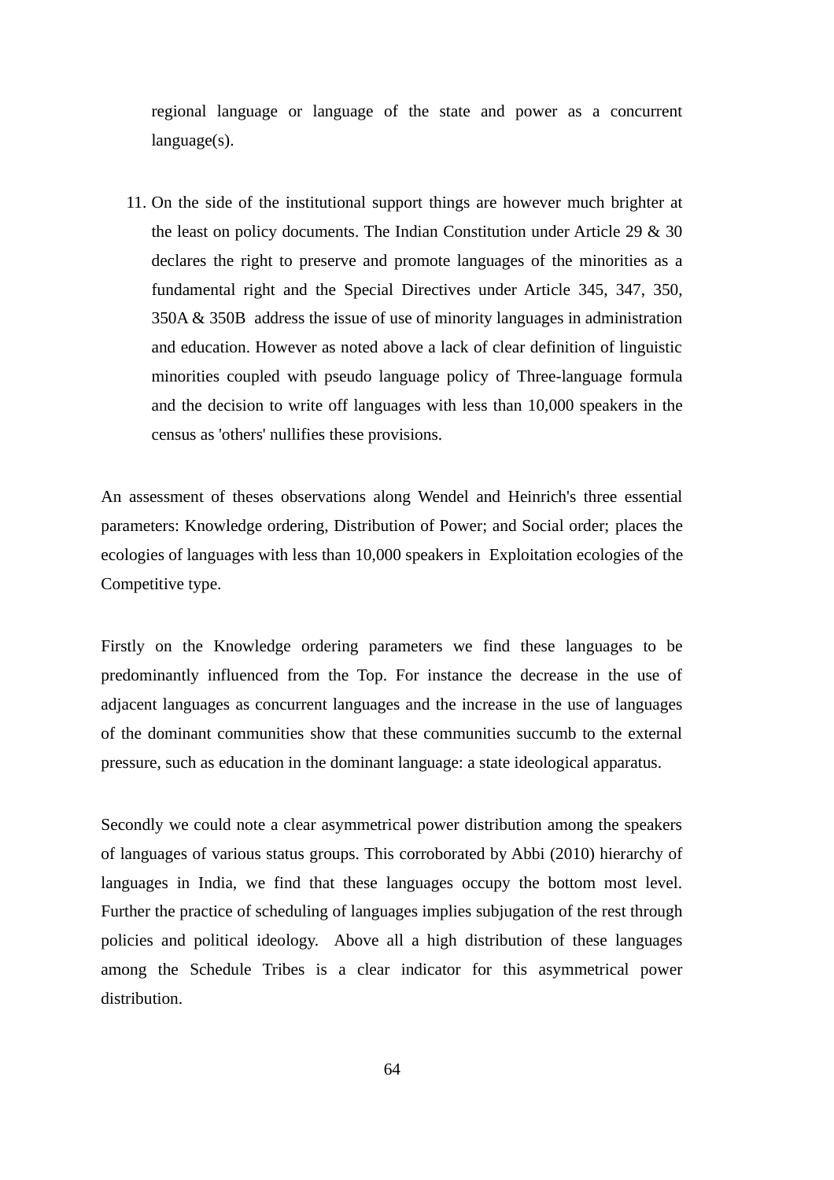regional language or language of the state and power as a concurrent language(s).

11. On the side of the institutional support things are however much brighter at the least on policy documents. The Indian Constitution under Article 29 & 30 declares the right to preserve and promote languages of the minorities as a fundamental right and the Special Directives under Article 345, 347, 350, 350A & 350B address the issue of use of minority languages in administration and education. However as noted above a lack of clear definition of linguistic minorities coupled with pseudo language policy of Three-language formula and the decision to write off languages with less than 10,000 speakers in the census as 'others' nullifies these provisions.

An assessment of theses observations along Wendel and Heinrich's three essential parameters: Knowledge ordering, Distribution of Power; and Social order; places the ecologies of languages with less than 10,000 speakers in Exploitation ecologies of the Competitive type.

Firstly on the Knowledge ordering parameters we find these languages to be predominantly influenced from the Top. For instance the decrease in the use of adjacent languages as concurrent languages and the increase in the use of languages of the dominant communities show that these communities succumb to the external pressure, such as education in the dominant language: a state ideological apparatus.

Secondly we could note a clear asymmetrical power distribution among the speakers of languages of various status groups. This corroborated by Abbi (2010) hierarchy of languages in India, we find that these languages occupy the bottom most level. Further the practice of scheduling of languages implies subjugation of the rest through policies and political ideology. Above all a high distribution of these languages among the Schedule Tribes is a clear indicator for this asymmetrical power distribution.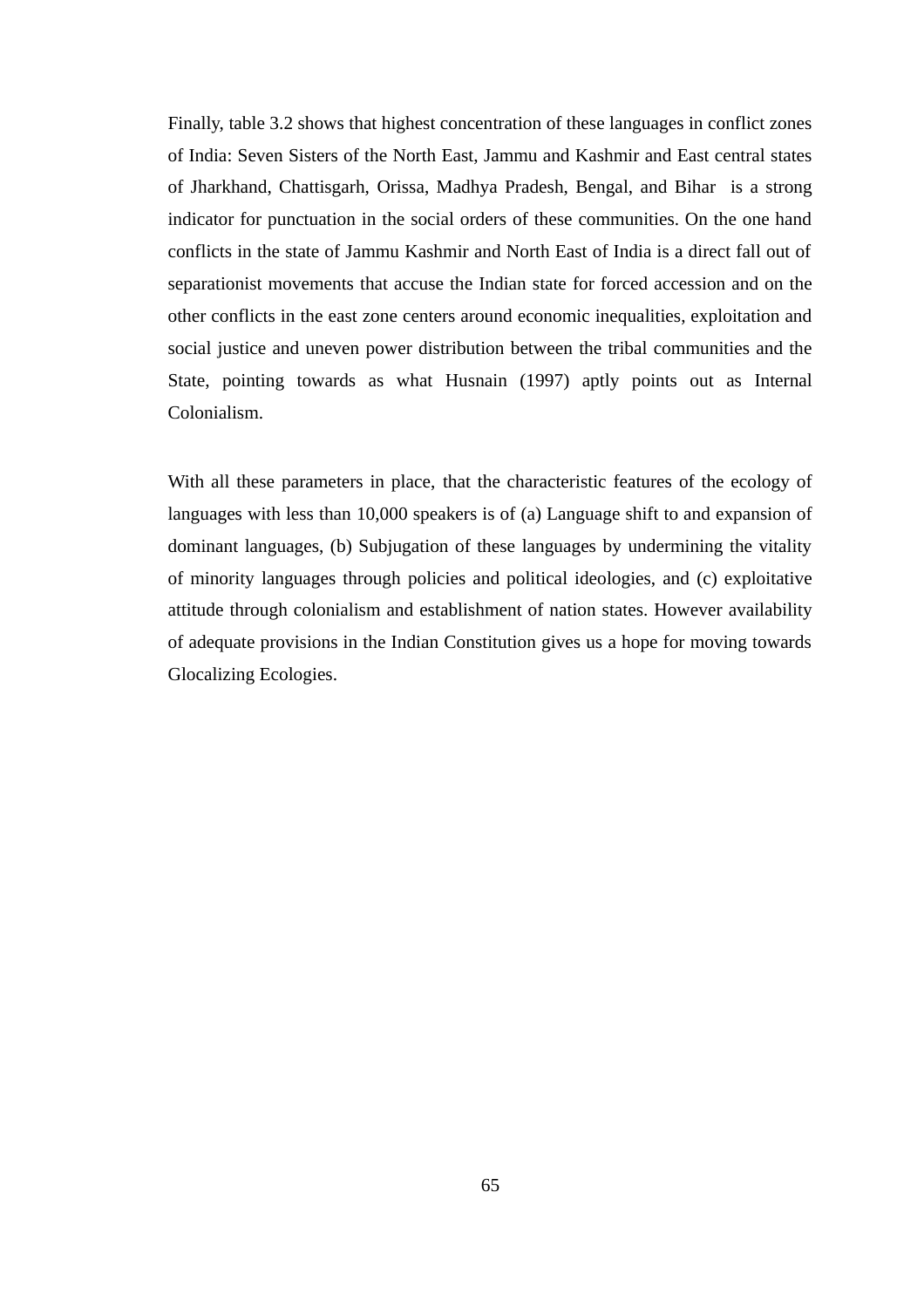Finally, table 3.2 shows that highest concentration of these languages in conflict zones of India: Seven Sisters of the North East, Jammu and Kashmir and East central states of Jharkhand, Chattisgarh, Orissa, Madhya Pradesh, Bengal, and Bihar is a strong indicator for punctuation in the social orders of these communities. On the one hand conflicts in the state of Jammu Kashmir and North East of India is a direct fall out of separationist movements that accuse the Indian state for forced accession and on the other conflicts in the east zone centers around economic inequalities, exploitation and social justice and uneven power distribution between the tribal communities and the State, pointing towards as what Husnain (1997) aptly points out as Internal Colonialism.

With all these parameters in place, that the characteristic features of the ecology of languages with less than 10,000 speakers is of (a) Language shift to and expansion of dominant languages, (b) Subjugation of these languages by undermining the vitality of minority languages through policies and political ideologies, and (c) exploitative attitude through colonialism and establishment of nation states. However availability of adequate provisions in the Indian Constitution gives us a hope for moving towards Glocalizing Ecologies.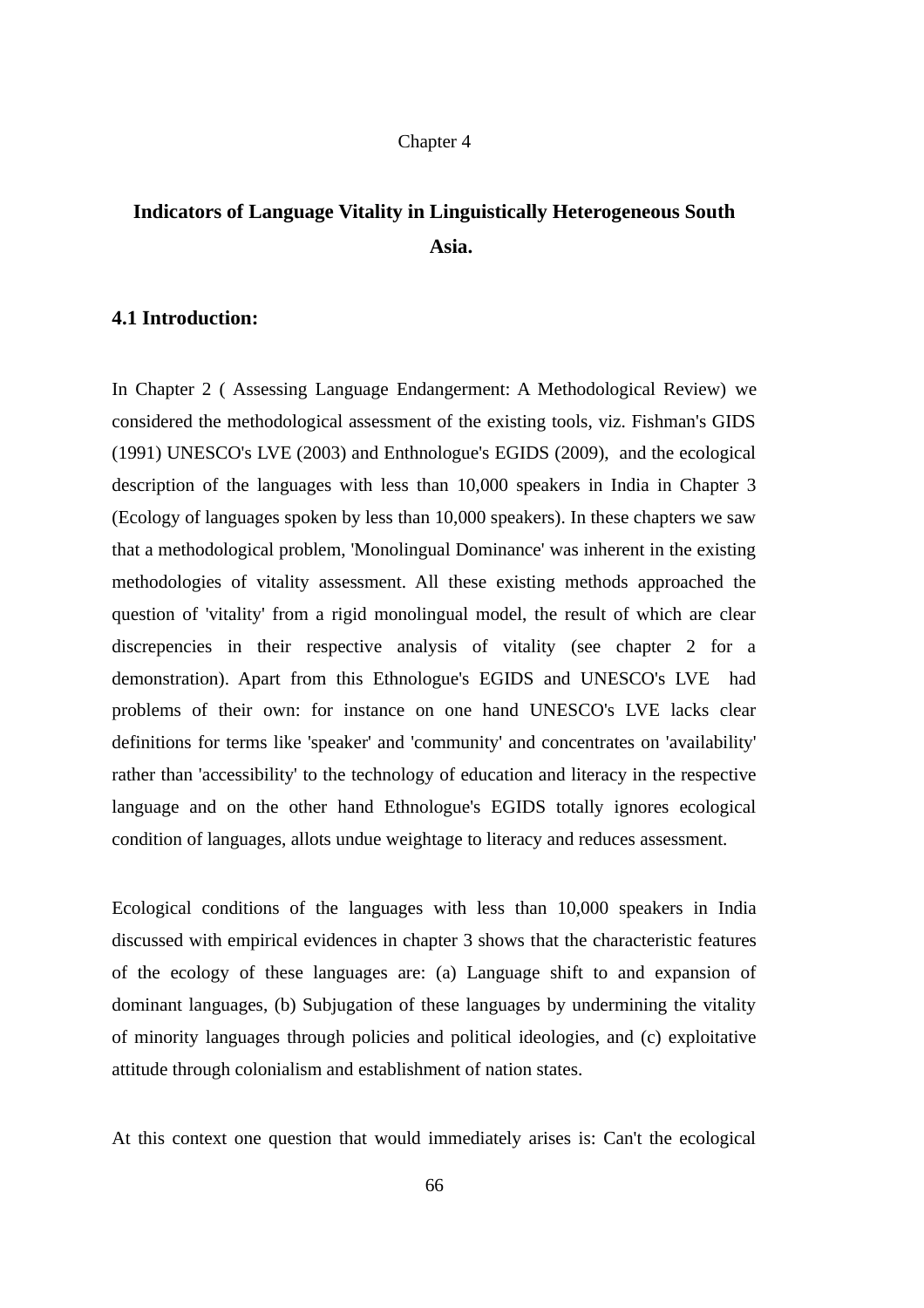Chapter 4

# Indicators of Language Vitality in Linguistically Heterogeneous South Asia.

## 4.1 Introduction:

In Chapter 2 ( Assessing Language Endangerment: A Methodological Review) we considered the methodological assessment of the existing tools, viz. Fishman's GIDS (1991) UNESCO's LVE (2003) and Enthnologue's EGIDS (2009), and the ecological description of the languages with less than 10,000 speakers in India in Chapter 3 (Ecology of languages spoken by less than 10,000 speakers). In these chapters we saw that a methodological problem, 'Monolingual Dominance' was inherent in the existing methodologies of vitality assessment. All these existing methods approached the question of 'vitality' from a rigid monolingual model, the result of which are clear discrepencies in their respective analysis of vitality (see chapter 2 for a demonstration). Apart from this Ethnologue's EGIDS and UNESCO's LVE had problems of their own: for instance on one hand UNESCO's LVE lacks clear definitions for terms like 'speaker' and 'community' and concentrates on 'availability' rather than 'accessibility' to the technology of education and literacy in the respective language and on the other hand Ethnologue's EGIDS totally ignores ecological condition of languages, allots undue weightage to literacy and reduces assessment.

Ecological conditions of the languages with less than 10,000 speakers in India discussed with empirical evidences in chapter 3 shows that the characteristic features of the ecology of these languages are: (a) Language shift to and expansion of dominant languages, (b) Subjugation of these languages by undermining the vitality of minority languages through policies and political ideologies, and (c) exploitative attitude through colonialism and establishment of nation states.

At this context one question that would immediately arises is: Can't the ecological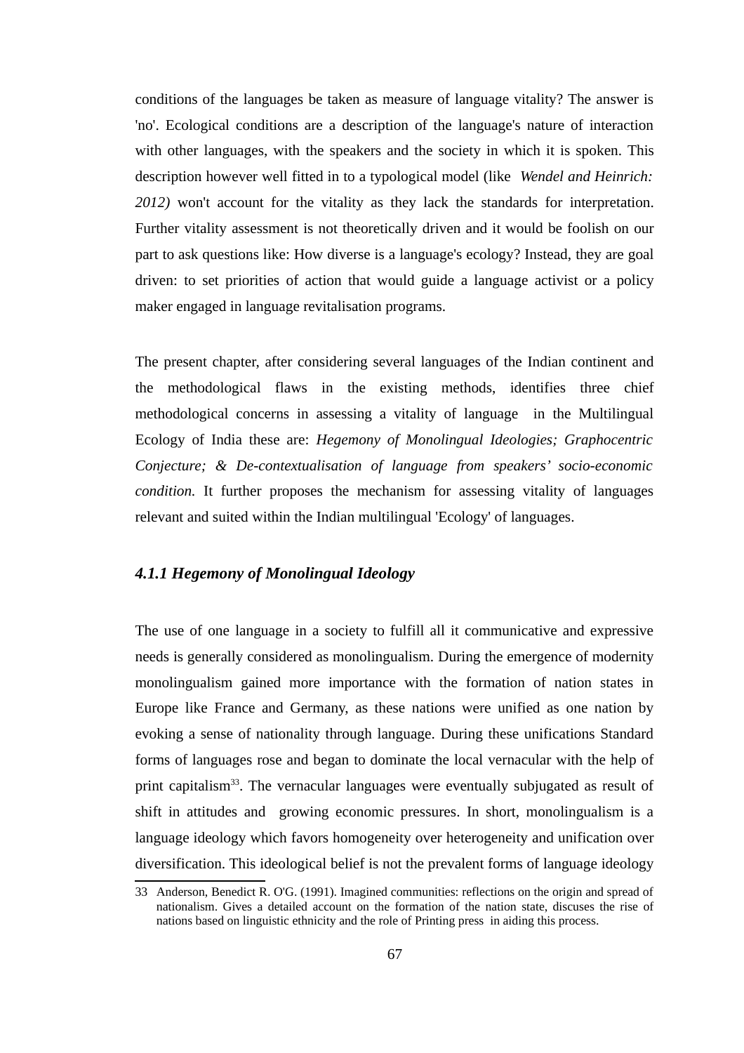conditions of the languages be taken as measure of language vitality? The answer is 'no'. Ecological conditions are a description of the language's nature of interaction with other languages, with the speakers and the society in which it is spoken. This description however well fitted in to a typological model (like *Wendel and Heinrich: 2012)* won't account for the vitality as they lack the standards for interpretation. Further vitality assessment is not theoretically driven and it would be foolish on our part to ask questions like: How diverse is a language's ecology? Instead, they are goal driven: to set priorities of action that would guide a language activist or a policy maker engaged in language revitalisation programs.

The present chapter, after considering several languages of the Indian continent and the methodological flaws in the existing methods, identifies three chief methodological concerns in assessing a vitality of language in the Multilingual Ecology of India these are: *Hegemony of Monolingual Ideologies; Graphocentric Conjecture; & De-contextualisation of language from speakers' socio-economic condition.* It further proposes the mechanism for assessing vitality of languages relevant and suited within the Indian multilingual 'Ecology' of languages.

### *4.1.1 Hegemony of Monolingual Ideology*

The use of one language in a society to fulfill all it communicative and expressive needs is generally considered as monolingualism. During the emergence of modernity monolingualism gained more importance with the formation of nation states in Europe like France and Germany, as these nations were unified as one nation by evoking a sense of nationality through language. During these unifications Standard forms of languages rose and began to dominate the local vernacular with the help of print capitalism[33]. The vernacular languages were eventually subjugated as result of shift in attitudes and growing economic pressures. In short, monolingualism is a language ideology which favors homogeneity over heterogeneity and unification over diversification. This ideological belief is not the prevalent forms of language ideology

33 Anderson, Benedict R. O'G. (1991). Imagined communities: reflections on the origin and spread of nationalism. Gives a detailed account on the formation of the nation state, discuses the rise of nations based on linguistic ethnicity and the role of Printing press in aiding this process.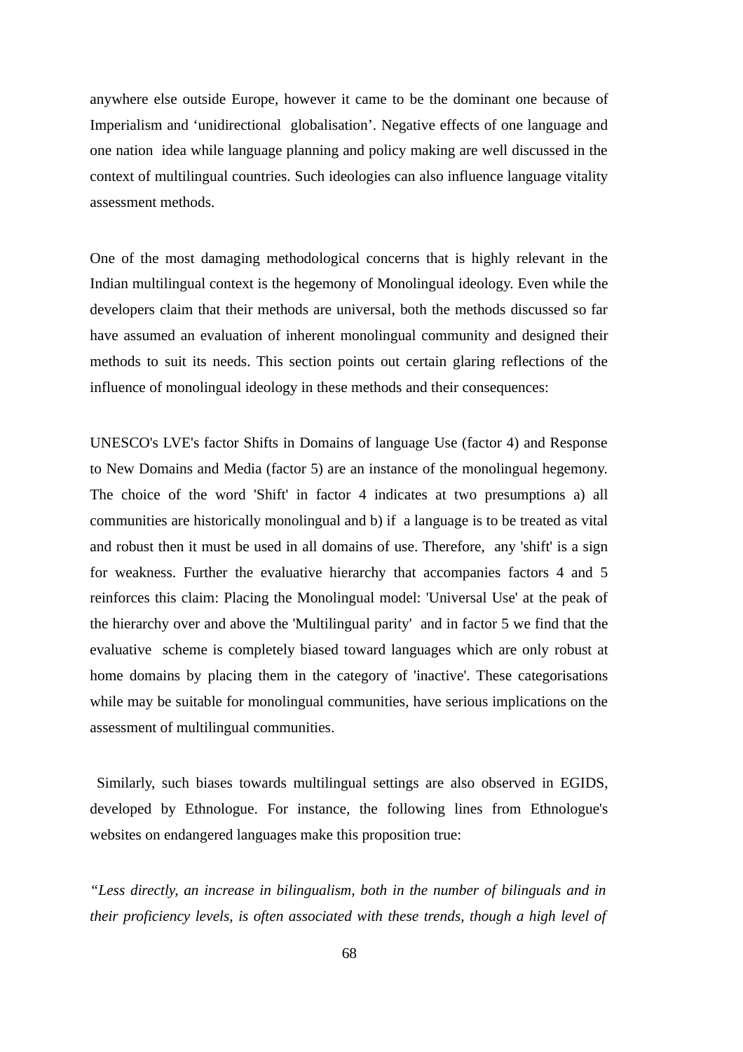anywhere else outside Europe, however it came to be the dominant one because of Imperialism and 'unidirectional globalisation'. Negative effects of one language and one nation idea while language planning and policy making are well discussed in the context of multilingual countries. Such ideologies can also influence language vitality assessment methods.

One of the most damaging methodological concerns that is highly relevant in the Indian multilingual context is the hegemony of Monolingual ideology. Even while the developers claim that their methods are universal, both the methods discussed so far have assumed an evaluation of inherent monolingual community and designed their methods to suit its needs. This section points out certain glaring reflections of the influence of monolingual ideology in these methods and their consequences:

UNESCO's LVE's factor Shifts in Domains of language Use (factor 4) and Response to New Domains and Media (factor 5) are an instance of the monolingual hegemony. The choice of the word 'Shift' in factor 4 indicates at two presumptions a) all communities are historically monolingual and b) if a language is to be treated as vital and robust then it must be used in all domains of use. Therefore, any 'shift' is a sign for weakness. Further the evaluative hierarchy that accompanies factors 4 and 5 reinforces this claim: Placing the Monolingual model: 'Universal Use' at the peak of the hierarchy over and above the 'Multilingual parity' and in factor 5 we find that the evaluative scheme is completely biased toward languages which are only robust at home domains by placing them in the category of 'inactive'. These categorisations while may be suitable for monolingual communities, have serious implications on the assessment of multilingual communities.

Similarly, such biases towards multilingual settings are also observed in EGIDS, developed by Ethnologue. For instance, the following lines from Ethnologue's websites on endangered languages make this proposition true:

*"Less directly, an increase in bilingualism, both in the number of bilinguals and in their proficiency levels, is often associated with these trends, though a high level of*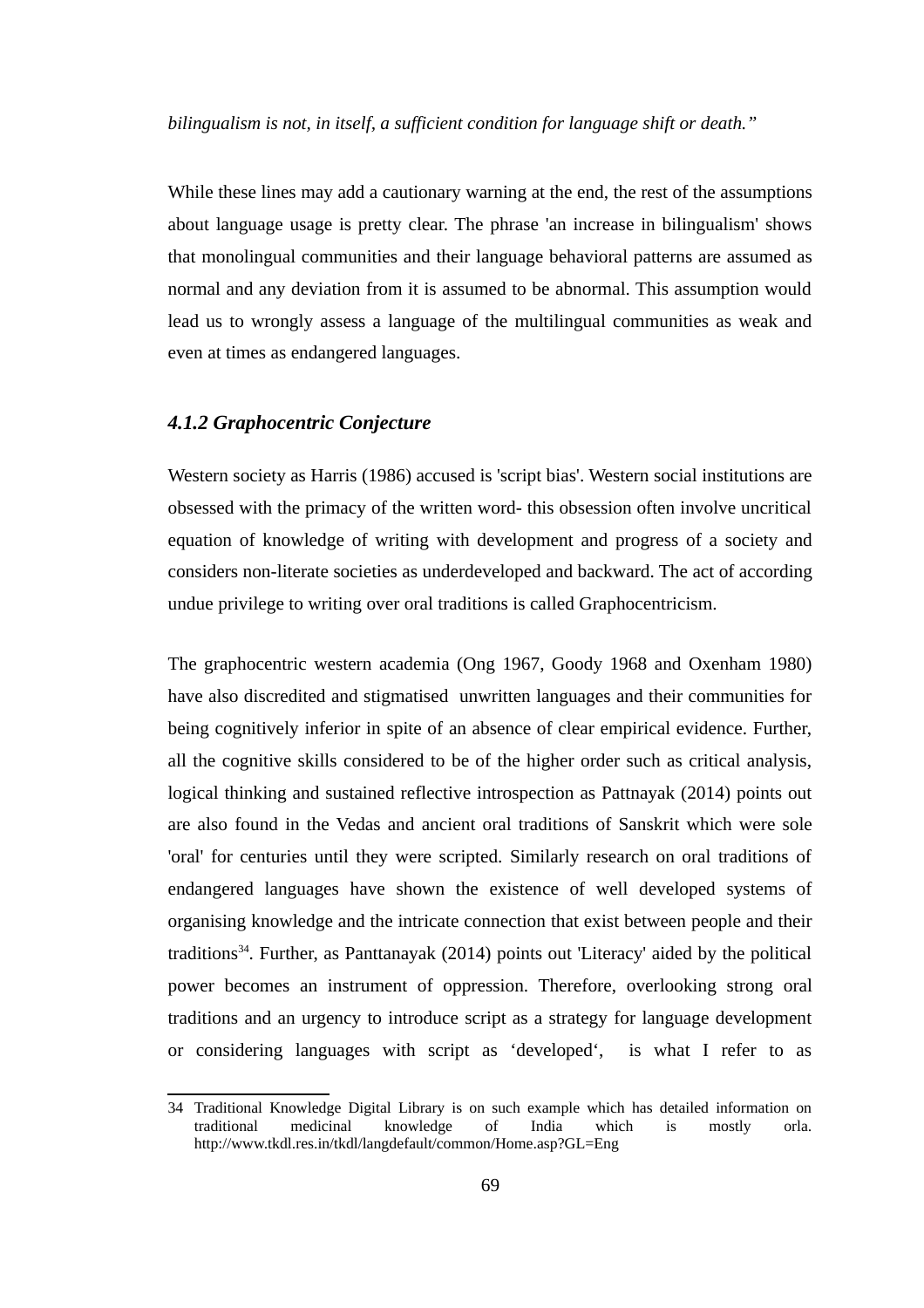*bilingualism is not, in itself, a sufficient condition for language shift or death."*

While these lines may add a cautionary warning at the end, the rest of the assumptions about language usage is pretty clear. The phrase 'an increase in bilingualism' shows that monolingual communities and their language behavioral patterns are assumed as normal and any deviation from it is assumed to be abnormal. This assumption would lead us to wrongly assess a language of the multilingual communities as weak and even at times as endangered languages.

### *4.1.2 Graphocentric Conjecture*

Western society as Harris (1986) accused is 'script bias'. Western social institutions are obsessed with the primacy of the written word- this obsession often involve uncritical equation of knowledge of writing with development and progress of a society and considers non-literate societies as underdeveloped and backward. The act of according undue privilege to writing over oral traditions is called Graphocentricism.

The graphocentric western academia (Ong 1967, Goody 1968 and Oxenham 1980) have also discredited and stigmatised unwritten languages and their communities for being cognitively inferior in spite of an absence of clear empirical evidence. Further, all the cognitive skills considered to be of the higher order such as critical analysis, logical thinking and sustained reflective introspection as Pattnayak (2014) points out are also found in the Vedas and ancient oral traditions of Sanskrit which were sole 'oral' for centuries until they were scripted. Similarly research on oral traditions of endangered languages have shown the existence of well developed systems of organising knowledge and the intricate connection that exist between people and their traditions[34]. Further, as Panttanayak (2014) points out 'Literacy' aided by the political power becomes an instrument of oppression. Therefore, overlooking strong oral traditions and an urgency to introduce script as a strategy for language development or considering languages with script as 'developed', is what I refer to as

34 Traditional Knowledge Digital Library is on such example which has detailed information on traditional medicinal knowledge of India which is mostly orla. http://www.tkdl.res.in/tkdl/langdefault/common/Home.asp?GL=Eng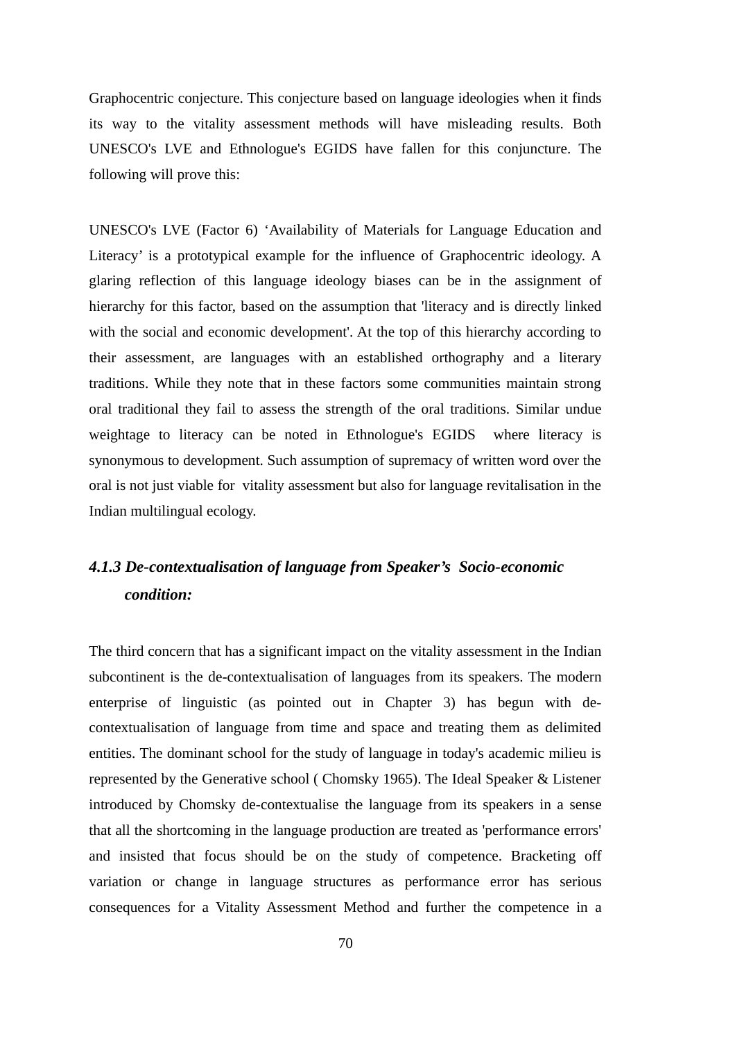Graphocentric conjecture. This conjecture based on language ideologies when it finds its way to the vitality assessment methods will have misleading results. Both UNESCO's LVE and Ethnologue's EGIDS have fallen for this conjuncture. The following will prove this:

UNESCO's LVE (Factor 6) 'Availability of Materials for Language Education and Literacy' is a prototypical example for the influence of Graphocentric ideology. A glaring reflection of this language ideology biases can be in the assignment of hierarchy for this factor, based on the assumption that 'literacy and is directly linked with the social and economic development'. At the top of this hierarchy according to their assessment, are languages with an established orthography and a literary traditions. While they note that in these factors some communities maintain strong oral traditional they fail to assess the strength of the oral traditions. Similar undue weightage to literacy can be noted in Ethnologue's EGIDS where literacy is synonymous to development. Such assumption of supremacy of written word over the oral is not just viable for vitality assessment but also for language revitalisation in the Indian multilingual ecology.

### *4.1.3 De-contextualisation of language from Speaker's Socio-economic condition:*

The third concern that has a significant impact on the vitality assessment in the Indian subcontinent is the de-contextualisation of languages from its speakers. The modern enterprise of linguistic (as pointed out in Chapter 3) has begun with de-contextualisation of language from time and space and treating them as delimited entities. The dominant school for the study of language in today's academic milieu is represented by the Generative school ( Chomsky 1965). The Ideal Speaker & Listener introduced by Chomsky de-contextualise the language from its speakers in a sense that all the shortcoming in the language production are treated as 'performance errors' and insisted that focus should be on the study of competence. Bracketing off variation or change in language structures as performance error has serious consequences for a Vitality Assessment Method and further the competence in a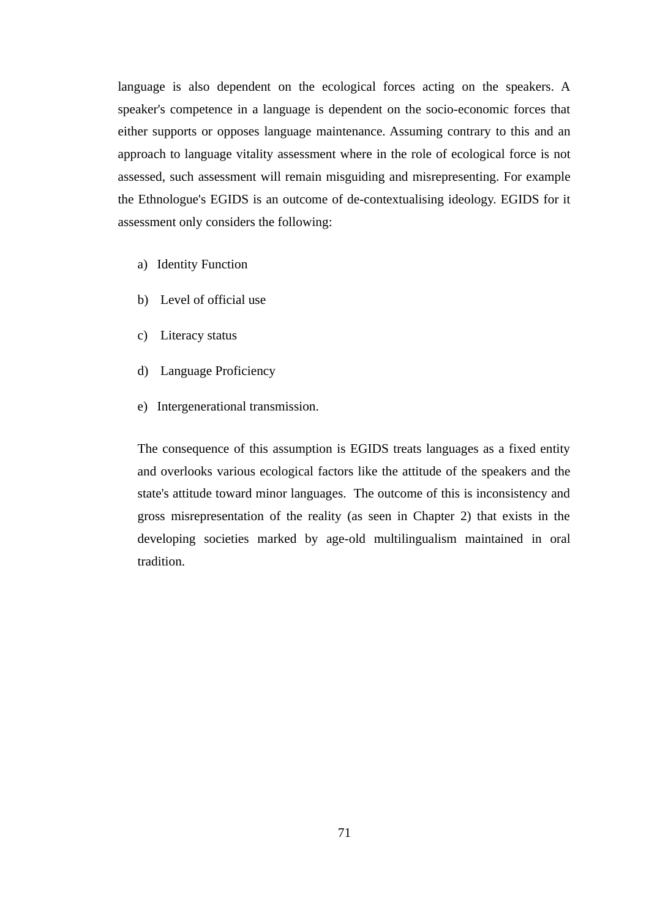language is also dependent on the ecological forces acting on the speakers. A speaker's competence in a language is dependent on the socio-economic forces that either supports or opposes language maintenance. Assuming contrary to this and an approach to language vitality assessment where in the role of ecological force is not assessed, such assessment will remain misguiding and misrepresenting. For example the Ethnologue's EGIDS is an outcome of de-contextualising ideology. EGIDS for it assessment only considers the following:

a) Identity Function

b) Level of official use

c) Literacy status

d) Language Proficiency

e) Intergenerational transmission.

The consequence of this assumption is EGIDS treats languages as a fixed entity and overlooks various ecological factors like the attitude of the speakers and the state's attitude toward minor languages. The outcome of this is inconsistency and gross misrepresentation of the reality (as seen in Chapter 2) that exists in the developing societies marked by age-old multilingualism maintained in oral tradition.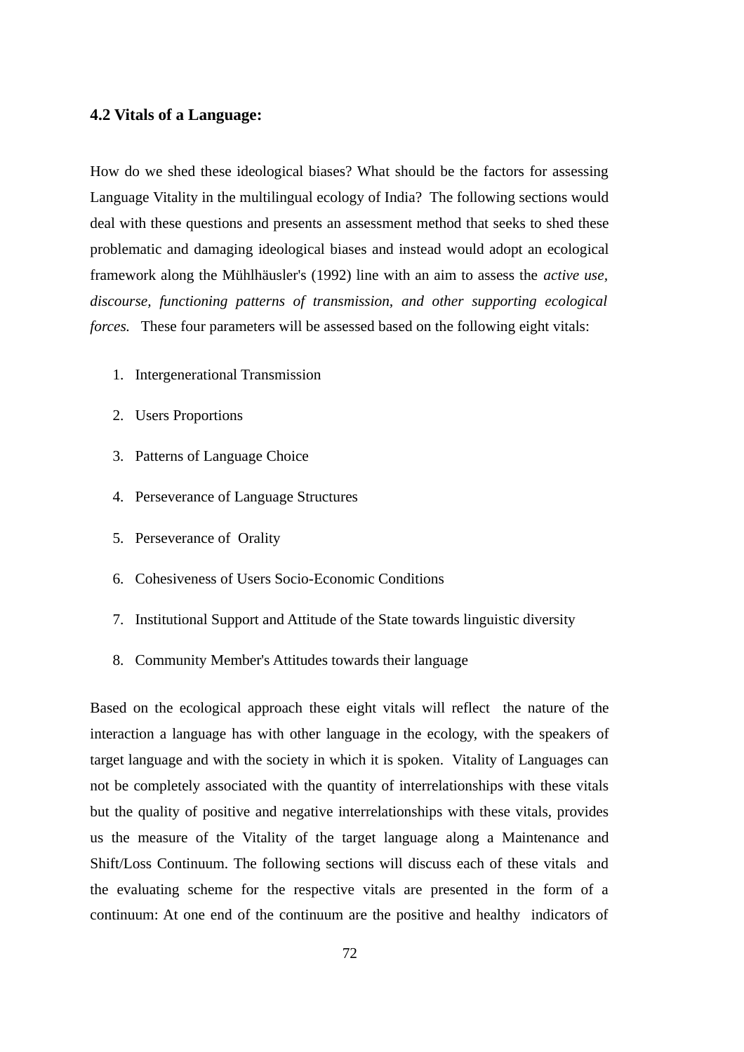### 4.2 Vitals of a Language:

How do we shed these ideological biases? What should be the factors for assessing Language Vitality in the multilingual ecology of India? The following sections would deal with these questions and presents an assessment method that seeks to shed these problematic and damaging ideological biases and instead would adopt an ecological framework along the Mühlhäusler's (1992) line with an aim to assess the *active use, discourse, functioning patterns of transmission, and other supporting ecological forces.* These four parameters will be assessed based on the following eight vitals:

1. Intergenerational Transmission
2. Users Proportions
3. Patterns of Language Choice
4. Perseverance of Language Structures
5. Perseverance of Orality
6. Cohesiveness of Users Socio-Economic Conditions
7. Institutional Support and Attitude of the State towards linguistic diversity
8. Community Member's Attitudes towards their language

Based on the ecological approach these eight vitals will reflect the nature of the interaction a language has with other language in the ecology, with the speakers of target language and with the society in which it is spoken. Vitality of Languages can not be completely associated with the quantity of interrelationships with these vitals but the quality of positive and negative interrelationships with these vitals, provides us the measure of the Vitality of the target language along a Maintenance and Shift/Loss Continuum. The following sections will discuss each of these vitals and the evaluating scheme for the respective vitals are presented in the form of a continuum: At one end of the continuum are the positive and healthy indicators of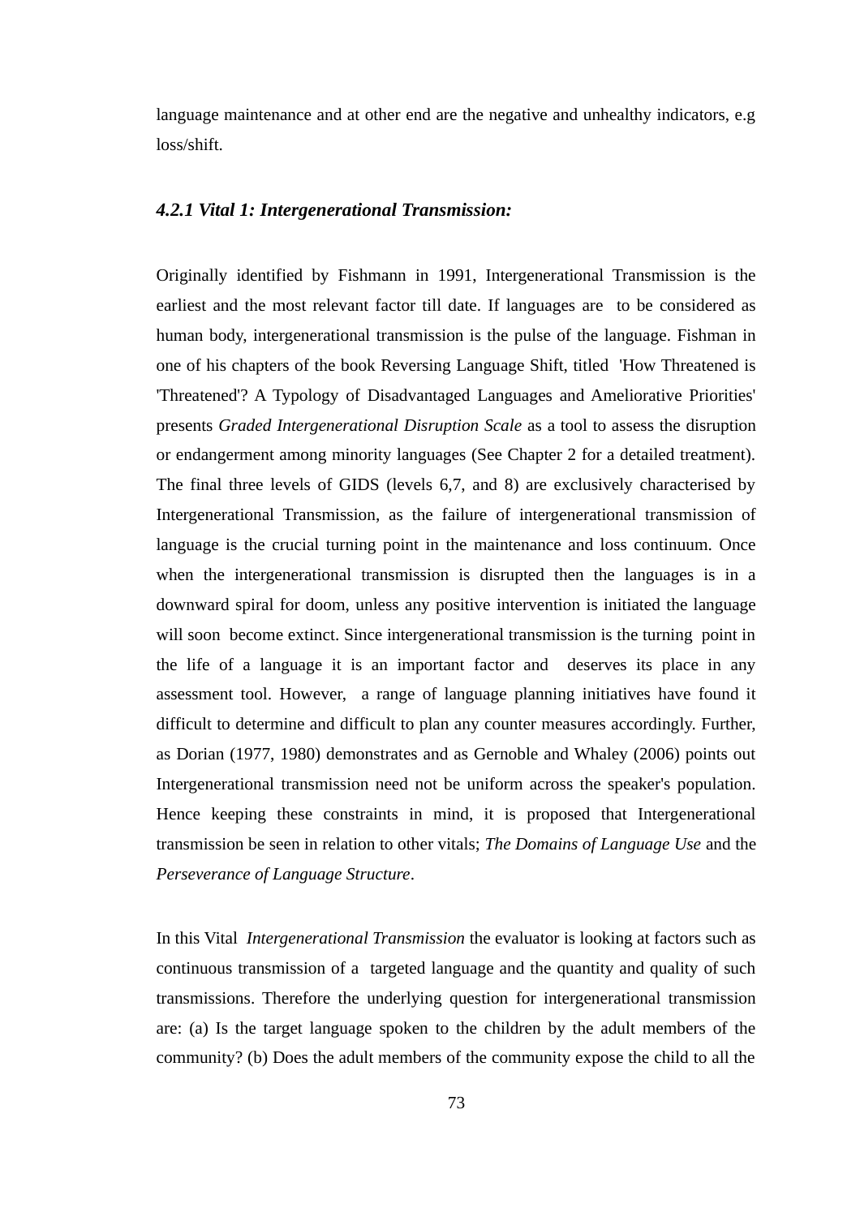language maintenance and at other end are the negative and unhealthy indicators, e.g loss/shift.

### *4.2.1 Vital 1: Intergenerational Transmission:*

Originally identified by Fishmann in 1991, Intergenerational Transmission is the earliest and the most relevant factor till date. If languages are to be considered as human body, intergenerational transmission is the pulse of the language. Fishman in one of his chapters of the book Reversing Language Shift, titled 'How Threatened is 'Threatened'? A Typology of Disadvantaged Languages and Ameliorative Priorities' presents *Graded Intergenerational Disruption Scale* as a tool to assess the disruption or endangerment among minority languages (See Chapter 2 for a detailed treatment). The final three levels of GIDS (levels 6,7, and 8) are exclusively characterised by Intergenerational Transmission, as the failure of intergenerational transmission of language is the crucial turning point in the maintenance and loss continuum. Once when the intergenerational transmission is disrupted then the languages is in a downward spiral for doom, unless any positive intervention is initiated the language will soon become extinct. Since intergenerational transmission is the turning point in the life of a language it is an important factor and deserves its place in any assessment tool. However, a range of language planning initiatives have found it difficult to determine and difficult to plan any counter measures accordingly. Further, as Dorian (1977, 1980) demonstrates and as Gernoble and Whaley (2006) points out Intergenerational transmission need not be uniform across the speaker's population. Hence keeping these constraints in mind, it is proposed that Intergenerational transmission be seen in relation to other vitals; *The Domains of Language Use* and the *Perseverance of Language Structure*.

In this Vital *Intergenerational Transmission* the evaluator is looking at factors such as continuous transmission of a targeted language and the quantity and quality of such transmissions. Therefore the underlying question for intergenerational transmission are: (a) Is the target language spoken to the children by the adult members of the community? (b) Does the adult members of the community expose the child to all the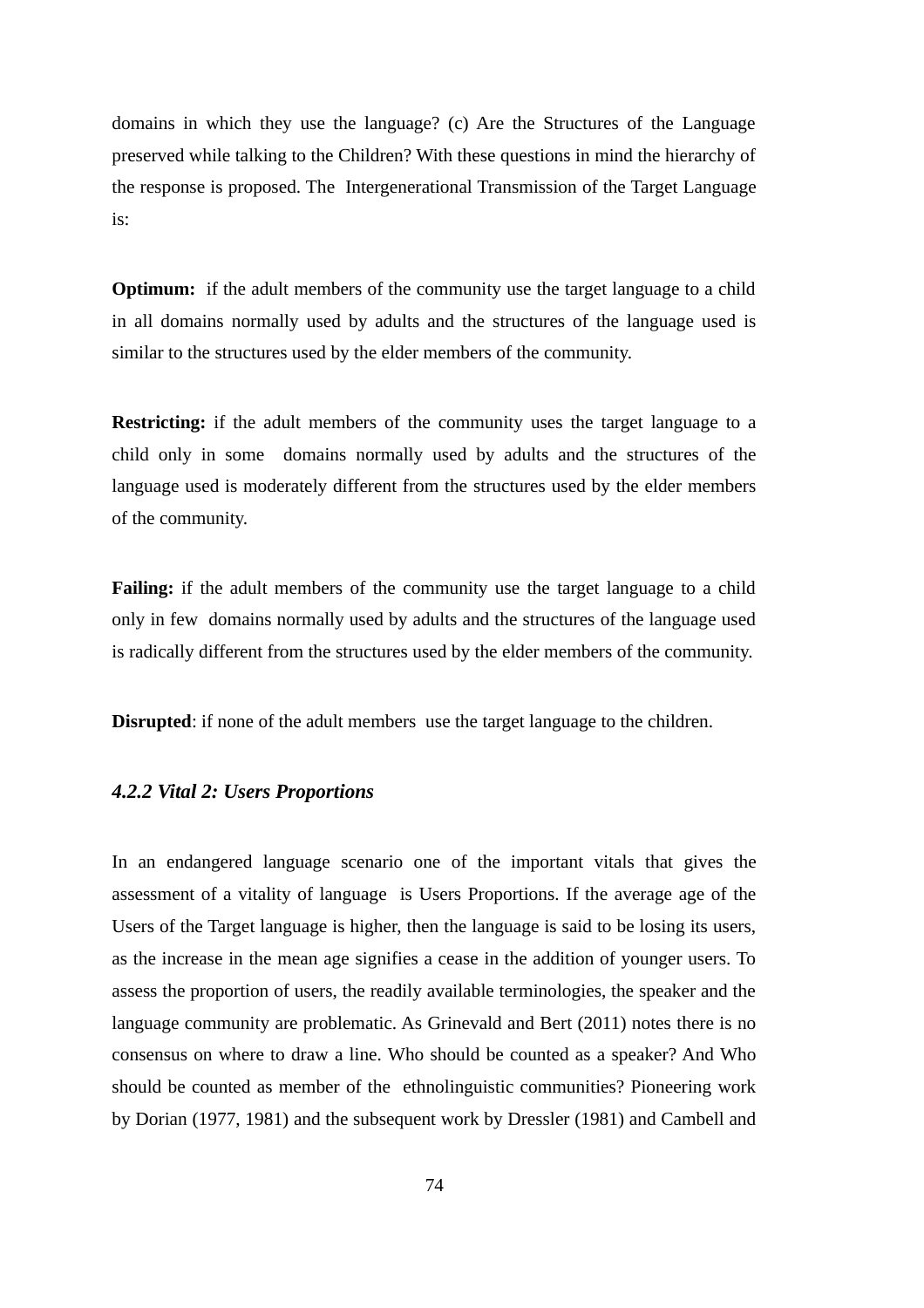domains in which they use the language? (c) Are the Structures of the Language preserved while talking to the Children? With these questions in mind the hierarchy of the response is proposed. The Intergenerational Transmission of the Target Language is:

**Optimum:** if the adult members of the community use the target language to a child in all domains normally used by adults and the structures of the language used is similar to the structures used by the elder members of the community.

**Restricting:** if the adult members of the community uses the target language to a child only in some domains normally used by adults and the structures of the language used is moderately different from the structures used by the elder members of the community.

**Failing:** if the adult members of the community use the target language to a child only in few domains normally used by adults and the structures of the language used is radically different from the structures used by the elder members of the community.

**Disrupted**: if none of the adult members use the target language to the children.

#### *4.2.2 Vital 2: Users Proportions*

In an endangered language scenario one of the important vitals that gives the assessment of a vitality of language is Users Proportions. If the average age of the Users of the Target language is higher, then the language is said to be losing its users, as the increase in the mean age signifies a cease in the addition of younger users. To assess the proportion of users, the readily available terminologies, the speaker and the language community are problematic. As Grinevald and Bert (2011) notes there is no consensus on where to draw a line. Who should be counted as a speaker? And Who should be counted as member of the ethnolinguistic communities? Pioneering work by Dorian (1977, 1981) and the subsequent work by Dressler (1981) and Cambell and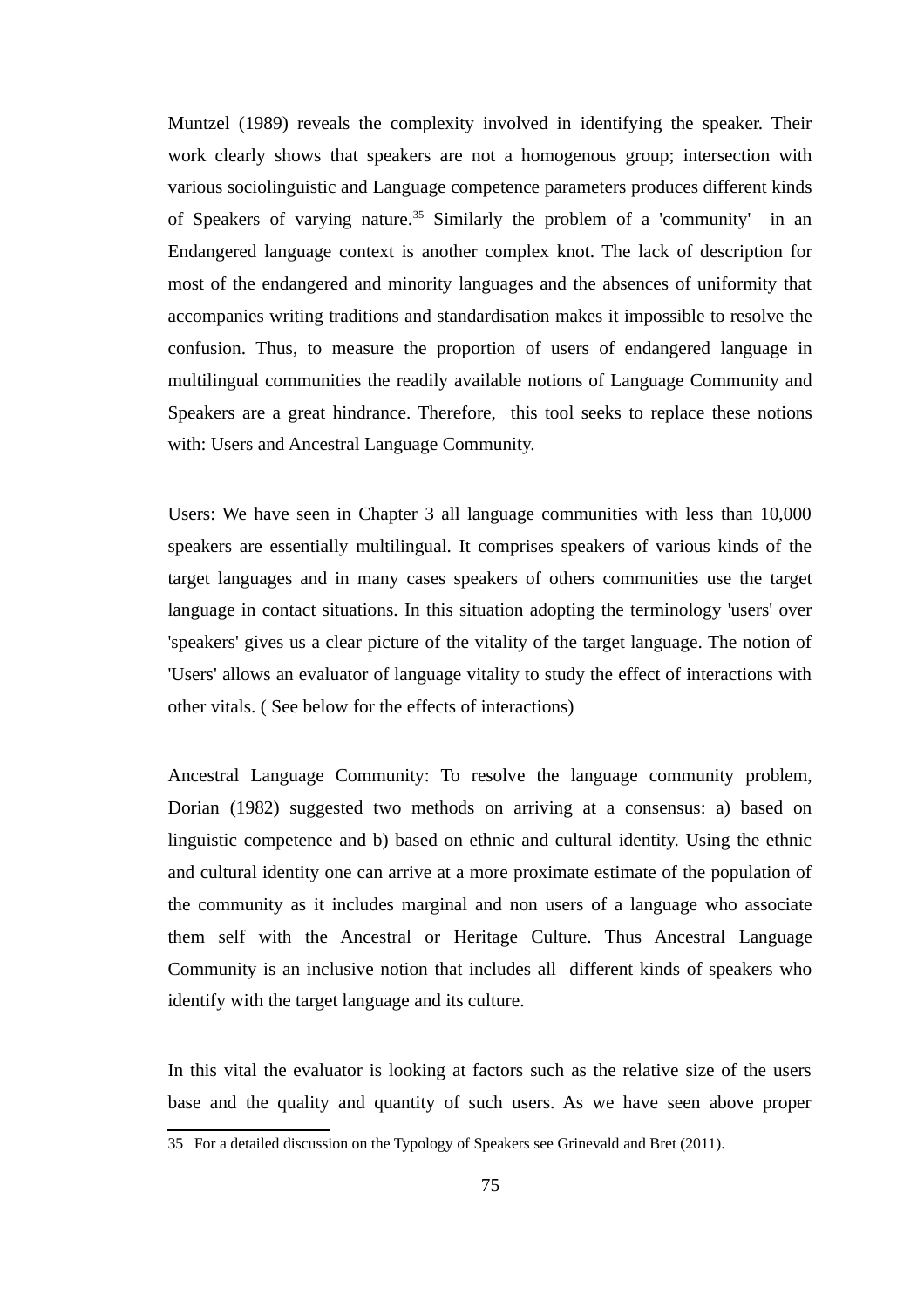Muntzel (1989) reveals the complexity involved in identifying the speaker. Their work clearly shows that speakers are not a homogenous group; intersection with various sociolinguistic and Language competence parameters produces different kinds of Speakers of varying nature.[35] Similarly the problem of a 'community' in an Endangered language context is another complex knot. The lack of description for most of the endangered and minority languages and the absences of uniformity that accompanies writing traditions and standardisation makes it impossible to resolve the confusion. Thus, to measure the proportion of users of endangered language in multilingual communities the readily available notions of Language Community and Speakers are a great hindrance. Therefore, this tool seeks to replace these notions with: Users and Ancestral Language Community.

Users: We have seen in Chapter 3 all language communities with less than 10,000 speakers are essentially multilingual. It comprises speakers of various kinds of the target languages and in many cases speakers of others communities use the target language in contact situations. In this situation adopting the terminology 'users' over 'speakers' gives us a clear picture of the vitality of the target language. The notion of 'Users' allows an evaluator of language vitality to study the effect of interactions with other vitals. ( See below for the effects of interactions)

Ancestral Language Community: To resolve the language community problem, Dorian (1982) suggested two methods on arriving at a consensus: a) based on linguistic competence and b) based on ethnic and cultural identity. Using the ethnic and cultural identity one can arrive at a more proximate estimate of the population of the community as it includes marginal and non users of a language who associate them self with the Ancestral or Heritage Culture. Thus Ancestral Language Community is an inclusive notion that includes all different kinds of speakers who identify with the target language and its culture.

In this vital the evaluator is looking at factors such as the relative size of the users base and the quality and quantity of such users. As we have seen above proper

35 For a detailed discussion on the Typology of Speakers see Grinevald and Bret (2011).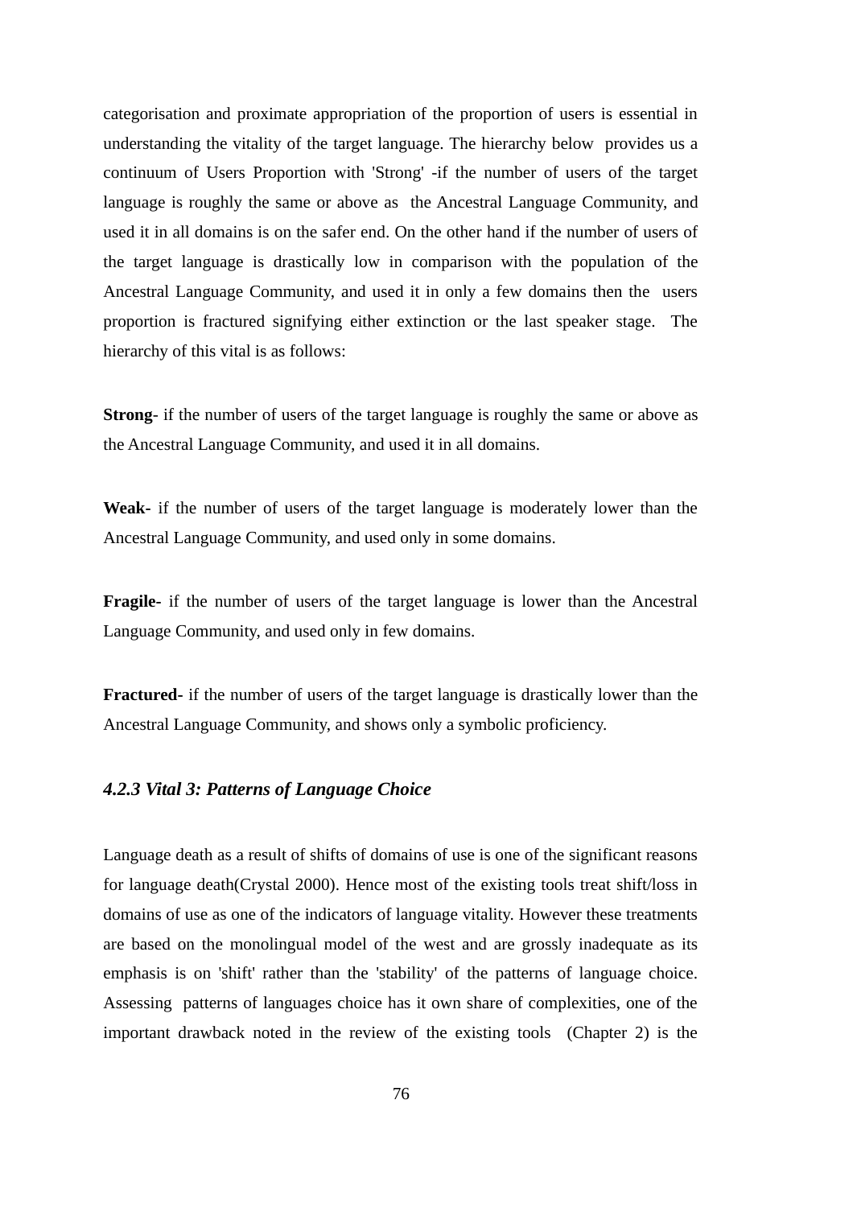categorisation and proximate appropriation of the proportion of users is essential in understanding the vitality of the target language. The hierarchy below provides us a continuum of Users Proportion with 'Strong' -if the number of users of the target language is roughly the same or above as the Ancestral Language Community, and used it in all domains is on the safer end. On the other hand if the number of users of the target language is drastically low in comparison with the population of the Ancestral Language Community, and used it in only a few domains then the users proportion is fractured signifying either extinction or the last speaker stage. The hierarchy of this vital is as follows:

**Strong**- if the number of users of the target language is roughly the same or above as the Ancestral Language Community, and used it in all domains.

**Weak-** if the number of users of the target language is moderately lower than the Ancestral Language Community, and used only in some domains.

**Fragile-** if the number of users of the target language is lower than the Ancestral Language Community, and used only in few domains.

**Fractured-** if the number of users of the target language is drastically lower than the Ancestral Language Community, and shows only a symbolic proficiency.

### *4.2.3 Vital 3: Patterns of Language Choice*

Language death as a result of shifts of domains of use is one of the significant reasons for language death(Crystal 2000). Hence most of the existing tools treat shift/loss in domains of use as one of the indicators of language vitality. However these treatments are based on the monolingual model of the west and are grossly inadequate as its emphasis is on 'shift' rather than the 'stability' of the patterns of language choice. Assessing patterns of languages choice has it own share of complexities, one of the important drawback noted in the review of the existing tools (Chapter 2) is the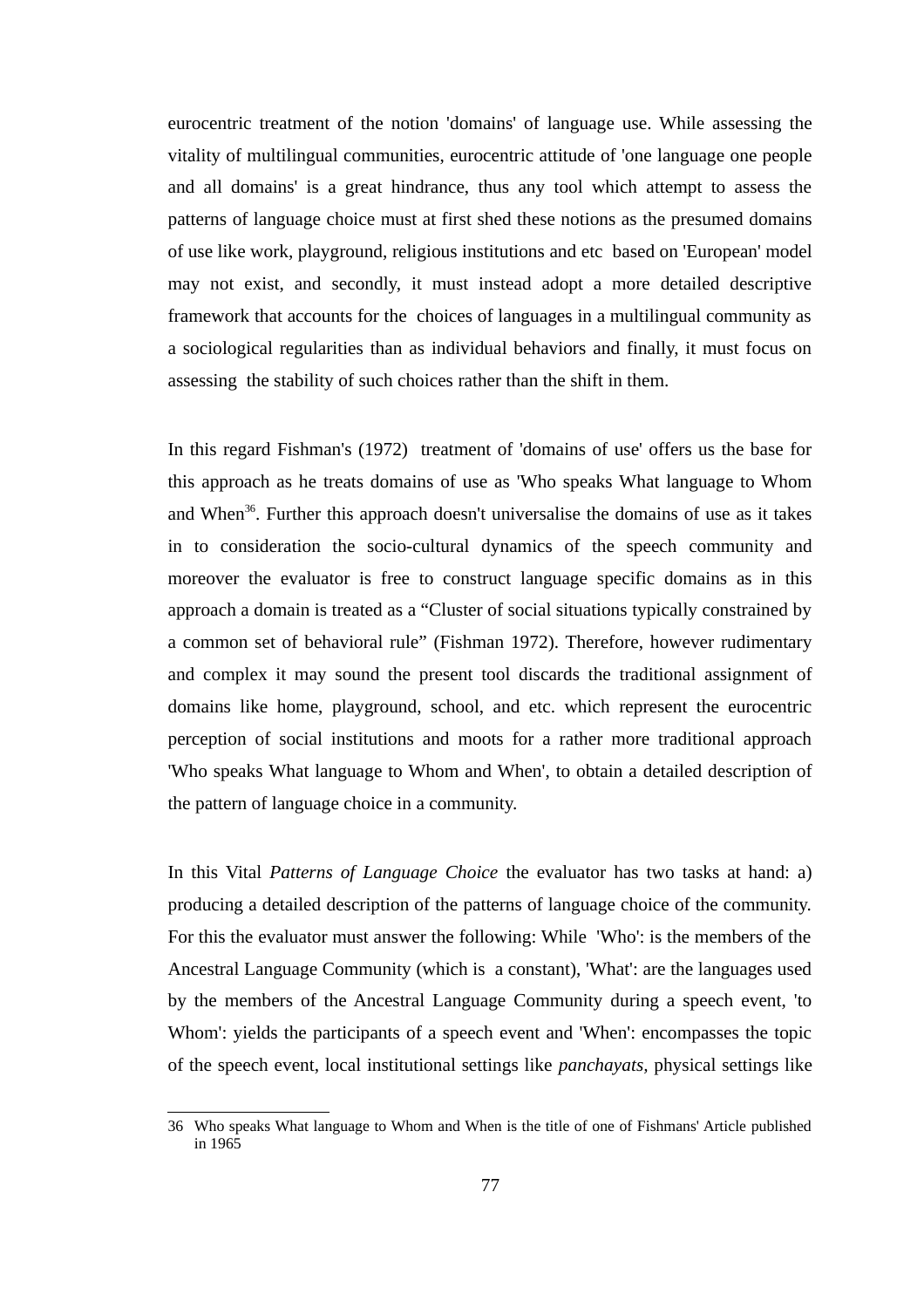eurocentric treatment of the notion 'domains' of language use. While assessing the vitality of multilingual communities, eurocentric attitude of 'one language one people and all domains' is a great hindrance, thus any tool which attempt to assess the patterns of language choice must at first shed these notions as the presumed domains of use like work, playground, religious institutions and etc based on 'European' model may not exist, and secondly, it must instead adopt a more detailed descriptive framework that accounts for the choices of languages in a multilingual community as a sociological regularities than as individual behaviors and finally, it must focus on assessing the stability of such choices rather than the shift in them.

In this regard Fishman's (1972) treatment of 'domains of use' offers us the base for this approach as he treats domains of use as 'Who speaks What language to Whom and When[36]. Further this approach doesn't universalise the domains of use as it takes in to consideration the socio-cultural dynamics of the speech community and moreover the evaluator is free to construct language specific domains as in this approach a domain is treated as a “Cluster of social situations typically constrained by a common set of behavioral rule” (Fishman 1972). Therefore, however rudimentary and complex it may sound the present tool discards the traditional assignment of domains like home, playground, school, and etc. which represent the eurocentric perception of social institutions and moots for a rather more traditional approach 'Who speaks What language to Whom and When', to obtain a detailed description of the pattern of language choice in a community.

In this Vital *Patterns of Language Choice* the evaluator has two tasks at hand: a) producing a detailed description of the patterns of language choice of the community. For this the evaluator must answer the following: While 'Who': is the members of the Ancestral Language Community (which is a constant), 'What': are the languages used by the members of the Ancestral Language Community during a speech event, 'to Whom': yields the participants of a speech event and 'When': encompasses the topic of the speech event, local institutional settings like *panchayats*, physical settings like

---

36 Who speaks What language to Whom and When is the title of one of Fishmans' Article published in 1965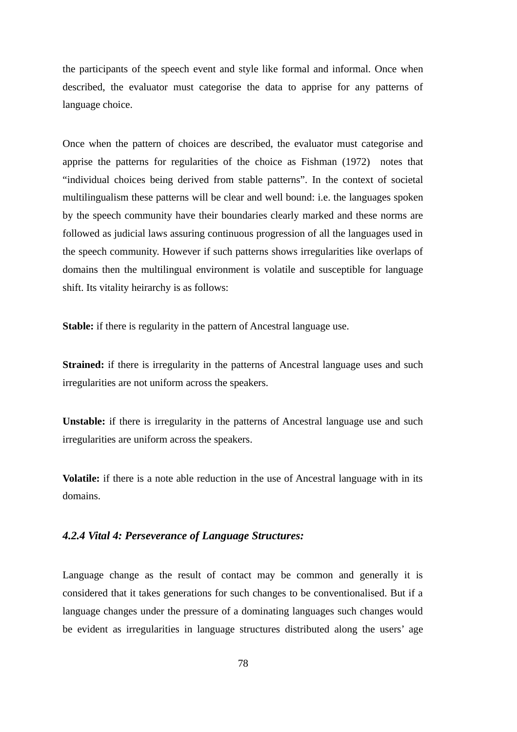the participants of the speech event and style like formal and informal. Once when described, the evaluator must categorise the data to apprise for any patterns of language choice.

Once when the pattern of choices are described, the evaluator must categorise and apprise the patterns for regularities of the choice as Fishman (1972)  notes that "individual choices being derived from stable patterns". In the context of societal multilingualism these patterns will be clear and well bound: i.e. the languages spoken by the speech community have their boundaries clearly marked and these norms are followed as judicial laws assuring continuous progression of all the languages used in the speech community. However if such patterns shows irregularities like overlaps of domains then the multilingual environment is volatile and susceptible for language shift. Its vitality heirarchy is as follows:

**Stable:** if there is regularity in the pattern of Ancestral language use.

**Strained:** if there is irregularity in the patterns of Ancestral language uses and such irregularities are not uniform across the speakers.

**Unstable:** if there is irregularity in the patterns of Ancestral language use and such irregularities are uniform across the speakers.

**Volatile:** if there is a note able reduction in the use of Ancestral language with in its domains.

#### *4.2.4 Vital 4: Perseverance of Language Structures:*

Language change as the result of contact may be common and generally it is considered that it takes generations for such changes to be conventionalised. But if a language changes under the pressure of a dominating languages such changes would be evident as irregularities in language structures distributed along the users' age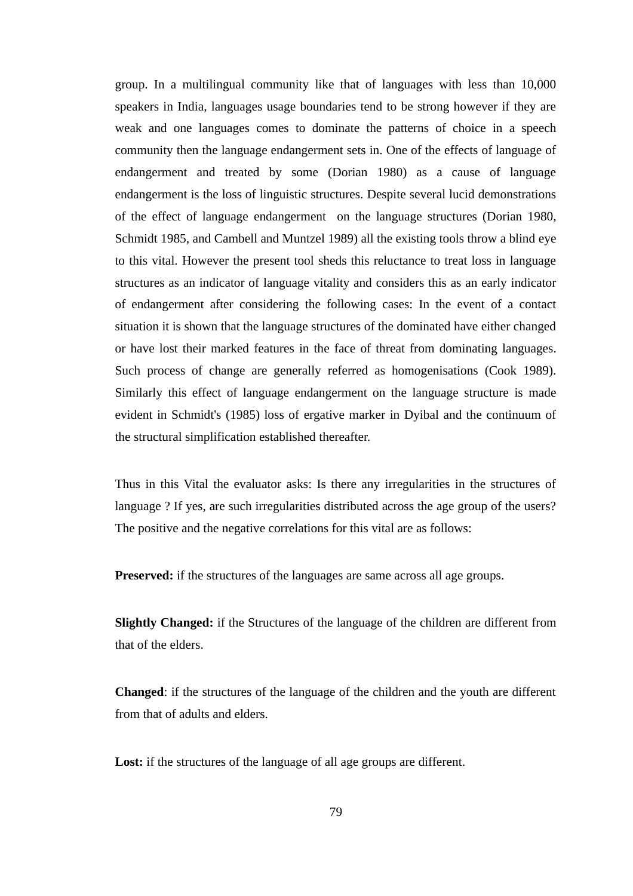group. In a multilingual community like that of languages with less than 10,000 speakers in India, languages usage boundaries tend to be strong however if they are weak and one languages comes to dominate the patterns of choice in a speech community then the language endangerment sets in. One of the effects of language of endangerment and treated by some (Dorian 1980) as a cause of language endangerment is the loss of linguistic structures. Despite several lucid demonstrations of the effect of language endangerment on the language structures (Dorian 1980, Schmidt 1985, and Cambell and Muntzel 1989) all the existing tools throw a blind eye to this vital. However the present tool sheds this reluctance to treat loss in language structures as an indicator of language vitality and considers this as an early indicator of endangerment after considering the following cases: In the event of a contact situation it is shown that the language structures of the dominated have either changed or have lost their marked features in the face of threat from dominating languages. Such process of change are generally referred as homogenisations (Cook 1989). Similarly this effect of language endangerment on the language structure is made evident in Schmidt's (1985) loss of ergative marker in Dyibal and the continuum of the structural simplification established thereafter.

Thus in this Vital the evaluator asks: Is there any irregularities in the structures of language ? If yes, are such irregularities distributed across the age group of the users? The positive and the negative correlations for this vital are as follows:

**Preserved:** if the structures of the languages are same across all age groups.

**Slightly Changed:** if the Structures of the language of the children are different from that of the elders.

**Changed**: if the structures of the language of the children and the youth are different from that of adults and elders.

**Lost:** if the structures of the language of all age groups are different.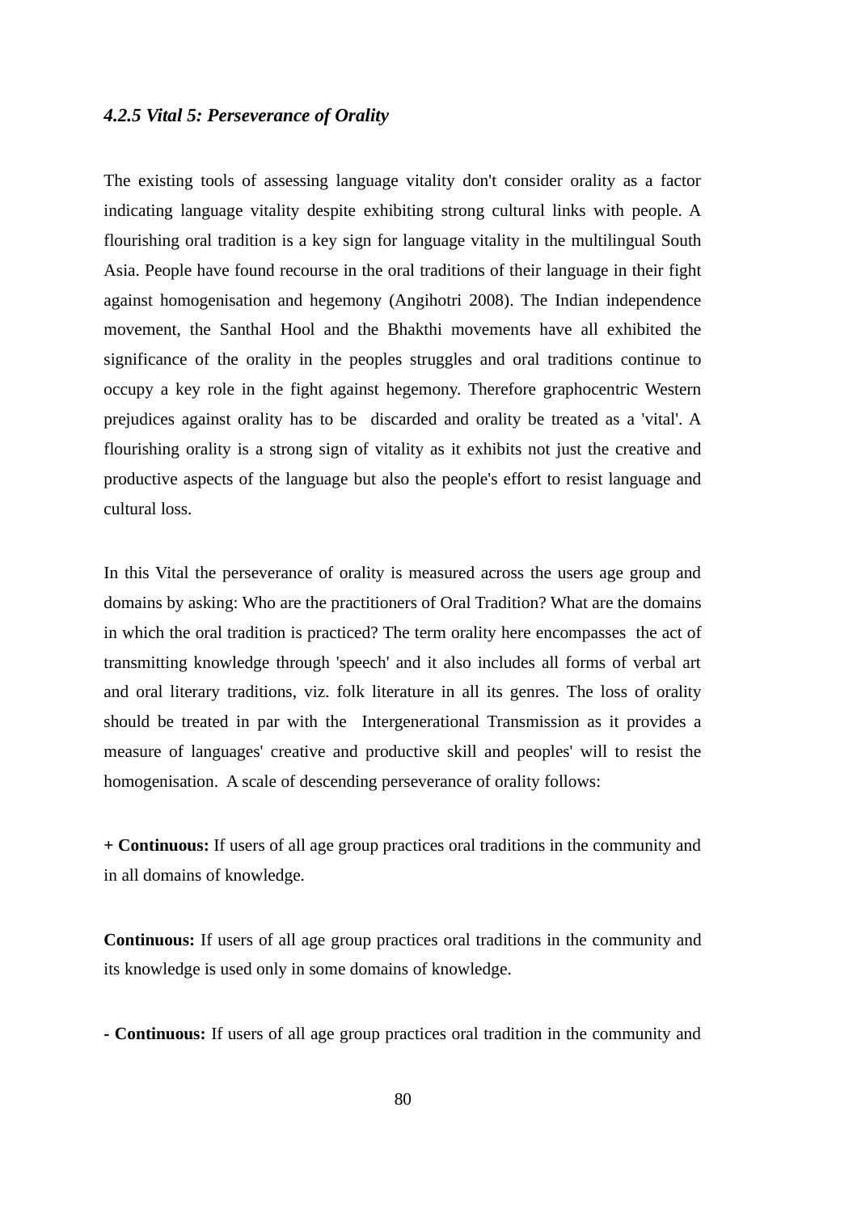#### *4.2.5 Vital 5: Perseverance of Orality*

The existing tools of assessing language vitality don't consider orality as a factor indicating language vitality despite exhibiting strong cultural links with people. A flourishing oral tradition is a key sign for language vitality in the multilingual South Asia. People have found recourse in the oral traditions of their language in their fight against homogenisation and hegemony (Angihotri 2008). The Indian independence movement, the Santhal Hool and the Bhakthi movements have all exhibited the significance of the orality in the peoples struggles and oral traditions continue to occupy a key role in the fight against hegemony. Therefore graphocentric Western prejudices against orality has to be discarded and orality be treated as a 'vital'. A flourishing orality is a strong sign of vitality as it exhibits not just the creative and productive aspects of the language but also the people's effort to resist language and cultural loss.

In this Vital the perseverance of orality is measured across the users age group and domains by asking: Who are the practitioners of Oral Tradition? What are the domains in which the oral tradition is practiced? The term orality here encompasses the act of transmitting knowledge through 'speech' and it also includes all forms of verbal art and oral literary traditions, viz. folk literature in all its genres. The loss of orality should be treated in par with the Intergenerational Transmission as it provides a measure of languages' creative and productive skill and peoples' will to resist the homogenisation. A scale of descending perseverance of orality follows:

**+ Continuous:** If users of all age group practices oral traditions in the community and in all domains of knowledge.

**Continuous:** If users of all age group practices oral traditions in the community and its knowledge is used only in some domains of knowledge.

**- Continuous:** If users of all age group practices oral tradition in the community and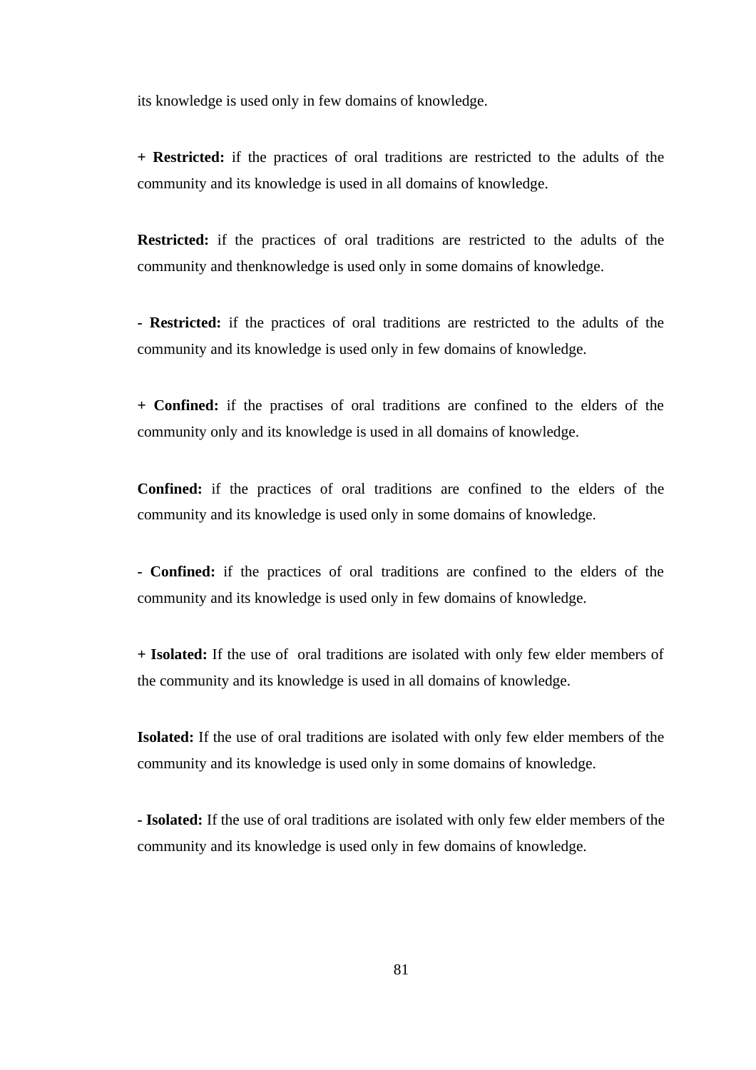its knowledge is used only in few domains of knowledge.

**+ Restricted:** if the practices of oral traditions are restricted to the adults of the community and its knowledge is used in all domains of knowledge.

**Restricted:** if the practices of oral traditions are restricted to the adults of the community and thenknowledge is used only in some domains of knowledge.

**- Restricted:** if the practices of oral traditions are restricted to the adults of the community and its knowledge is used only in few domains of knowledge.

**+ Confined:** if the practises of oral traditions are confined to the elders of the community only and its knowledge is used in all domains of knowledge.

**Confined:** if the practices of oral traditions are confined to the elders of the community and its knowledge is used only in some domains of knowledge.

**- Confined:** if the practices of oral traditions are confined to the elders of the community and its knowledge is used only in few domains of knowledge.

**+ Isolated:** If the use of oral traditions are isolated with only few elder members of the community and its knowledge is used in all domains of knowledge.

**Isolated:** If the use of oral traditions are isolated with only few elder members of the community and its knowledge is used only in some domains of knowledge.

**- Isolated:** If the use of oral traditions are isolated with only few elder members of the community and its knowledge is used only in few domains of knowledge.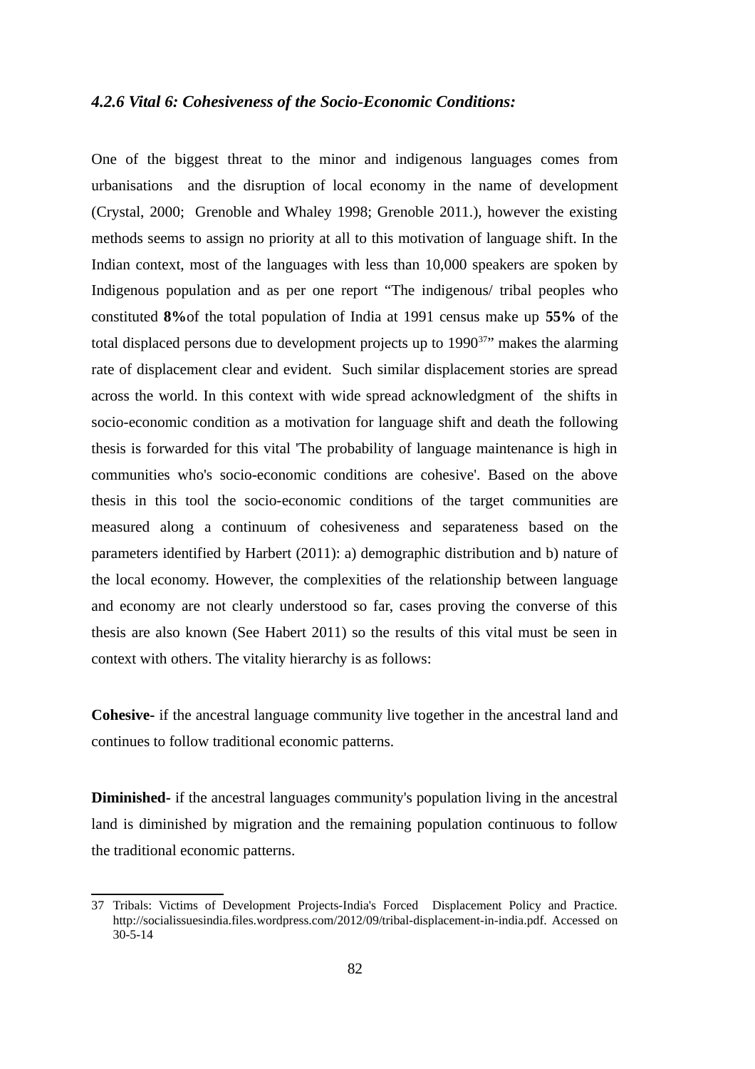#### *4.2.6 Vital 6: Cohesiveness of the Socio-Economic Conditions:*

One of the biggest threat to the minor and indigenous languages comes from urbanisations and the disruption of local economy in the name of development (Crystal, 2000; Grenoble and Whaley 1998; Grenoble 2011.), however the existing methods seems to assign no priority at all to this motivation of language shift. In the Indian context, most of the languages with less than 10,000 speakers are spoken by Indigenous population and as per one report "The indigenous/ tribal peoples who constituted **8%**of the total population of India at 1991 census make up **55%** of the total displaced persons due to development projects up to 1990[37]" makes the alarming rate of displacement clear and evident. Such similar displacement stories are spread across the world. In this context with wide spread acknowledgment of the shifts in socio-economic condition as a motivation for language shift and death the following thesis is forwarded for this vital 'The probability of language maintenance is high in communities who's socio-economic conditions are cohesive'. Based on the above thesis in this tool the socio-economic conditions of the target communities are measured along a continuum of cohesiveness and separateness based on the parameters identified by Harbert (2011): a) demographic distribution and b) nature of the local economy. However, the complexities of the relationship between language and economy are not clearly understood so far, cases proving the converse of this thesis are also known (See Habert 2011) so the results of this vital must be seen in context with others. The vitality hierarchy is as follows:

**Cohesive**- if the ancestral language community live together in the ancestral land and continues to follow traditional economic patterns.

**Diminished**- if the ancestral languages community's population living in the ancestral land is diminished by migration and the remaining population continuous to follow the traditional economic patterns.

---

37 Tribals: Victims of Development Projects-India's Forced Displacement Policy and Practice. http://socialissuesindia.files.wordpress.com/2012/09/tribal-displacement-in-india.pdf. Accessed on 30-5-14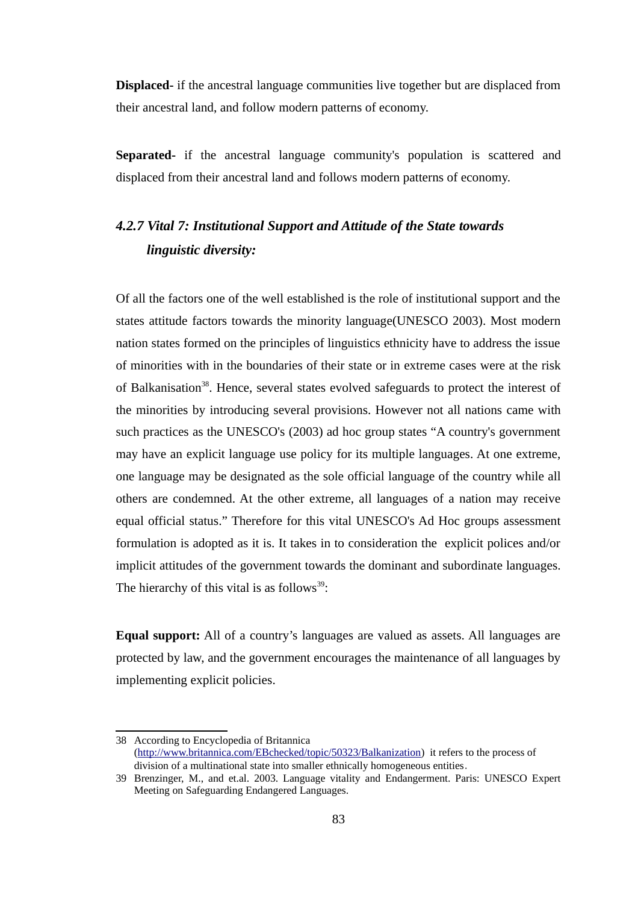**Displaced-** if the ancestral language communities live together but are displaced from their ancestral land, and follow modern patterns of economy.

**Separated-** if the ancestral language community's population is scattered and displaced from their ancestral land and follows modern patterns of economy.

### *4.2.7 Vital 7: Institutional Support and Attitude of the State towards linguistic diversity:*

Of all the factors one of the well established is the role of institutional support and the states attitude factors towards the minority language(UNESCO 2003). Most modern nation states formed on the principles of linguistics ethnicity have to address the issue of minorities with in the boundaries of their state or in extreme cases were at the risk of Balkanisation[38]. Hence, several states evolved safeguards to protect the interest of the minorities by introducing several provisions. However not all nations came with such practices as the UNESCO's (2003) ad hoc group states "A country's government may have an explicit language use policy for its multiple languages. At one extreme, one language may be designated as the sole official language of the country while all others are condemned. At the other extreme, all languages of a nation may receive equal official status." Therefore for this vital UNESCO's Ad Hoc groups assessment formulation is adopted as it is. It takes in to consideration the explicit polices and/or implicit attitudes of the government towards the dominant and subordinate languages. The hierarchy of this vital is as follows[39]:

**Equal support:** All of a country's languages are valued as assets. All languages are protected by law, and the government encourages the maintenance of all languages by implementing explicit policies.

---

38 According to Encyclopedia of Britannica (http://www.britannica.com/EBchecked/topic/50323/Balkanization) it refers to the process of division of a multinational state into smaller ethnically homogeneous entities.

39 Brenzinger, M., and et.al. 2003. Language vitality and Endangerment. Paris: UNESCO Expert Meeting on Safeguarding Endangered Languages.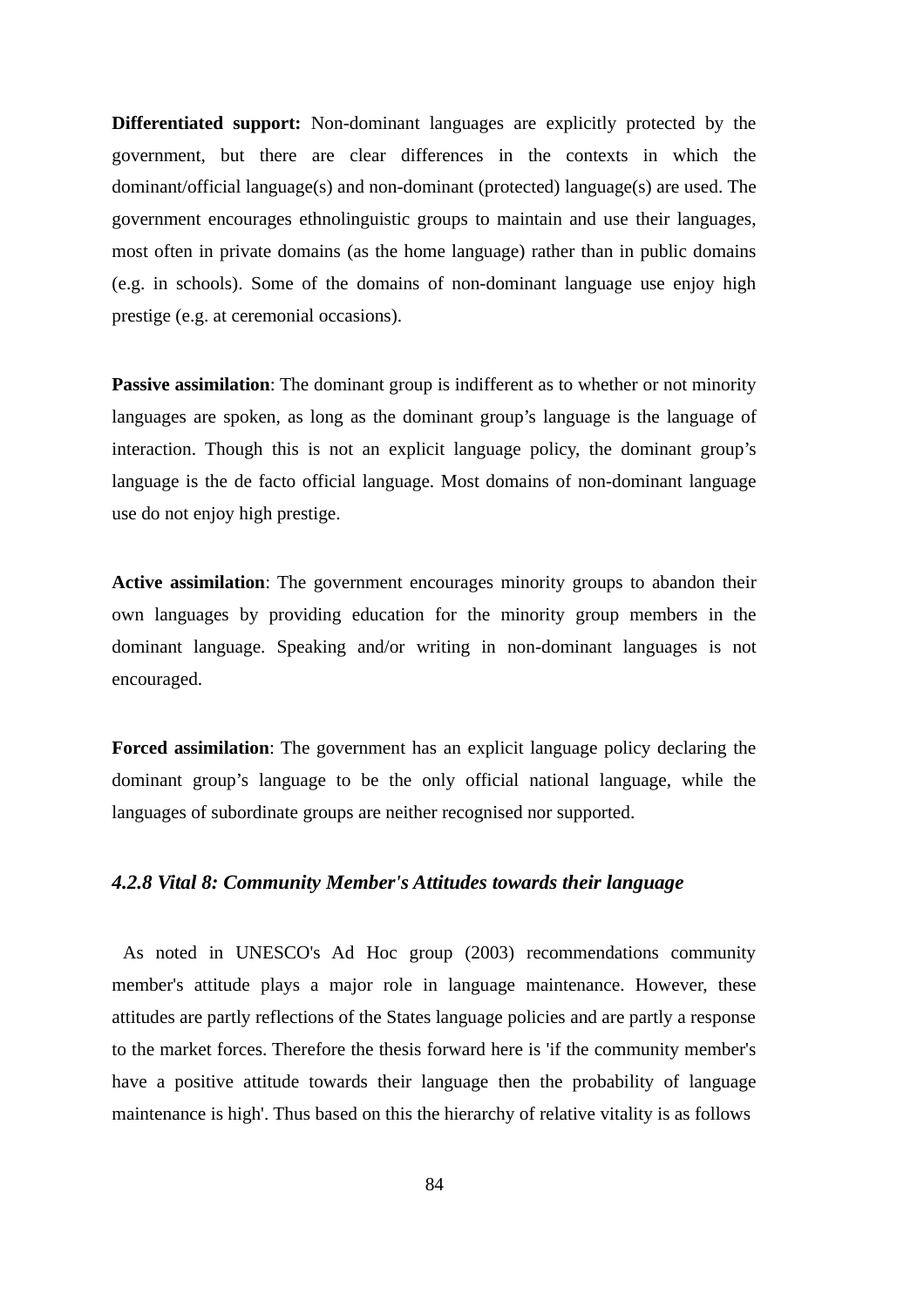**Differentiated support:** Non-dominant languages are explicitly protected by the government, but there are clear differences in the contexts in which the dominant/official language(s) and non-dominant (protected) language(s) are used. The government encourages ethnolinguistic groups to maintain and use their languages, most often in private domains (as the home language) rather than in public domains (e.g. in schools). Some of the domains of non-dominant language use enjoy high prestige (e.g. at ceremonial occasions).

**Passive assimilation**: The dominant group is indifferent as to whether or not minority languages are spoken, as long as the dominant group’s language is the language of interaction. Though this is not an explicit language policy, the dominant group’s language is the de facto official language. Most domains of non-dominant language use do not enjoy high prestige.

**Active assimilation**: The government encourages minority groups to abandon their own languages by providing education for the minority group members in the dominant language. Speaking and/or writing in non-dominant languages is not encouraged.

**Forced assimilation**: The government has an explicit language policy declaring the dominant group’s language to be the only official national language, while the languages of subordinate groups are neither recognised nor supported.

### *4.2.8 Vital 8: Community Member's Attitudes towards their language*

As noted in UNESCO's Ad Hoc group (2003) recommendations community member's attitude plays a major role in language maintenance. However, these attitudes are partly reflections of the States language policies and are partly a response to the market forces. Therefore the thesis forward here is 'if the community member's have a positive attitude towards their language then the probability of language maintenance is high'. Thus based on this the hierarchy of relative vitality is as follows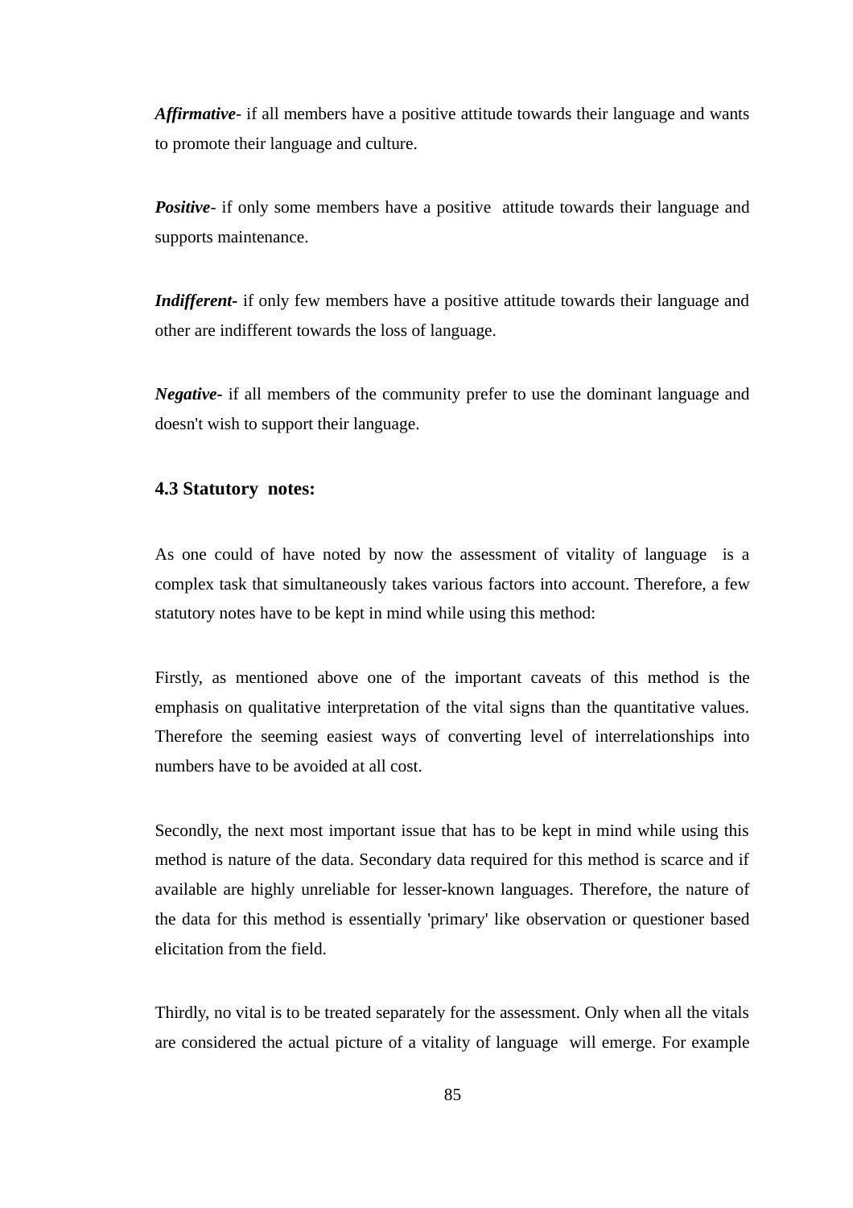***Affirmative***- if all members have a positive attitude towards their language and wants to promote their language and culture.

***Positive***- if only some members have a positive  attitude towards their language and supports maintenance.

***Indifferent-*** if only few members have a positive attitude towards their language and other are indifferent towards the loss of language.

***Negative-*** if all members of the community prefer to use the dominant language and doesn't wish to support their language.

### 4.3 Statutory  notes:

As one could of have noted by now the assessment of vitality of language  is a complex task that simultaneously takes various factors into account. Therefore, a few statutory notes have to be kept in mind while using this method:

Firstly, as mentioned above one of the important caveats of this method is the emphasis on qualitative interpretation of the vital signs than the quantitative values. Therefore the seeming easiest ways of converting level of interrelationships into numbers have to be avoided at all cost.

Secondly, the next most important issue that has to be kept in mind while using this method is nature of the data. Secondary data required for this method is scarce and if available are highly unreliable for lesser-known languages. Therefore, the nature of the data for this method is essentially 'primary' like observation or questioner based elicitation from the field.

Thirdly, no vital is to be treated separately for the assessment. Only when all the vitals are considered the actual picture of a vitality of language  will emerge. For example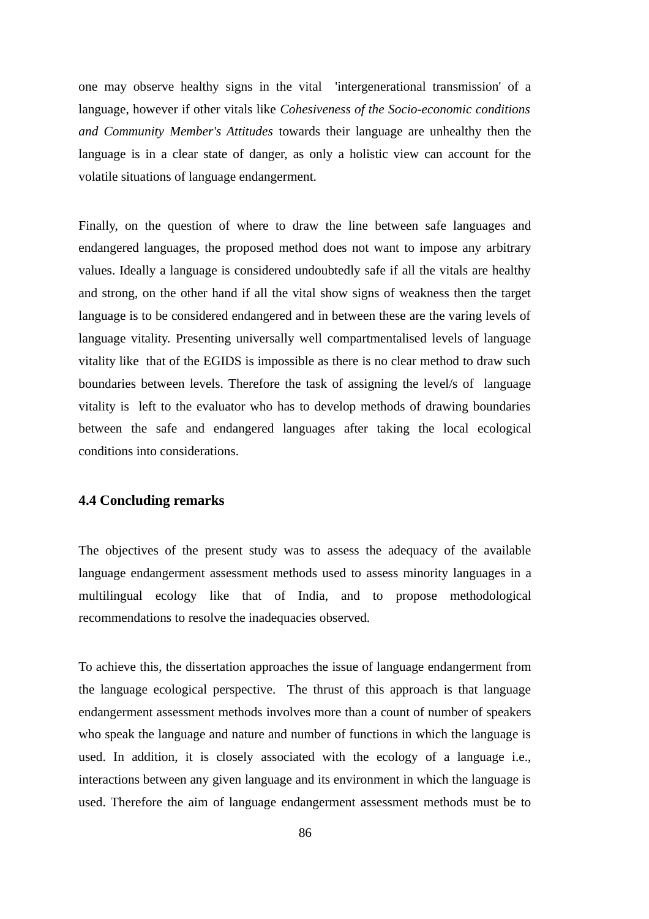one may observe healthy signs in the vital 'intergenerational transmission' of a language, however if other vitals like *Cohesiveness of the Socio-economic conditions and Community Member's Attitudes* towards their language are unhealthy then the language is in a clear state of danger, as only a holistic view can account for the volatile situations of language endangerment.

Finally, on the question of where to draw the line between safe languages and endangered languages, the proposed method does not want to impose any arbitrary values. Ideally a language is considered undoubtedly safe if all the vitals are healthy and strong, on the other hand if all the vital show signs of weakness then the target language is to be considered endangered and in between these are the varing levels of language vitality. Presenting universally well compartmentalised levels of language vitality like that of the EGIDS is impossible as there is no clear method to draw such boundaries between levels. Therefore the task of assigning the level/s of language vitality is left to the evaluator who has to develop methods of drawing boundaries between the safe and endangered languages after taking the local ecological conditions into considerations.

### 4.4 Concluding remarks

The objectives of the present study was to assess the adequacy of the available language endangerment assessment methods used to assess minority languages in a multilingual ecology like that of India, and to propose methodological recommendations to resolve the inadequacies observed.

To achieve this, the dissertation approaches the issue of language endangerment from the language ecological perspective. The thrust of this approach is that language endangerment assessment methods involves more than a count of number of speakers who speak the language and nature and number of functions in which the language is used. In addition, it is closely associated with the ecology of a language i.e., interactions between any given language and its environment in which the language is used. Therefore the aim of language endangerment assessment methods must be to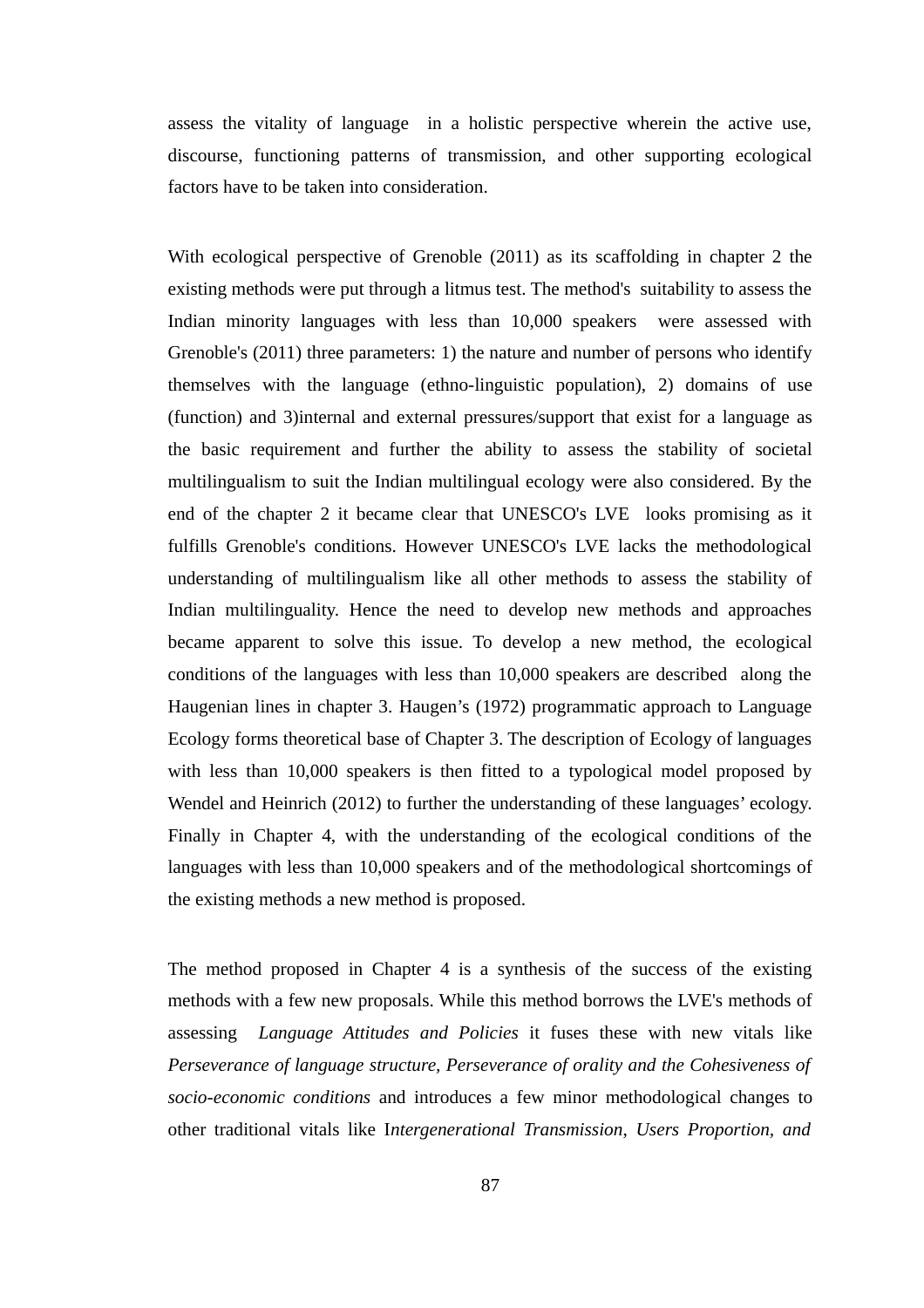assess the vitality of language in a holistic perspective wherein the active use, discourse, functioning patterns of transmission, and other supporting ecological factors have to be taken into consideration.

With ecological perspective of Grenoble (2011) as its scaffolding in chapter 2 the existing methods were put through a litmus test. The method's suitability to assess the Indian minority languages with less than 10,000 speakers were assessed with Grenoble's (2011) three parameters: 1) the nature and number of persons who identify themselves with the language (ethno-linguistic population), 2) domains of use (function) and 3)internal and external pressures/support that exist for a language as the basic requirement and further the ability to assess the stability of societal multilingualism to suit the Indian multilingual ecology were also considered. By the end of the chapter 2 it became clear that UNESCO's LVE looks promising as it fulfills Grenoble's conditions. However UNESCO's LVE lacks the methodological understanding of multilingualism like all other methods to assess the stability of Indian multilinguality. Hence the need to develop new methods and approaches became apparent to solve this issue. To develop a new method, the ecological conditions of the languages with less than 10,000 speakers are described along the Haugenian lines in chapter 3. Haugen's (1972) programmatic approach to Language Ecology forms theoretical base of Chapter 3. The description of Ecology of languages with less than 10,000 speakers is then fitted to a typological model proposed by Wendel and Heinrich (2012) to further the understanding of these languages' ecology. Finally in Chapter 4, with the understanding of the ecological conditions of the languages with less than 10,000 speakers and of the methodological shortcomings of the existing methods a new method is proposed.

The method proposed in Chapter 4 is a synthesis of the success of the existing methods with a few new proposals. While this method borrows the LVE's methods of assessing *Language Attitudes and Policies* it fuses these with new vitals like *Perseverance of language structure, Perseverance of orality and the Cohesiveness of socio-economic conditions* and introduces a few minor methodological changes to other traditional vitals like I*ntergenerational Transmission, Users Proportion, and*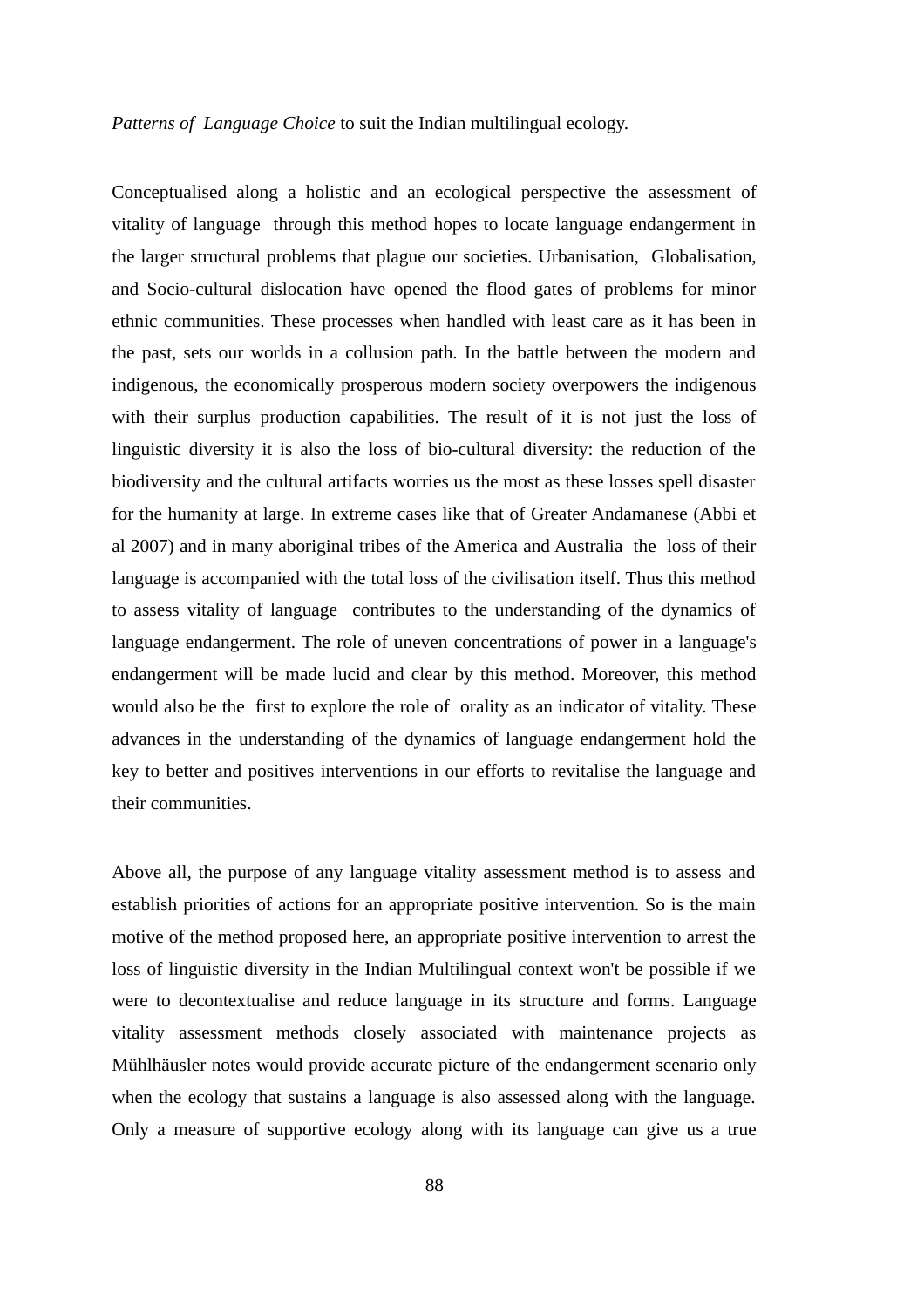*Patterns of Language Choice* to suit the Indian multilingual ecology.

Conceptualised along a holistic and an ecological perspective the assessment of vitality of language through this method hopes to locate language endangerment in the larger structural problems that plague our societies. Urbanisation, Globalisation, and Socio-cultural dislocation have opened the flood gates of problems for minor ethnic communities. These processes when handled with least care as it has been in the past, sets our worlds in a collusion path. In the battle between the modern and indigenous, the economically prosperous modern society overpowers the indigenous with their surplus production capabilities. The result of it is not just the loss of linguistic diversity it is also the loss of bio-cultural diversity: the reduction of the biodiversity and the cultural artifacts worries us the most as these losses spell disaster for the humanity at large. In extreme cases like that of Greater Andamanese (Abbi et al 2007) and in many aboriginal tribes of the America and Australia the loss of their language is accompanied with the total loss of the civilisation itself. Thus this method to assess vitality of language contributes to the understanding of the dynamics of language endangerment. The role of uneven concentrations of power in a language's endangerment will be made lucid and clear by this method. Moreover, this method would also be the first to explore the role of orality as an indicator of vitality. These advances in the understanding of the dynamics of language endangerment hold the key to better and positives interventions in our efforts to revitalise the language and their communities.

Above all, the purpose of any language vitality assessment method is to assess and establish priorities of actions for an appropriate positive intervention. So is the main motive of the method proposed here, an appropriate positive intervention to arrest the loss of linguistic diversity in the Indian Multilingual context won't be possible if we were to decontextualise and reduce language in its structure and forms. Language vitality assessment methods closely associated with maintenance projects as Mühlhäusler notes would provide accurate picture of the endangerment scenario only when the ecology that sustains a language is also assessed along with the language. Only a measure of supportive ecology along with its language can give us a true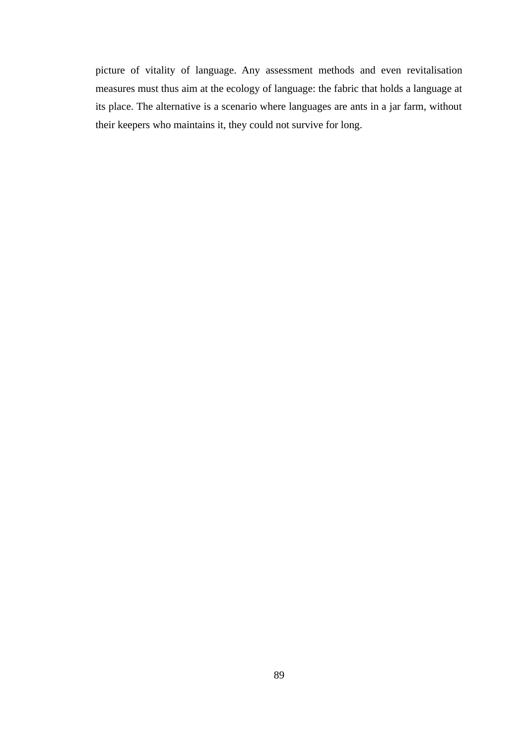picture of vitality of language. Any assessment methods and even revitalisation measures must thus aim at the ecology of language: the fabric that holds a language at its place. The alternative is a scenario where languages are ants in a jar farm, without their keepers who maintains it, they could not survive for long.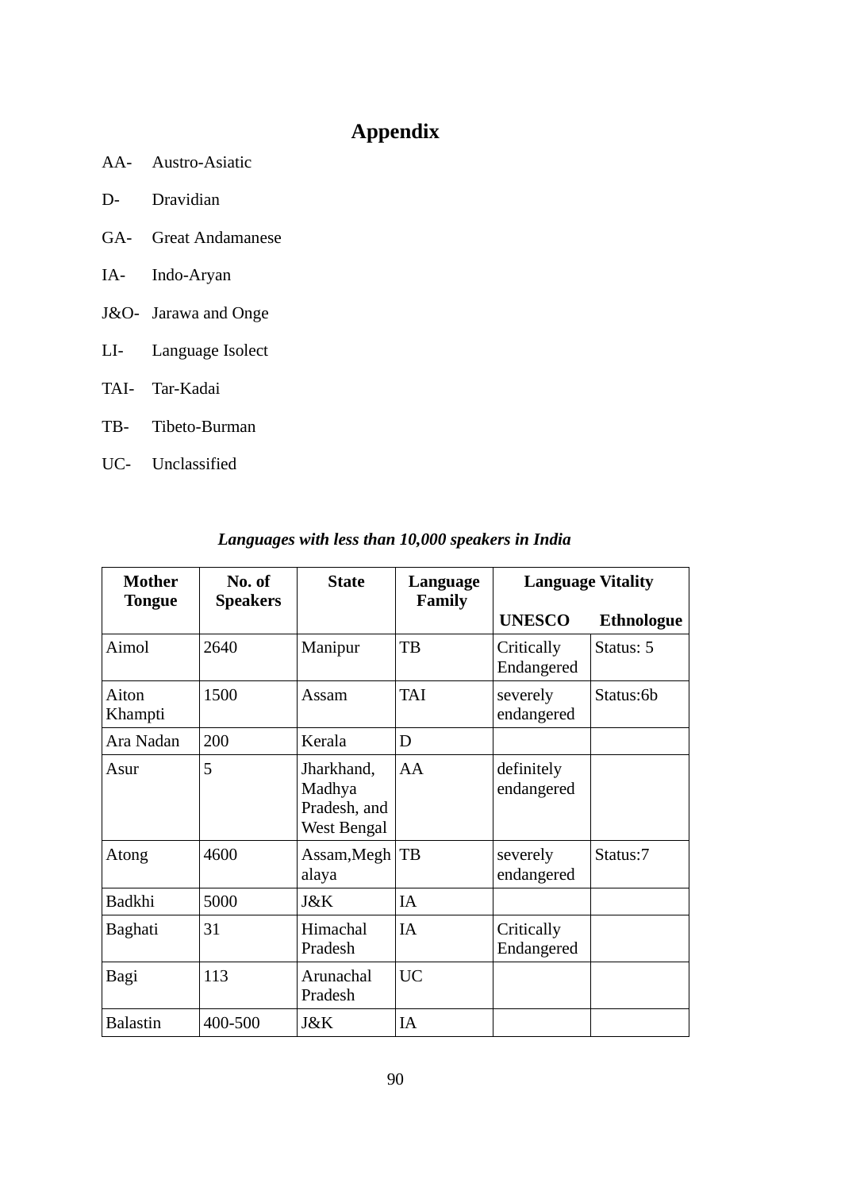# Appendix

AA- Austro-Asiatic

D- Dravidian

GA- Great Andamanese

IA- Indo-Aryan

J&O- Jarawa and Onge

LI- Language Isolect

TAI- Tar-Kadai

TB- Tibeto-Burman

UC- Unclassified

*Languages with less than 10,000 speakers in India*

| Mother Tongue | No. of Speakers | State | Language Family | Language Vitality | |
|---|---|---|---|---|---|
| | | | | UNESCO | Ethnologue |
| Aimol | 2640 | Manipur | TB | Critically Endangered | Status: 5 |
| Aiton Khampti | 1500 | Assam | TAI | severely endangered | Status:6b |
| Ara Nadan | 200 | Kerala | D | | |
| Asur | 5 | Jharkhand, Madhya Pradesh, and West Bengal | AA | definitely endangered | |
| Atong | 4600 | Assam,Meghalaya | TB | severely endangered | Status:7 |
| Badkhi | 5000 | J&K | IA | | |
| Baghati | 31 | Himachal Pradesh | IA | Critically Endangered | |
| Bagi | 113 | Arunachal Pradesh | UC | | |
| Balastin | 400-500 | J&K | IA | | |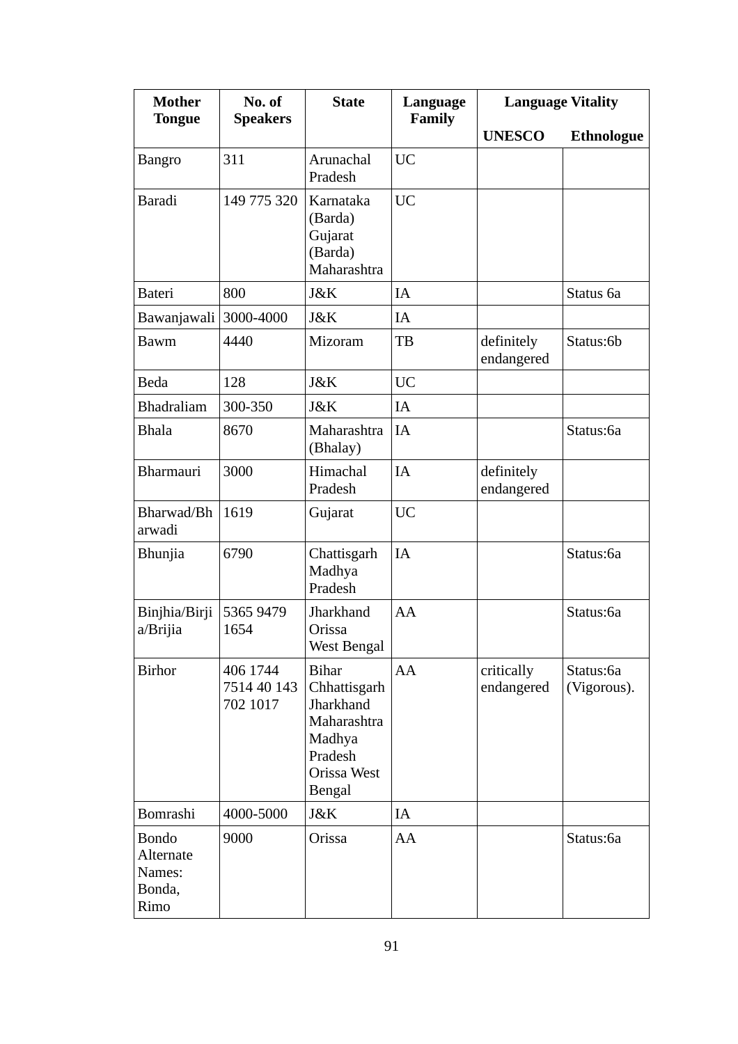| Mother Tongue | No. of Speakers | State | Language Family | Language Vitality | |
|---|---|---|---|---|---|
| | | | | UNESCO | Ethnologue |
| Bangro | 311 | Arunachal Pradesh | UC | | |
| Baradi | 149 775 320 | Karnataka (Barda) Gujarat (Barda) Maharashtra | UC | | |
| Bateri | 800 | J&K | IA | | Status 6a |
| Bawanjawali | 3000-4000 | J&K | IA | | |
| Bawm | 4440 | Mizoram | TB | definitely endangered | Status:6b |
| Beda | 128 | J&K | UC | | |
| Bhadraliam | 300-350 | J&K | IA | | |
| Bhala | 8670 | Maharashtra (Bhalay) | IA | | Status:6a |
| Bharmauri | 3000 | Himachal Pradesh | IA | definitely endangered | |
| Bharwad/Bharwadi | 1619 | Gujarat | UC | | |
| Bhunjia | 6790 | Chattisgarh Madhya Pradesh | IA | | Status:6a |
| Binjhia/Birjia/Brijia | 5365 9479 1654 | Jharkhand Orissa West Bengal | AA | | Status:6a |
| Birhor | 406 1744 7514 40 143 702 1017 | Bihar Chhattisgarh Jharkhand Maharashtra Madhya Pradesh Orissa West Bengal | AA | critically endangered | Status:6a (Vigorous). |
| Bomrashi | 4000-5000 | J&K | IA | | |
| Bondo Alternate Names: Bonda, Rimo | 9000 | Orissa | AA | | Status:6a |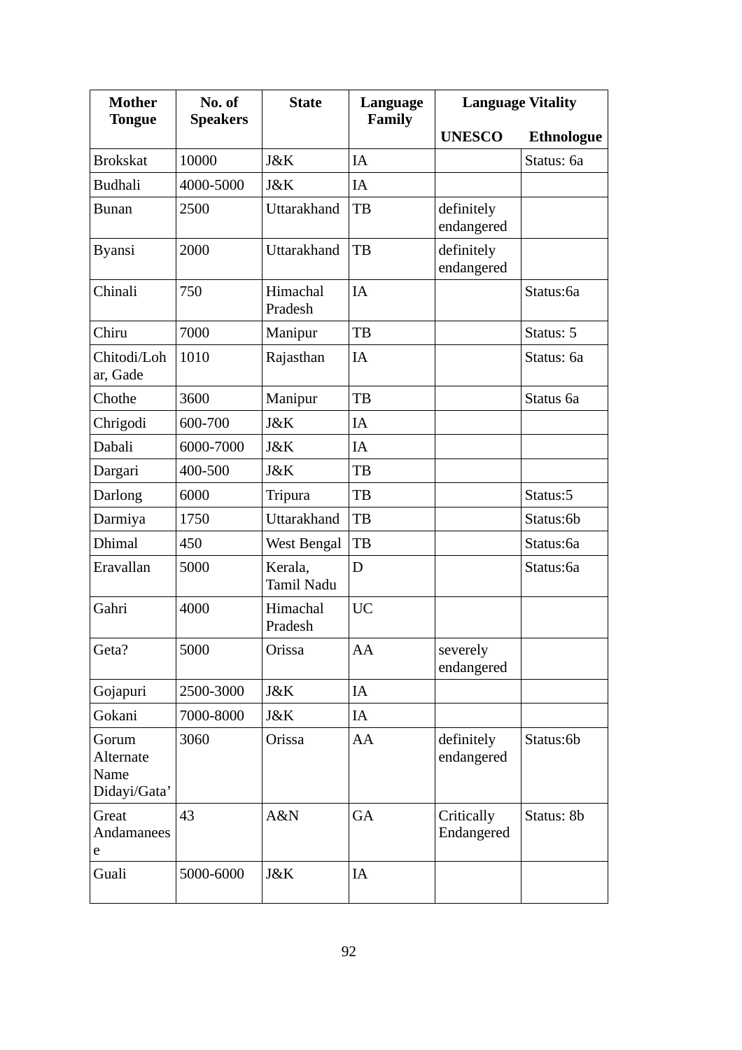| Mother Tongue | No. of Speakers | State | Language Family | Language Vitality | |
|---|---|---|---|---|---|
| | | | | UNESCO | Ethnologue |
| Brokskat | 10000 | J&K | IA | | Status: 6a |
| Budhali | 4000-5000 | J&K | IA | | |
| Bunan | 2500 | Uttarakhand | TB | definitely endangered | |
| Byansi | 2000 | Uttarakhand | TB | definitely endangered | |
| Chinali | 750 | Himachal Pradesh | IA | | Status:6a |
| Chiru | 7000 | Manipur | TB | | Status: 5 |
| Chitodi/Lohar, Gade | 1010 | Rajasthan | IA | | Status: 6a |
| Chothe | 3600 | Manipur | TB | | Status 6a |
| Chrigodi | 600-700 | J&K | IA | | |
| Dabali | 6000-7000 | J&K | IA | | |
| Dargari | 400-500 | J&K | TB | | |
| Darlong | 6000 | Tripura | TB | | Status:5 |
| Darmiya | 1750 | Uttarakhand | TB | | Status:6b |
| Dhimal | 450 | West Bengal | TB | | Status:6a |
| Eravallan | 5000 | Kerala, Tamil Nadu | D | | Status:6a |
| Gahri | 4000 | Himachal Pradesh | UC | | |
| Geta? | 5000 | Orissa | AA | severely endangered | |
| Gojapuri | 2500-3000 | J&K | IA | | |
| Gokani | 7000-8000 | J&K | IA | | |
| Gorum Alternate Name Didayi/Gata' | 3060 | Orissa | AA | definitely endangered | Status:6b |
| Great Andamanesee | 43 | A&N | GA | Critically Endangered | Status: 8b |
| Guali | 5000-6000 | J&K | IA | | |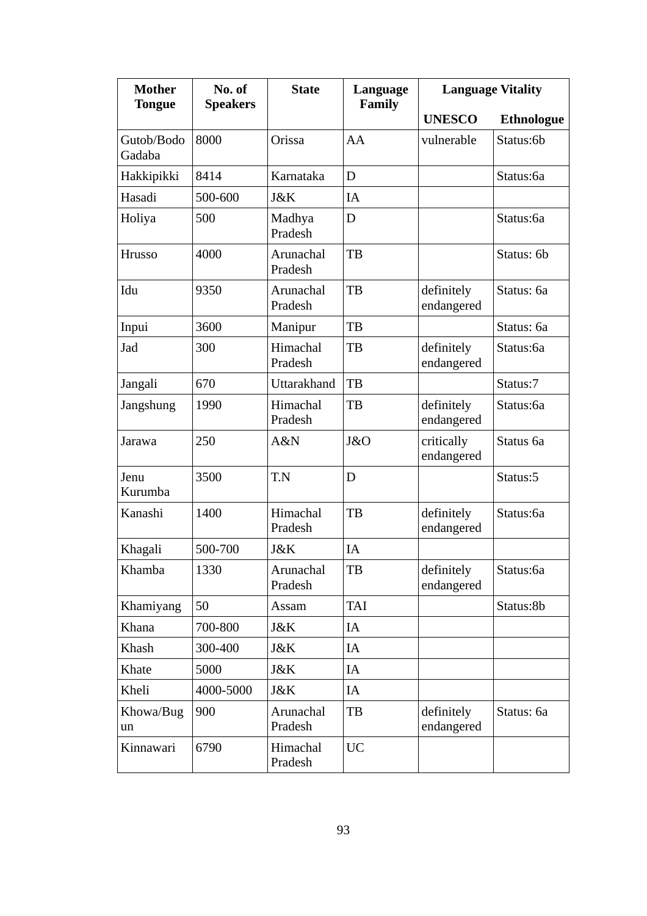| Mother Tongue | No. of Speakers | State | Language Family | Language Vitality | |
|---|---|---|---|---|---|
| | | | | UNESCO | Ethnologue |
| Gutob/Bodo Gadaba | 8000 | Orissa | AA | vulnerable | Status:6b |
| Hakkipikki | 8414 | Karnataka | D | | Status:6a |
| Hasadi | 500-600 | J&K | IA | | |
| Holiya | 500 | Madhya Pradesh | D | | Status:6a |
| Hrusso | 4000 | Arunachal Pradesh | TB | | Status: 6b |
| Idu | 9350 | Arunachal Pradesh | TB | definitely endangered | Status: 6a |
| Inpui | 3600 | Manipur | TB | | Status: 6a |
| Jad | 300 | Himachal Pradesh | TB | definitely endangered | Status:6a |
| Jangali | 670 | Uttarakhand | TB | | Status:7 |
| Jangshung | 1990 | Himachal Pradesh | TB | definitely endangered | Status:6a |
| Jarawa | 250 | A&N | J&O | critically endangered | Status 6a |
| Jenu Kurumba | 3500 | T.N | D | | Status:5 |
| Kanashi | 1400 | Himachal Pradesh | TB | definitely endangered | Status:6a |
| Khagali | 500-700 | J&K | IA | | |
| Khamba | 1330 | Arunachal Pradesh | TB | definitely endangered | Status:6a |
| Khamiyang | 50 | Assam | TAI | | Status:8b |
| Khana | 700-800 | J&K | IA | | |
| Khash | 300-400 | J&K | IA | | |
| Khate | 5000 | J&K | IA | | |
| Kheli | 4000-5000 | J&K | IA | | |
| Khowa/Bugun | 900 | Arunachal Pradesh | TB | definitely endangered | Status: 6a |
| Kinnawari | 6790 | Himachal Pradesh | UC | | |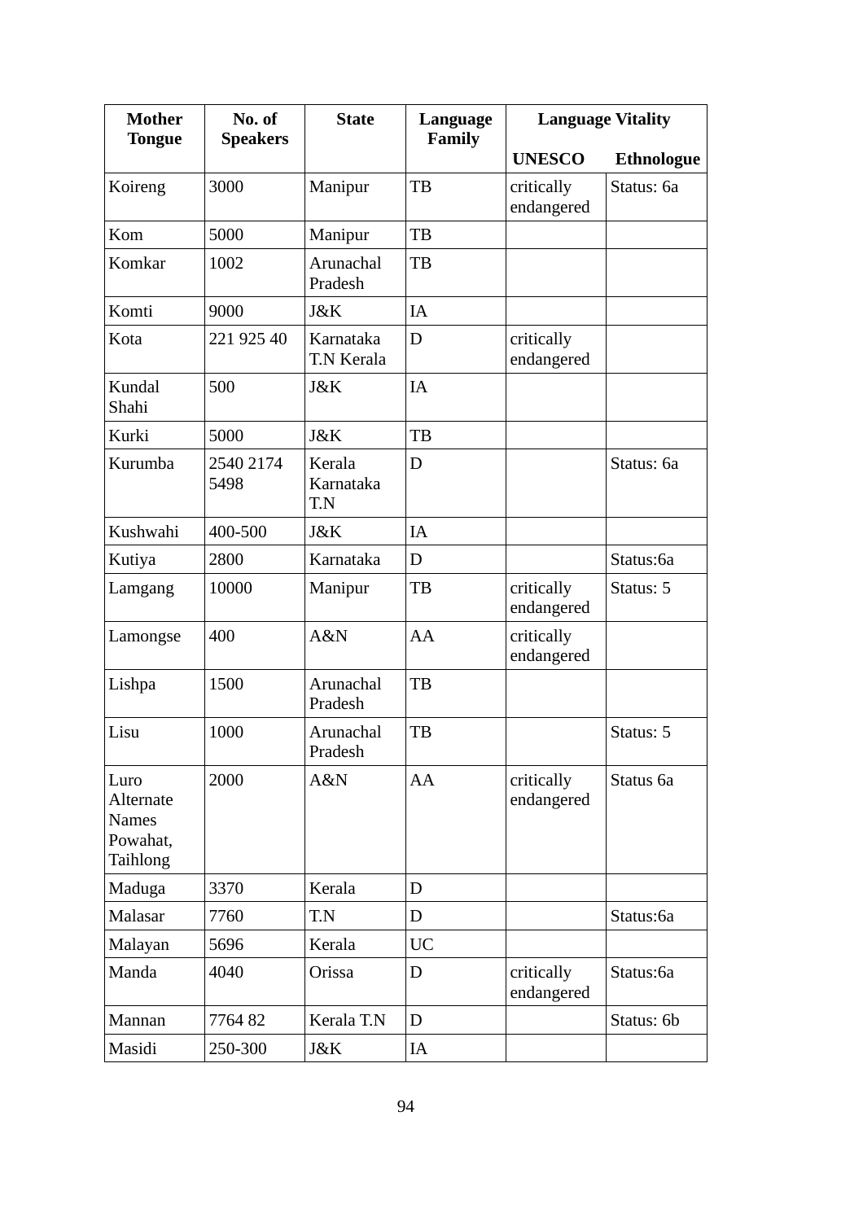| Mother Tongue | No. of Speakers | State | Language Family | Language Vitality | |
|---|---|---|---|---|---|
| | | | | UNESCO | Ethnologue |
| Koireng | 3000 | Manipur | TB | critically endangered | Status: 6a |
| Kom | 5000 | Manipur | TB | | |
| Komkar | 1002 | Arunachal Pradesh | TB | | |
| Komti | 9000 | J&K | IA | | |
| Kota | 221 925 40 | Karnataka T.N Kerala | D | critically endangered | |
| Kundal Shahi | 500 | J&K | IA | | |
| Kurki | 5000 | J&K | TB | | |
| Kurumba | 2540 2174 5498 | Kerala Karnataka T.N | D | | Status: 6a |
| Kushwahi | 400-500 | J&K | IA | | |
| Kutiya | 2800 | Karnataka | D | | Status:6a |
| Lamgang | 10000 | Manipur | TB | critically endangered | Status: 5 |
| Lamongse | 400 | A&N | AA | critically endangered | |
| Lishpa | 1500 | Arunachal Pradesh | TB | | |
| Lisu | 1000 | Arunachal Pradesh | TB | | Status: 5 |
| Luro Alternate Names Powahat, Taihlong | 2000 | A&N | AA | critically endangered | Status 6a |
| Maduga | 3370 | Kerala | D | | |
| Malasar | 7760 | T.N | D | | Status:6a |
| Malayan | 5696 | Kerala | UC | | |
| Manda | 4040 | Orissa | D | critically endangered | Status:6a |
| Mannan | 7764 82 | Kerala T.N | D | | Status: 6b |
| Masidi | 250-300 | J&K | IA | | |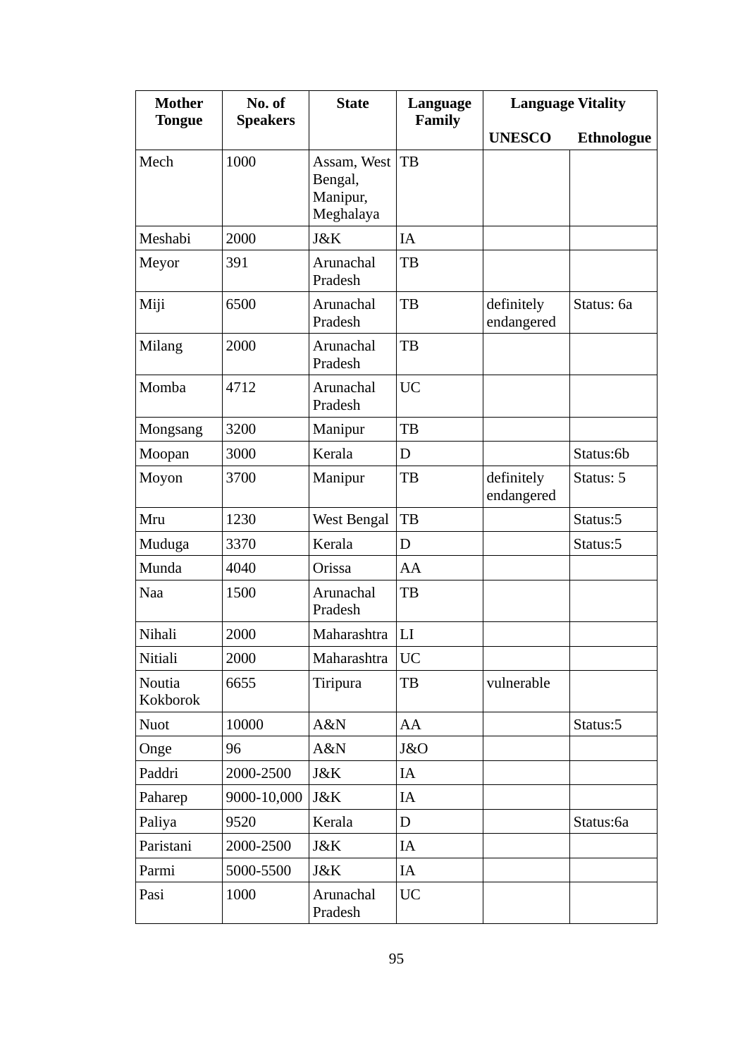| Mother Tongue | No. of Speakers | State | Language Family | Language Vitality | |
|---|---|---|---|---|---|
| | | | | UNESCO | Ethnologue |
| Mech | 1000 | Assam, West Bengal, Manipur, Meghalaya | TB | | |
| Meshabi | 2000 | J&K | IA | | |
| Meyor | 391 | Arunachal Pradesh | TB | | |
| Miji | 6500 | Arunachal Pradesh | TB | definitely endangered | Status: 6a |
| Milang | 2000 | Arunachal Pradesh | TB | | |
| Momba | 4712 | Arunachal Pradesh | UC | | |
| Mongsang | 3200 | Manipur | TB | | |
| Moopan | 3000 | Kerala | D | | Status:6b |
| Moyon | 3700 | Manipur | TB | definitely endangered | Status: 5 |
| Mru | 1230 | West Bengal | TB | | Status:5 |
| Muduga | 3370 | Kerala | D | | Status:5 |
| Munda | 4040 | Orissa | AA | | |
| Naa | 1500 | Arunachal Pradesh | TB | | |
| Nihali | 2000 | Maharashtra | LI | | |
| Nitiali | 2000 | Maharashtra | UC | | |
| Noutia Kokborok | 6655 | Tiripura | TB | vulnerable | |
| Nuot | 10000 | A&N | AA | | Status:5 |
| Onge | 96 | A&N | J&O | | |
| Paddri | 2000-2500 | J&K | IA | | |
| Paharep | 9000-10,000 | J&K | IA | | |
| Paliya | 9520 | Kerala | D | | Status:6a |
| Paristani | 2000-2500 | J&K | IA | | |
| Parmi | 5000-5500 | J&K | IA | | |
| Pasi | 1000 | Arunachal Pradesh | UC | | |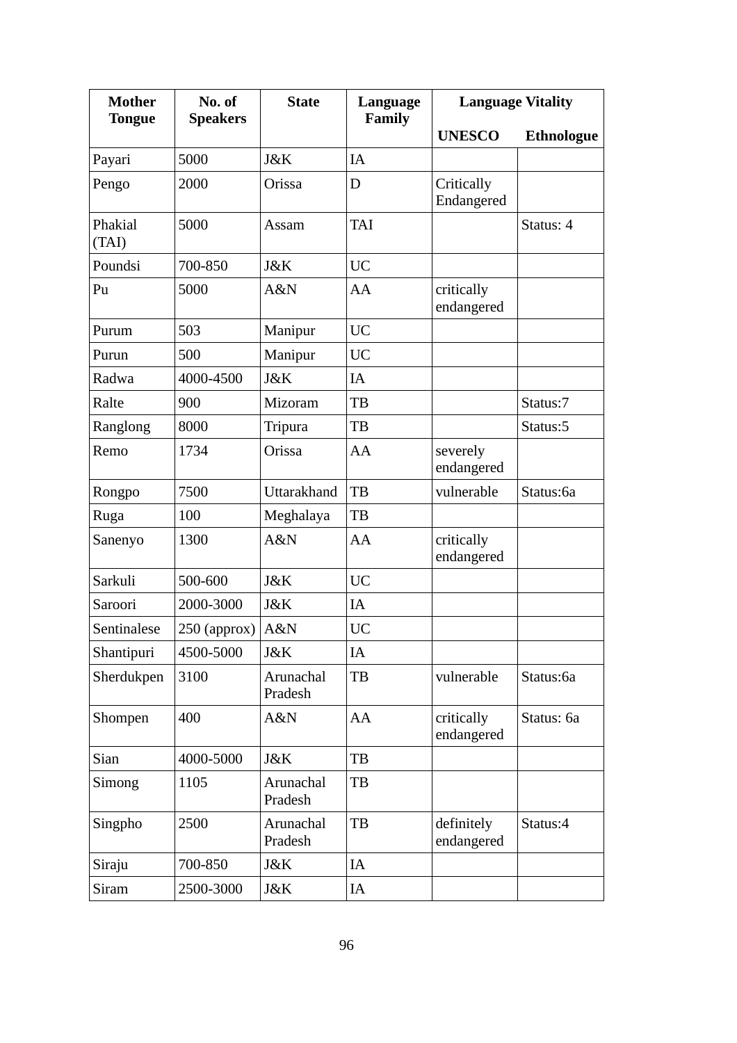| Mother Tongue | No. of Speakers | State | Language Family | Language Vitality | |
|---|---|---|---|---|---|
| | | | | UNESCO | Ethnologue |
| Payari | 5000 | J&K | IA | | |
| Pengo | 2000 | Orissa | D | Critically Endangered | |
| Phakial (TAI) | 5000 | Assam | TAI | | Status: 4 |
| Poundsi | 700-850 | J&K | UC | | |
| Pu | 5000 | A&N | AA | critically endangered | |
| Purum | 503 | Manipur | UC | | |
| Purun | 500 | Manipur | UC | | |
| Radwa | 4000-4500 | J&K | IA | | |
| Ralte | 900 | Mizoram | TB | | Status:7 |
| Ranglong | 8000 | Tripura | TB | | Status:5 |
| Remo | 1734 | Orissa | AA | severely endangered | |
| Rongpo | 7500 | Uttarakhand | TB | vulnerable | Status:6a |
| Ruga | 100 | Meghalaya | TB | | |
| Sanenyo | 1300 | A&N | AA | critically endangered | |
| Sarkuli | 500-600 | J&K | UC | | |
| Saroori | 2000-3000 | J&K | IA | | |
| Sentinalese | 250 (approx) | A&N | UC | | |
| Shantipuri | 4500-5000 | J&K | IA | | |
| Sherdukpen | 3100 | Arunachal Pradesh | TB | vulnerable | Status:6a |
| Shompen | 400 | A&N | AA | critically endangered | Status: 6a |
| Sian | 4000-5000 | J&K | TB | | |
| Simong | 1105 | Arunachal Pradesh | TB | | |
| Singpho | 2500 | Arunachal Pradesh | TB | definitely endangered | Status:4 |
| Siraju | 700-850 | J&K | IA | | |
| Siram | 2500-3000 | J&K | IA | | |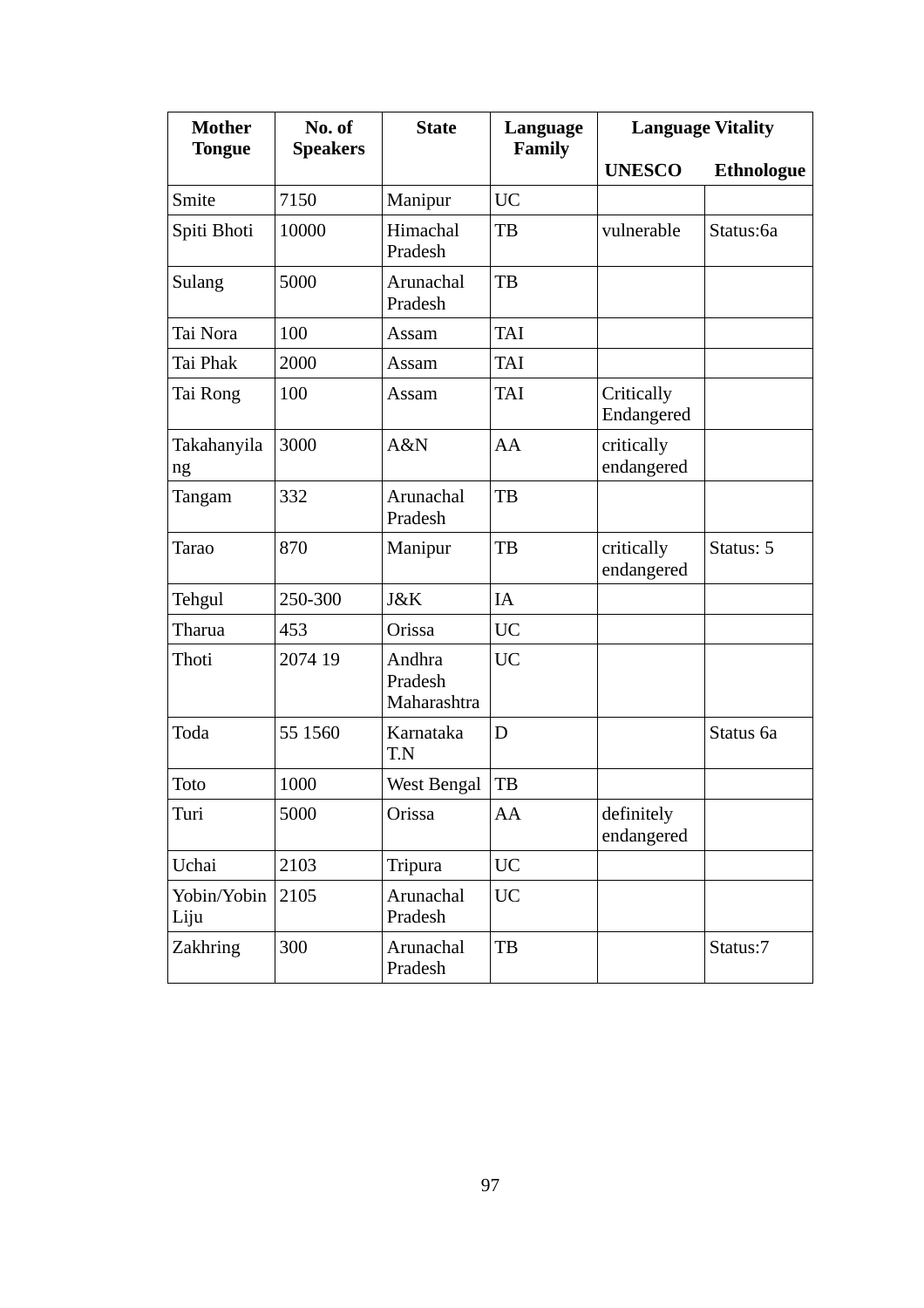| Mother Tongue | No. of Speakers | State | Language Family | Language Vitality | |
|---|---|---|---|---|---|
| | | | | UNESCO | Ethnologue |
| Smite | 7150 | Manipur | UC | | |
| Spiti Bhoti | 10000 | Himachal Pradesh | TB | vulnerable | Status:6a |
| Sulang | 5000 | Arunachal Pradesh | TB | | |
| Tai Nora | 100 | Assam | TAI | | |
| Tai Phak | 2000 | Assam | TAI | | |
| Tai Rong | 100 | Assam | TAI | Critically Endangered | |
| Takahanyilang | 3000 | A&N | AA | critically endangered | |
| Tangam | 332 | Arunachal Pradesh | TB | | |
| Tarao | 870 | Manipur | TB | critically endangered | Status: 5 |
| Tehgul | 250-300 | J&K | IA | | |
| Tharua | 453 | Orissa | UC | | |
| Thoti | 2074 19 | Andhra Pradesh Maharashtra | UC | | |
| Toda | 55 1560 | Karnataka T.N | D | | Status 6a |
| Toto | 1000 | West Bengal | TB | | |
| Turi | 5000 | Orissa | AA | definitely endangered | |
| Uchai | 2103 | Tripura | UC | | |
| Yobin/Yobin Liju | 2105 | Arunachal Pradesh | UC | | |
| Zakhring | 300 | Arunachal Pradesh | TB | | Status:7 |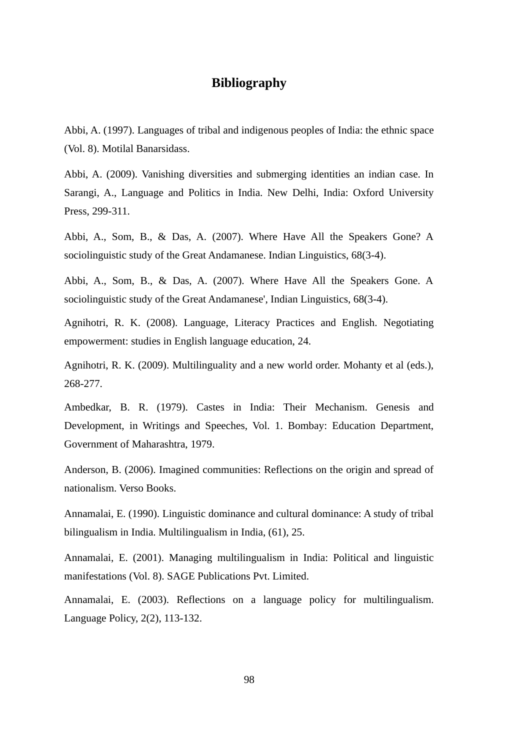# Bibliography

Abbi, A. (1997). Languages of tribal and indigenous peoples of India: the ethnic space (Vol. 8). Motilal Banarsidass.

Abbi, A. (2009). Vanishing diversities and submerging identities an indian case. In Sarangi, A., Language and Politics in India. New Delhi, India: Oxford University Press, 299-311.

Abbi, A., Som, B., & Das, A. (2007). Where Have All the Speakers Gone? A sociolinguistic study of the Great Andamanese. Indian Linguistics, 68(3-4).

Abbi, A., Som, B., & Das, A. (2007). Where Have All the Speakers Gone. A sociolinguistic study of the Great Andamanese', Indian Linguistics, 68(3-4).

Agnihotri, R. K. (2008). Language, Literacy Practices and English. Negotiating empowerment: studies in English language education, 24.

Agnihotri, R. K. (2009). Multilinguality and a new world order. Mohanty et al (eds.), 268-277.

Ambedkar, B. R. (1979). Castes in India: Their Mechanism. Genesis and Development, in Writings and Speeches, Vol. 1. Bombay: Education Department, Government of Maharashtra, 1979.

Anderson, B. (2006). Imagined communities: Reflections on the origin and spread of nationalism. Verso Books.

Annamalai, E. (1990). Linguistic dominance and cultural dominance: A study of tribal bilingualism in India. Multilingualism in India, (61), 25.

Annamalai, E. (2001). Managing multilingualism in India: Political and linguistic manifestations (Vol. 8). SAGE Publications Pvt. Limited.

Annamalai, E. (2003). Reflections on a language policy for multilingualism. Language Policy, 2(2), 113-132.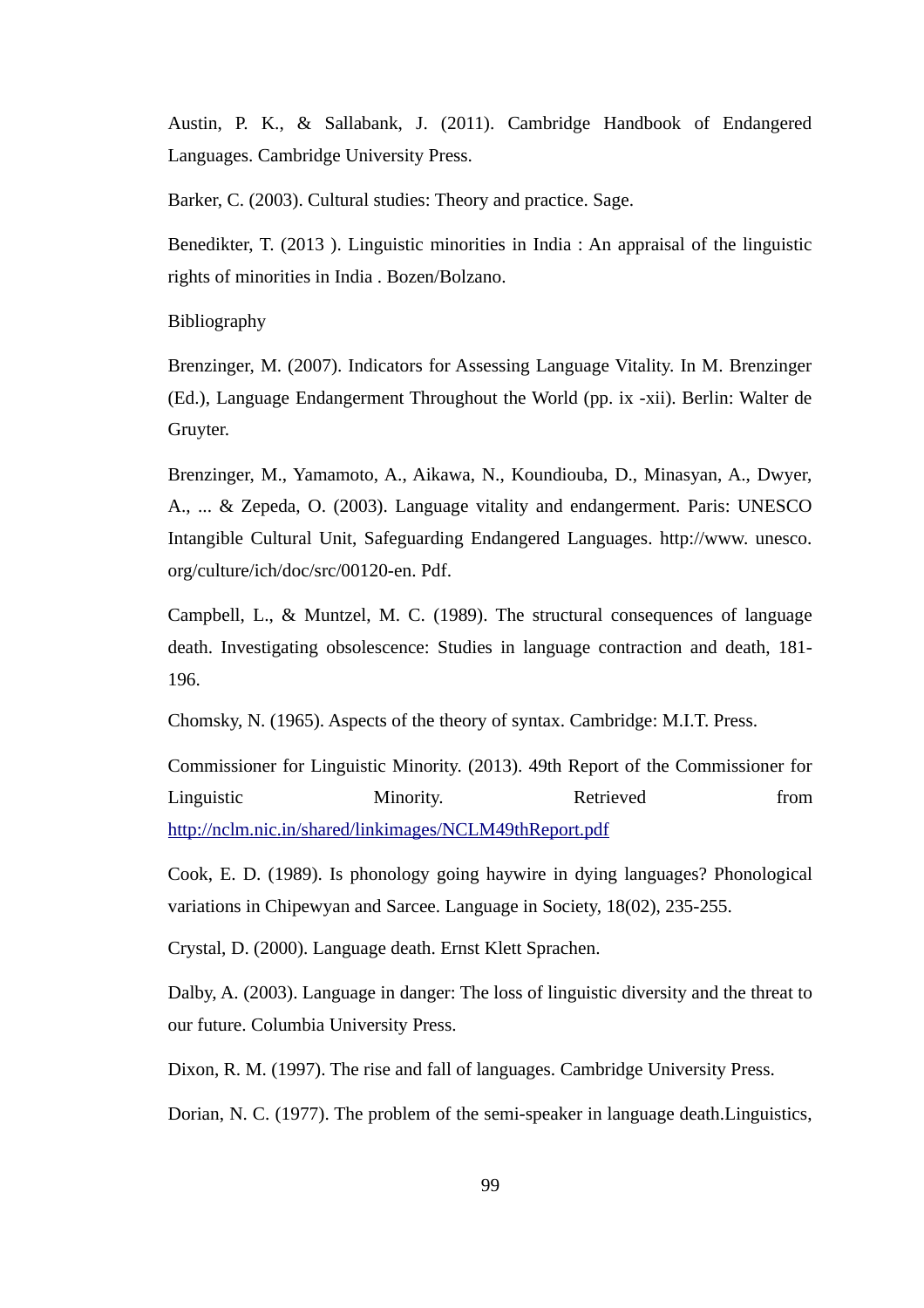Austin, P. K., & Sallabank, J. (2011). Cambridge Handbook of Endangered Languages. Cambridge University Press.

Barker, C. (2003). Cultural studies: Theory and practice. Sage.

Benedikter, T. (2013 ). Linguistic minorities in India : An appraisal of the linguistic rights of minorities in India . Bozen/Bolzano.

Bibliography

Brenzinger, M. (2007). Indicators for Assessing Language Vitality. In M. Brenzinger (Ed.), Language Endangerment Throughout the World (pp. ix -xii). Berlin: Walter de Gruyter.

Brenzinger, M., Yamamoto, A., Aikawa, N., Koundiouba, D., Minasyan, A., Dwyer, A., ... & Zepeda, O. (2003). Language vitality and endangerment. Paris: UNESCO Intangible Cultural Unit, Safeguarding Endangered Languages. http://www. unesco. org/culture/ich/doc/src/00120-en. Pdf.

Campbell, L., & Muntzel, M. C. (1989). The structural consequences of language death. Investigating obsolescence: Studies in language contraction and death, 181-196.

Chomsky, N. (1965). Aspects of the theory of syntax. Cambridge: M.I.T. Press.

Commissioner for Linguistic Minority. (2013). 49th Report of the Commissioner for Linguistic Minority. Retrieved from http://nclm.nic.in/shared/linkimages/NCLM49thReport.pdf

Cook, E. D. (1989). Is phonology going haywire in dying languages? Phonological variations in Chipewyan and Sarcee. Language in Society, 18(02), 235-255.

Crystal, D. (2000). Language death. Ernst Klett Sprachen.

Dalby, A. (2003). Language in danger: The loss of linguistic diversity and the threat to our future. Columbia University Press.

Dixon, R. M. (1997). The rise and fall of languages. Cambridge University Press.

Dorian, N. C. (1977). The problem of the semi-speaker in language death.Linguistics,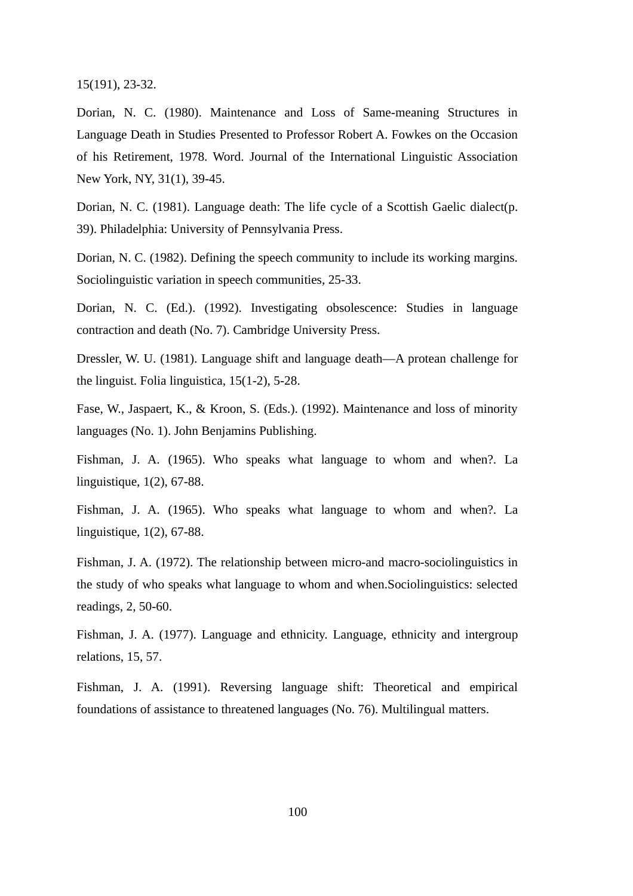15(191), 23-32.

Dorian, N. C. (1980). Maintenance and Loss of Same-meaning Structures in Language Death in Studies Presented to Professor Robert A. Fowkes on the Occasion of his Retirement, 1978. Word. Journal of the International Linguistic Association New York, NY, 31(1), 39-45.

Dorian, N. C. (1981). Language death: The life cycle of a Scottish Gaelic dialect(p. 39). Philadelphia: University of Pennsylvania Press.

Dorian, N. C. (1982). Defining the speech community to include its working margins. Sociolinguistic variation in speech communities, 25-33.

Dorian, N. C. (Ed.). (1992). Investigating obsolescence: Studies in language contraction and death (No. 7). Cambridge University Press.

Dressler, W. U. (1981). Language shift and language death—A protean challenge for the linguist. Folia linguistica, 15(1-2), 5-28.

Fase, W., Jaspaert, K., & Kroon, S. (Eds.). (1992). Maintenance and loss of minority languages (No. 1). John Benjamins Publishing.

Fishman, J. A. (1965). Who speaks what language to whom and when?. La linguistique, 1(2), 67-88.

Fishman, J. A. (1965). Who speaks what language to whom and when?. La linguistique, 1(2), 67-88.

Fishman, J. A. (1972). The relationship between micro-and macro-sociolinguistics in the study of who speaks what language to whom and when.Sociolinguistics: selected readings, 2, 50-60.

Fishman, J. A. (1977). Language and ethnicity. Language, ethnicity and intergroup relations, 15, 57.

Fishman, J. A. (1991). Reversing language shift: Theoretical and empirical foundations of assistance to threatened languages (No. 76). Multilingual matters.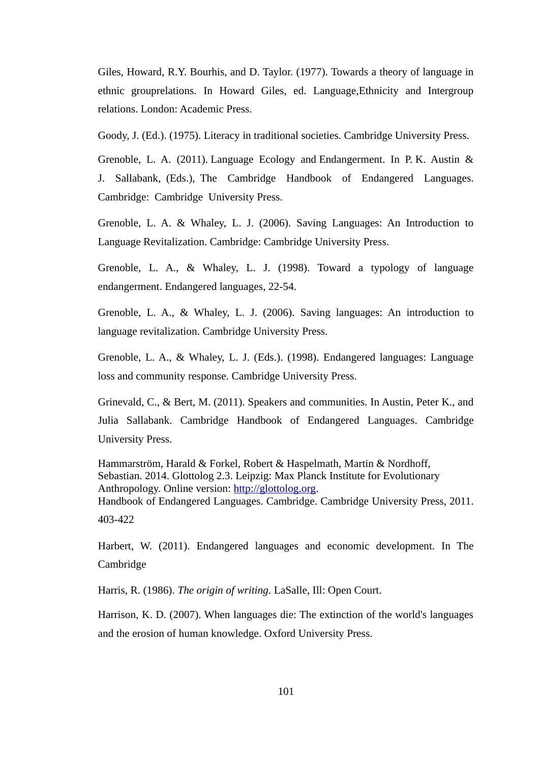Giles, Howard, R.Y. Bourhis, and D. Taylor. (1977). Towards a theory of language in ethnic grouprelations. In Howard Giles, ed. Language,Ethnicity and Intergroup relations. London: Academic Press.

Goody, J. (Ed.). (1975). Literacy in traditional societies. Cambridge University Press.

Grenoble, L. A. (2011). Language Ecology and Endangerment. In P. K. Austin & J. Sallabank, (Eds.), The Cambridge Handbook of Endangered Languages. Cambridge: Cambridge University Press.

Grenoble, L. A. & Whaley, L. J. (2006). Saving Languages: An Introduction to Language Revitalization. Cambridge: Cambridge University Press.

Grenoble, L. A., & Whaley, L. J. (1998). Toward a typology of language endangerment. Endangered languages, 22-54.

Grenoble, L. A., & Whaley, L. J. (2006). Saving languages: An introduction to language revitalization. Cambridge University Press.

Grenoble, L. A., & Whaley, L. J. (Eds.). (1998). Endangered languages: Language loss and community response. Cambridge University Press.

Grinevald, C., & Bert, M. (2011). Speakers and communities. In Austin, Peter K., and Julia Sallabank. Cambridge Handbook of Endangered Languages. Cambridge University Press.

Hammarström, Harald & Forkel, Robert & Haspelmath, Martin & Nordhoff, Sebastian. 2014. Glottolog 2.3. Leipzig: Max Planck Institute for Evolutionary Anthropology. Online version: [http://glottolog.org](http://glottolog.org).
Handbook of Endangered Languages. Cambridge. Cambridge University Press, 2011. 403-422

Harbert, W. (2011). Endangered languages and economic development. In The Cambridge

Harris, R. (1986). *The origin of writing*. LaSalle, Ill: Open Court.

Harrison, K. D. (2007). When languages die: The extinction of the world's languages and the erosion of human knowledge. Oxford University Press.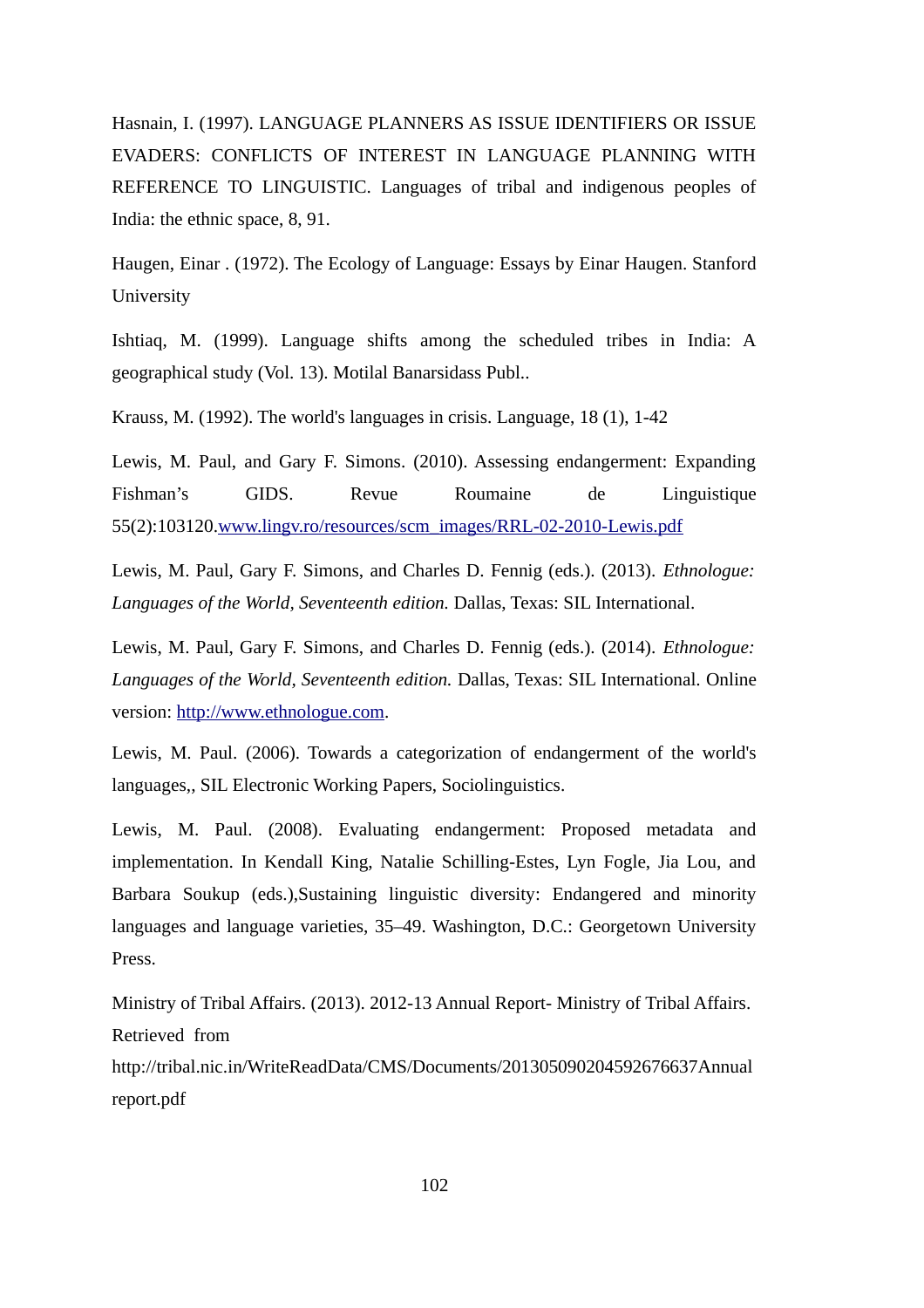Hasnain, I. (1997). LANGUAGE PLANNERS AS ISSUE IDENTIFIERS OR ISSUE EVADERS: CONFLICTS OF INTEREST IN LANGUAGE PLANNING WITH REFERENCE TO LINGUISTIC. Languages of tribal and indigenous peoples of India: the ethnic space, 8, 91.

Haugen, Einar . (1972). The Ecology of Language: Essays by Einar Haugen. Stanford University

Ishtiaq, M. (1999). Language shifts among the scheduled tribes in India: A geographical study (Vol. 13). Motilal Banarsidass Publ..

Krauss, M. (1992). The world's languages in crisis. Language, 18 (1), 1-42

Lewis, M. Paul, and Gary F. Simons. (2010). Assessing endangerment: Expanding Fishman's GIDS. Revue Roumaine de Linguistique 55(2):103120.[www.lingv.ro/resources/scm_images/RRL-02-2010-Lewis.pdf](www.lingv.ro/resources/scm_images/RRL-02-2010-Lewis.pdf)

Lewis, M. Paul, Gary F. Simons, and Charles D. Fennig (eds.). (2013). *Ethnologue: Languages of the World, Seventeenth edition.* Dallas, Texas: SIL International.

Lewis, M. Paul, Gary F. Simons, and Charles D. Fennig (eds.). (2014). *Ethnologue: Languages of the World, Seventeenth edition.* Dallas, Texas: SIL International. Online version: [http://www.ethnologue.com](http://www.ethnologue.com).

Lewis, M. Paul. (2006). Towards a categorization of endangerment of the world's languages,, SIL Electronic Working Papers, Sociolinguistics.

Lewis, M. Paul. (2008). Evaluating endangerment: Proposed metadata and implementation. In Kendall King, Natalie Schilling-Estes, Lyn Fogle, Jia Lou, and Barbara Soukup (eds.),Sustaining linguistic diversity: Endangered and minority languages and language varieties, 35–49. Washington, D.C.: Georgetown University Press.

Ministry of Tribal Affairs. (2013). 2012-13 Annual Report- Ministry of Tribal Affairs. Retrieved from http://tribal.nic.in/WriteReadData/CMS/Documents/201305090204592676637Annualreport.pdf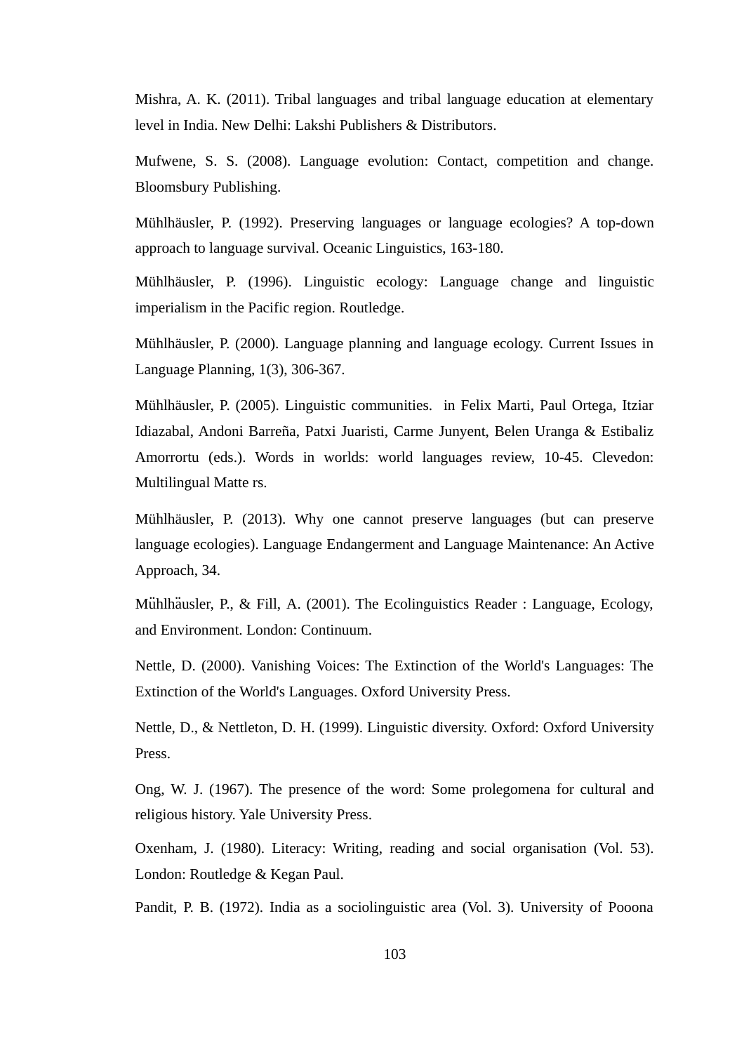Mishra, A. K. (2011). Tribal languages and tribal language education at elementary level in India. New Delhi: Lakshi Publishers & Distributors.

Mufwene, S. S. (2008). Language evolution: Contact, competition and change. Bloomsbury Publishing.

Mühlhäusler, P. (1992). Preserving languages or language ecologies? A top-down approach to language survival. Oceanic Linguistics, 163-180.

Mühlhäusler, P. (1996). Linguistic ecology: Language change and linguistic imperialism in the Pacific region. Routledge.

Mühlhäusler, P. (2000). Language planning and language ecology. Current Issues in Language Planning, 1(3), 306-367.

Mühlhäusler, P. (2005). Linguistic communities. in Felix Marti, Paul Ortega, Itziar Idiazabal, Andoni Barreña, Patxi Juaristi, Carme Junyent, Belen Uranga & Estibaliz Amorrortu (eds.). Words in worlds: world languages review, 10-45. Clevedon: Multilingual Matte rs.

Mühlhäusler, P. (2013). Why one cannot preserve languages (but can preserve language ecologies). Language Endangerment and Language Maintenance: An Active Approach, 34.

Mühlhäusler, P., & Fill, A. (2001). The Ecolinguistics Reader : Language, Ecology, and Environment. London: Continuum.

Nettle, D. (2000). Vanishing Voices: The Extinction of the World's Languages: The Extinction of the World's Languages. Oxford University Press.

Nettle, D., & Nettleton, D. H. (1999). Linguistic diversity. Oxford: Oxford University Press.

Ong, W. J. (1967). The presence of the word: Some prolegomena for cultural and religious history. Yale University Press.

Oxenham, J. (1980). Literacy: Writing, reading and social organisation (Vol. 53). London: Routledge & Kegan Paul.

Pandit, P. B. (1972). India as a sociolinguistic area (Vol. 3). University of Pooona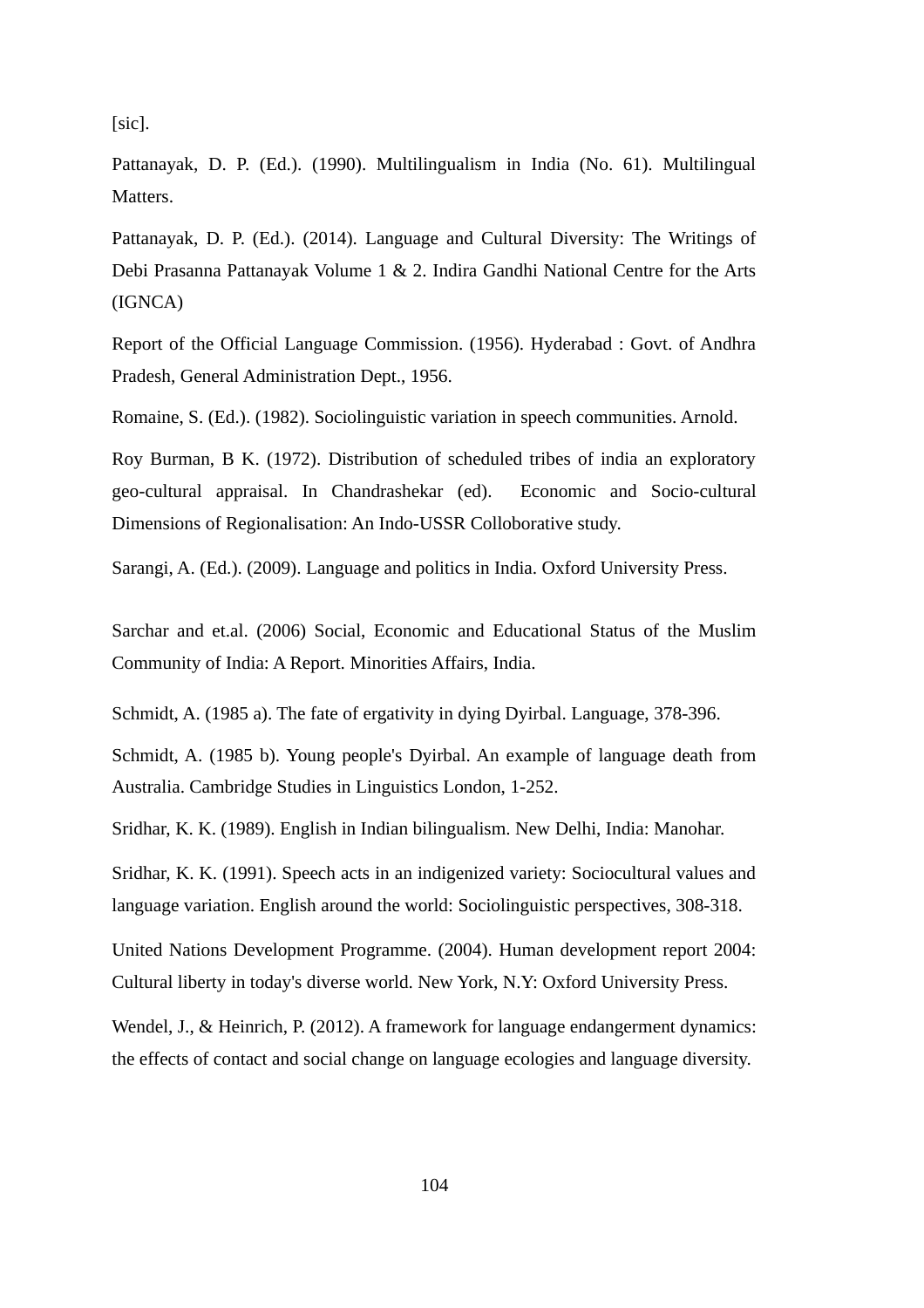[sic].

Pattanayak, D. P. (Ed.). (1990). Multilingualism in India (No. 61). Multilingual Matters.

Pattanayak, D. P. (Ed.). (2014). Language and Cultural Diversity: The Writings of Debi Prasanna Pattanayak Volume 1 & 2. Indira Gandhi National Centre for the Arts (IGNCA)

Report of the Official Language Commission. (1956). Hyderabad : Govt. of Andhra Pradesh, General Administration Dept., 1956.

Romaine, S. (Ed.). (1982). Sociolinguistic variation in speech communities. Arnold.

Roy Burman, B K. (1972). Distribution of scheduled tribes of india an exploratory geo-cultural appraisal. In Chandrashekar (ed). Economic and Socio-cultural Dimensions of Regionalisation: An Indo-USSR Colloborative study.

Sarangi, A. (Ed.). (2009). Language and politics in India. Oxford University Press.

Sarchar and et.al. (2006) Social, Economic and Educational Status of the Muslim Community of India: A Report. Minorities Affairs, India.

Schmidt, A. (1985 a). The fate of ergativity in dying Dyirbal. Language, 378-396.

Schmidt, A. (1985 b). Young people's Dyirbal. An example of language death from Australia. Cambridge Studies in Linguistics London, 1-252.

Sridhar, K. K. (1989). English in Indian bilingualism. New Delhi, India: Manohar.

Sridhar, K. K. (1991). Speech acts in an indigenized variety: Sociocultural values and language variation. English around the world: Sociolinguistic perspectives, 308-318.

United Nations Development Programme. (2004). Human development report 2004: Cultural liberty in today's diverse world. New York, N.Y: Oxford University Press.

Wendel, J., & Heinrich, P. (2012). A framework for language endangerment dynamics: the effects of contact and social change on language ecologies and language diversity.